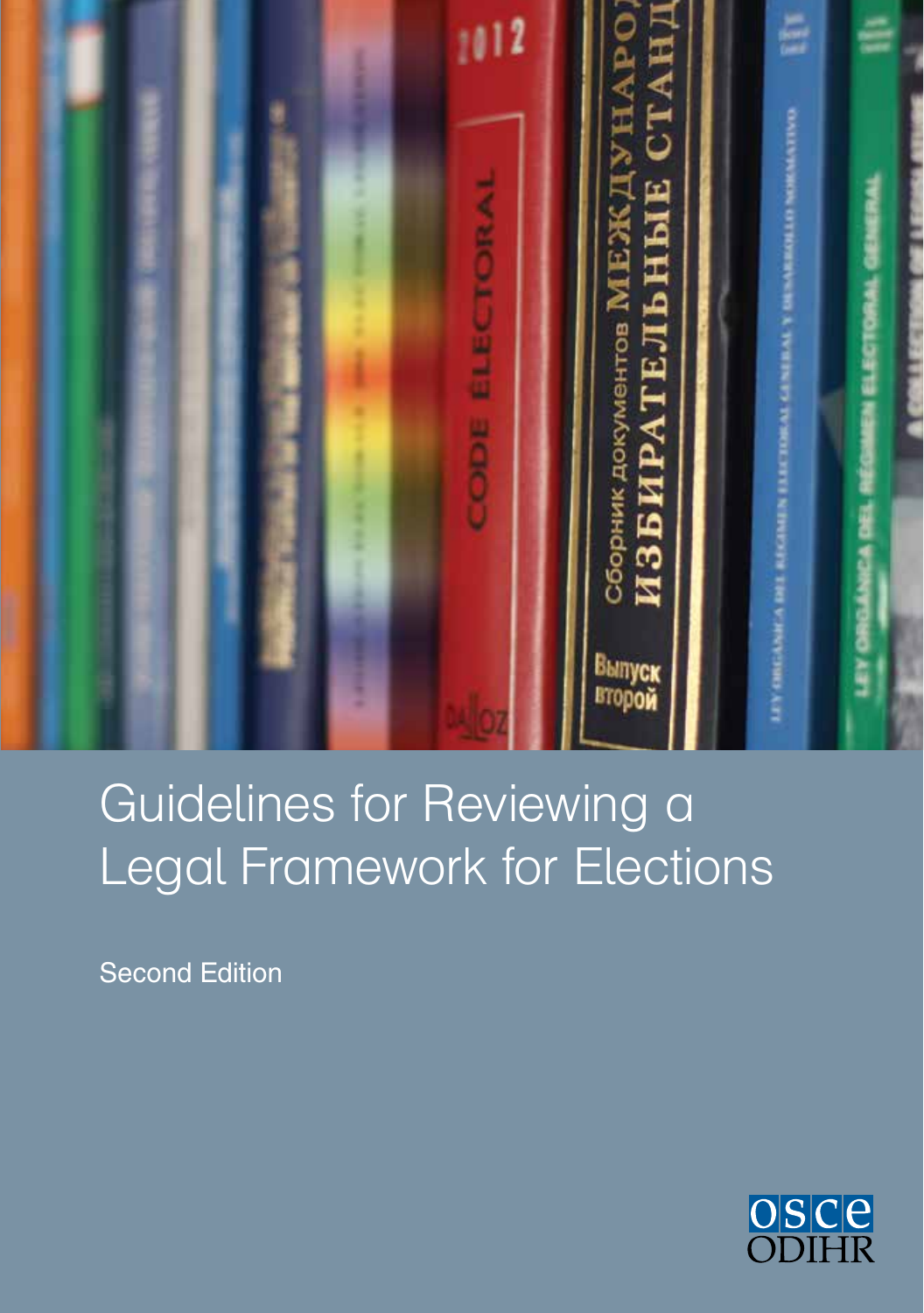# Guidelines for Reviewing a Legal Framework for Elections

Second Edition

OSCE ODIHR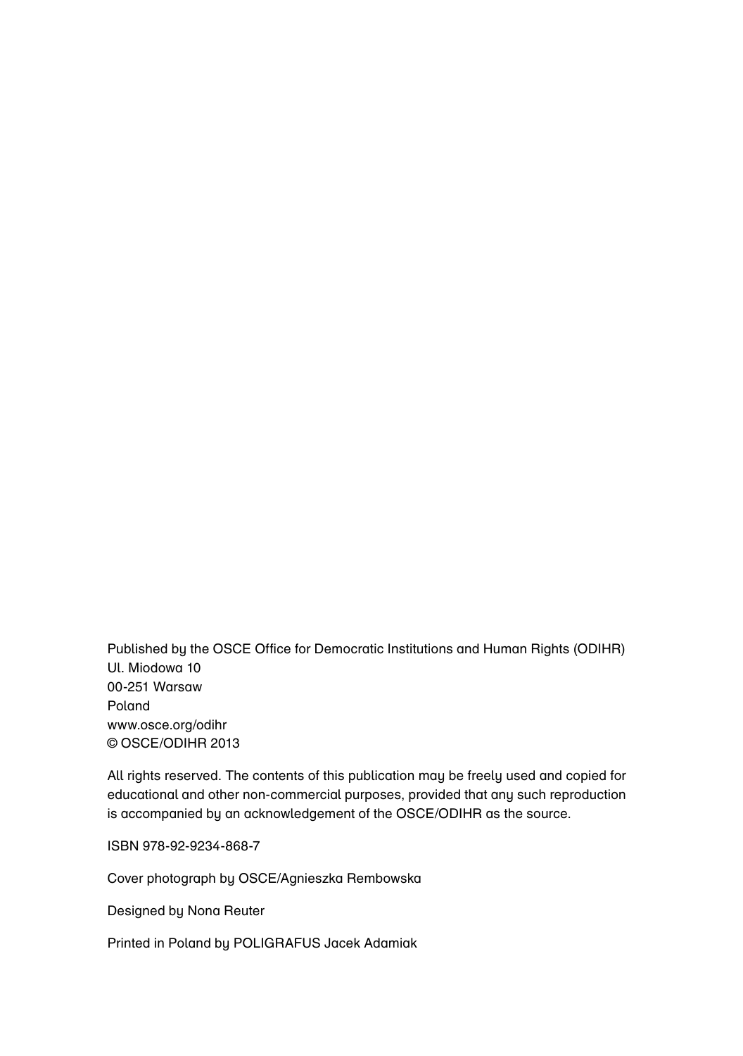Published by the OSCE Office for Democratic Institutions and Human Rights (ODIHR)
Ul. Miodowa 10
00-251 Warsaw
Poland
www.osce.org/odihr
© OSCE/ODIHR 2013

All rights reserved. The contents of this publication may be freely used and copied for educational and other non-commercial purposes, provided that any such reproduction is accompanied by an acknowledgement of the OSCE/ODIHR as the source.

ISBN 978-92-9234-868-7

Cover photograph by OSCE/Agnieszka Rembowska

Designed by Nona Reuter

Printed in Poland by POLIGRAFUS Jacek Adamiak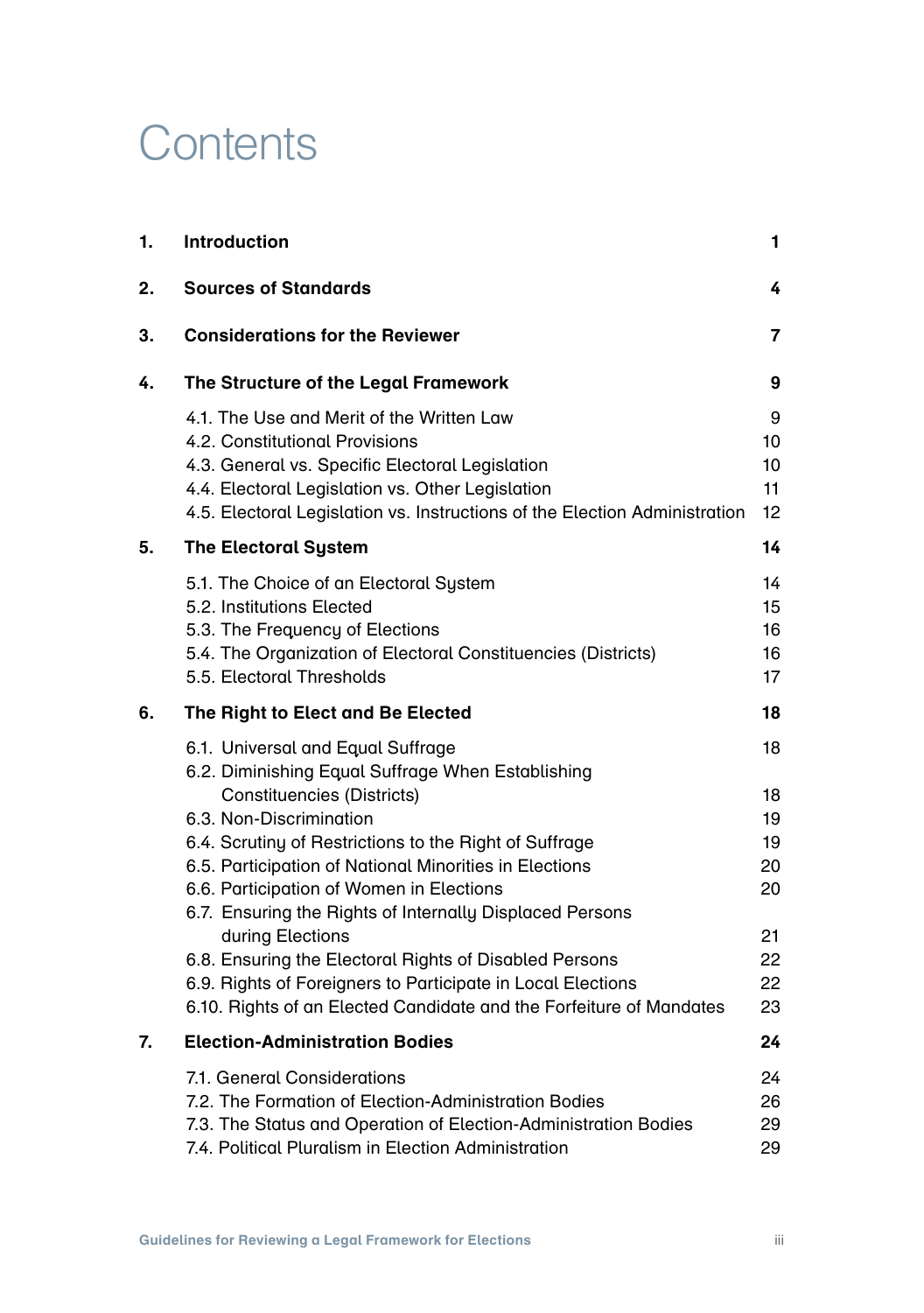# Contents

| | | |
|---|---|---|
| **1.** | **Introduction** | **1** |
| **2.** | **Sources of Standards** | **4** |
| **3.** | **Considerations for the Reviewer** | **7** |
| **4.** | **The Structure of the Legal Framework** | **9** |
| | 4.1. The Use and Merit of the Written Law | 9 |
| | 4.2. Constitutional Provisions | 10 |
| | 4.3. General vs. Specific Electoral Legislation | 10 |
| | 4.4. Electoral Legislation vs. Other Legislation | 11 |
| | 4.5. Electoral Legislation vs. Instructions of the Election Administration | 12 |
| **5.** | **The Electoral System** | **14** |
| | 5.1. The Choice of an Electoral System | 14 |
| | 5.2. Institutions Elected | 15 |
| | 5.3. The Frequency of Elections | 16 |
| | 5.4. The Organization of Electoral Constituencies (Districts) | 16 |
| | 5.5. Electoral Thresholds | 17 |
| **6.** | **The Right to Elect and Be Elected** | **18** |
| | 6.1. Universal and Equal Suffrage | 18 |
| | 6.2. Diminishing Equal Suffrage When Establishing Constituencies (Districts) | 18 |
| | 6.3. Non-Discrimination | 19 |
| | 6.4. Scrutiny of Restrictions to the Right of Suffrage | 19 |
| | 6.5. Participation of National Minorities in Elections | 20 |
| | 6.6. Participation of Women in Elections | 20 |
| | 6.7. Ensuring the Rights of Internally Displaced Persons during Elections | 21 |
| | 6.8. Ensuring the Electoral Rights of Disabled Persons | 22 |
| | 6.9. Rights of Foreigners to Participate in Local Elections | 22 |
| | 6.10. Rights of an Elected Candidate and the Forfeiture of Mandates | 23 |
| **7.** | **Election-Administration Bodies** | **24** |
| | 7.1. General Considerations | 24 |
| | 7.2. The Formation of Election-Administration Bodies | 26 |
| | 7.3. The Status and Operation of Election-Administration Bodies | 29 |
| | 7.4. Political Pluralism in Election Administration | 29 |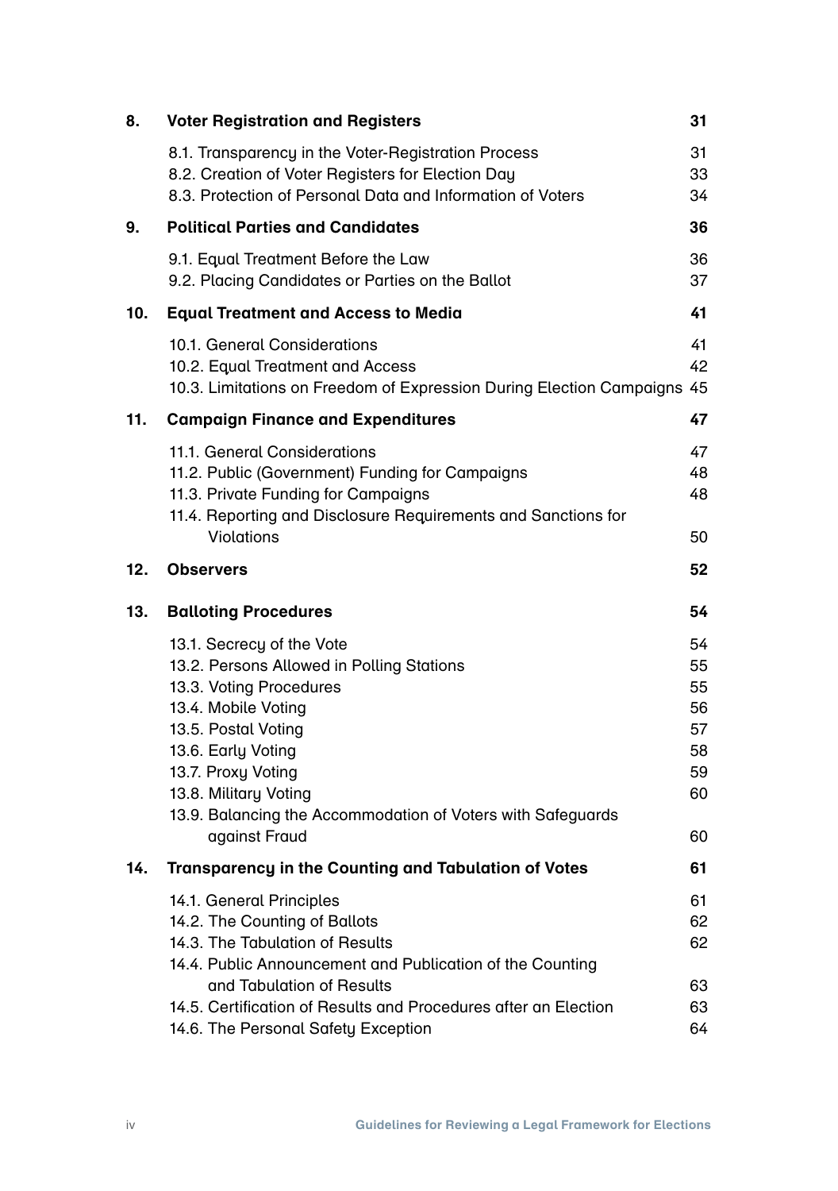| | | |
|---|---|---|
| **8.** | **Voter Registration and Registers** | **31** |
| | 8.1. Transparency in the Voter-Registration Process | 31 |
| | 8.2. Creation of Voter Registers for Election Day | 33 |
| | 8.3. Protection of Personal Data and Information of Voters | 34 |
| **9.** | **Political Parties and Candidates** | **36** |
| | 9.1. Equal Treatment Before the Law | 36 |
| | 9.2. Placing Candidates or Parties on the Ballot | 37 |
| **10.** | **Equal Treatment and Access to Media** | **41** |
| | 10.1. General Considerations | 41 |
| | 10.2. Equal Treatment and Access | 42 |
| | 10.3. Limitations on Freedom of Expression During Election Campaigns | 45 |
| **11.** | **Campaign Finance and Expenditures** | **47** |
| | 11.1. General Considerations | 47 |
| | 11.2. Public (Government) Funding for Campaigns | 48 |
| | 11.3. Private Funding for Campaigns | 48 |
| | 11.4. Reporting and Disclosure Requirements and Sanctions for Violations | 50 |
| **12.** | **Observers** | **52** |
| **13.** | **Balloting Procedures** | **54** |
| | 13.1. Secrecy of the Vote | 54 |
| | 13.2. Persons Allowed in Polling Stations | 55 |
| | 13.3. Voting Procedures | 55 |
| | 13.4. Mobile Voting | 56 |
| | 13.5. Postal Voting | 57 |
| | 13.6. Early Voting | 58 |
| | 13.7. Proxy Voting | 59 |
| | 13.8. Military Voting | 60 |
| | 13.9. Balancing the Accommodation of Voters with Safeguards against Fraud | 60 |
| **14.** | **Transparency in the Counting and Tabulation of Votes** | **61** |
| | 14.1. General Principles | 61 |
| | 14.2. The Counting of Ballots | 62 |
| | 14.3. The Tabulation of Results | 62 |
| | 14.4. Public Announcement and Publication of the Counting and Tabulation of Results | 63 |
| | 14.5. Certification of Results and Procedures after an Election | 63 |
| | 14.6. The Personal Safety Exception | 64 |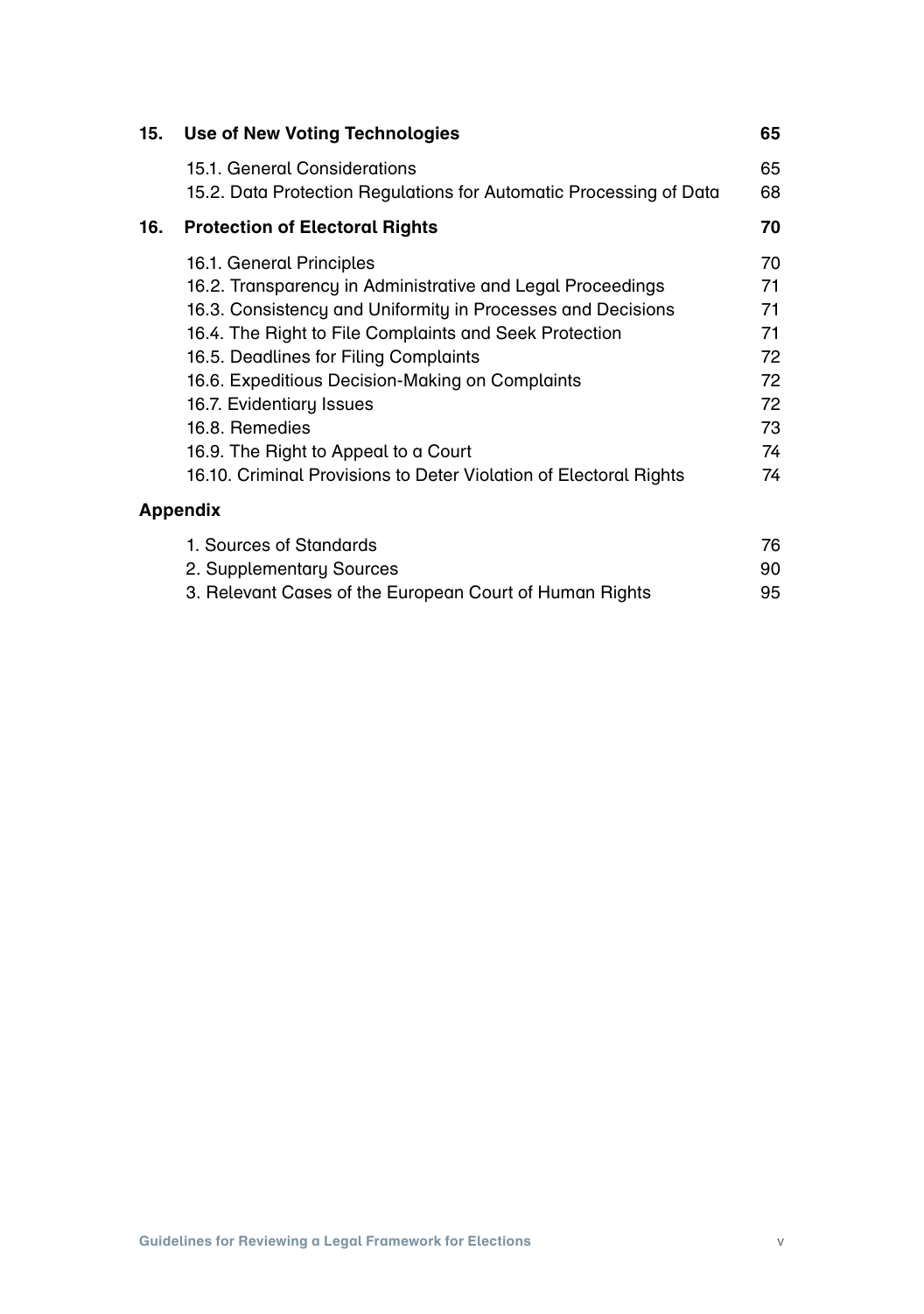| | | |
|---|---|---|
| **15.** | **Use of New Voting Technologies** | **65** |
| | 15.1. General Considerations | 65 |
| | 15.2. Data Protection Regulations for Automatic Processing of Data | 68 |
| **16.** | **Protection of Electoral Rights** | **70** |
| | 16.1. General Principles | 70 |
| | 16.2. Transparency in Administrative and Legal Proceedings | 71 |
| | 16.3. Consistency and Uniformity in Processes and Decisions | 71 |
| | 16.4. The Right to File Complaints and Seek Protection | 71 |
| | 16.5. Deadlines for Filing Complaints | 72 |
| | 16.6. Expeditious Decision-Making on Complaints | 72 |
| | 16.7. Evidentiary Issues | 72 |
| | 16.8. Remedies | 73 |
| | 16.9. The Right to Appeal to a Court | 74 |
| | 16.10. Criminal Provisions to Deter Violation of Electoral Rights | 74 |
| **Appendix** | | |
| | 1. Sources of Standards | 76 |
| | 2. Supplementary Sources | 90 |
| | 3. Relevant Cases of the European Court of Human Rights | 95 |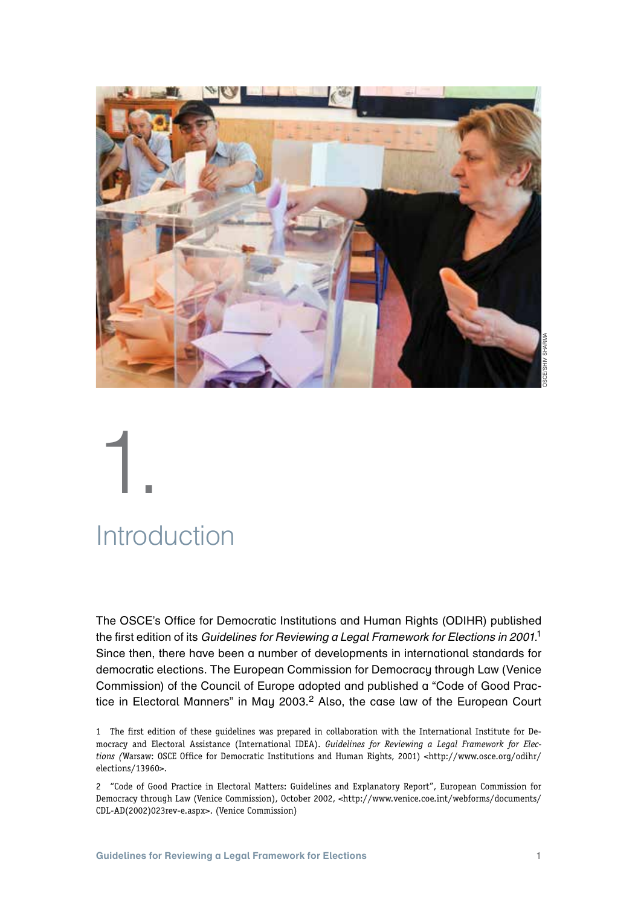# 1. Introduction

The OSCE's Office for Democratic Institutions and Human Rights (ODIHR) published the first edition of its *Guidelines for Reviewing a Legal Framework for Elections in 2001*.[1] Since then, there have been a number of developments in international standards for democratic elections. The European Commission for Democracy through Law (Venice Commission) of the Council of Europe adopted and published a "Code of Good Practice in Electoral Manners" in May 2003.[2] Also, the case law of the European Court

1 The first edition of these guidelines was prepared in collaboration with the International Institute for Democracy and Electoral Assistance (International IDEA). *Guidelines for Reviewing a Legal Framework for Elections (*Warsaw: OSCE Office for Democratic Institutions and Human Rights, 2001) <http://www.osce.org/odihr/elections/13960>.

2 "Code of Good Practice in Electoral Matters: Guidelines and Explanatory Report", European Commission for Democracy through Law (Venice Commission), October 2002, <http://www.venice.coe.int/webforms/documents/CDL-AD(2002)023rev-e.aspx>. (Venice Commission)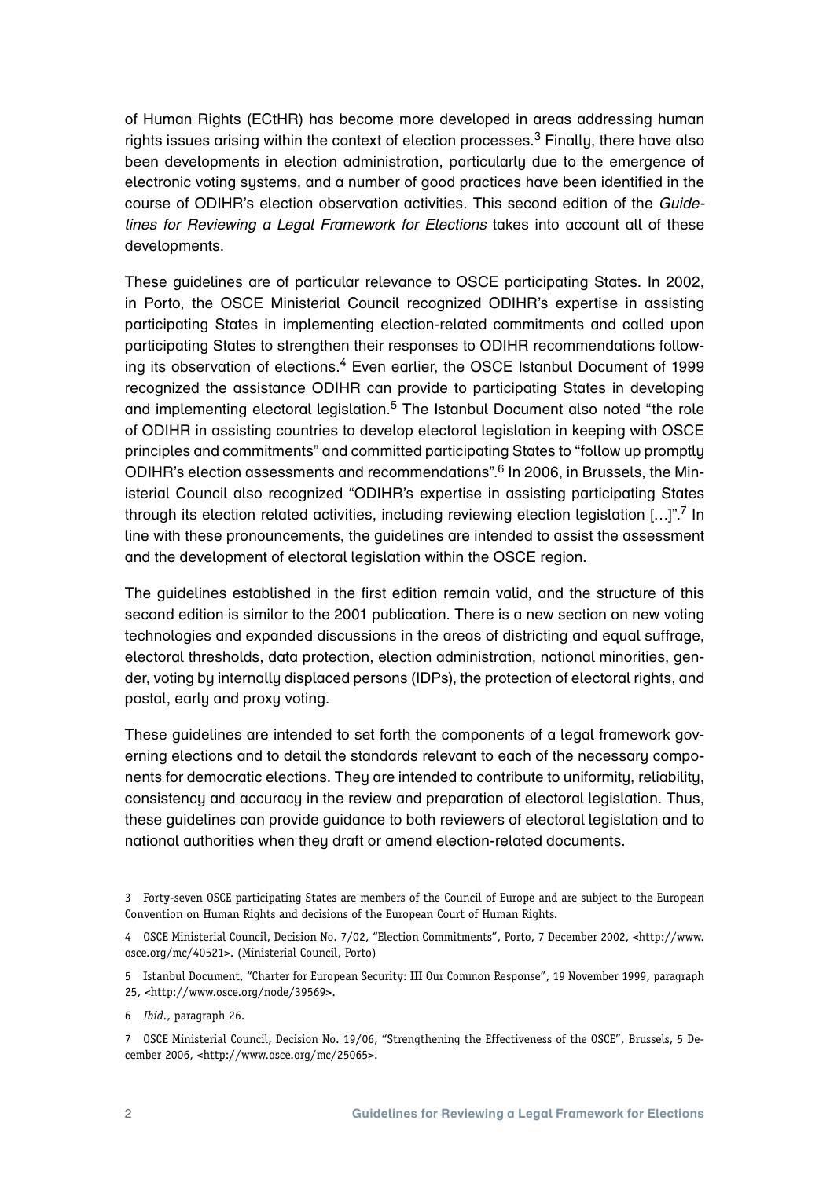of Human Rights (ECtHR) has become more developed in areas addressing human rights issues arising within the context of election processes.[3] Finally, there have also been developments in election administration, particularly due to the emergence of electronic voting systems, and a number of good practices have been identified in the course of ODIHR's election observation activities. This second edition of the *Guidelines for Reviewing a Legal Framework for Elections* takes into account all of these developments.

These guidelines are of particular relevance to OSCE participating States. In 2002, in Porto, the OSCE Ministerial Council recognized ODIHR's expertise in assisting participating States in implementing election-related commitments and called upon participating States to strengthen their responses to ODIHR recommendations following its observation of elections.[4] Even earlier, the OSCE Istanbul Document of 1999 recognized the assistance ODIHR can provide to participating States in developing and implementing electoral legislation.[5] The Istanbul Document also noted "the role of ODIHR in assisting countries to develop electoral legislation in keeping with OSCE principles and commitments" and committed participating States to "follow up promptly ODIHR's election assessments and recommendations".[6] In 2006, in Brussels, the Ministerial Council also recognized "ODIHR's expertise in assisting participating States through its election related activities, including reviewing election legislation […]".[7] In line with these pronouncements, the guidelines are intended to assist the assessment and the development of electoral legislation within the OSCE region.

The guidelines established in the first edition remain valid, and the structure of this second edition is similar to the 2001 publication. There is a new section on new voting technologies and expanded discussions in the areas of districting and equal suffrage, electoral thresholds, data protection, election administration, national minorities, gender, voting by internally displaced persons (IDPs), the protection of electoral rights, and postal, early and proxy voting.

These guidelines are intended to set forth the components of a legal framework governing elections and to detail the standards relevant to each of the necessary components for democratic elections. They are intended to contribute to uniformity, reliability, consistency and accuracy in the review and preparation of electoral legislation. Thus, these guidelines can provide guidance to both reviewers of electoral legislation and to national authorities when they draft or amend election-related documents.

3 Forty-seven OSCE participating States are members of the Council of Europe and are subject to the European Convention on Human Rights and decisions of the European Court of Human Rights.

4 OSCE Ministerial Council, Decision No. 7/02, "Election Commitments", Porto, 7 December 2002, <http://www.osce.org/mc/40521>. (Ministerial Council, Porto)

5 Istanbul Document, "Charter for European Security: III Our Common Response", 19 November 1999, paragraph 25, <http://www.osce.org/node/39569>.

6 *Ibid.*, paragraph 26.

7 OSCE Ministerial Council, Decision No. 19/06, "Strengthening the Effectiveness of the OSCE", Brussels, 5 December 2006, <http://www.osce.org/mc/25065>.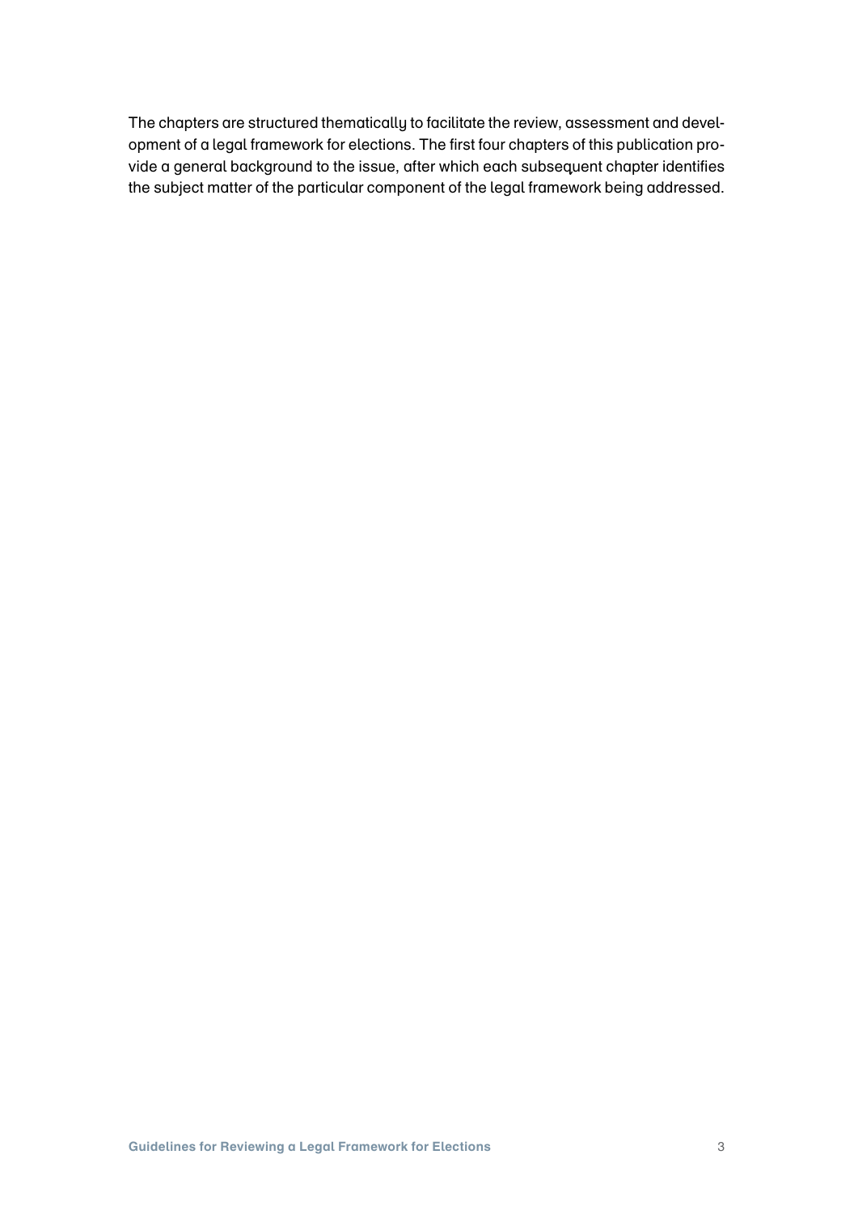The chapters are structured thematically to facilitate the review, assessment and development of a legal framework for elections. The first four chapters of this publication provide a general background to the issue, after which each subsequent chapter identifies the subject matter of the particular component of the legal framework being addressed.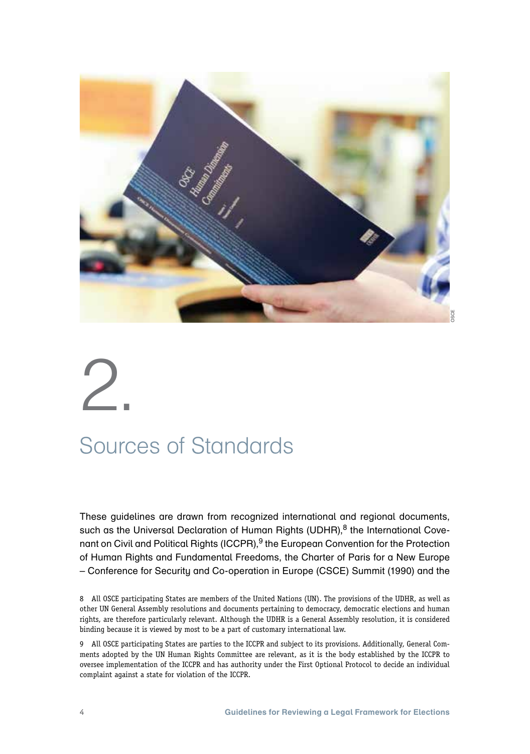# 2. Sources of Standards

These guidelines are drawn from recognized international and regional documents, such as the Universal Declaration of Human Rights (UDHR),[8] the International Covenant on Civil and Political Rights (ICCPR),[9] the European Convention for the Protection of Human Rights and Fundamental Freedoms, the Charter of Paris for a New Europe – Conference for Security and Co-operation in Europe (CSCE) Summit (1990) and the

8 All OSCE participating States are members of the United Nations (UN). The provisions of the UDHR, as well as other UN General Assembly resolutions and documents pertaining to democracy, democratic elections and human rights, are therefore particularly relevant. Although the UDHR is a General Assembly resolution, it is considered binding because it is viewed by most to be a part of customary international law.

9 All OSCE participating States are parties to the ICCPR and subject to its provisions. Additionally, General Comments adopted by the UN Human Rights Committee are relevant, as it is the body established by the ICCPR to oversee implementation of the ICCPR and has authority under the First Optional Protocol to decide an individual complaint against a state for violation of the ICCPR.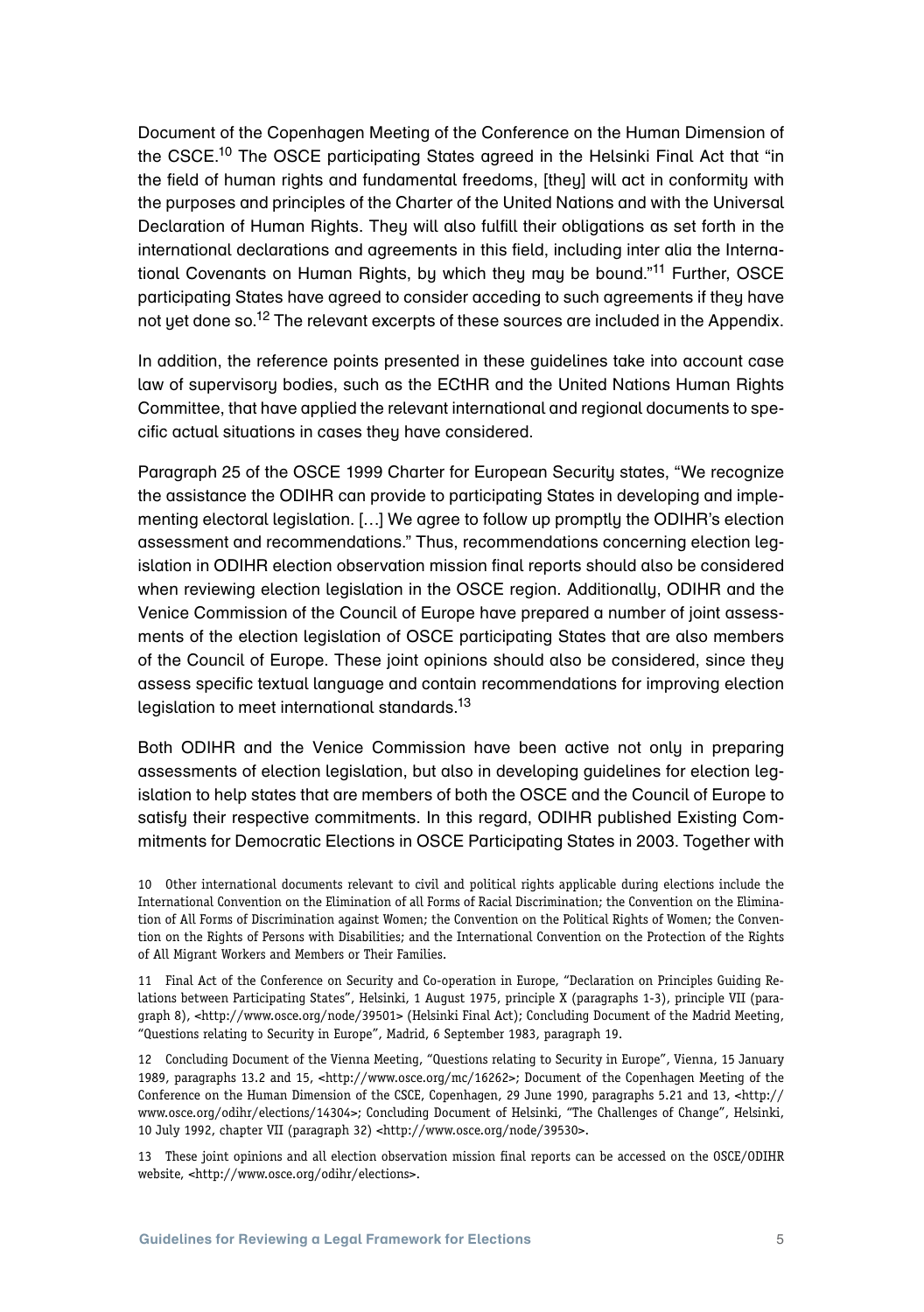Document of the Copenhagen Meeting of the Conference on the Human Dimension of the CSCE.[10] The OSCE participating States agreed in the Helsinki Final Act that "in the field of human rights and fundamental freedoms, [they] will act in conformity with the purposes and principles of the Charter of the United Nations and with the Universal Declaration of Human Rights. They will also fulfill their obligations as set forth in the international declarations and agreements in this field, including inter alia the International Covenants on Human Rights, by which they may be bound."[11] Further, OSCE participating States have agreed to consider acceding to such agreements if they have not yet done so.[12] The relevant excerpts of these sources are included in the Appendix.

In addition, the reference points presented in these guidelines take into account case law of supervisory bodies, such as the ECtHR and the United Nations Human Rights Committee, that have applied the relevant international and regional documents to specific actual situations in cases they have considered.

Paragraph 25 of the OSCE 1999 Charter for European Security states, "We recognize the assistance the ODIHR can provide to participating States in developing and implementing electoral legislation. […] We agree to follow up promptly the ODIHR's election assessment and recommendations." Thus, recommendations concerning election legislation in ODIHR election observation mission final reports should also be considered when reviewing election legislation in the OSCE region. Additionally, ODIHR and the Venice Commission of the Council of Europe have prepared a number of joint assessments of the election legislation of OSCE participating States that are also members of the Council of Europe. These joint opinions should also be considered, since they assess specific textual language and contain recommendations for improving election legislation to meet international standards.[13]

Both ODIHR and the Venice Commission have been active not only in preparing assessments of election legislation, but also in developing guidelines for election legislation to help states that are members of both the OSCE and the Council of Europe to satisfy their respective commitments. In this regard, ODIHR published Existing Commitments for Democratic Elections in OSCE Participating States in 2003. Together with

10 Other international documents relevant to civil and political rights applicable during elections include the International Convention on the Elimination of all Forms of Racial Discrimination; the Convention on the Elimination of All Forms of Discrimination against Women; the Convention on the Political Rights of Women; the Convention on the Rights of Persons with Disabilities; and the International Convention on the Protection of the Rights of All Migrant Workers and Members or Their Families.

11 Final Act of the Conference on Security and Co-operation in Europe, "Declaration on Principles Guiding Relations between Participating States", Helsinki, 1 August 1975, principle X (paragraphs 1-3), principle VII (paragraph 8), <http://www.osce.org/node/39501> (Helsinki Final Act); Concluding Document of the Madrid Meeting, "Questions relating to Security in Europe", Madrid, 6 September 1983, paragraph 19.

12 Concluding Document of the Vienna Meeting, "Questions relating to Security in Europe", Vienna, 15 January 1989, paragraphs 13.2 and 15, <http://www.osce.org/mc/16262>; Document of the Copenhagen Meeting of the Conference on the Human Dimension of the CSCE, Copenhagen, 29 June 1990, paragraphs 5.21 and 13, <http://www.osce.org/odihr/elections/14304>; Concluding Document of Helsinki, "The Challenges of Change", Helsinki, 10 July 1992, chapter VII (paragraph 32) <http://www.osce.org/node/39530>.

13 These joint opinions and all election observation mission final reports can be accessed on the OSCE/ODIHR website, <http://www.osce.org/odihr/elections>.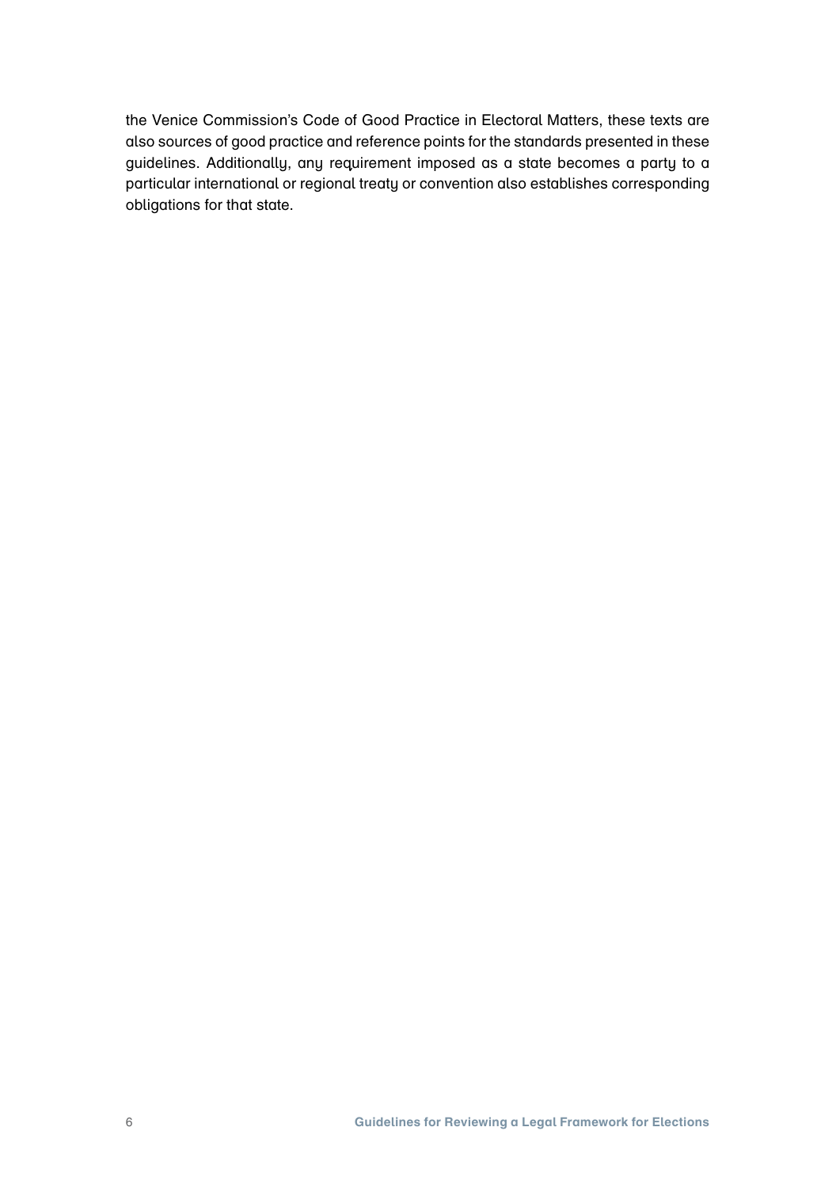the Venice Commission's Code of Good Practice in Electoral Matters, these texts are also sources of good practice and reference points for the standards presented in these guidelines. Additionally, any requirement imposed as a state becomes a party to a particular international or regional treaty or convention also establishes corresponding obligations for that state.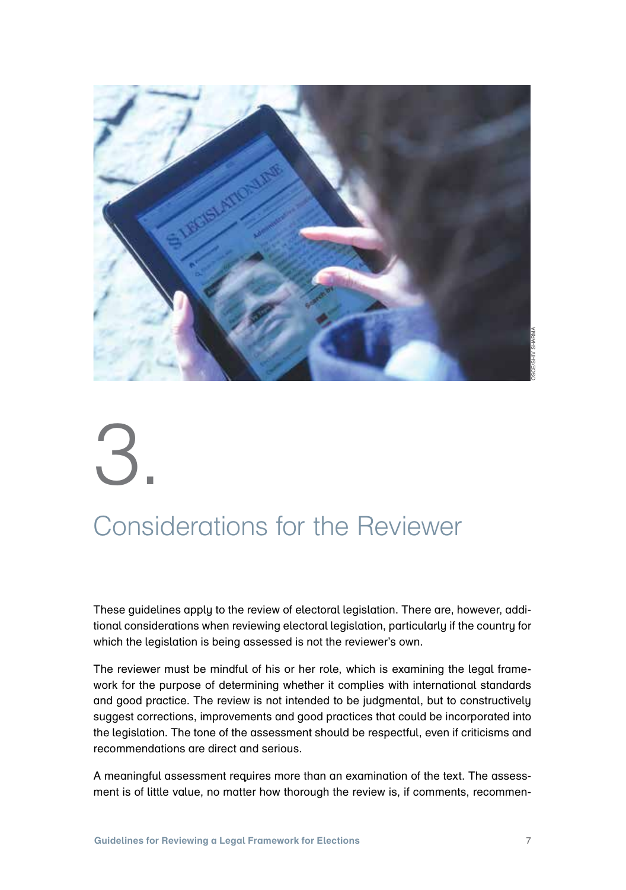# 3. Considerations for the Reviewer

These guidelines apply to the review of electoral legislation. There are, however, additional considerations when reviewing electoral legislation, particularly if the country for which the legislation is being assessed is not the reviewer's own.

The reviewer must be mindful of his or her role, which is examining the legal framework for the purpose of determining whether it complies with international standards and good practice. The review is not intended to be judgmental, but to constructively suggest corrections, improvements and good practices that could be incorporated into the legislation. The tone of the assessment should be respectful, even if criticisms and recommendations are direct and serious.

A meaningful assessment requires more than an examination of the text. The assessment is of little value, no matter how thorough the review is, if comments, recommen-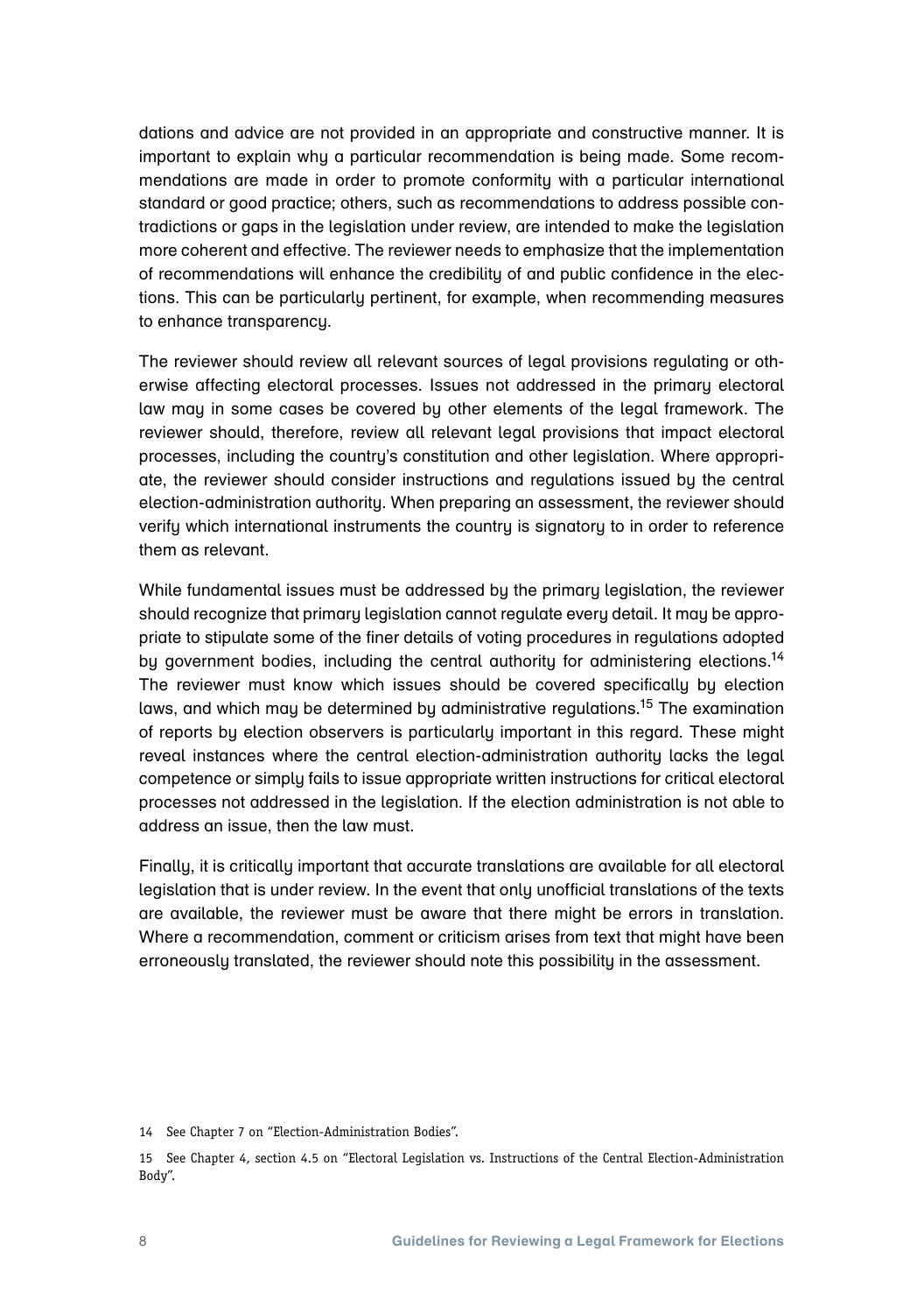dations and advice are not provided in an appropriate and constructive manner. It is important to explain why a particular recommendation is being made. Some recommendations are made in order to promote conformity with a particular international standard or good practice; others, such as recommendations to address possible contradictions or gaps in the legislation under review, are intended to make the legislation more coherent and effective. The reviewer needs to emphasize that the implementation of recommendations will enhance the credibility of and public confidence in the elections. This can be particularly pertinent, for example, when recommending measures to enhance transparency.

The reviewer should review all relevant sources of legal provisions regulating or otherwise affecting electoral processes. Issues not addressed in the primary electoral law may in some cases be covered by other elements of the legal framework. The reviewer should, therefore, review all relevant legal provisions that impact electoral processes, including the country's constitution and other legislation. Where appropriate, the reviewer should consider instructions and regulations issued by the central election-administration authority. When preparing an assessment, the reviewer should verify which international instruments the country is signatory to in order to reference them as relevant.

While fundamental issues must be addressed by the primary legislation, the reviewer should recognize that primary legislation cannot regulate every detail. It may be appropriate to stipulate some of the finer details of voting procedures in regulations adopted by government bodies, including the central authority for administering elections.[14] The reviewer must know which issues should be covered specifically by election laws, and which may be determined by administrative regulations.[15] The examination of reports by election observers is particularly important in this regard. These might reveal instances where the central election-administration authority lacks the legal competence or simply fails to issue appropriate written instructions for critical electoral processes not addressed in the legislation. If the election administration is not able to address an issue, then the law must.

Finally, it is critically important that accurate translations are available for all electoral legislation that is under review. In the event that only unofficial translations of the texts are available, the reviewer must be aware that there might be errors in translation. Where a recommendation, comment or criticism arises from text that might have been erroneously translated, the reviewer should note this possibility in the assessment.

14 See Chapter 7 on "Election-Administration Bodies".

15 See Chapter 4, section 4.5 on "Electoral Legislation vs. Instructions of the Central Election-Administration Body".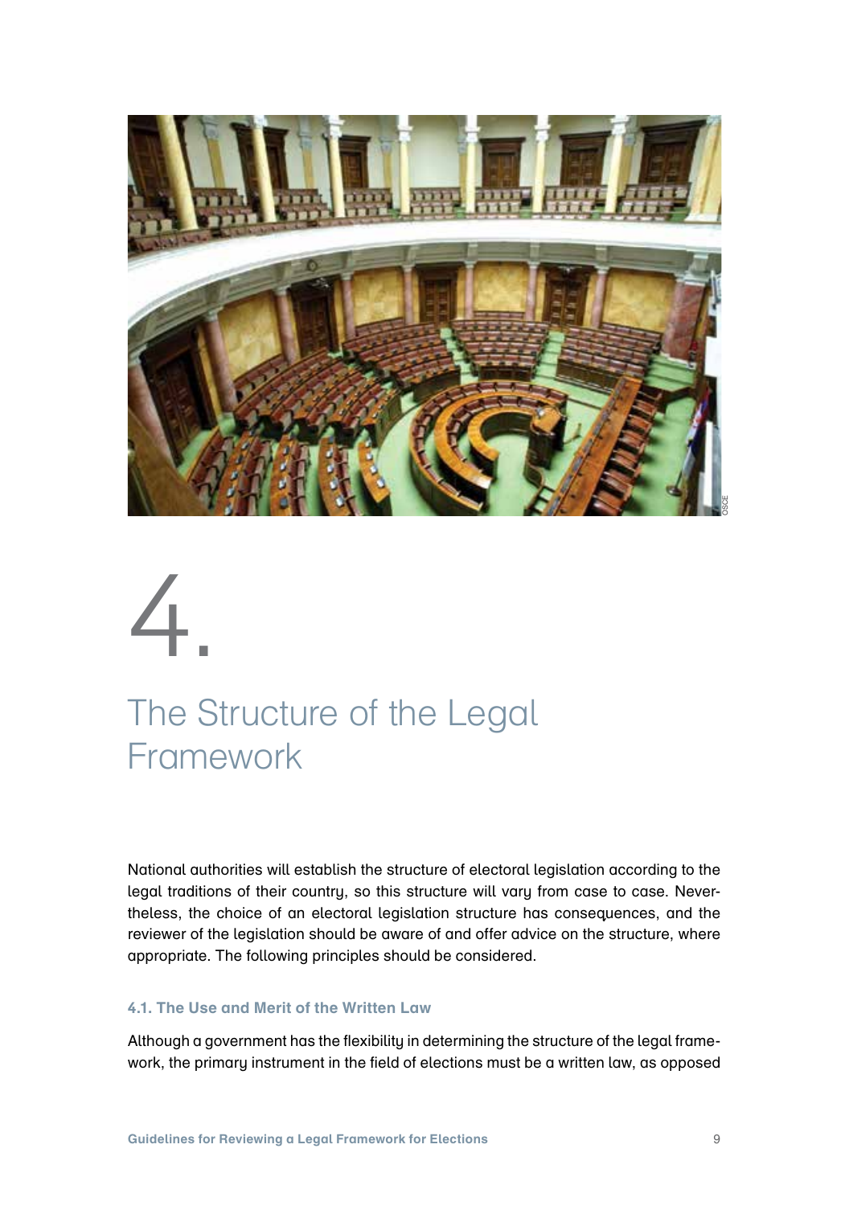# 4. The Structure of the Legal Framework

National authorities will establish the structure of electoral legislation according to the legal traditions of their country, so this structure will vary from case to case. Nevertheless, the choice of an electoral legislation structure has consequences, and the reviewer of the legislation should be aware of and offer advice on the structure, where appropriate. The following principles should be considered.

### 4.1. The Use and Merit of the Written Law

Although a government has the flexibility in determining the structure of the legal framework, the primary instrument in the field of elections must be a written law, as opposed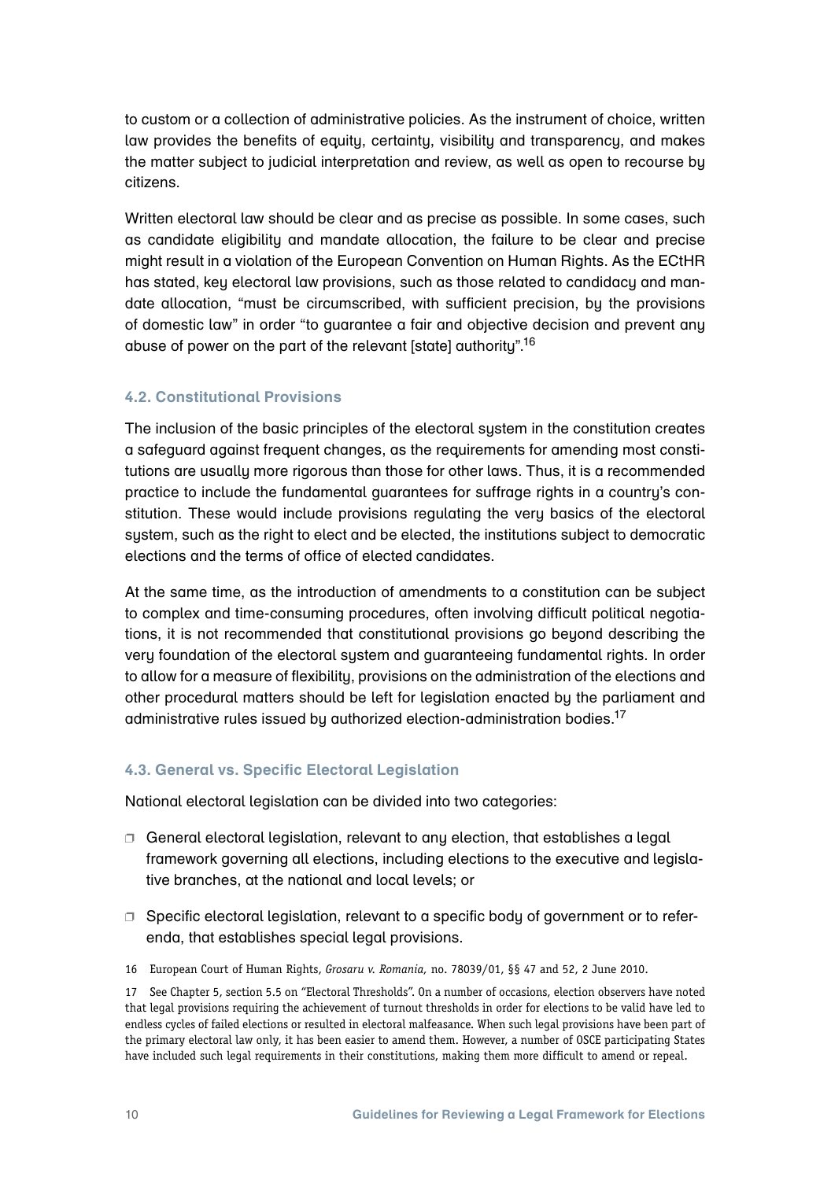to custom or a collection of administrative policies. As the instrument of choice, written law provides the benefits of equity, certainty, visibility and transparency, and makes the matter subject to judicial interpretation and review, as well as open to recourse by citizens.

Written electoral law should be clear and as precise as possible. In some cases, such as candidate eligibility and mandate allocation, the failure to be clear and precise might result in a violation of the European Convention on Human Rights. As the ECtHR has stated, key electoral law provisions, such as those related to candidacy and mandate allocation, "must be circumscribed, with sufficient precision, by the provisions of domestic law" in order "to guarantee a fair and objective decision and prevent any abuse of power on the part of the relevant [state] authority".[16]

### 4.2. Constitutional Provisions

The inclusion of the basic principles of the electoral system in the constitution creates a safeguard against frequent changes, as the requirements for amending most constitutions are usually more rigorous than those for other laws. Thus, it is a recommended practice to include the fundamental guarantees for suffrage rights in a country's constitution. These would include provisions regulating the very basics of the electoral system, such as the right to elect and be elected, the institutions subject to democratic elections and the terms of office of elected candidates.

At the same time, as the introduction of amendments to a constitution can be subject to complex and time-consuming procedures, often involving difficult political negotiations, it is not recommended that constitutional provisions go beyond describing the very foundation of the electoral system and guaranteeing fundamental rights. In order to allow for a measure of flexibility, provisions on the administration of the elections and other procedural matters should be left for legislation enacted by the parliament and administrative rules issued by authorized election-administration bodies.[17]

### 4.3. General vs. Specific Electoral Legislation

National electoral legislation can be divided into two categories:

- General electoral legislation, relevant to any election, that establishes a legal framework governing all elections, including elections to the executive and legislative branches, at the national and local levels; or
- Specific electoral legislation, relevant to a specific body of government or to referenda, that establishes special legal provisions.

16 European Court of Human Rights, *Grosaru v. Romania,* no. 78039/01, §§ 47 and 52, 2 June 2010.

17 See Chapter 5, section 5.5 on "Electoral Thresholds". On a number of occasions, election observers have noted that legal provisions requiring the achievement of turnout thresholds in order for elections to be valid have led to endless cycles of failed elections or resulted in electoral malfeasance. When such legal provisions have been part of the primary electoral law only, it has been easier to amend them. However, a number of OSCE participating States have included such legal requirements in their constitutions, making them more difficult to amend or repeal.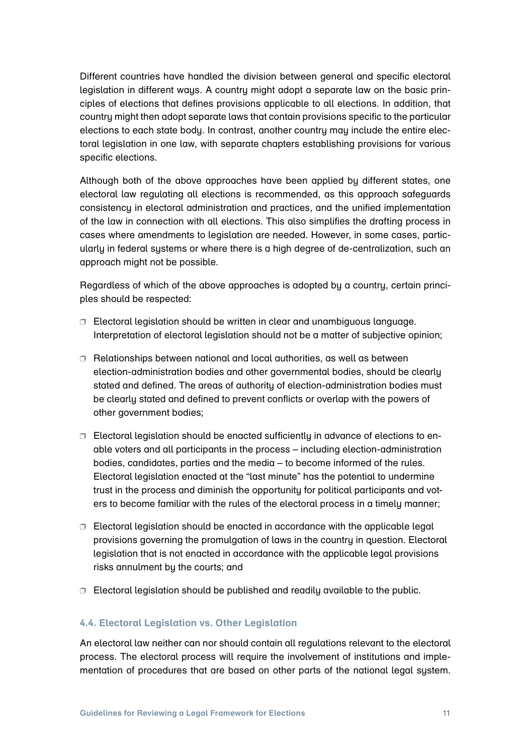Different countries have handled the division between general and specific electoral legislation in different ways. A country might adopt a separate law on the basic principles of elections that defines provisions applicable to all elections. In addition, that country might then adopt separate laws that contain provisions specific to the particular elections to each state body. In contrast, another country may include the entire electoral legislation in one law, with separate chapters establishing provisions for various specific elections.

Although both of the above approaches have been applied by different states, one electoral law regulating all elections is recommended, as this approach safeguards consistency in electoral administration and practices, and the unified implementation of the law in connection with all elections. This also simplifies the drafting process in cases where amendments to legislation are needed. However, in some cases, particularly in federal systems or where there is a high degree of de-centralization, such an approach might not be possible.

Regardless of which of the above approaches is adopted by a country, certain principles should be respected:

- Electoral legislation should be written in clear and unambiguous language. Interpretation of electoral legislation should not be a matter of subjective opinion;
- Relationships between national and local authorities, as well as between election-administration bodies and other governmental bodies, should be clearly stated and defined. The areas of authority of election-administration bodies must be clearly stated and defined to prevent conflicts or overlap with the powers of other government bodies;
- Electoral legislation should be enacted sufficiently in advance of elections to enable voters and all participants in the process – including election-administration bodies, candidates, parties and the media – to become informed of the rules. Electoral legislation enacted at the "last minute" has the potential to undermine trust in the process and diminish the opportunity for political participants and voters to become familiar with the rules of the electoral process in a timely manner;
- Electoral legislation should be enacted in accordance with the applicable legal provisions governing the promulgation of laws in the country in question. Electoral legislation that is not enacted in accordance with the applicable legal provisions risks annulment by the courts; and
- Electoral legislation should be published and readily available to the public.

### 4.4. Electoral Legislation vs. Other Legislation

An electoral law neither can nor should contain all regulations relevant to the electoral process. The electoral process will require the involvement of institutions and implementation of procedures that are based on other parts of the national legal system.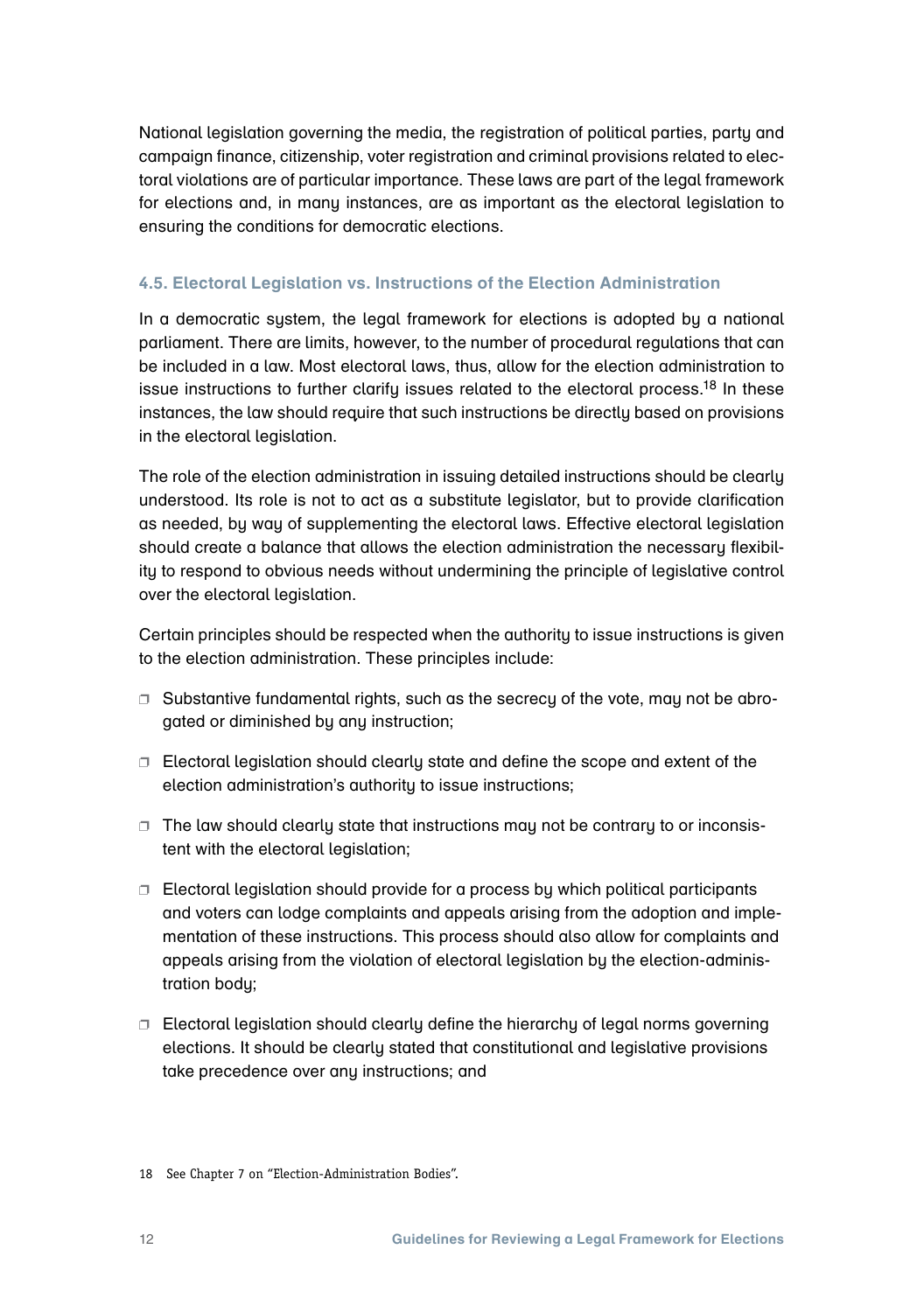National legislation governing the media, the registration of political parties, party and campaign finance, citizenship, voter registration and criminal provisions related to electoral violations are of particular importance. These laws are part of the legal framework for elections and, in many instances, are as important as the electoral legislation to ensuring the conditions for democratic elections.

### 4.5. Electoral Legislation vs. Instructions of the Election Administration

In a democratic system, the legal framework for elections is adopted by a national parliament. There are limits, however, to the number of procedural regulations that can be included in a law. Most electoral laws, thus, allow for the election administration to issue instructions to further clarify issues related to the electoral process.[18] In these instances, the law should require that such instructions be directly based on provisions in the electoral legislation.

The role of the election administration in issuing detailed instructions should be clearly understood. Its role is not to act as a substitute legislator, but to provide clarification as needed, by way of supplementing the electoral laws. Effective electoral legislation should create a balance that allows the election administration the necessary flexibility to respond to obvious needs without undermining the principle of legislative control over the electoral legislation.

Certain principles should be respected when the authority to issue instructions is given to the election administration. These principles include:

- Substantive fundamental rights, such as the secrecy of the vote, may not be abrogated or diminished by any instruction;
- Electoral legislation should clearly state and define the scope and extent of the election administration's authority to issue instructions;
- The law should clearly state that instructions may not be contrary to or inconsistent with the electoral legislation;
- Electoral legislation should provide for a process by which political participants and voters can lodge complaints and appeals arising from the adoption and implementation of these instructions. This process should also allow for complaints and appeals arising from the violation of electoral legislation by the election-administration body;
- Electoral legislation should clearly define the hierarchy of legal norms governing elections. It should be clearly stated that constitutional and legislative provisions take precedence over any instructions; and

18 See Chapter 7 on "Election-Administration Bodies".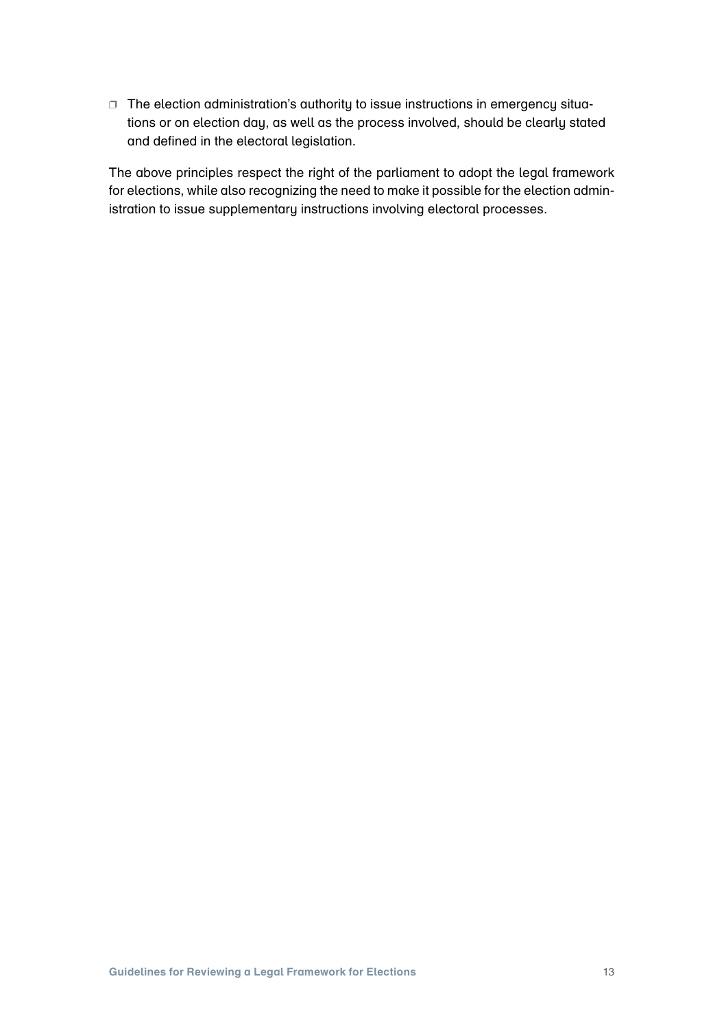- The election administration's authority to issue instructions in emergency situations or on election day, as well as the process involved, should be clearly stated and defined in the electoral legislation.

The above principles respect the right of the parliament to adopt the legal framework for elections, while also recognizing the need to make it possible for the election administration to issue supplementary instructions involving electoral processes.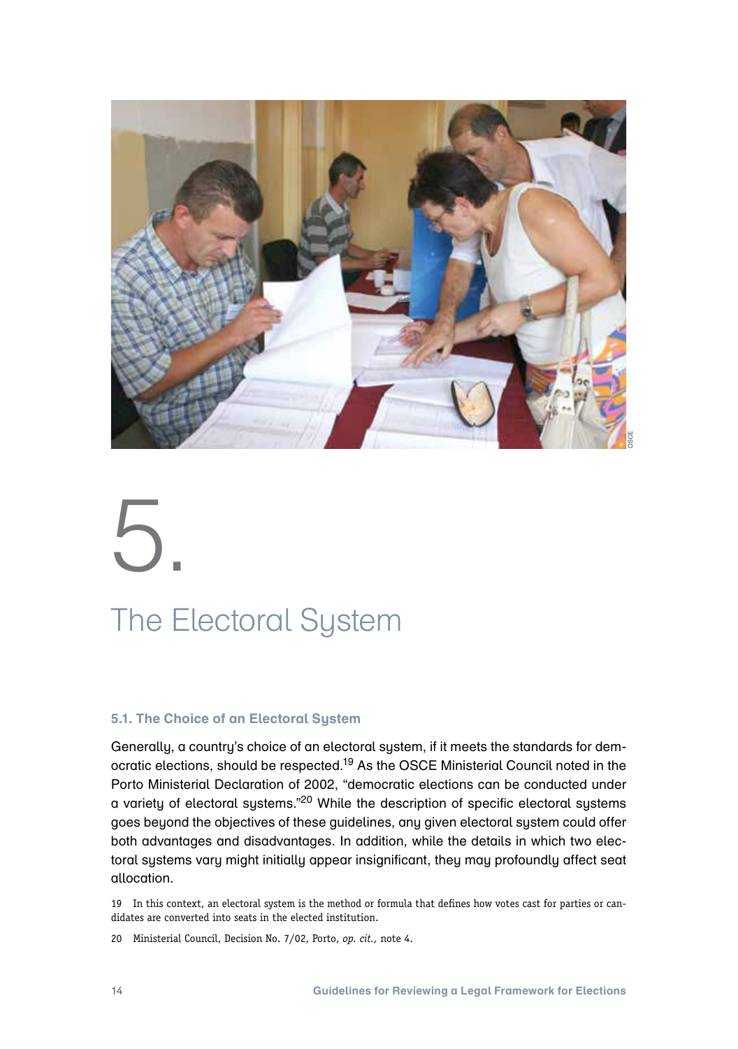# 5. The Electoral System

### 5.1. The Choice of an Electoral System

Generally, a country's choice of an electoral system, if it meets the standards for democratic elections, should be respected.[19] As the OSCE Ministerial Council noted in the Porto Ministerial Declaration of 2002, "democratic elections can be conducted under a variety of electoral systems."[20] While the description of specific electoral systems goes beyond the objectives of these guidelines, any given electoral system could offer both advantages and disadvantages. In addition, while the details in which two electoral systems vary might initially appear insignificant, they may profoundly affect seat allocation.

19 In this context, an electoral system is the method or formula that defines how votes cast for parties or candidates are converted into seats in the elected institution.

20 Ministerial Council, Decision No. 7/02, Porto, *op. cit.,* note 4.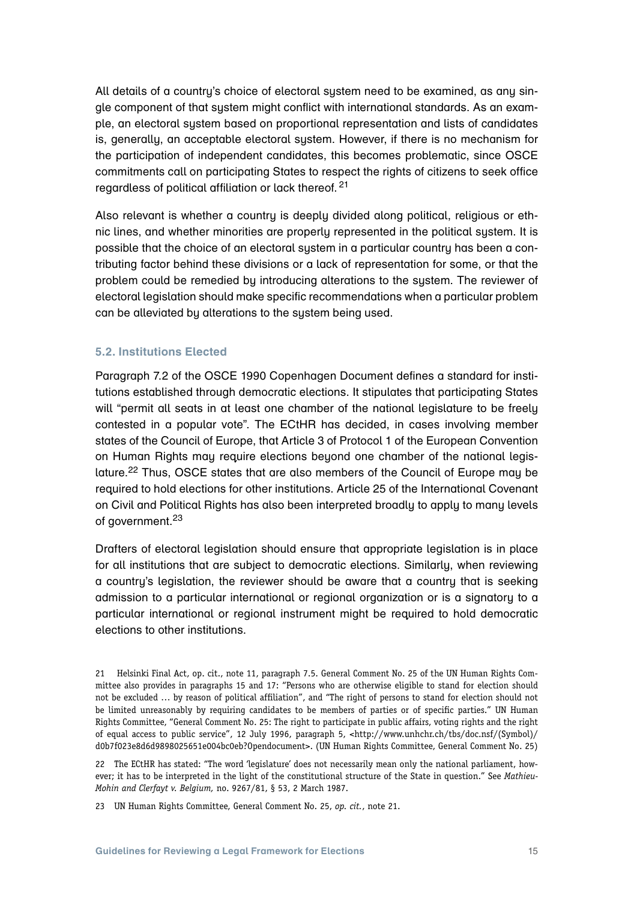All details of a country's choice of electoral system need to be examined, as any single component of that system might conflict with international standards. As an example, an electoral system based on proportional representation and lists of candidates is, generally, an acceptable electoral system. However, if there is no mechanism for the participation of independent candidates, this becomes problematic, since OSCE commitments call on participating States to respect the rights of citizens to seek office regardless of political affiliation or lack thereof. [21]

Also relevant is whether a country is deeply divided along political, religious or ethnic lines, and whether minorities are properly represented in the political system. It is possible that the choice of an electoral system in a particular country has been a contributing factor behind these divisions or a lack of representation for some, or that the problem could be remedied by introducing alterations to the system. The reviewer of electoral legislation should make specific recommendations when a particular problem can be alleviated by alterations to the system being used.

### 5.2. Institutions Elected

Paragraph 7.2 of the OSCE 1990 Copenhagen Document defines a standard for institutions established through democratic elections. It stipulates that participating States will "permit all seats in at least one chamber of the national legislature to be freely contested in a popular vote". The ECtHR has decided, in cases involving member states of the Council of Europe, that Article 3 of Protocol 1 of the European Convention on Human Rights may require elections beyond one chamber of the national legislature.[22] Thus, OSCE states that are also members of the Council of Europe may be required to hold elections for other institutions. Article 25 of the International Covenant on Civil and Political Rights has also been interpreted broadly to apply to many levels of government.[23]

Drafters of electoral legislation should ensure that appropriate legislation is in place for all institutions that are subject to democratic elections. Similarly, when reviewing a country's legislation, the reviewer should be aware that a country that is seeking admission to a particular international or regional organization or is a signatory to a particular international or regional instrument might be required to hold democratic elections to other institutions.

21 Helsinki Final Act, op. cit., note 11, paragraph 7.5. General Comment No. 25 of the UN Human Rights Committee also provides in paragraphs 15 and 17: "Persons who are otherwise eligible to stand for election should not be excluded … by reason of political affiliation", and "The right of persons to stand for election should not be limited unreasonably by requiring candidates to be members of parties or of specific parties." UN Human Rights Committee, "General Comment No. 25: The right to participate in public affairs, voting rights and the right of equal access to public service", 12 July 1996, paragraph 5, <http://www.unhchr.ch/tbs/doc.nsf/(Symbol)/d0b7f023e8d6d9898025651e004bc0eb?Opendocument>. (UN Human Rights Committee, General Comment No. 25)

22 The ECtHR has stated: "The word 'legislature' does not necessarily mean only the national parliament, however; it has to be interpreted in the light of the constitutional structure of the State in question." See *Mathieu-Mohin and Clerfayt v. Belgium,* no. 9267/81, § 53, 2 March 1987.

23 UN Human Rights Committee, General Comment No. 25, *op. cit.*, note 21.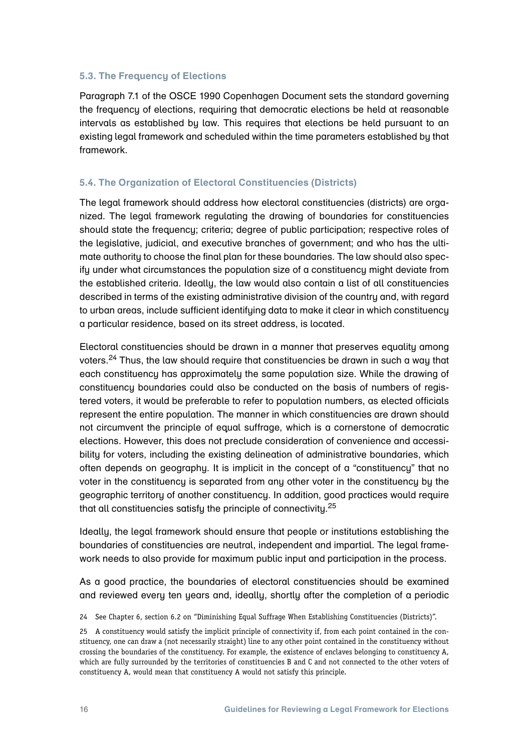### 5.3. The Frequency of Elections

Paragraph 7.1 of the OSCE 1990 Copenhagen Document sets the standard governing the frequency of elections, requiring that democratic elections be held at reasonable intervals as established by law. This requires that elections be held pursuant to an existing legal framework and scheduled within the time parameters established by that framework.

### 5.4. The Organization of Electoral Constituencies (Districts)

The legal framework should address how electoral constituencies (districts) are organized. The legal framework regulating the drawing of boundaries for constituencies should state the frequency; criteria; degree of public participation; respective roles of the legislative, judicial, and executive branches of government; and who has the ultimate authority to choose the final plan for these boundaries. The law should also specify under what circumstances the population size of a constituency might deviate from the established criteria. Ideally, the law would also contain a list of all constituencies described in terms of the existing administrative division of the country and, with regard to urban areas, include sufficient identifying data to make it clear in which constituency a particular residence, based on its street address, is located.

Electoral constituencies should be drawn in a manner that preserves equality among voters.[24] Thus, the law should require that constituencies be drawn in such a way that each constituency has approximately the same population size. While the drawing of constituency boundaries could also be conducted on the basis of numbers of registered voters, it would be preferable to refer to population numbers, as elected officials represent the entire population. The manner in which constituencies are drawn should not circumvent the principle of equal suffrage, which is a cornerstone of democratic elections. However, this does not preclude consideration of convenience and accessibility for voters, including the existing delineation of administrative boundaries, which often depends on geography. It is implicit in the concept of a "constituency" that no voter in the constituency is separated from any other voter in the constituency by the geographic territory of another constituency. In addition, good practices would require that all constituencies satisfy the principle of connectivity.[25]

Ideally, the legal framework should ensure that people or institutions establishing the boundaries of constituencies are neutral, independent and impartial. The legal framework needs to also provide for maximum public input and participation in the process.

As a good practice, the boundaries of electoral constituencies should be examined and reviewed every ten years and, ideally, shortly after the completion of a periodic

24 See Chapter 6, section 6.2 on "Diminishing Equal Suffrage When Establishing Constituencies (Districts)".

25 A constituency would satisfy the implicit principle of connectivity if, from each point contained in the constituency, one can draw a (not necessarily straight) line to any other point contained in the constituency without crossing the boundaries of the constituency. For example, the existence of enclaves belonging to constituency A, which are fully surrounded by the territories of constituencies B and C and not connected to the other voters of constituency A, would mean that constituency A would not satisfy this principle.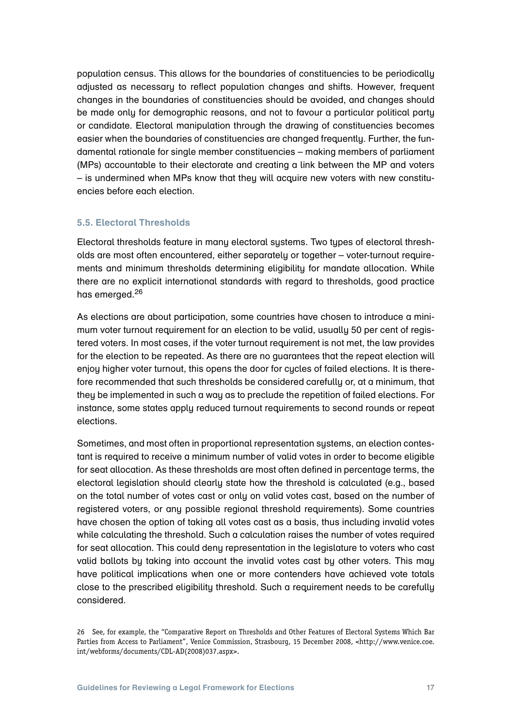population census. This allows for the boundaries of constituencies to be periodically adjusted as necessary to reflect population changes and shifts. However, frequent changes in the boundaries of constituencies should be avoided, and changes should be made only for demographic reasons, and not to favour a particular political party or candidate. Electoral manipulation through the drawing of constituencies becomes easier when the boundaries of constituencies are changed frequently. Further, the fundamental rationale for single member constituencies – making members of parliament (MPs) accountable to their electorate and creating a link between the MP and voters – is undermined when MPs know that they will acquire new voters with new constituencies before each election.

### 5.5. Electoral Thresholds

Electoral thresholds feature in many electoral systems. Two types of electoral thresholds are most often encountered, either separately or together – voter-turnout requirements and minimum thresholds determining eligibility for mandate allocation. While there are no explicit international standards with regard to thresholds, good practice has emerged.[26]

As elections are about participation, some countries have chosen to introduce a minimum voter turnout requirement for an election to be valid, usually 50 per cent of registered voters. In most cases, if the voter turnout requirement is not met, the law provides for the election to be repeated. As there are no guarantees that the repeat election will enjoy higher voter turnout, this opens the door for cycles of failed elections. It is therefore recommended that such thresholds be considered carefully or, at a minimum, that they be implemented in such a way as to preclude the repetition of failed elections. For instance, some states apply reduced turnout requirements to second rounds or repeat elections.

Sometimes, and most often in proportional representation systems, an election contestant is required to receive a minimum number of valid votes in order to become eligible for seat allocation. As these thresholds are most often defined in percentage terms, the electoral legislation should clearly state how the threshold is calculated (e.g., based on the total number of votes cast or only on valid votes cast, based on the number of registered voters, or any possible regional threshold requirements). Some countries have chosen the option of taking all votes cast as a basis, thus including invalid votes while calculating the threshold. Such a calculation raises the number of votes required for seat allocation. This could deny representation in the legislature to voters who cast valid ballots by taking into account the invalid votes cast by other voters. This may have political implications when one or more contenders have achieved vote totals close to the prescribed eligibility threshold. Such a requirement needs to be carefully considered.

26 See, for example, the "Comparative Report on Thresholds and Other Features of Electoral Systems Which Bar Parties from Access to Parliament", Venice Commission, Strasbourg, 15 December 2008, <http://www.venice.coe.int/webforms/documents/CDL-AD(2008)037.aspx>.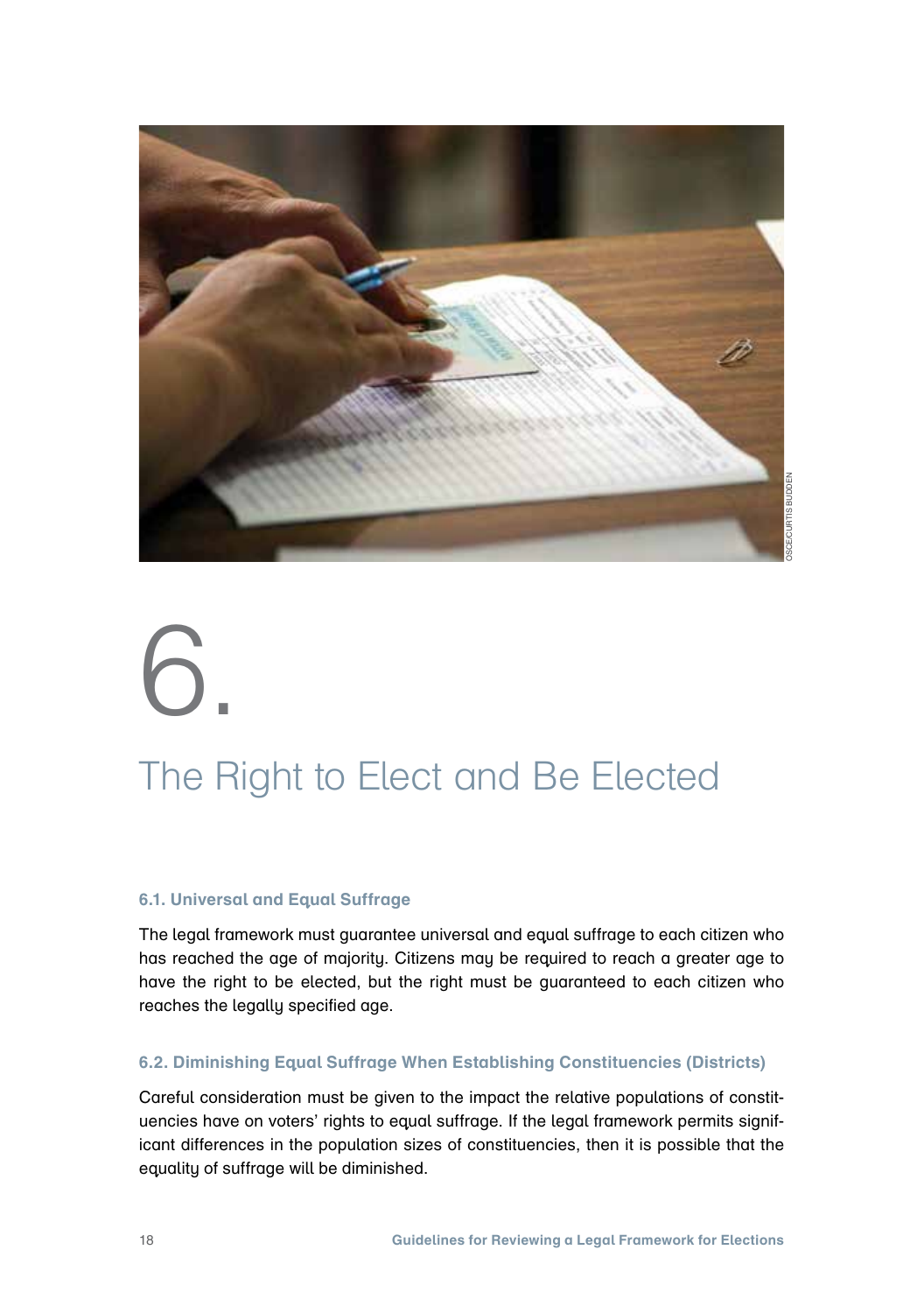# 6. The Right to Elect and Be Elected

### 6.1. Universal and Equal Suffrage

The legal framework must guarantee universal and equal suffrage to each citizen who has reached the age of majority. Citizens may be required to reach a greater age to have the right to be elected, but the right must be guaranteed to each citizen who reaches the legally specified age.

### 6.2. Diminishing Equal Suffrage When Establishing Constituencies (Districts)

Careful consideration must be given to the impact the relative populations of constituencies have on voters' rights to equal suffrage. If the legal framework permits significant differences in the population sizes of constituencies, then it is possible that the equality of suffrage will be diminished.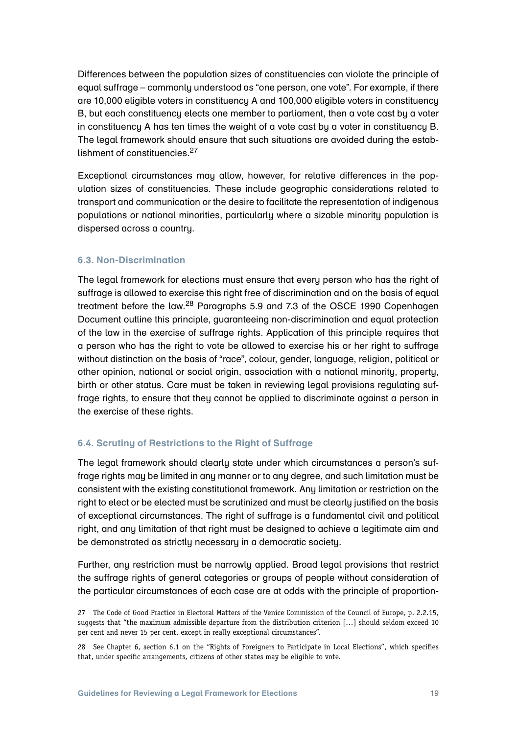Differences between the population sizes of constituencies can violate the principle of equal suffrage – commonly understood as "one person, one vote". For example, if there are 10,000 eligible voters in constituency A and 100,000 eligible voters in constituency B, but each constituency elects one member to parliament, then a vote cast by a voter in constituency A has ten times the weight of a vote cast by a voter in constituency B. The legal framework should ensure that such situations are avoided during the establishment of constituencies.[27]

Exceptional circumstances may allow, however, for relative differences in the population sizes of constituencies. These include geographic considerations related to transport and communication or the desire to facilitate the representation of indigenous populations or national minorities, particularly where a sizable minority population is dispersed across a country.

### 6.3. Non-Discrimination

The legal framework for elections must ensure that every person who has the right of suffrage is allowed to exercise this right free of discrimination and on the basis of equal treatment before the law.[28] Paragraphs 5.9 and 7.3 of the OSCE 1990 Copenhagen Document outline this principle, guaranteeing non-discrimination and equal protection of the law in the exercise of suffrage rights. Application of this principle requires that a person who has the right to vote be allowed to exercise his or her right to suffrage without distinction on the basis of "race", colour, gender, language, religion, political or other opinion, national or social origin, association with a national minority, property, birth or other status. Care must be taken in reviewing legal provisions regulating suffrage rights, to ensure that they cannot be applied to discriminate against a person in the exercise of these rights.

### 6.4. Scrutiny of Restrictions to the Right of Suffrage

The legal framework should clearly state under which circumstances a person's suffrage rights may be limited in any manner or to any degree, and such limitation must be consistent with the existing constitutional framework. Any limitation or restriction on the right to elect or be elected must be scrutinized and must be clearly justified on the basis of exceptional circumstances. The right of suffrage is a fundamental civil and political right, and any limitation of that right must be designed to achieve a legitimate aim and be demonstrated as strictly necessary in a democratic society.

Further, any restriction must be narrowly applied. Broad legal provisions that restrict the suffrage rights of general categories or groups of people without consideration of the particular circumstances of each case are at odds with the principle of proportion-

27 The Code of Good Practice in Electoral Matters of the Venice Commission of the Council of Europe, p. 2.2.15, suggests that "the maximum admissible departure from the distribution criterion […] should seldom exceed 10 per cent and never 15 per cent, except in really exceptional circumstances".

28 See Chapter 6, section 6.1 on the "Rights of Foreigners to Participate in Local Elections", which specifies that, under specific arrangements, citizens of other states may be eligible to vote.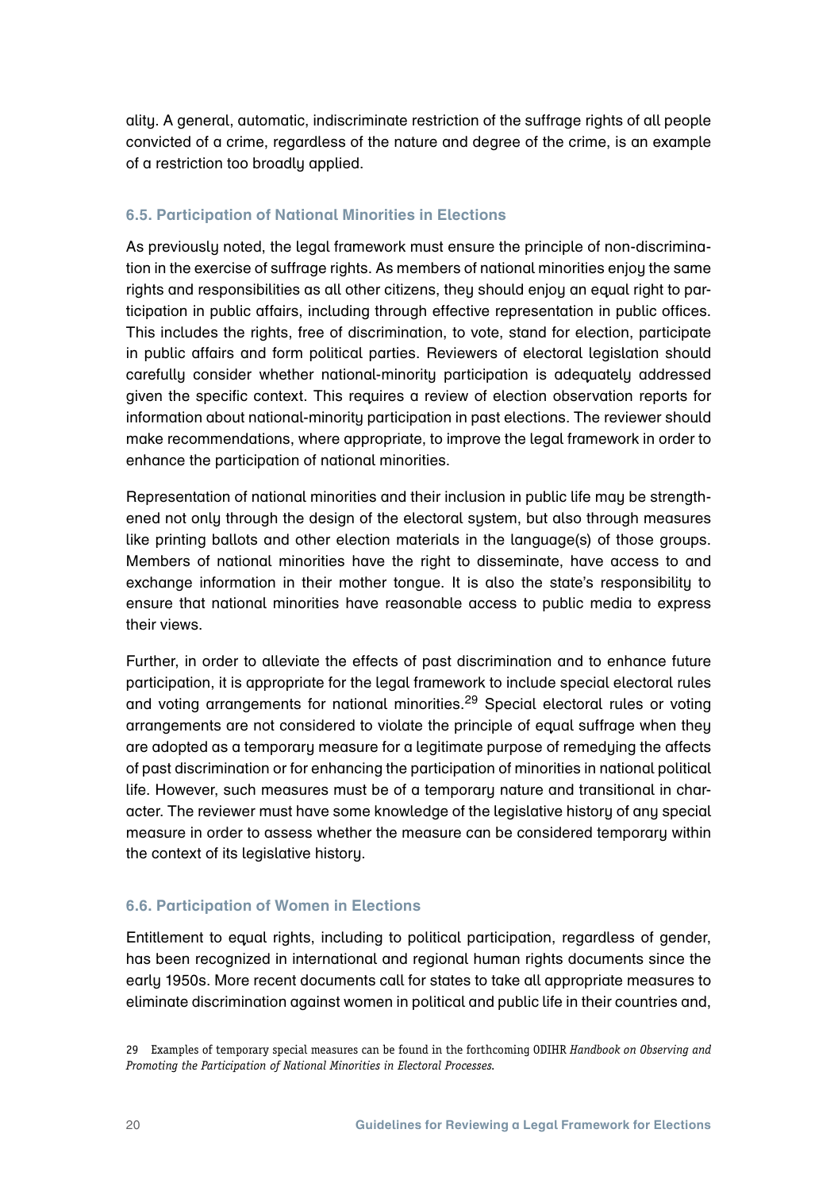ality. A general, automatic, indiscriminate restriction of the suffrage rights of all people convicted of a crime, regardless of the nature and degree of the crime, is an example of a restriction too broadly applied.

### 6.5. Participation of National Minorities in Elections

As previously noted, the legal framework must ensure the principle of non-discrimination in the exercise of suffrage rights. As members of national minorities enjoy the same rights and responsibilities as all other citizens, they should enjoy an equal right to participation in public affairs, including through effective representation in public offices. This includes the rights, free of discrimination, to vote, stand for election, participate in public affairs and form political parties. Reviewers of electoral legislation should carefully consider whether national-minority participation is adequately addressed given the specific context. This requires a review of election observation reports for information about national-minority participation in past elections. The reviewer should make recommendations, where appropriate, to improve the legal framework in order to enhance the participation of national minorities.

Representation of national minorities and their inclusion in public life may be strengthened not only through the design of the electoral system, but also through measures like printing ballots and other election materials in the language(s) of those groups. Members of national minorities have the right to disseminate, have access to and exchange information in their mother tongue. It is also the state's responsibility to ensure that national minorities have reasonable access to public media to express their views.

Further, in order to alleviate the effects of past discrimination and to enhance future participation, it is appropriate for the legal framework to include special electoral rules and voting arrangements for national minorities.[29] Special electoral rules or voting arrangements are not considered to violate the principle of equal suffrage when they are adopted as a temporary measure for a legitimate purpose of remedying the affects of past discrimination or for enhancing the participation of minorities in national political life. However, such measures must be of a temporary nature and transitional in character. The reviewer must have some knowledge of the legislative history of any special measure in order to assess whether the measure can be considered temporary within the context of its legislative history.

### 6.6. Participation of Women in Elections

Entitlement to equal rights, including to political participation, regardless of gender, has been recognized in international and regional human rights documents since the early 1950s. More recent documents call for states to take all appropriate measures to eliminate discrimination against women in political and public life in their countries and,

29 Examples of temporary special measures can be found in the forthcoming ODIHR *Handbook on Observing and Promoting the Participation of National Minorities in Electoral Processes*.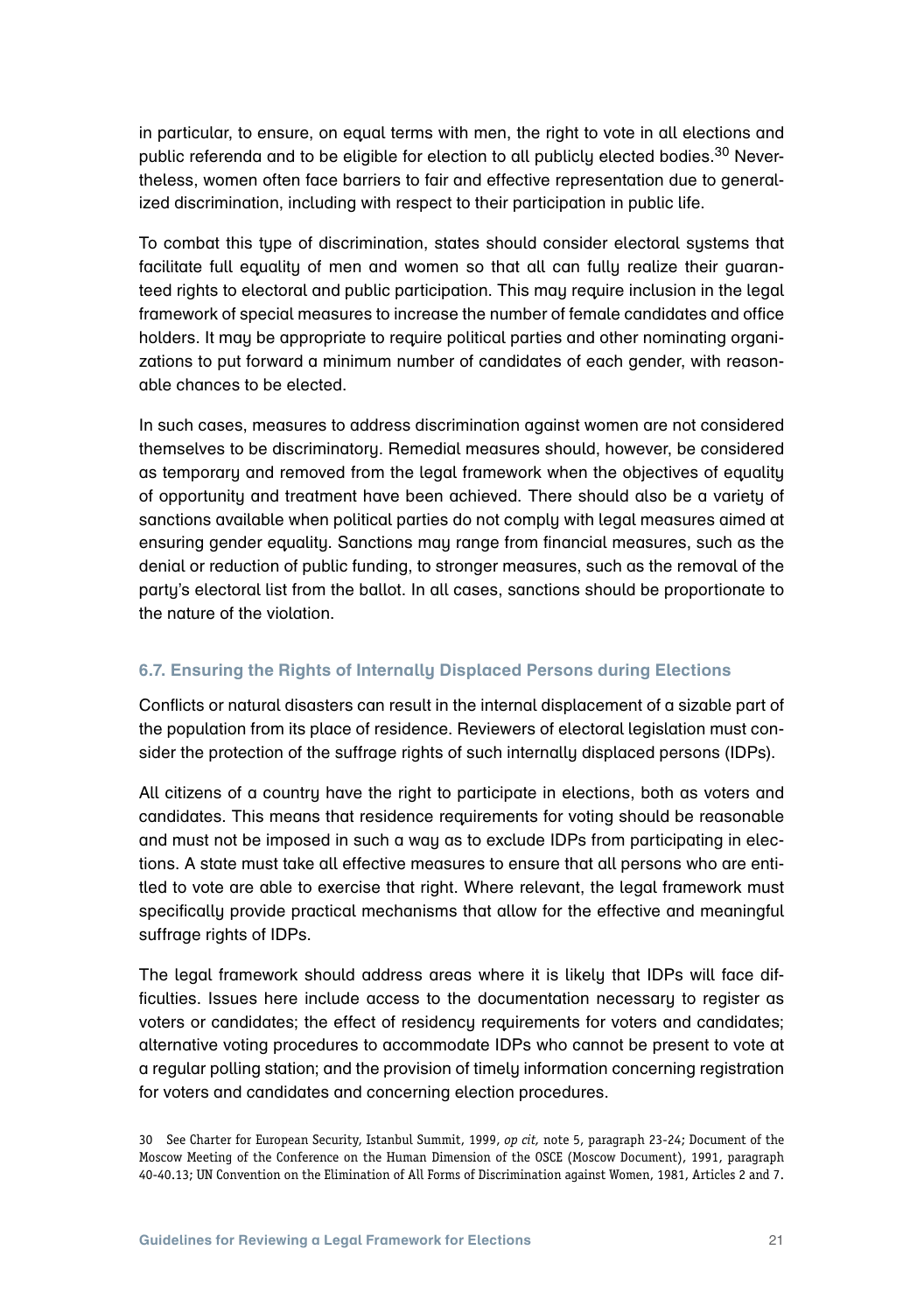in particular, to ensure, on equal terms with men, the right to vote in all elections and public referenda and to be eligible for election to all publicly elected bodies.[30] Nevertheless, women often face barriers to fair and effective representation due to generalized discrimination, including with respect to their participation in public life.

To combat this type of discrimination, states should consider electoral systems that facilitate full equality of men and women so that all can fully realize their guaranteed rights to electoral and public participation. This may require inclusion in the legal framework of special measures to increase the number of female candidates and office holders. It may be appropriate to require political parties and other nominating organizations to put forward a minimum number of candidates of each gender, with reasonable chances to be elected.

In such cases, measures to address discrimination against women are not considered themselves to be discriminatory. Remedial measures should, however, be considered as temporary and removed from the legal framework when the objectives of equality of opportunity and treatment have been achieved. There should also be a variety of sanctions available when political parties do not comply with legal measures aimed at ensuring gender equality. Sanctions may range from financial measures, such as the denial or reduction of public funding, to stronger measures, such as the removal of the party's electoral list from the ballot. In all cases, sanctions should be proportionate to the nature of the violation.

### 6.7. Ensuring the Rights of Internally Displaced Persons during Elections

Conflicts or natural disasters can result in the internal displacement of a sizable part of the population from its place of residence. Reviewers of electoral legislation must consider the protection of the suffrage rights of such internally displaced persons (IDPs).

All citizens of a country have the right to participate in elections, both as voters and candidates. This means that residence requirements for voting should be reasonable and must not be imposed in such a way as to exclude IDPs from participating in elections. A state must take all effective measures to ensure that all persons who are entitled to vote are able to exercise that right. Where relevant, the legal framework must specifically provide practical mechanisms that allow for the effective and meaningful suffrage rights of IDPs.

The legal framework should address areas where it is likely that IDPs will face difficulties. Issues here include access to the documentation necessary to register as voters or candidates; the effect of residency requirements for voters and candidates; alternative voting procedures to accommodate IDPs who cannot be present to vote at a regular polling station; and the provision of timely information concerning registration for voters and candidates and concerning election procedures.

30 See Charter for European Security, Istanbul Summit, 1999, *op cit,* note 5, paragraph 23-24; Document of the Moscow Meeting of the Conference on the Human Dimension of the OSCE (Moscow Document), 1991, paragraph 40-40.13; UN Convention on the Elimination of All Forms of Discrimination against Women, 1981, Articles 2 and 7.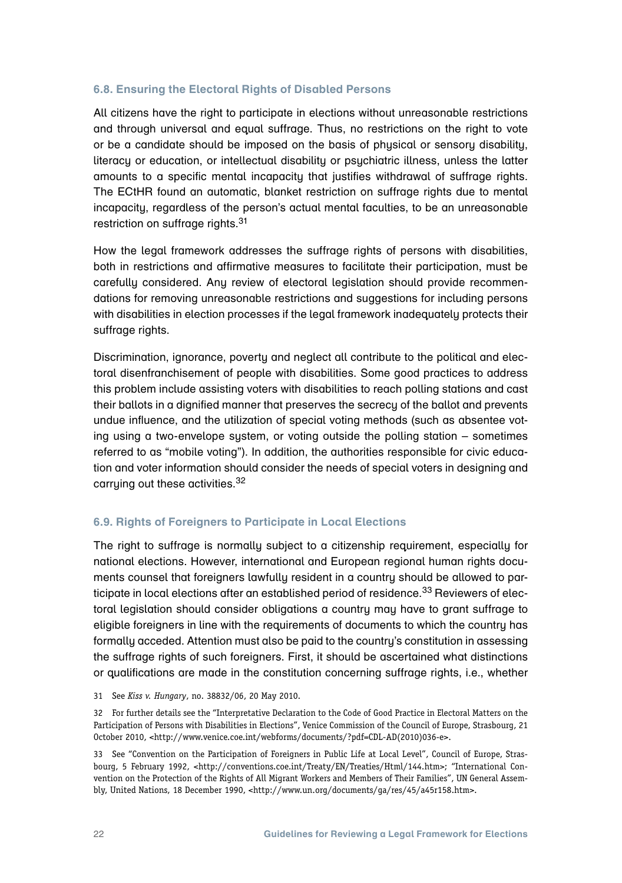### 6.8. Ensuring the Electoral Rights of Disabled Persons

All citizens have the right to participate in elections without unreasonable restrictions and through universal and equal suffrage. Thus, no restrictions on the right to vote or be a candidate should be imposed on the basis of physical or sensory disability, literacy or education, or intellectual disability or psychiatric illness, unless the latter amounts to a specific mental incapacity that justifies withdrawal of suffrage rights. The ECtHR found an automatic, blanket restriction on suffrage rights due to mental incapacity, regardless of the person's actual mental faculties, to be an unreasonable restriction on suffrage rights.[31]

How the legal framework addresses the suffrage rights of persons with disabilities, both in restrictions and affirmative measures to facilitate their participation, must be carefully considered. Any review of electoral legislation should provide recommendations for removing unreasonable restrictions and suggestions for including persons with disabilities in election processes if the legal framework inadequately protects their suffrage rights.

Discrimination, ignorance, poverty and neglect all contribute to the political and electoral disenfranchisement of people with disabilities. Some good practices to address this problem include assisting voters with disabilities to reach polling stations and cast their ballots in a dignified manner that preserves the secrecy of the ballot and prevents undue influence, and the utilization of special voting methods (such as absentee voting using a two-envelope system, or voting outside the polling station – sometimes referred to as "mobile voting"). In addition, the authorities responsible for civic education and voter information should consider the needs of special voters in designing and carrying out these activities.[32]

### 6.9. Rights of Foreigners to Participate in Local Elections

The right to suffrage is normally subject to a citizenship requirement, especially for national elections. However, international and European regional human rights documents counsel that foreigners lawfully resident in a country should be allowed to participate in local elections after an established period of residence.[33] Reviewers of electoral legislation should consider obligations a country may have to grant suffrage to eligible foreigners in line with the requirements of documents to which the country has formally acceded. Attention must also be paid to the country's constitution in assessing the suffrage rights of such foreigners. First, it should be ascertained what distinctions or qualifications are made in the constitution concerning suffrage rights, i.e., whether

31 See *Kiss v. Hungary*, no. 38832/06, 20 May 2010.

32 For further details see the "Interpretative Declaration to the Code of Good Practice in Electoral Matters on the Participation of Persons with Disabilities in Elections", Venice Commission of the Council of Europe, Strasbourg, 21 October 2010, <http://www.venice.coe.int/webforms/documents/?pdf=CDL-AD(2010)036-e>.

33 See "Convention on the Participation of Foreigners in Public Life at Local Level", Council of Europe, Strasbourg, 5 February 1992, <http://conventions.coe.int/Treaty/EN/Treaties/Html/144.htm>; "International Convention on the Protection of the Rights of All Migrant Workers and Members of Their Families", UN General Assembly, United Nations, 18 December 1990, <http://www.un.org/documents/ga/res/45/a45r158.htm>.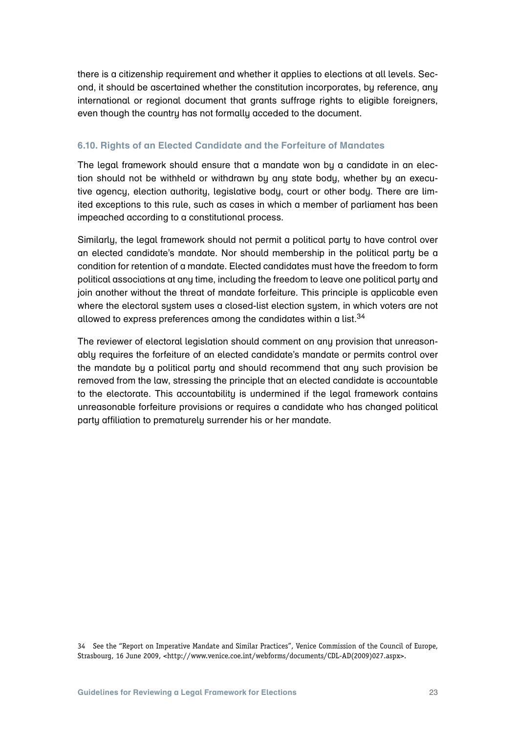there is a citizenship requirement and whether it applies to elections at all levels. Second, it should be ascertained whether the constitution incorporates, by reference, any international or regional document that grants suffrage rights to eligible foreigners, even though the country has not formally acceded to the document.

### 6.10. Rights of an Elected Candidate and the Forfeiture of Mandates

The legal framework should ensure that a mandate won by a candidate in an election should not be withheld or withdrawn by any state body, whether by an executive agency, election authority, legislative body, court or other body. There are limited exceptions to this rule, such as cases in which a member of parliament has been impeached according to a constitutional process.

Similarly, the legal framework should not permit a political party to have control over an elected candidate's mandate. Nor should membership in the political party be a condition for retention of a mandate. Elected candidates must have the freedom to form political associations at any time, including the freedom to leave one political party and join another without the threat of mandate forfeiture. This principle is applicable even where the electoral system uses a closed-list election system, in which voters are not allowed to express preferences among the candidates within a list.[34]

The reviewer of electoral legislation should comment on any provision that unreasonably requires the forfeiture of an elected candidate's mandate or permits control over the mandate by a political party and should recommend that any such provision be removed from the law, stressing the principle that an elected candidate is accountable to the electorate. This accountability is undermined if the legal framework contains unreasonable forfeiture provisions or requires a candidate who has changed political party affiliation to prematurely surrender his or her mandate.

34 See the "Report on Imperative Mandate and Similar Practices", Venice Commission of the Council of Europe, Strasbourg, 16 June 2009, <http://www.venice.coe.int/webforms/documents/CDL-AD(2009)027.aspx>.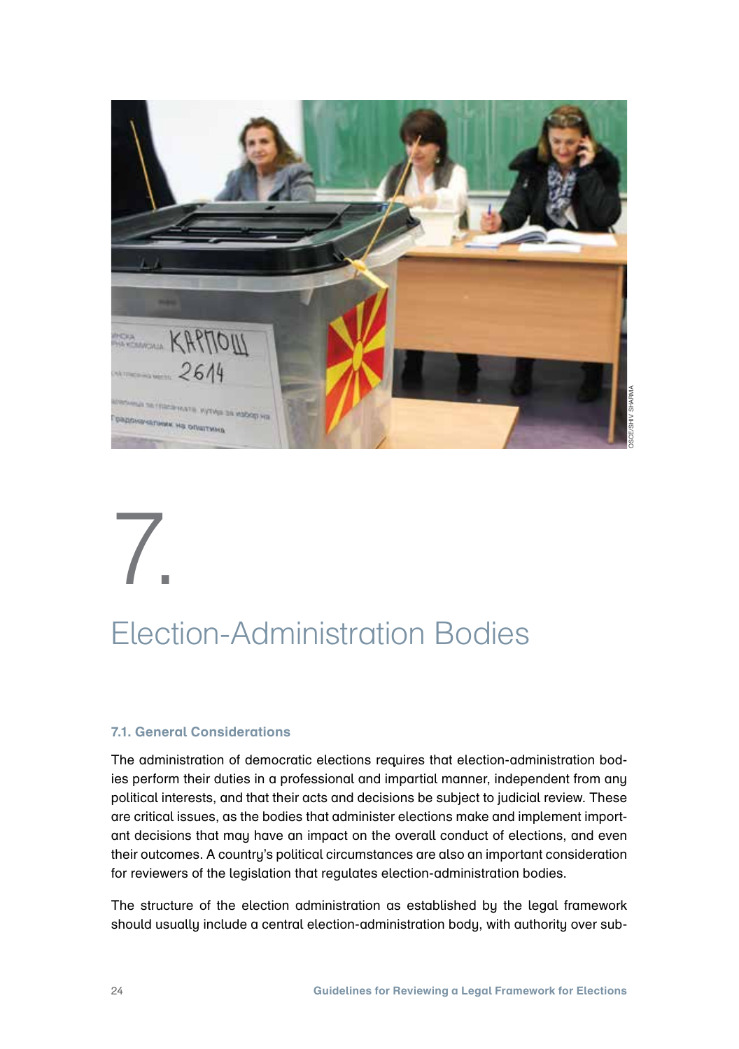# 7.

# Election-Administration Bodies

### 7.1. General Considerations

The administration of democratic elections requires that election-administration bodies perform their duties in a professional and impartial manner, independent from any political interests, and that their acts and decisions be subject to judicial review. These are critical issues, as the bodies that administer elections make and implement important decisions that may have an impact on the overall conduct of elections, and even their outcomes. A country's political circumstances are also an important consideration for reviewers of the legislation that regulates election-administration bodies.

The structure of the election administration as established by the legal framework should usually include a central election-administration body, with authority over sub-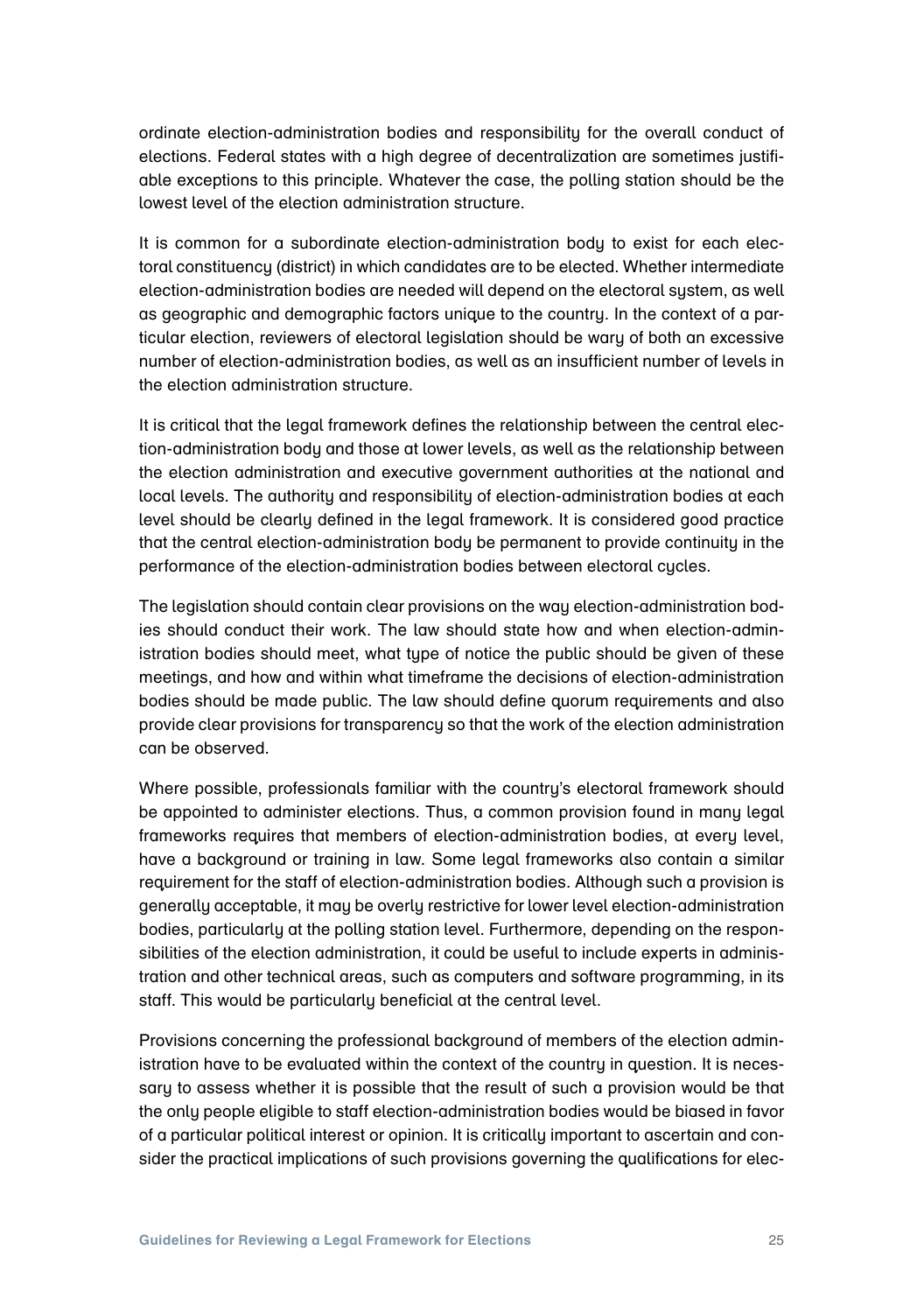ordinate election-administration bodies and responsibility for the overall conduct of elections. Federal states with a high degree of decentralization are sometimes justifiable exceptions to this principle. Whatever the case, the polling station should be the lowest level of the election administration structure.

It is common for a subordinate election-administration body to exist for each electoral constituency (district) in which candidates are to be elected. Whether intermediate election-administration bodies are needed will depend on the electoral system, as well as geographic and demographic factors unique to the country. In the context of a particular election, reviewers of electoral legislation should be wary of both an excessive number of election-administration bodies, as well as an insufficient number of levels in the election administration structure.

It is critical that the legal framework defines the relationship between the central election-administration body and those at lower levels, as well as the relationship between the election administration and executive government authorities at the national and local levels. The authority and responsibility of election-administration bodies at each level should be clearly defined in the legal framework. It is considered good practice that the central election-administration body be permanent to provide continuity in the performance of the election-administration bodies between electoral cycles.

The legislation should contain clear provisions on the way election-administration bodies should conduct their work. The law should state how and when election-administration bodies should meet, what type of notice the public should be given of these meetings, and how and within what timeframe the decisions of election-administration bodies should be made public. The law should define quorum requirements and also provide clear provisions for transparency so that the work of the election administration can be observed.

Where possible, professionals familiar with the country's electoral framework should be appointed to administer elections. Thus, a common provision found in many legal frameworks requires that members of election-administration bodies, at every level, have a background or training in law. Some legal frameworks also contain a similar requirement for the staff of election-administration bodies. Although such a provision is generally acceptable, it may be overly restrictive for lower level election-administration bodies, particularly at the polling station level. Furthermore, depending on the responsibilities of the election administration, it could be useful to include experts in administration and other technical areas, such as computers and software programming, in its staff. This would be particularly beneficial at the central level.

Provisions concerning the professional background of members of the election administration have to be evaluated within the context of the country in question. It is necessary to assess whether it is possible that the result of such a provision would be that the only people eligible to staff election-administration bodies would be biased in favor of a particular political interest or opinion. It is critically important to ascertain and consider the practical implications of such provisions governing the qualifications for elec-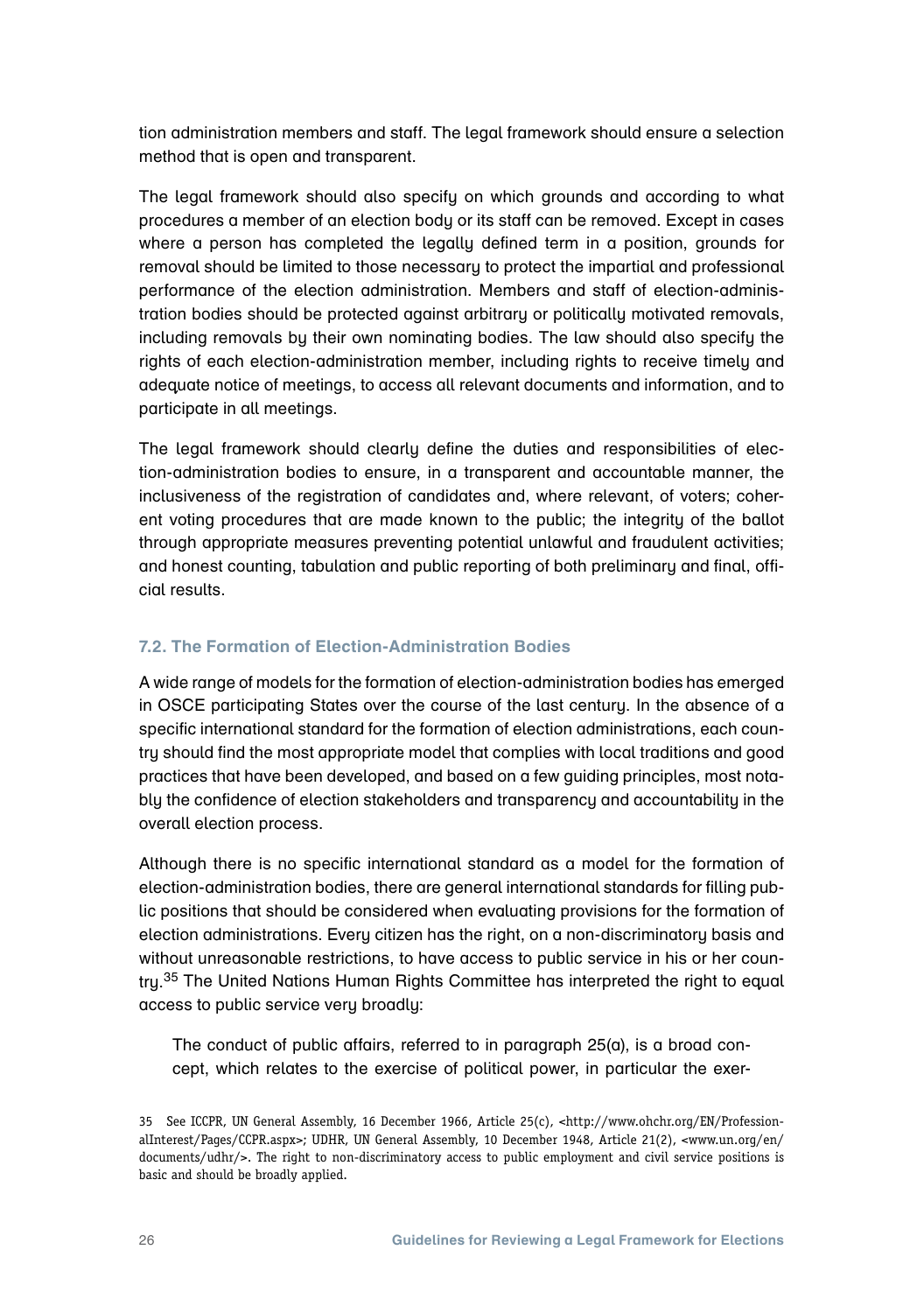tion administration members and staff. The legal framework should ensure a selection method that is open and transparent.

The legal framework should also specify on which grounds and according to what procedures a member of an election body or its staff can be removed. Except in cases where a person has completed the legally defined term in a position, grounds for removal should be limited to those necessary to protect the impartial and professional performance of the election administration. Members and staff of election-administration bodies should be protected against arbitrary or politically motivated removals, including removals by their own nominating bodies. The law should also specify the rights of each election-administration member, including rights to receive timely and adequate notice of meetings, to access all relevant documents and information, and to participate in all meetings.

The legal framework should clearly define the duties and responsibilities of election-administration bodies to ensure, in a transparent and accountable manner, the inclusiveness of the registration of candidates and, where relevant, of voters; coherent voting procedures that are made known to the public; the integrity of the ballot through appropriate measures preventing potential unlawful and fraudulent activities; and honest counting, tabulation and public reporting of both preliminary and final, official results.

### 7.2. The Formation of Election-Administration Bodies

A wide range of models for the formation of election-administration bodies has emerged in OSCE participating States over the course of the last century. In the absence of a specific international standard for the formation of election administrations, each country should find the most appropriate model that complies with local traditions and good practices that have been developed, and based on a few guiding principles, most notably the confidence of election stakeholders and transparency and accountability in the overall election process.

Although there is no specific international standard as a model for the formation of election-administration bodies, there are general international standards for filling public positions that should be considered when evaluating provisions for the formation of election administrations. Every citizen has the right, on a non-discriminatory basis and without unreasonable restrictions, to have access to public service in his or her country.[35] The United Nations Human Rights Committee has interpreted the right to equal access to public service very broadly:

> The conduct of public affairs, referred to in paragraph 25(a), is a broad concept, which relates to the exercise of political power, in particular the exer-

35 See ICCPR, UN General Assembly, 16 December 1966, Article 25(c), <http://www.ohchr.org/EN/ProfessionalInterest/Pages/CCPR.aspx>; UDHR, UN General Assembly, 10 December 1948, Article 21(2), <www.un.org/en/documents/udhr/>. The right to non-discriminatory access to public employment and civil service positions is basic and should be broadly applied.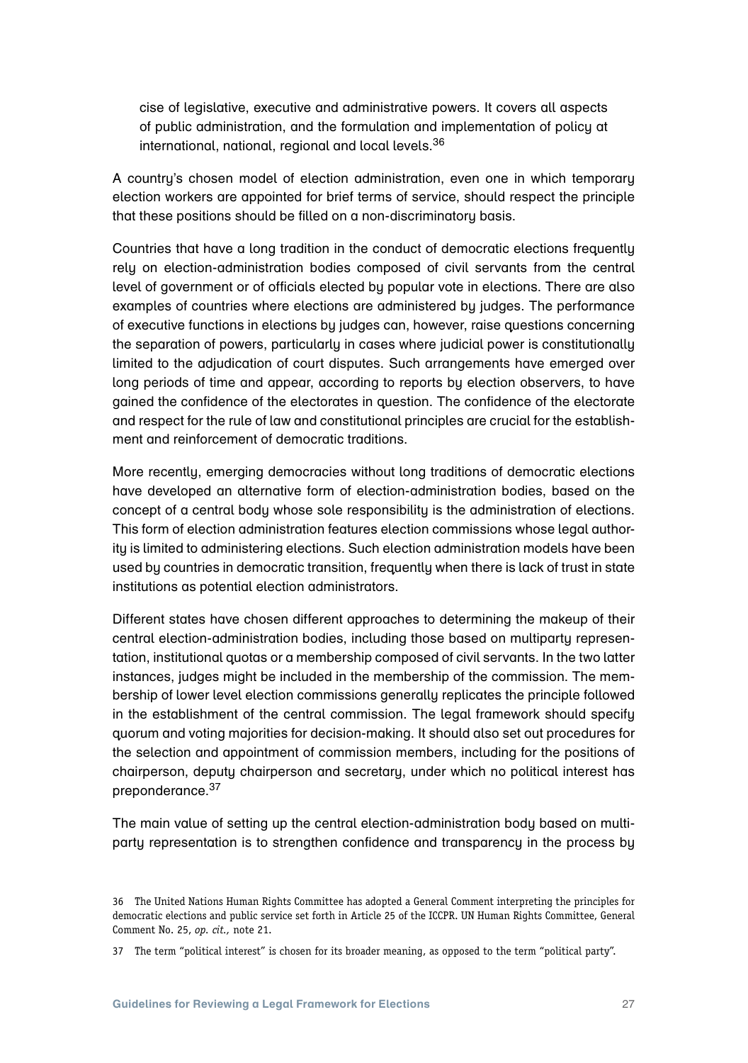cise of legislative, executive and administrative powers. It covers all aspects of public administration, and the formulation and implementation of policy at international, national, regional and local levels.[36]

A country's chosen model of election administration, even one in which temporary election workers are appointed for brief terms of service, should respect the principle that these positions should be filled on a non-discriminatory basis.

Countries that have a long tradition in the conduct of democratic elections frequently rely on election-administration bodies composed of civil servants from the central level of government or of officials elected by popular vote in elections. There are also examples of countries where elections are administered by judges. The performance of executive functions in elections by judges can, however, raise questions concerning the separation of powers, particularly in cases where judicial power is constitutionally limited to the adjudication of court disputes. Such arrangements have emerged over long periods of time and appear, according to reports by election observers, to have gained the confidence of the electorates in question. The confidence of the electorate and respect for the rule of law and constitutional principles are crucial for the establishment and reinforcement of democratic traditions.

More recently, emerging democracies without long traditions of democratic elections have developed an alternative form of election-administration bodies, based on the concept of a central body whose sole responsibility is the administration of elections. This form of election administration features election commissions whose legal authority is limited to administering elections. Such election administration models have been used by countries in democratic transition, frequently when there is lack of trust in state institutions as potential election administrators.

Different states have chosen different approaches to determining the makeup of their central election-administration bodies, including those based on multiparty representation, institutional quotas or a membership composed of civil servants. In the two latter instances, judges might be included in the membership of the commission. The membership of lower level election commissions generally replicates the principle followed in the establishment of the central commission. The legal framework should specify quorum and voting majorities for decision-making. It should also set out procedures for the selection and appointment of commission members, including for the positions of chairperson, deputy chairperson and secretary, under which no political interest has preponderance.[37]

The main value of setting up the central election-administration body based on multiparty representation is to strengthen confidence and transparency in the process by

36 The United Nations Human Rights Committee has adopted a General Comment interpreting the principles for democratic elections and public service set forth in Article 25 of the ICCPR. UN Human Rights Committee, General Comment No. 25, *op. cit.,* note 21.

37 The term "political interest" is chosen for its broader meaning, as opposed to the term "political party".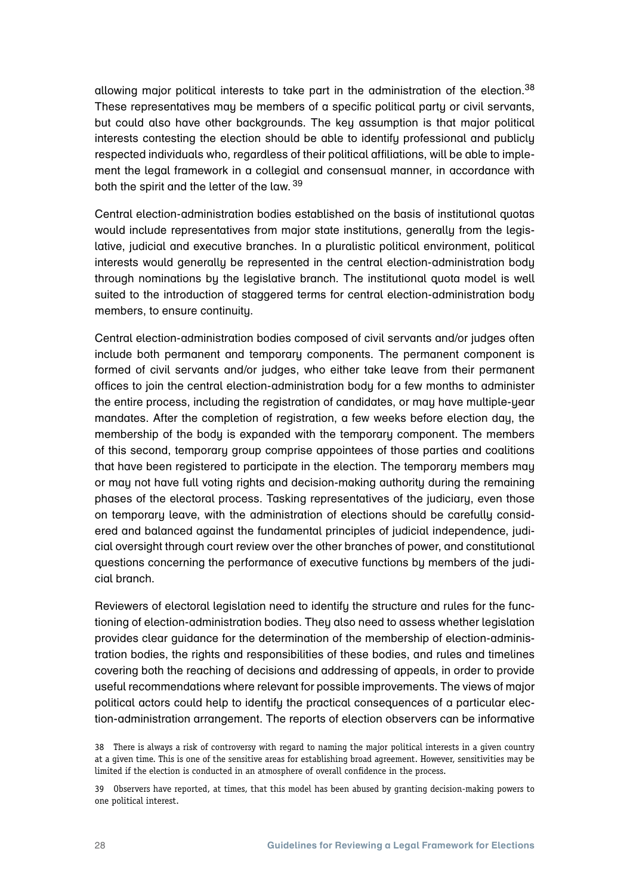allowing major political interests to take part in the administration of the election.[38] These representatives may be members of a specific political party or civil servants, but could also have other backgrounds. The key assumption is that major political interests contesting the election should be able to identify professional and publicly respected individuals who, regardless of their political affiliations, will be able to implement the legal framework in a collegial and consensual manner, in accordance with both the spirit and the letter of the law.[39]

Central election-administration bodies established on the basis of institutional quotas would include representatives from major state institutions, generally from the legislative, judicial and executive branches. In a pluralistic political environment, political interests would generally be represented in the central election-administration body through nominations by the legislative branch. The institutional quota model is well suited to the introduction of staggered terms for central election-administration body members, to ensure continuity.

Central election-administration bodies composed of civil servants and/or judges often include both permanent and temporary components. The permanent component is formed of civil servants and/or judges, who either take leave from their permanent offices to join the central election-administration body for a few months to administer the entire process, including the registration of candidates, or may have multiple-year mandates. After the completion of registration, a few weeks before election day, the membership of the body is expanded with the temporary component. The members of this second, temporary group comprise appointees of those parties and coalitions that have been registered to participate in the election. The temporary members may or may not have full voting rights and decision-making authority during the remaining phases of the electoral process. Tasking representatives of the judiciary, even those on temporary leave, with the administration of elections should be carefully considered and balanced against the fundamental principles of judicial independence, judicial oversight through court review over the other branches of power, and constitutional questions concerning the performance of executive functions by members of the judicial branch.

Reviewers of electoral legislation need to identify the structure and rules for the functioning of election-administration bodies. They also need to assess whether legislation provides clear guidance for the determination of the membership of election-administration bodies, the rights and responsibilities of these bodies, and rules and timelines covering both the reaching of decisions and addressing of appeals, in order to provide useful recommendations where relevant for possible improvements. The views of major political actors could help to identify the practical consequences of a particular election-administration arrangement. The reports of election observers can be informative

38 There is always a risk of controversy with regard to naming the major political interests in a given country at a given time. This is one of the sensitive areas for establishing broad agreement. However, sensitivities may be limited if the election is conducted in an atmosphere of overall confidence in the process.

39 Observers have reported, at times, that this model has been abused by granting decision-making powers to one political interest.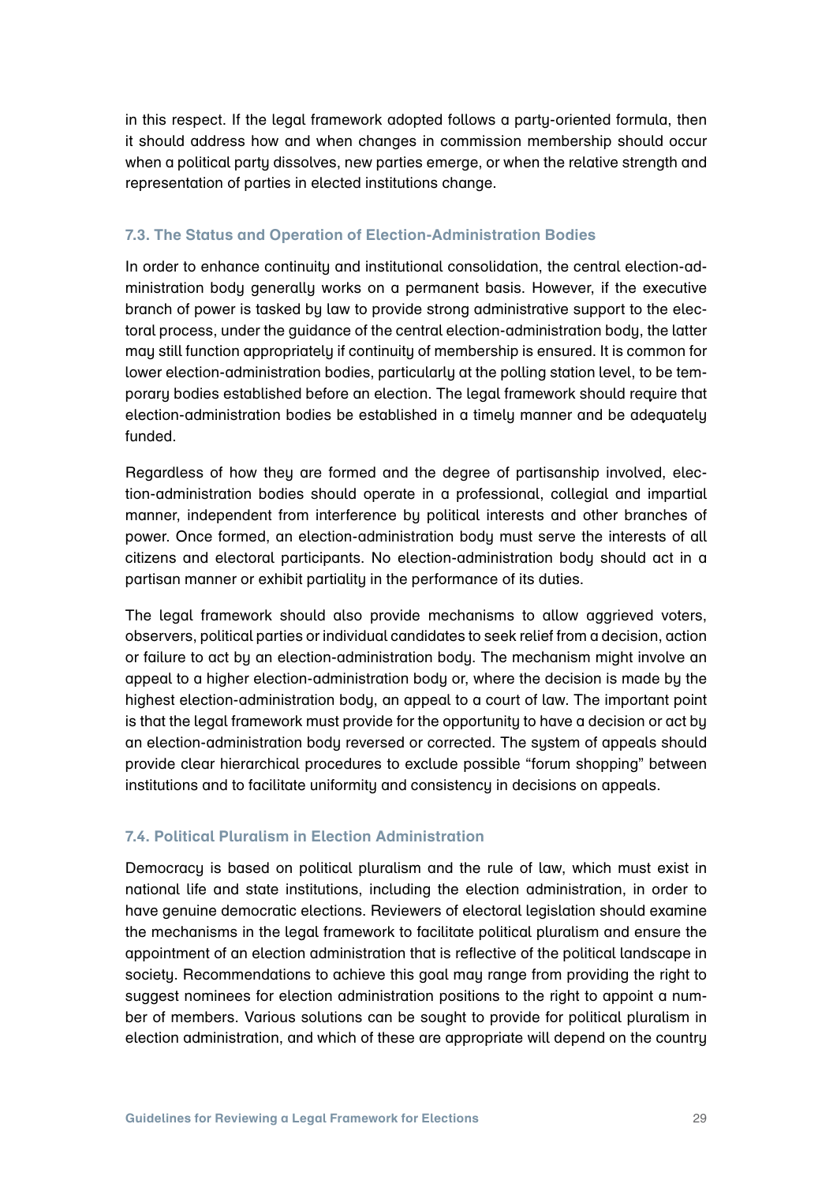in this respect. If the legal framework adopted follows a party-oriented formula, then it should address how and when changes in commission membership should occur when a political party dissolves, new parties emerge, or when the relative strength and representation of parties in elected institutions change.

### 7.3. The Status and Operation of Election-Administration Bodies

In order to enhance continuity and institutional consolidation, the central election-administration body generally works on a permanent basis. However, if the executive branch of power is tasked by law to provide strong administrative support to the electoral process, under the guidance of the central election-administration body, the latter may still function appropriately if continuity of membership is ensured. It is common for lower election-administration bodies, particularly at the polling station level, to be temporary bodies established before an election. The legal framework should require that election-administration bodies be established in a timely manner and be adequately funded.

Regardless of how they are formed and the degree of partisanship involved, election-administration bodies should operate in a professional, collegial and impartial manner, independent from interference by political interests and other branches of power. Once formed, an election-administration body must serve the interests of all citizens and electoral participants. No election-administration body should act in a partisan manner or exhibit partiality in the performance of its duties.

The legal framework should also provide mechanisms to allow aggrieved voters, observers, political parties or individual candidates to seek relief from a decision, action or failure to act by an election-administration body. The mechanism might involve an appeal to a higher election-administration body or, where the decision is made by the highest election-administration body, an appeal to a court of law. The important point is that the legal framework must provide for the opportunity to have a decision or act by an election-administration body reversed or corrected. The system of appeals should provide clear hierarchical procedures to exclude possible "forum shopping" between institutions and to facilitate uniformity and consistency in decisions on appeals.

### 7.4. Political Pluralism in Election Administration

Democracy is based on political pluralism and the rule of law, which must exist in national life and state institutions, including the election administration, in order to have genuine democratic elections. Reviewers of electoral legislation should examine the mechanisms in the legal framework to facilitate political pluralism and ensure the appointment of an election administration that is reflective of the political landscape in society. Recommendations to achieve this goal may range from providing the right to suggest nominees for election administration positions to the right to appoint a number of members. Various solutions can be sought to provide for political pluralism in election administration, and which of these are appropriate will depend on the country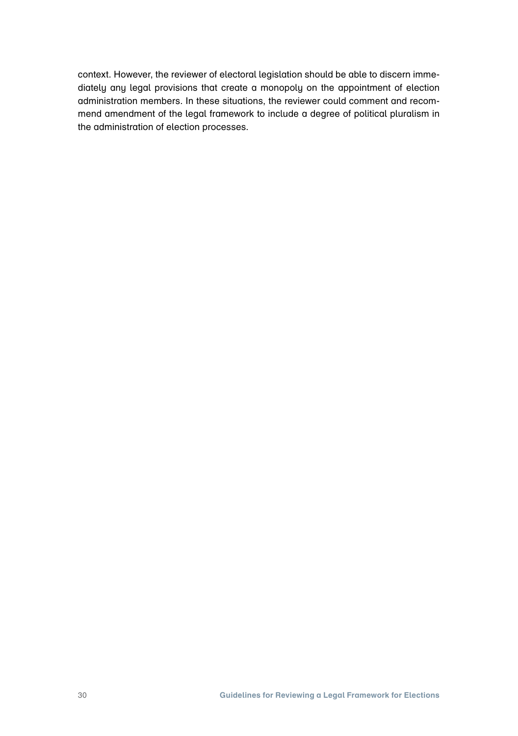context. However, the reviewer of electoral legislation should be able to discern immediately any legal provisions that create a monopoly on the appointment of election administration members. In these situations, the reviewer could comment and recommend amendment of the legal framework to include a degree of political pluralism in the administration of election processes.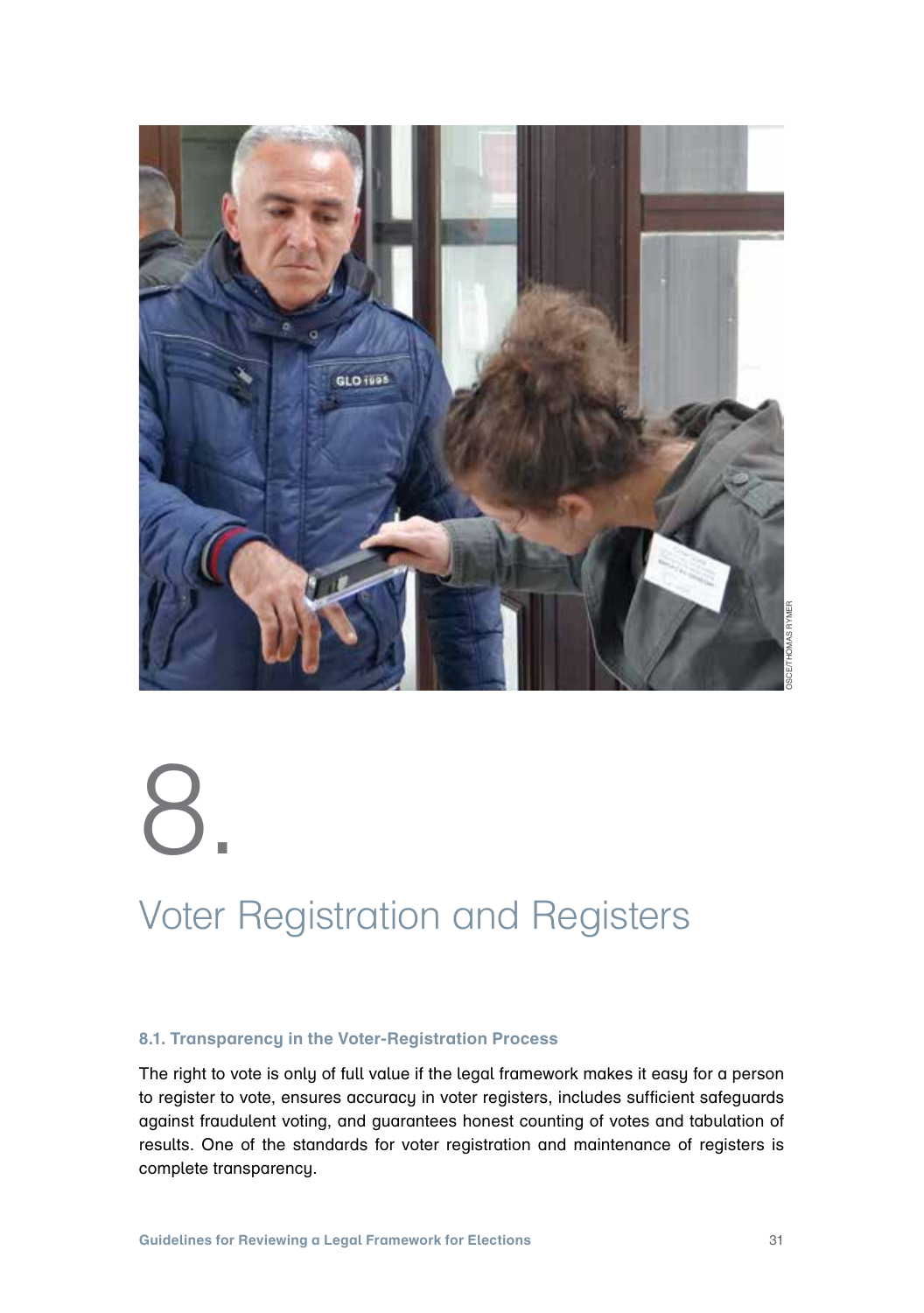# 8. Voter Registration and Registers

### 8.1. Transparency in the Voter-Registration Process

The right to vote is only of full value if the legal framework makes it easy for a person to register to vote, ensures accuracy in voter registers, includes sufficient safeguards against fraudulent voting, and guarantees honest counting of votes and tabulation of results. One of the standards for voter registration and maintenance of registers is complete transparency.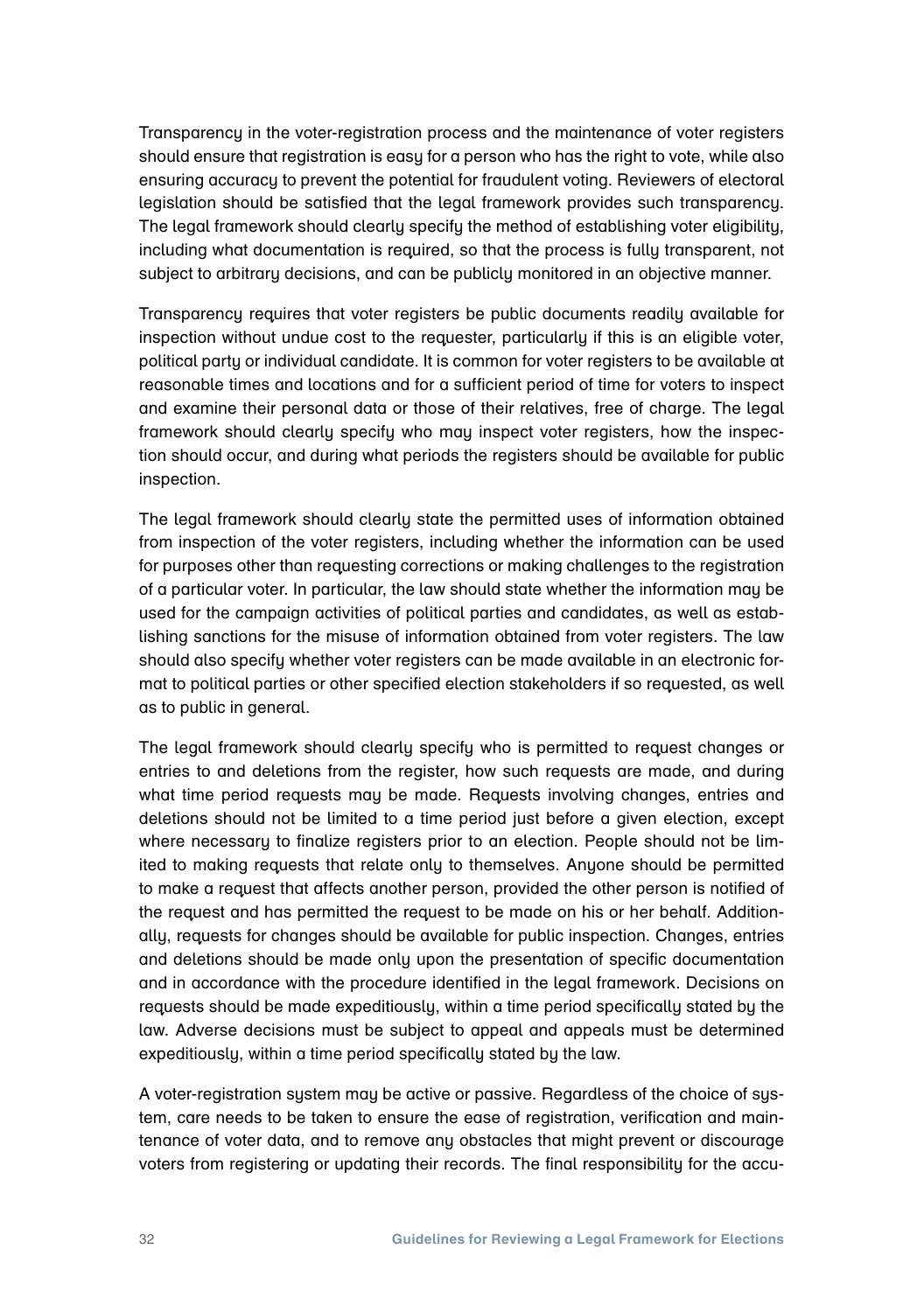Transparency in the voter-registration process and the maintenance of voter registers should ensure that registration is easy for a person who has the right to vote, while also ensuring accuracy to prevent the potential for fraudulent voting. Reviewers of electoral legislation should be satisfied that the legal framework provides such transparency. The legal framework should clearly specify the method of establishing voter eligibility, including what documentation is required, so that the process is fully transparent, not subject to arbitrary decisions, and can be publicly monitored in an objective manner.

Transparency requires that voter registers be public documents readily available for inspection without undue cost to the requester, particularly if this is an eligible voter, political party or individual candidate. It is common for voter registers to be available at reasonable times and locations and for a sufficient period of time for voters to inspect and examine their personal data or those of their relatives, free of charge. The legal framework should clearly specify who may inspect voter registers, how the inspection should occur, and during what periods the registers should be available for public inspection.

The legal framework should clearly state the permitted uses of information obtained from inspection of the voter registers, including whether the information can be used for purposes other than requesting corrections or making challenges to the registration of a particular voter. In particular, the law should state whether the information may be used for the campaign activities of political parties and candidates, as well as establishing sanctions for the misuse of information obtained from voter registers. The law should also specify whether voter registers can be made available in an electronic format to political parties or other specified election stakeholders if so requested, as well as to public in general.

The legal framework should clearly specify who is permitted to request changes or entries to and deletions from the register, how such requests are made, and during what time period requests may be made. Requests involving changes, entries and deletions should not be limited to a time period just before a given election, except where necessary to finalize registers prior to an election. People should not be limited to making requests that relate only to themselves. Anyone should be permitted to make a request that affects another person, provided the other person is notified of the request and has permitted the request to be made on his or her behalf. Additionally, requests for changes should be available for public inspection. Changes, entries and deletions should be made only upon the presentation of specific documentation and in accordance with the procedure identified in the legal framework. Decisions on requests should be made expeditiously, within a time period specifically stated by the law. Adverse decisions must be subject to appeal and appeals must be determined expeditiously, within a time period specifically stated by the law.

A voter-registration system may be active or passive. Regardless of the choice of system, care needs to be taken to ensure the ease of registration, verification and maintenance of voter data, and to remove any obstacles that might prevent or discourage voters from registering or updating their records. The final responsibility for the accu-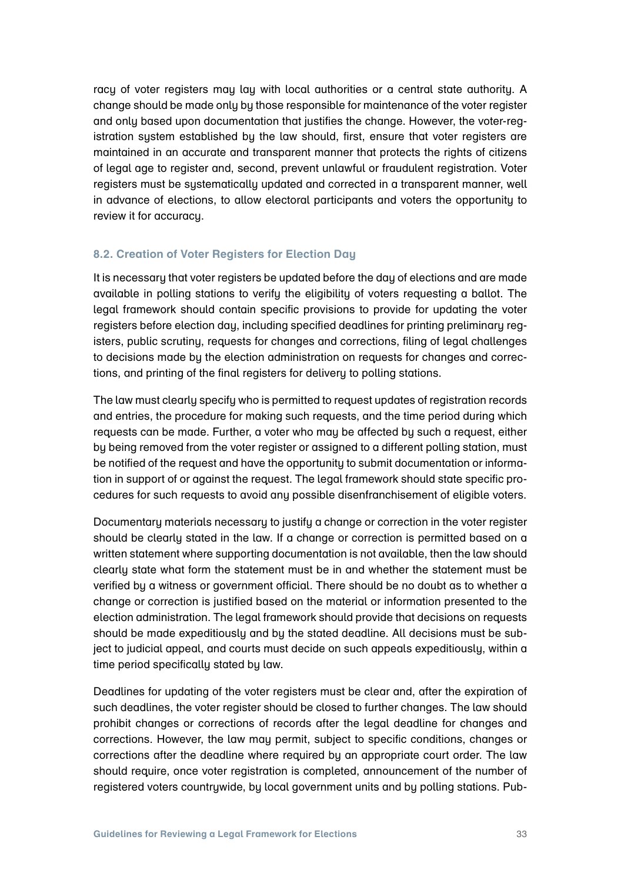racy of voter registers may lay with local authorities or a central state authority. A change should be made only by those responsible for maintenance of the voter register and only based upon documentation that justifies the change. However, the voter-registration system established by the law should, first, ensure that voter registers are maintained in an accurate and transparent manner that protects the rights of citizens of legal age to register and, second, prevent unlawful or fraudulent registration. Voter registers must be systematically updated and corrected in a transparent manner, well in advance of elections, to allow electoral participants and voters the opportunity to review it for accuracy.

### 8.2. Creation of Voter Registers for Election Day

It is necessary that voter registers be updated before the day of elections and are made available in polling stations to verify the eligibility of voters requesting a ballot. The legal framework should contain specific provisions to provide for updating the voter registers before election day, including specified deadlines for printing preliminary registers, public scrutiny, requests for changes and corrections, filing of legal challenges to decisions made by the election administration on requests for changes and corrections, and printing of the final registers for delivery to polling stations.

The law must clearly specify who is permitted to request updates of registration records and entries, the procedure for making such requests, and the time period during which requests can be made. Further, a voter who may be affected by such a request, either by being removed from the voter register or assigned to a different polling station, must be notified of the request and have the opportunity to submit documentation or information in support of or against the request. The legal framework should state specific procedures for such requests to avoid any possible disenfranchisement of eligible voters.

Documentary materials necessary to justify a change or correction in the voter register should be clearly stated in the law. If a change or correction is permitted based on a written statement where supporting documentation is not available, then the law should clearly state what form the statement must be in and whether the statement must be verified by a witness or government official. There should be no doubt as to whether a change or correction is justified based on the material or information presented to the election administration. The legal framework should provide that decisions on requests should be made expeditiously and by the stated deadline. All decisions must be subject to judicial appeal, and courts must decide on such appeals expeditiously, within a time period specifically stated by law.

Deadlines for updating of the voter registers must be clear and, after the expiration of such deadlines, the voter register should be closed to further changes. The law should prohibit changes or corrections of records after the legal deadline for changes and corrections. However, the law may permit, subject to specific conditions, changes or corrections after the deadline where required by an appropriate court order. The law should require, once voter registration is completed, announcement of the number of registered voters countrywide, by local government units and by polling stations. Pub-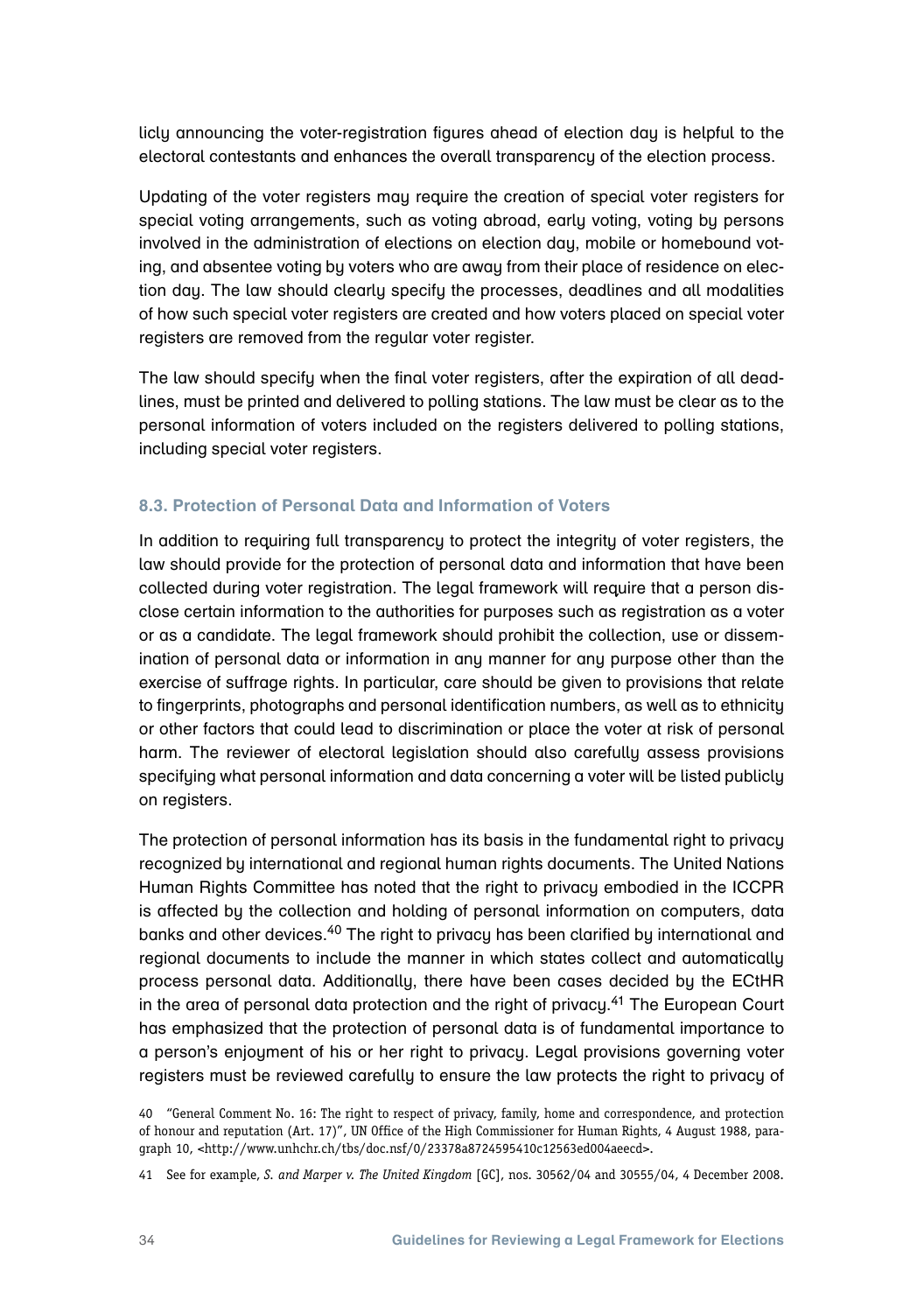licly announcing the voter-registration figures ahead of election day is helpful to the electoral contestants and enhances the overall transparency of the election process.

Updating of the voter registers may require the creation of special voter registers for special voting arrangements, such as voting abroad, early voting, voting by persons involved in the administration of elections on election day, mobile or homebound voting, and absentee voting by voters who are away from their place of residence on election day. The law should clearly specify the processes, deadlines and all modalities of how such special voter registers are created and how voters placed on special voter registers are removed from the regular voter register.

The law should specify when the final voter registers, after the expiration of all deadlines, must be printed and delivered to polling stations. The law must be clear as to the personal information of voters included on the registers delivered to polling stations, including special voter registers.

### 8.3. Protection of Personal Data and Information of Voters

In addition to requiring full transparency to protect the integrity of voter registers, the law should provide for the protection of personal data and information that have been collected during voter registration. The legal framework will require that a person disclose certain information to the authorities for purposes such as registration as a voter or as a candidate. The legal framework should prohibit the collection, use or dissemination of personal data or information in any manner for any purpose other than the exercise of suffrage rights. In particular, care should be given to provisions that relate to fingerprints, photographs and personal identification numbers, as well as to ethnicity or other factors that could lead to discrimination or place the voter at risk of personal harm. The reviewer of electoral legislation should also carefully assess provisions specifying what personal information and data concerning a voter will be listed publicly on registers.

The protection of personal information has its basis in the fundamental right to privacy recognized by international and regional human rights documents. The United Nations Human Rights Committee has noted that the right to privacy embodied in the ICCPR is affected by the collection and holding of personal information on computers, data banks and other devices.[40] The right to privacy has been clarified by international and regional documents to include the manner in which states collect and automatically process personal data. Additionally, there have been cases decided by the ECtHR in the area of personal data protection and the right of privacy.[41] The European Court has emphasized that the protection of personal data is of fundamental importance to a person's enjoyment of his or her right to privacy. Legal provisions governing voter registers must be reviewed carefully to ensure the law protects the right to privacy of

40 "General Comment No. 16: The right to respect of privacy, family, home and correspondence, and protection of honour and reputation (Art. 17)", UN Office of the High Commissioner for Human Rights, 4 August 1988, paragraph 10, <http://www.unhchr.ch/tbs/doc.nsf/0/23378a8724595410c12563ed004aeecd>.

41 See for example, *S. and Marper v. The United Kingdom* [GC], nos. 30562/04 and 30555/04, 4 December 2008.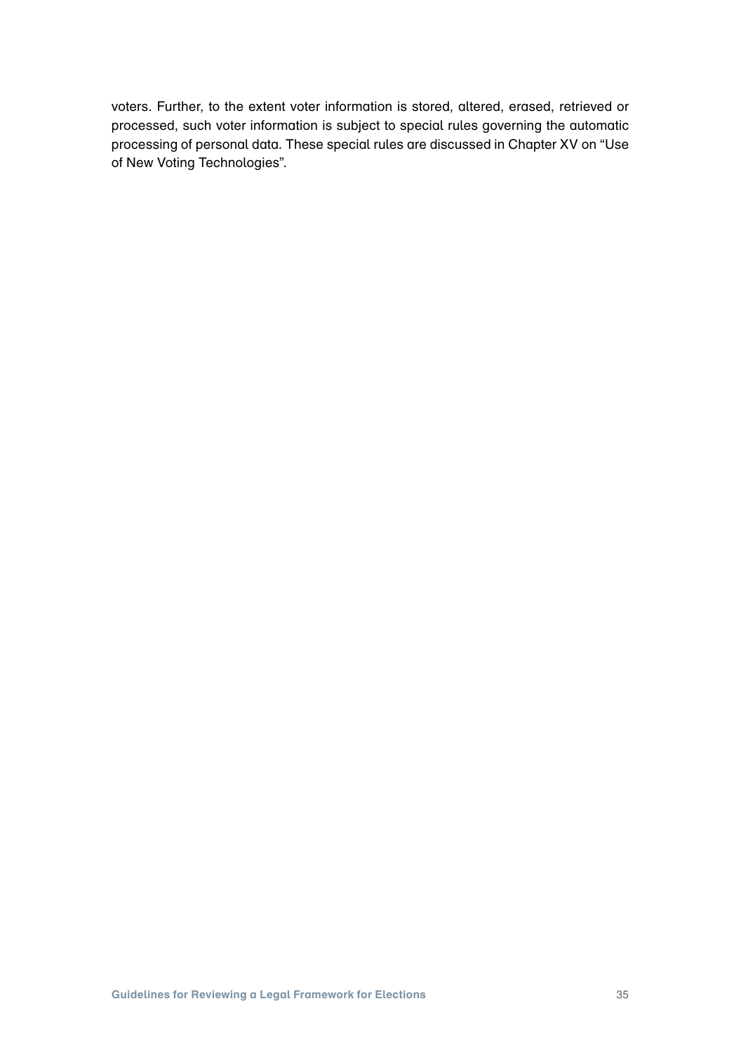voters. Further, to the extent voter information is stored, altered, erased, retrieved or processed, such voter information is subject to special rules governing the automatic processing of personal data. These special rules are discussed in Chapter XV on "Use of New Voting Technologies".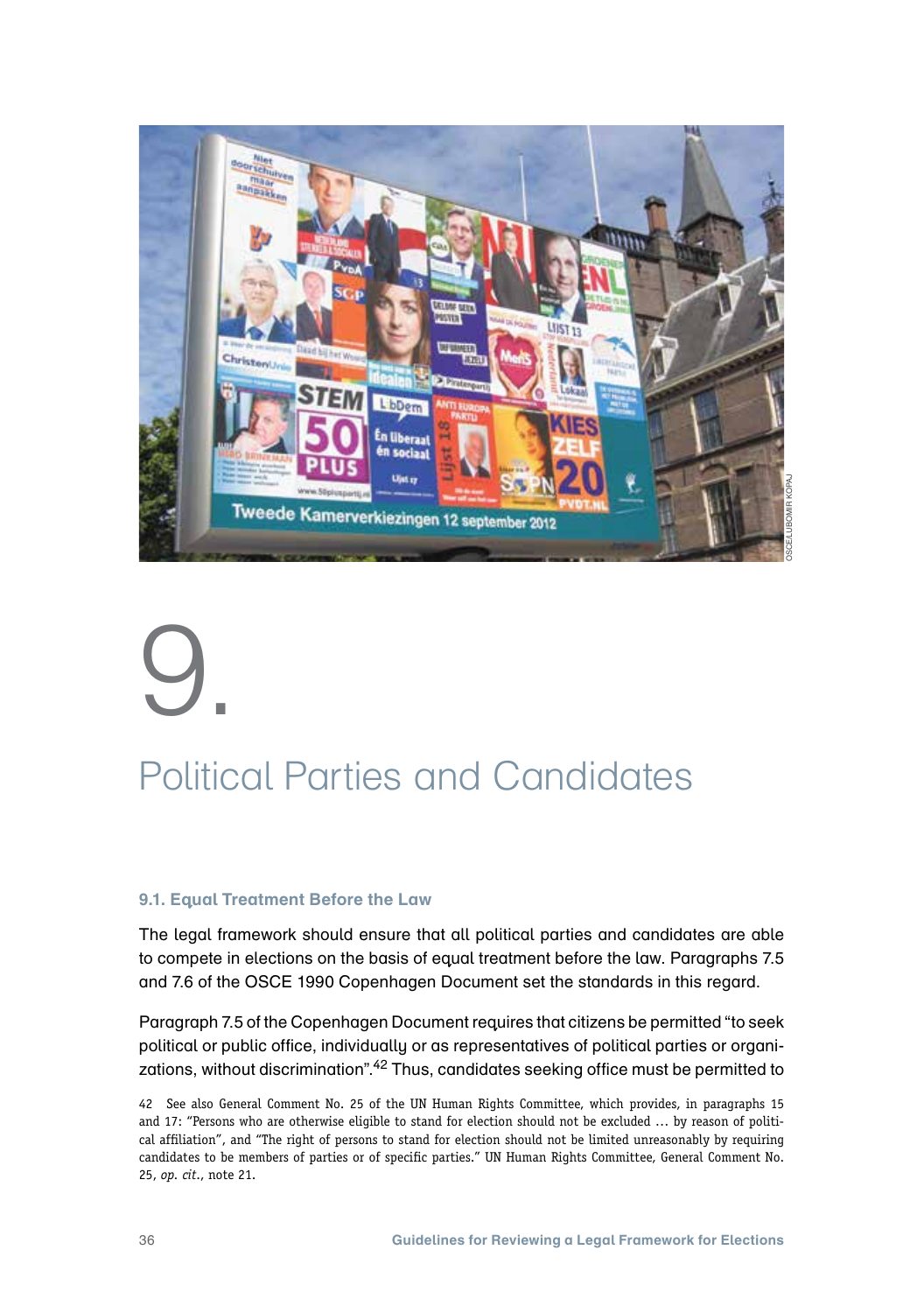# 9. Political Parties and Candidates

### 9.1. Equal Treatment Before the Law

The legal framework should ensure that all political parties and candidates are able to compete in elections on the basis of equal treatment before the law. Paragraphs 7.5 and 7.6 of the OSCE 1990 Copenhagen Document set the standards in this regard.

Paragraph 7.5 of the Copenhagen Document requires that citizens be permitted "to seek political or public office, individually or as representatives of political parties or organizations, without discrimination".[42] Thus, candidates seeking office must be permitted to

42 See also General Comment No. 25 of the UN Human Rights Committee, which provides, in paragraphs 15 and 17: "Persons who are otherwise eligible to stand for election should not be excluded … by reason of political affiliation", and "The right of persons to stand for election should not be limited unreasonably by requiring candidates to be members of parties or of specific parties." UN Human Rights Committee, General Comment No. 25, *op. cit.*, note 21.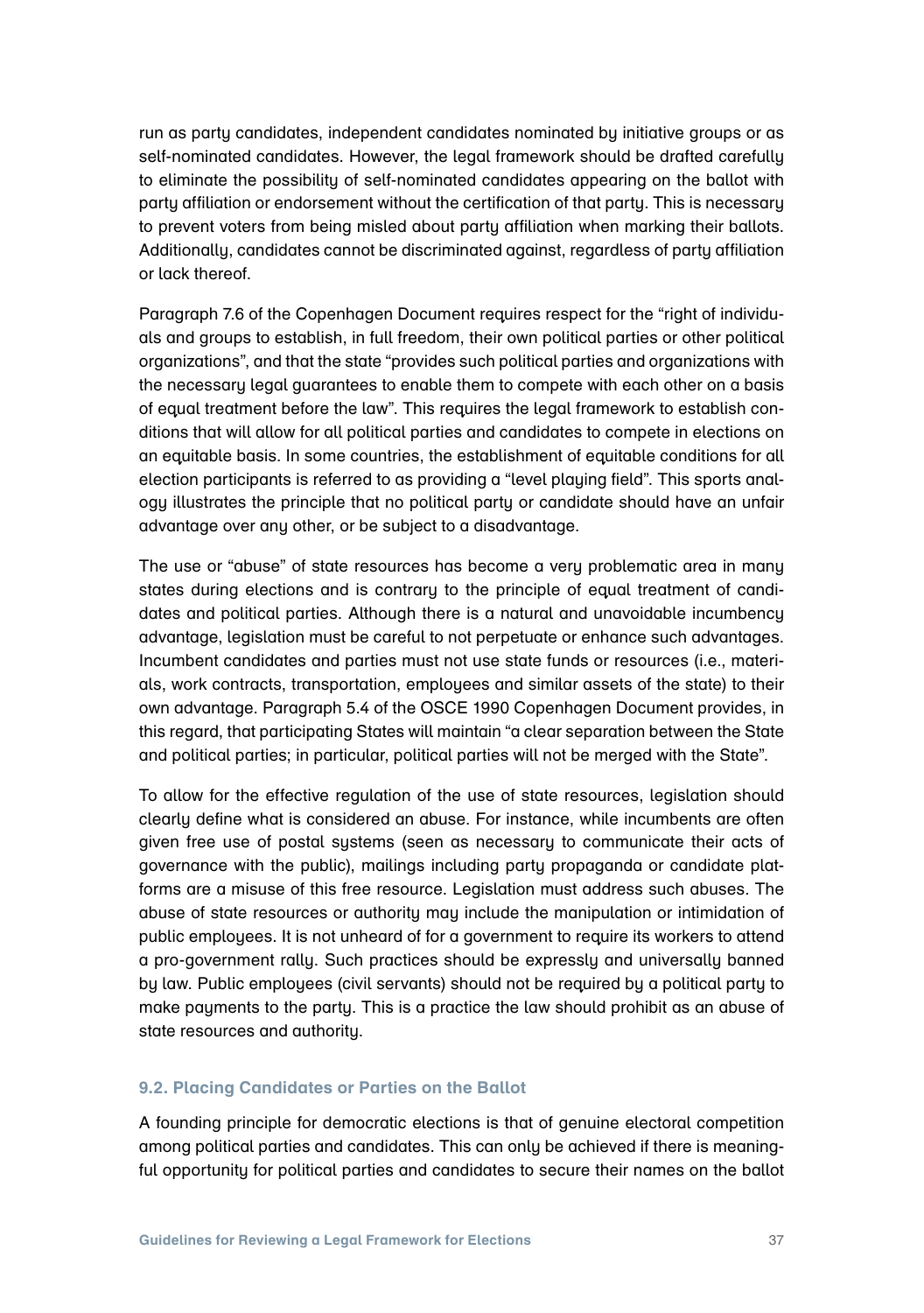run as party candidates, independent candidates nominated by initiative groups or as self-nominated candidates. However, the legal framework should be drafted carefully to eliminate the possibility of self-nominated candidates appearing on the ballot with party affiliation or endorsement without the certification of that party. This is necessary to prevent voters from being misled about party affiliation when marking their ballots. Additionally, candidates cannot be discriminated against, regardless of party affiliation or lack thereof.

Paragraph 7.6 of the Copenhagen Document requires respect for the "right of individuals and groups to establish, in full freedom, their own political parties or other political organizations", and that the state "provides such political parties and organizations with the necessary legal guarantees to enable them to compete with each other on a basis of equal treatment before the law". This requires the legal framework to establish conditions that will allow for all political parties and candidates to compete in elections on an equitable basis. In some countries, the establishment of equitable conditions for all election participants is referred to as providing a "level playing field". This sports analogy illustrates the principle that no political party or candidate should have an unfair advantage over any other, or be subject to a disadvantage.

The use or "abuse" of state resources has become a very problematic area in many states during elections and is contrary to the principle of equal treatment of candidates and political parties. Although there is a natural and unavoidable incumbency advantage, legislation must be careful to not perpetuate or enhance such advantages. Incumbent candidates and parties must not use state funds or resources (i.e., materials, work contracts, transportation, employees and similar assets of the state) to their own advantage. Paragraph 5.4 of the OSCE 1990 Copenhagen Document provides, in this regard, that participating States will maintain "a clear separation between the State and political parties; in particular, political parties will not be merged with the State".

To allow for the effective regulation of the use of state resources, legislation should clearly define what is considered an abuse. For instance, while incumbents are often given free use of postal systems (seen as necessary to communicate their acts of governance with the public), mailings including party propaganda or candidate platforms are a misuse of this free resource. Legislation must address such abuses. The abuse of state resources or authority may include the manipulation or intimidation of public employees. It is not unheard of for a government to require its workers to attend a pro-government rally. Such practices should be expressly and universally banned by law. Public employees (civil servants) should not be required by a political party to make payments to the party. This is a practice the law should prohibit as an abuse of state resources and authority.

### 9.2. Placing Candidates or Parties on the Ballot

A founding principle for democratic elections is that of genuine electoral competition among political parties and candidates. This can only be achieved if there is meaningful opportunity for political parties and candidates to secure their names on the ballot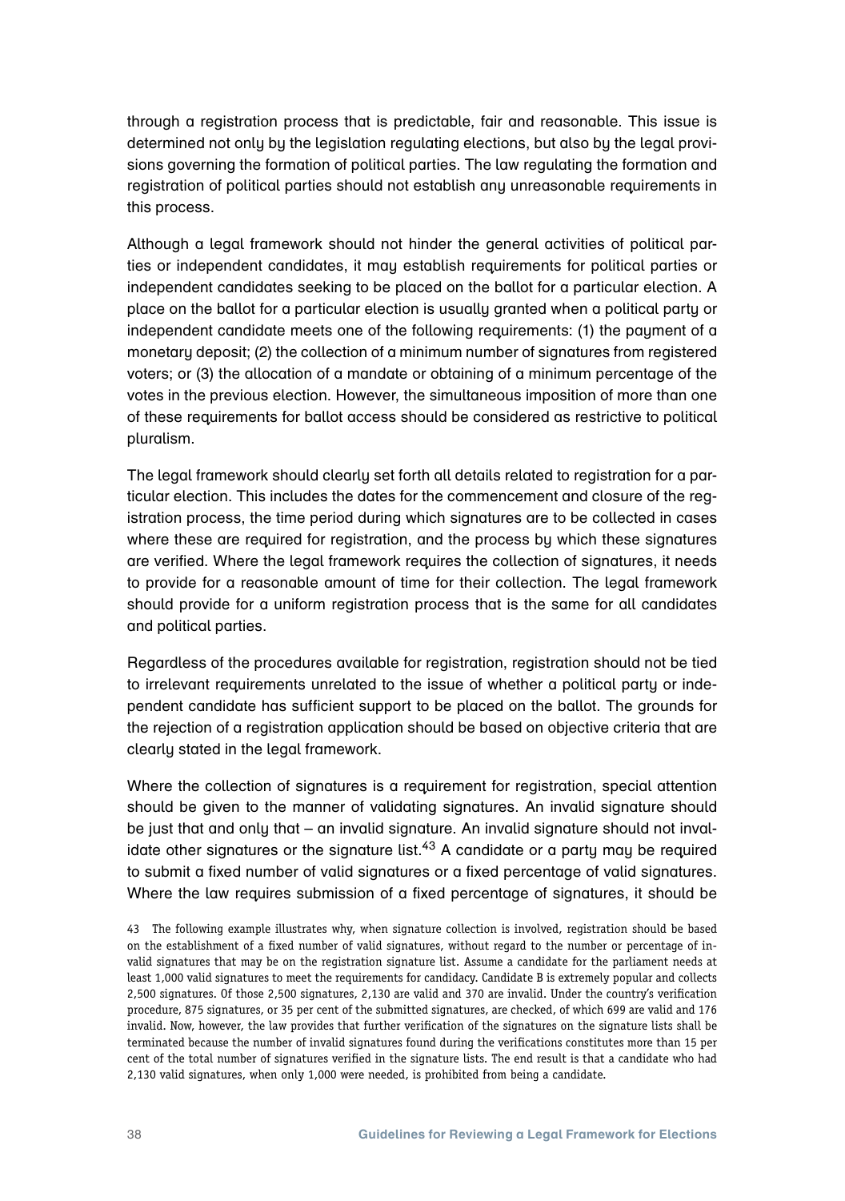through a registration process that is predictable, fair and reasonable. This issue is determined not only by the legislation regulating elections, but also by the legal provisions governing the formation of political parties. The law regulating the formation and registration of political parties should not establish any unreasonable requirements in this process.

Although a legal framework should not hinder the general activities of political parties or independent candidates, it may establish requirements for political parties or independent candidates seeking to be placed on the ballot for a particular election. A place on the ballot for a particular election is usually granted when a political party or independent candidate meets one of the following requirements: (1) the payment of a monetary deposit; (2) the collection of a minimum number of signatures from registered voters; or (3) the allocation of a mandate or obtaining of a minimum percentage of the votes in the previous election. However, the simultaneous imposition of more than one of these requirements for ballot access should be considered as restrictive to political pluralism.

The legal framework should clearly set forth all details related to registration for a particular election. This includes the dates for the commencement and closure of the registration process, the time period during which signatures are to be collected in cases where these are required for registration, and the process by which these signatures are verified. Where the legal framework requires the collection of signatures, it needs to provide for a reasonable amount of time for their collection. The legal framework should provide for a uniform registration process that is the same for all candidates and political parties.

Regardless of the procedures available for registration, registration should not be tied to irrelevant requirements unrelated to the issue of whether a political party or independent candidate has sufficient support to be placed on the ballot. The grounds for the rejection of a registration application should be based on objective criteria that are clearly stated in the legal framework.

Where the collection of signatures is a requirement for registration, special attention should be given to the manner of validating signatures. An invalid signature should be just that and only that – an invalid signature. An invalid signature should not invalidate other signatures or the signature list.[43] A candidate or a party may be required to submit a fixed number of valid signatures or a fixed percentage of valid signatures. Where the law requires submission of a fixed percentage of signatures, it should be

43 The following example illustrates why, when signature collection is involved, registration should be based on the establishment of a fixed number of valid signatures, without regard to the number or percentage of invalid signatures that may be on the registration signature list. Assume a candidate for the parliament needs at least 1,000 valid signatures to meet the requirements for candidacy. Candidate B is extremely popular and collects 2,500 signatures. Of those 2,500 signatures, 2,130 are valid and 370 are invalid. Under the country's verification procedure, 875 signatures, or 35 per cent of the submitted signatures, are checked, of which 699 are valid and 176 invalid. Now, however, the law provides that further verification of the signatures on the signature lists shall be terminated because the number of invalid signatures found during the verifications constitutes more than 15 per cent of the total number of signatures verified in the signature lists. The end result is that a candidate who had 2,130 valid signatures, when only 1,000 were needed, is prohibited from being a candidate.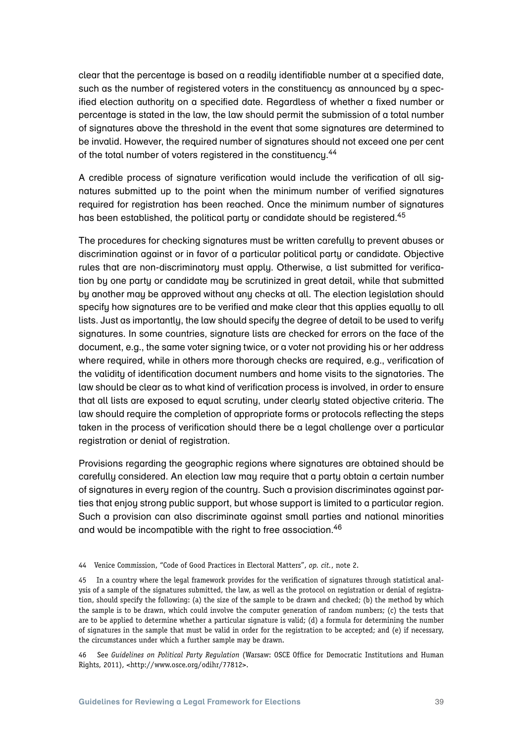clear that the percentage is based on a readily identifiable number at a specified date, such as the number of registered voters in the constituency as announced by a specified election authority on a specified date. Regardless of whether a fixed number or percentage is stated in the law, the law should permit the submission of a total number of signatures above the threshold in the event that some signatures are determined to be invalid. However, the required number of signatures should not exceed one per cent of the total number of voters registered in the constituency.[44]

A credible process of signature verification would include the verification of all signatures submitted up to the point when the minimum number of verified signatures required for registration has been reached. Once the minimum number of signatures has been established, the political party or candidate should be registered.[45]

The procedures for checking signatures must be written carefully to prevent abuses or discrimination against or in favor of a particular political party or candidate. Objective rules that are non-discriminatory must apply. Otherwise, a list submitted for verification by one party or candidate may be scrutinized in great detail, while that submitted by another may be approved without any checks at all. The election legislation should specify how signatures are to be verified and make clear that this applies equally to all lists. Just as importantly, the law should specify the degree of detail to be used to verify signatures. In some countries, signature lists are checked for errors on the face of the document, e.g., the same voter signing twice, or a voter not providing his or her address where required, while in others more thorough checks are required, e.g., verification of the validity of identification document numbers and home visits to the signatories. The law should be clear as to what kind of verification process is involved, in order to ensure that all lists are exposed to equal scrutiny, under clearly stated objective criteria. The law should require the completion of appropriate forms or protocols reflecting the steps taken in the process of verification should there be a legal challenge over a particular registration or denial of registration.

Provisions regarding the geographic regions where signatures are obtained should be carefully considered. An election law may require that a party obtain a certain number of signatures in every region of the country. Such a provision discriminates against parties that enjoy strong public support, but whose support is limited to a particular region. Such a provision can also discriminate against small parties and national minorities and would be incompatible with the right to free association.[46]

44 Venice Commission, "Code of Good Practices in Electoral Matters", *op. cit.*, note 2.

45 In a country where the legal framework provides for the verification of signatures through statistical analysis of a sample of the signatures submitted, the law, as well as the protocol on registration or denial of registration, should specify the following: (a) the size of the sample to be drawn and checked; (b) the method by which the sample is to be drawn, which could involve the computer generation of random numbers; (c) the tests that are to be applied to determine whether a particular signature is valid; (d) a formula for determining the number of signatures in the sample that must be valid in order for the registration to be accepted; and (e) if necessary, the circumstances under which a further sample may be drawn.

46 See *Guidelines on Political Party Regulation* (Warsaw: OSCE Office for Democratic Institutions and Human Rights, 2011), <http://www.osce.org/odihr/77812>.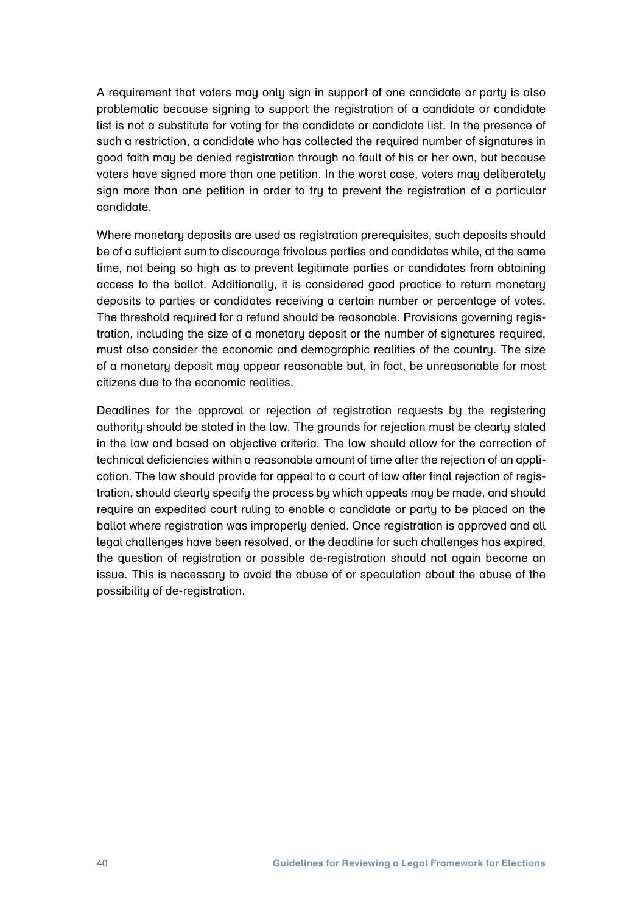A requirement that voters may only sign in support of one candidate or party is also problematic because signing to support the registration of a candidate or candidate list is not a substitute for voting for the candidate or candidate list. In the presence of such a restriction, a candidate who has collected the required number of signatures in good faith may be denied registration through no fault of his or her own, but because voters have signed more than one petition. In the worst case, voters may deliberately sign more than one petition in order to try to prevent the registration of a particular candidate.

Where monetary deposits are used as registration prerequisites, such deposits should be of a sufficient sum to discourage frivolous parties and candidates while, at the same time, not being so high as to prevent legitimate parties or candidates from obtaining access to the ballot. Additionally, it is considered good practice to return monetary deposits to parties or candidates receiving a certain number or percentage of votes. The threshold required for a refund should be reasonable. Provisions governing registration, including the size of a monetary deposit or the number of signatures required, must also consider the economic and demographic realities of the country. The size of a monetary deposit may appear reasonable but, in fact, be unreasonable for most citizens due to the economic realities.

Deadlines for the approval or rejection of registration requests by the registering authority should be stated in the law. The grounds for rejection must be clearly stated in the law and based on objective criteria. The law should allow for the correction of technical deficiencies within a reasonable amount of time after the rejection of an application. The law should provide for appeal to a court of law after final rejection of registration, should clearly specify the process by which appeals may be made, and should require an expedited court ruling to enable a candidate or party to be placed on the ballot where registration was improperly denied. Once registration is approved and all legal challenges have been resolved, or the deadline for such challenges has expired, the question of registration or possible de-registration should not again become an issue. This is necessary to avoid the abuse of or speculation about the abuse of the possibility of de-registration.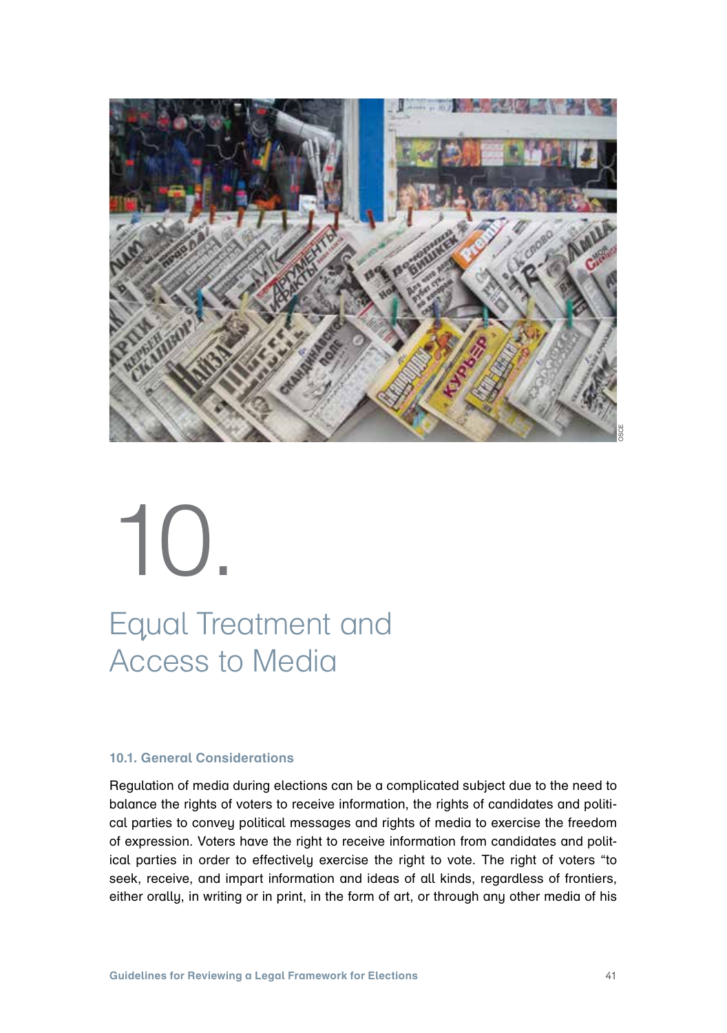# 10. Equal Treatment and Access to Media

### 10.1. General Considerations

Regulation of media during elections can be a complicated subject due to the need to balance the rights of voters to receive information, the rights of candidates and political parties to convey political messages and rights of media to exercise the freedom of expression. Voters have the right to receive information from candidates and political parties in order to effectively exercise the right to vote. The right of voters "to seek, receive, and impart information and ideas of all kinds, regardless of frontiers, either orally, in writing or in print, in the form of art, or through any other media of his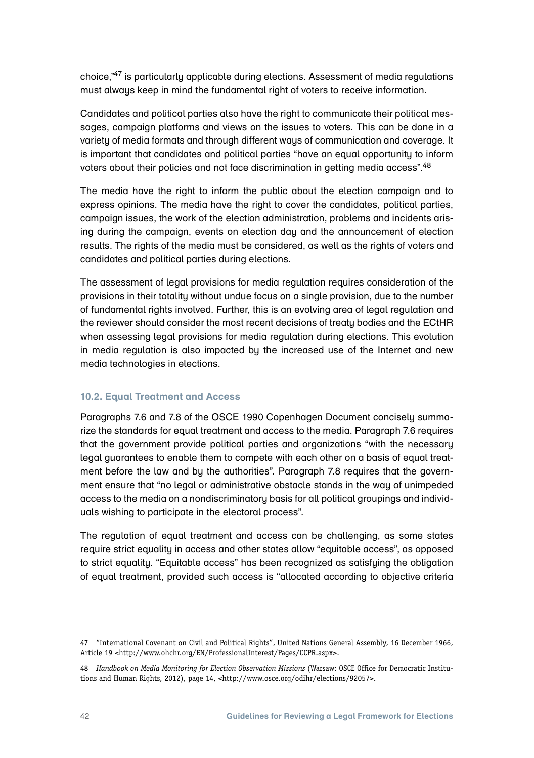choice,"[47] is particularly applicable during elections. Assessment of media regulations must always keep in mind the fundamental right of voters to receive information.

Candidates and political parties also have the right to communicate their political messages, campaign platforms and views on the issues to voters. This can be done in a variety of media formats and through different ways of communication and coverage. It is important that candidates and political parties "have an equal opportunity to inform voters about their policies and not face discrimination in getting media access".[48]

The media have the right to inform the public about the election campaign and to express opinions. The media have the right to cover the candidates, political parties, campaign issues, the work of the election administration, problems and incidents arising during the campaign, events on election day and the announcement of election results. The rights of the media must be considered, as well as the rights of voters and candidates and political parties during elections.

The assessment of legal provisions for media regulation requires consideration of the provisions in their totality without undue focus on a single provision, due to the number of fundamental rights involved. Further, this is an evolving area of legal regulation and the reviewer should consider the most recent decisions of treaty bodies and the ECtHR when assessing legal provisions for media regulation during elections. This evolution in media regulation is also impacted by the increased use of the Internet and new media technologies in elections.

### 10.2. Equal Treatment and Access

Paragraphs 7.6 and 7.8 of the OSCE 1990 Copenhagen Document concisely summarize the standards for equal treatment and access to the media. Paragraph 7.6 requires that the government provide political parties and organizations "with the necessary legal guarantees to enable them to compete with each other on a basis of equal treatment before the law and by the authorities". Paragraph 7.8 requires that the government ensure that "no legal or administrative obstacle stands in the way of unimpeded access to the media on a nondiscriminatory basis for all political groupings and individuals wishing to participate in the electoral process".

The regulation of equal treatment and access can be challenging, as some states require strict equality in access and other states allow "equitable access", as opposed to strict equality. "Equitable access" has been recognized as satisfying the obligation of equal treatment, provided such access is "allocated according to objective criteria

47 "International Covenant on Civil and Political Rights", United Nations General Assembly, 16 December 1966, Article 19 <http://www.ohchr.org/EN/ProfessionalInterest/Pages/CCPR.aspx>.

48 *Handbook on Media Monitoring for Election Observation Missions* (Warsaw: OSCE Office for Democratic Institutions and Human Rights, 2012), page 14, <http://www.osce.org/odihr/elections/92057>.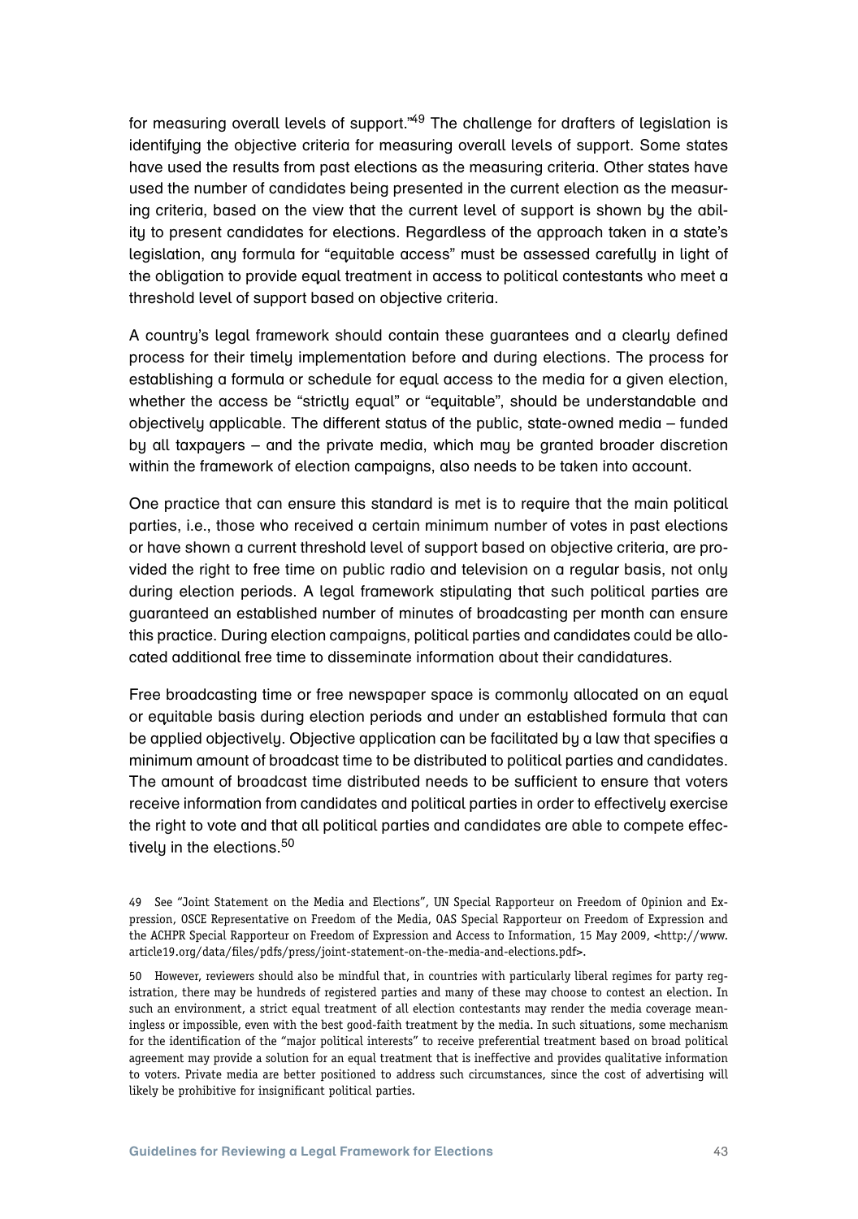for measuring overall levels of support."[49] The challenge for drafters of legislation is identifying the objective criteria for measuring overall levels of support. Some states have used the results from past elections as the measuring criteria. Other states have used the number of candidates being presented in the current election as the measuring criteria, based on the view that the current level of support is shown by the ability to present candidates for elections. Regardless of the approach taken in a state's legislation, any formula for "equitable access" must be assessed carefully in light of the obligation to provide equal treatment in access to political contestants who meet a threshold level of support based on objective criteria.

A country's legal framework should contain these guarantees and a clearly defined process for their timely implementation before and during elections. The process for establishing a formula or schedule for equal access to the media for a given election, whether the access be "strictly equal" or "equitable", should be understandable and objectively applicable. The different status of the public, state-owned media – funded by all taxpayers – and the private media, which may be granted broader discretion within the framework of election campaigns, also needs to be taken into account.

One practice that can ensure this standard is met is to require that the main political parties, i.e., those who received a certain minimum number of votes in past elections or have shown a current threshold level of support based on objective criteria, are provided the right to free time on public radio and television on a regular basis, not only during election periods. A legal framework stipulating that such political parties are guaranteed an established number of minutes of broadcasting per month can ensure this practice. During election campaigns, political parties and candidates could be allocated additional free time to disseminate information about their candidatures.

Free broadcasting time or free newspaper space is commonly allocated on an equal or equitable basis during election periods and under an established formula that can be applied objectively. Objective application can be facilitated by a law that specifies a minimum amount of broadcast time to be distributed to political parties and candidates. The amount of broadcast time distributed needs to be sufficient to ensure that voters receive information from candidates and political parties in order to effectively exercise the right to vote and that all political parties and candidates are able to compete effectively in the elections.[50]

---

49 See "Joint Statement on the Media and Elections", UN Special Rapporteur on Freedom of Opinion and Expression, OSCE Representative on Freedom of the Media, OAS Special Rapporteur on Freedom of Expression and the ACHPR Special Rapporteur on Freedom of Expression and Access to Information, 15 May 2009, <http://www.article19.org/data/files/pdfs/press/joint-statement-on-the-media-and-elections.pdf>.

50 However, reviewers should also be mindful that, in countries with particularly liberal regimes for party registration, there may be hundreds of registered parties and many of these may choose to contest an election. In such an environment, a strict equal treatment of all election contestants may render the media coverage meaningless or impossible, even with the best good-faith treatment by the media. In such situations, some mechanism for the identification of the "major political interests" to receive preferential treatment based on broad political agreement may provide a solution for an equal treatment that is ineffective and provides qualitative information to voters. Private media are better positioned to address such circumstances, since the cost of advertising will likely be prohibitive for insignificant political parties.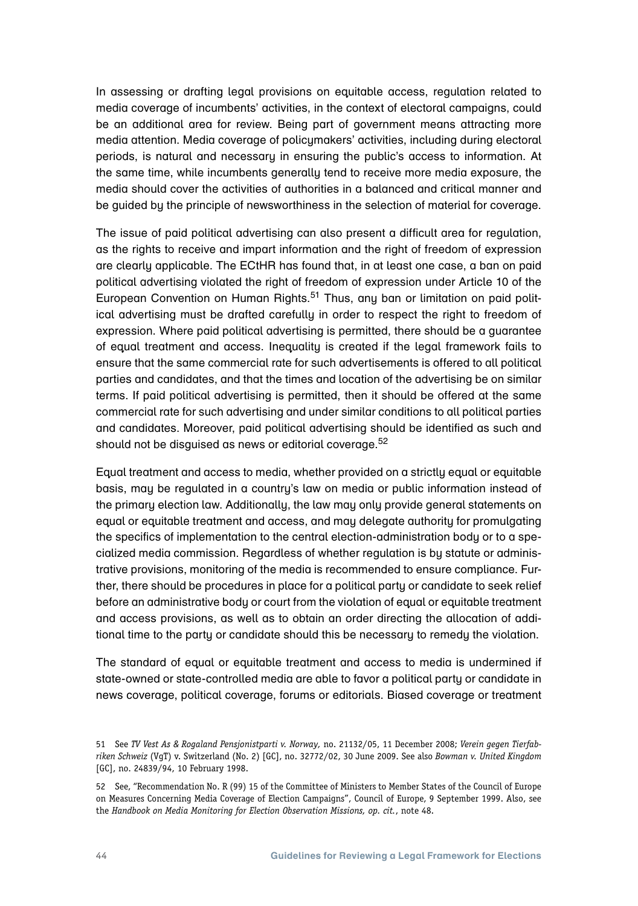In assessing or drafting legal provisions on equitable access, regulation related to media coverage of incumbents' activities, in the context of electoral campaigns, could be an additional area for review. Being part of government means attracting more media attention. Media coverage of policymakers' activities, including during electoral periods, is natural and necessary in ensuring the public's access to information. At the same time, while incumbents generally tend to receive more media exposure, the media should cover the activities of authorities in a balanced and critical manner and be guided by the principle of newsworthiness in the selection of material for coverage.

The issue of paid political advertising can also present a difficult area for regulation, as the rights to receive and impart information and the right of freedom of expression are clearly applicable. The ECtHR has found that, in at least one case, a ban on paid political advertising violated the right of freedom of expression under Article 10 of the European Convention on Human Rights.[51] Thus, any ban or limitation on paid political advertising must be drafted carefully in order to respect the right to freedom of expression. Where paid political advertising is permitted, there should be a guarantee of equal treatment and access. Inequality is created if the legal framework fails to ensure that the same commercial rate for such advertisements is offered to all political parties and candidates, and that the times and location of the advertising be on similar terms. If paid political advertising is permitted, then it should be offered at the same commercial rate for such advertising and under similar conditions to all political parties and candidates. Moreover, paid political advertising should be identified as such and should not be disguised as news or editorial coverage.[52]

Equal treatment and access to media, whether provided on a strictly equal or equitable basis, may be regulated in a country's law on media or public information instead of the primary election law. Additionally, the law may only provide general statements on equal or equitable treatment and access, and may delegate authority for promulgating the specifics of implementation to the central election-administration body or to a specialized media commission. Regardless of whether regulation is by statute or administrative provisions, monitoring of the media is recommended to ensure compliance. Further, there should be procedures in place for a political party or candidate to seek relief before an administrative body or court from the violation of equal or equitable treatment and access provisions, as well as to obtain an order directing the allocation of additional time to the party or candidate should this be necessary to remedy the violation.

The standard of equal or equitable treatment and access to media is undermined if state-owned or state-controlled media are able to favor a political party or candidate in news coverage, political coverage, forums or editorials. Biased coverage or treatment

---

51 See *TV Vest As & Rogaland Pensjonistparti v. Norway*, no. 21132/05, 11 December 2008; *Verein gegen Tierfabriken Schweiz* (VgT) v. Switzerland (No. 2) [GC], no. 32772/02, 30 June 2009. See also *Bowman v. United Kingdom* [GC], no. 24839/94, 10 February 1998.

52 See, "Recommendation No. R (99) 15 of the Committee of Ministers to Member States of the Council of Europe on Measures Concerning Media Coverage of Election Campaigns", Council of Europe, 9 September 1999. Also, see the *Handbook on Media Monitoring for Election Observation Missions, op. cit.*, note 48.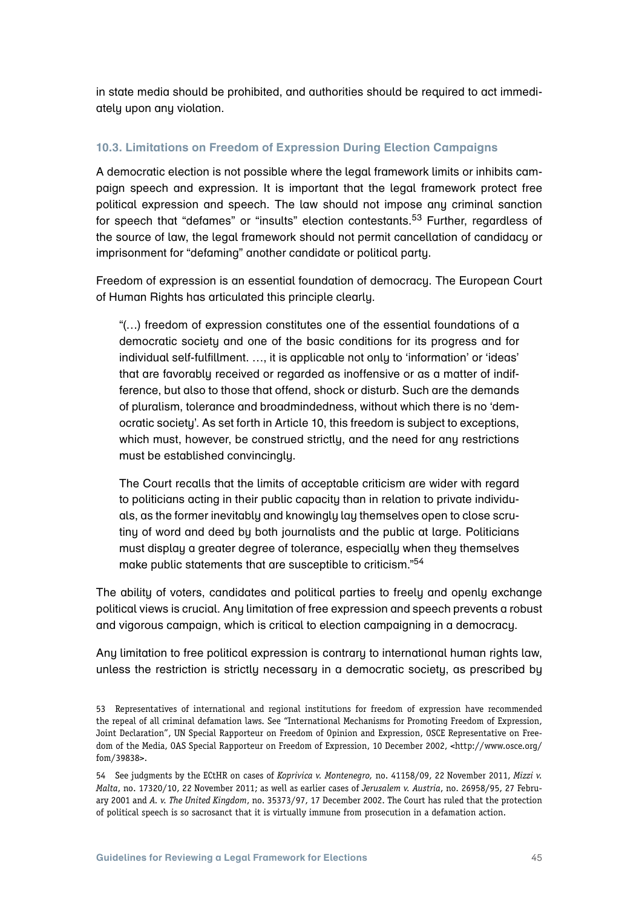in state media should be prohibited, and authorities should be required to act immediately upon any violation.

### 10.3. Limitations on Freedom of Expression During Election Campaigns

A democratic election is not possible where the legal framework limits or inhibits campaign speech and expression. It is important that the legal framework protect free political expression and speech. The law should not impose any criminal sanction for speech that "defames" or "insults" election contestants.[53] Further, regardless of the source of law, the legal framework should not permit cancellation of candidacy or imprisonment for "defaming" another candidate or political party.

Freedom of expression is an essential foundation of democracy. The European Court of Human Rights has articulated this principle clearly.

> "(…) freedom of expression constitutes one of the essential foundations of a democratic society and one of the basic conditions for its progress and for individual self-fulfillment. …, it is applicable not only to 'information' or 'ideas' that are favorably received or regarded as inoffensive or as a matter of indifference, but also to those that offend, shock or disturb. Such are the demands of pluralism, tolerance and broadmindedness, without which there is no 'democratic society'. As set forth in Article 10, this freedom is subject to exceptions, which must, however, be construed strictly, and the need for any restrictions must be established convincingly.
>
> The Court recalls that the limits of acceptable criticism are wider with regard to politicians acting in their public capacity than in relation to private individuals, as the former inevitably and knowingly lay themselves open to close scrutiny of word and deed by both journalists and the public at large. Politicians must display a greater degree of tolerance, especially when they themselves make public statements that are susceptible to criticism."[54]

The ability of voters, candidates and political parties to freely and openly exchange political views is crucial. Any limitation of free expression and speech prevents a robust and vigorous campaign, which is critical to election campaigning in a democracy.

Any limitation to free political expression is contrary to international human rights law, unless the restriction is strictly necessary in a democratic society, as prescribed by

---

53 Representatives of international and regional institutions for freedom of expression have recommended the repeal of all criminal defamation laws. See "International Mechanisms for Promoting Freedom of Expression, Joint Declaration", UN Special Rapporteur on Freedom of Opinion and Expression, OSCE Representative on Freedom of the Media, OAS Special Rapporteur on Freedom of Expression, 10 December 2002, <http://www.osce.org/fom/39838>.

54 See judgments by the ECtHR on cases of *Koprivica v. Montenegro*, no. 41158/09, 22 November 2011, *Mizzi v. Malta*, no. 17320/10, 22 November 2011; as well as earlier cases of *Jerusalem v. Austria*, no. 26958/95, 27 February 2001 and *A. v. The United Kingdom*, no. 35373/97, 17 December 2002. The Court has ruled that the protection of political speech is so sacrosanct that it is virtually immune from prosecution in a defamation action.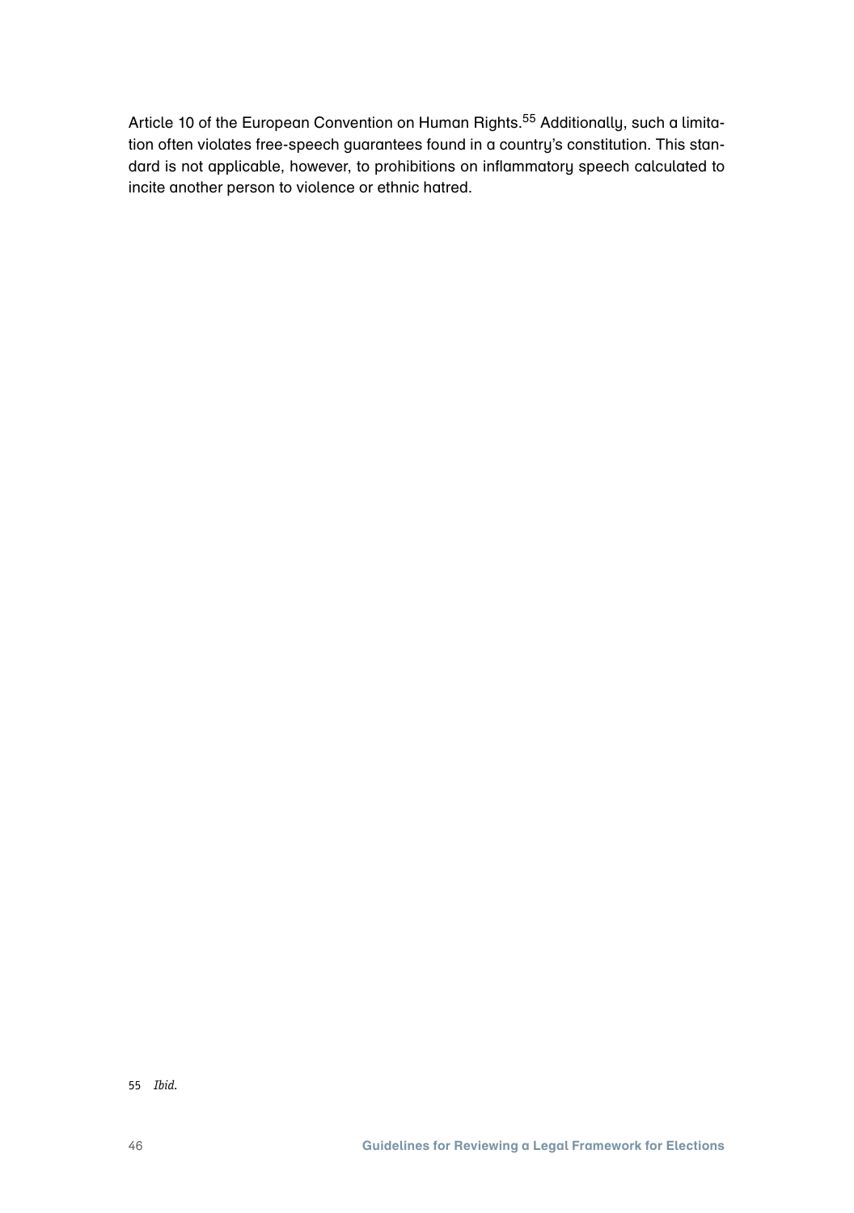Article 10 of the European Convention on Human Rights.[55] Additionally, such a limitation often violates free-speech guarantees found in a country's constitution. This standard is not applicable, however, to prohibitions on inflammatory speech calculated to incite another person to violence or ethnic hatred.

55 *Ibid.*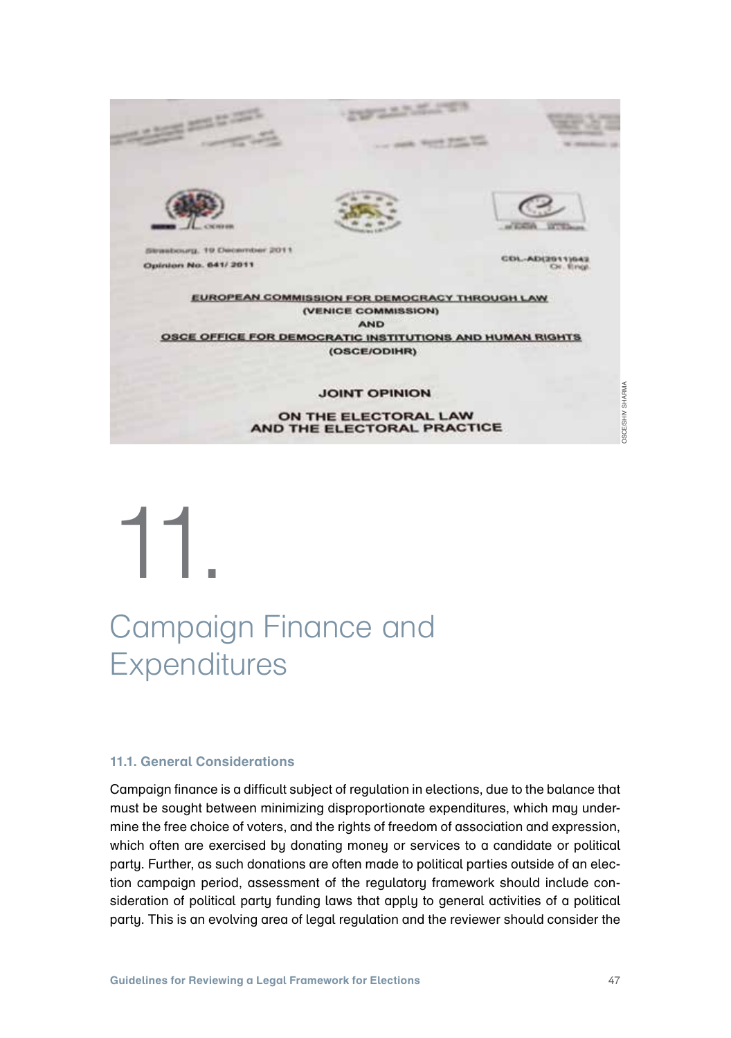# 11. Campaign Finance and Expenditures

### 11.1. General Considerations

Campaign finance is a difficult subject of regulation in elections, due to the balance that must be sought between minimizing disproportionate expenditures, which may undermine the free choice of voters, and the rights of freedom of association and expression, which often are exercised by donating money or services to a candidate or political party. Further, as such donations are often made to political parties outside of an election campaign period, assessment of the regulatory framework should include consideration of political party funding laws that apply to general activities of a political party. This is an evolving area of legal regulation and the reviewer should consider the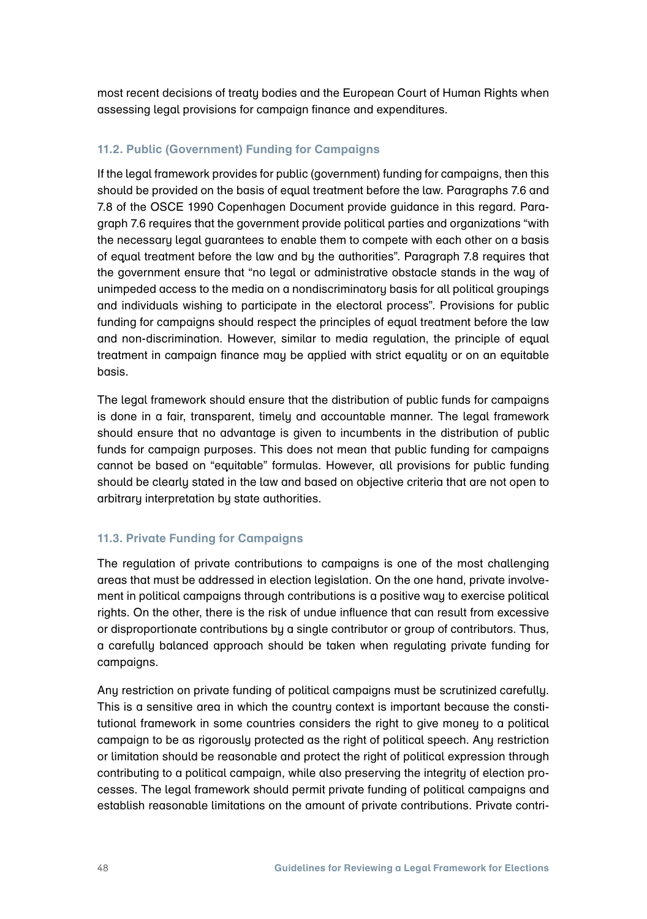most recent decisions of treaty bodies and the European Court of Human Rights when assessing legal provisions for campaign finance and expenditures.

### 11.2. Public (Government) Funding for Campaigns

If the legal framework provides for public (government) funding for campaigns, then this should be provided on the basis of equal treatment before the law. Paragraphs 7.6 and 7.8 of the OSCE 1990 Copenhagen Document provide guidance in this regard. Paragraph 7.6 requires that the government provide political parties and organizations "with the necessary legal guarantees to enable them to compete with each other on a basis of equal treatment before the law and by the authorities". Paragraph 7.8 requires that the government ensure that "no legal or administrative obstacle stands in the way of unimpeded access to the media on a nondiscriminatory basis for all political groupings and individuals wishing to participate in the electoral process". Provisions for public funding for campaigns should respect the principles of equal treatment before the law and non-discrimination. However, similar to media regulation, the principle of equal treatment in campaign finance may be applied with strict equality or on an equitable basis.

The legal framework should ensure that the distribution of public funds for campaigns is done in a fair, transparent, timely and accountable manner. The legal framework should ensure that no advantage is given to incumbents in the distribution of public funds for campaign purposes. This does not mean that public funding for campaigns cannot be based on "equitable" formulas. However, all provisions for public funding should be clearly stated in the law and based on objective criteria that are not open to arbitrary interpretation by state authorities.

### 11.3. Private Funding for Campaigns

The regulation of private contributions to campaigns is one of the most challenging areas that must be addressed in election legislation. On the one hand, private involvement in political campaigns through contributions is a positive way to exercise political rights. On the other, there is the risk of undue influence that can result from excessive or disproportionate contributions by a single contributor or group of contributors. Thus, a carefully balanced approach should be taken when regulating private funding for campaigns.

Any restriction on private funding of political campaigns must be scrutinized carefully. This is a sensitive area in which the country context is important because the constitutional framework in some countries considers the right to give money to a political campaign to be as rigorously protected as the right of political speech. Any restriction or limitation should be reasonable and protect the right of political expression through contributing to a political campaign, while also preserving the integrity of election processes. The legal framework should permit private funding of political campaigns and establish reasonable limitations on the amount of private contributions. Private contri-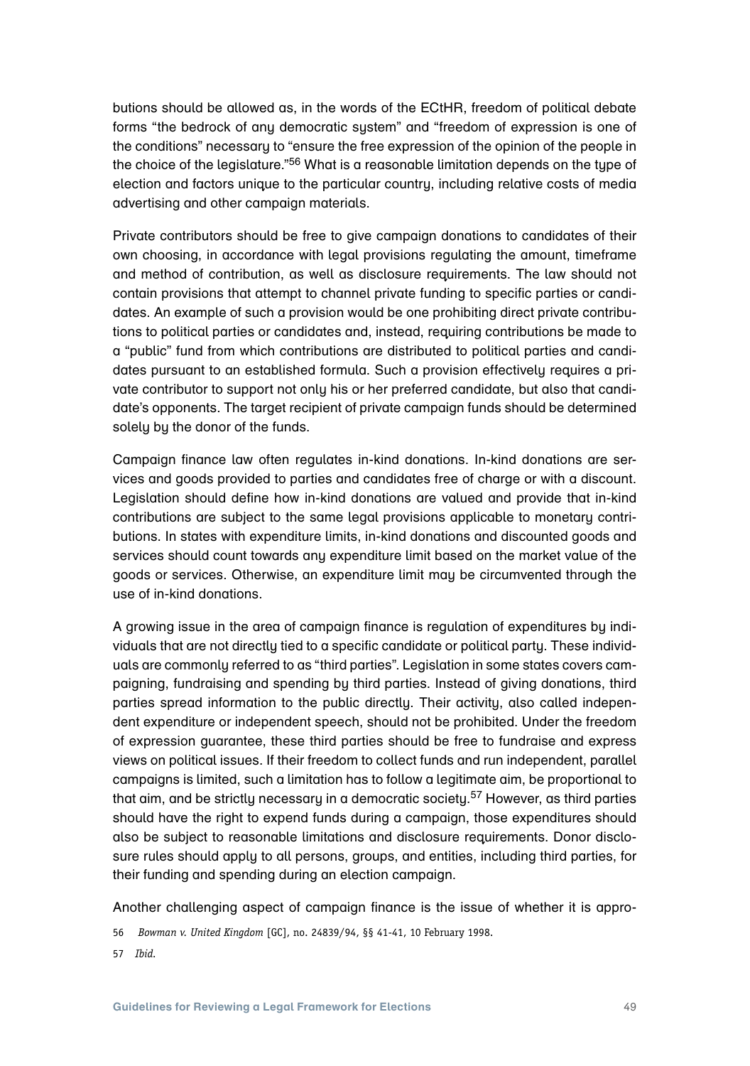butions should be allowed as, in the words of the ECtHR, freedom of political debate forms "the bedrock of any democratic system" and "freedom of expression is one of the conditions" necessary to "ensure the free expression of the opinion of the people in the choice of the legislature."[56] What is a reasonable limitation depends on the type of election and factors unique to the particular country, including relative costs of media advertising and other campaign materials.

Private contributors should be free to give campaign donations to candidates of their own choosing, in accordance with legal provisions regulating the amount, timeframe and method of contribution, as well as disclosure requirements. The law should not contain provisions that attempt to channel private funding to specific parties or candidates. An example of such a provision would be one prohibiting direct private contributions to political parties or candidates and, instead, requiring contributions be made to a "public" fund from which contributions are distributed to political parties and candidates pursuant to an established formula. Such a provision effectively requires a private contributor to support not only his or her preferred candidate, but also that candidate's opponents. The target recipient of private campaign funds should be determined solely by the donor of the funds.

Campaign finance law often regulates in-kind donations. In-kind donations are services and goods provided to parties and candidates free of charge or with a discount. Legislation should define how in-kind donations are valued and provide that in-kind contributions are subject to the same legal provisions applicable to monetary contributions. In states with expenditure limits, in-kind donations and discounted goods and services should count towards any expenditure limit based on the market value of the goods or services. Otherwise, an expenditure limit may be circumvented through the use of in-kind donations.

A growing issue in the area of campaign finance is regulation of expenditures by individuals that are not directly tied to a specific candidate or political party. These individuals are commonly referred to as "third parties". Legislation in some states covers campaigning, fundraising and spending by third parties. Instead of giving donations, third parties spread information to the public directly. Their activity, also called independent expenditure or independent speech, should not be prohibited. Under the freedom of expression guarantee, these third parties should be free to fundraise and express views on political issues. If their freedom to collect funds and run independent, parallel campaigns is limited, such a limitation has to follow a legitimate aim, be proportional to that aim, and be strictly necessary in a democratic society.[57] However, as third parties should have the right to expend funds during a campaign, those expenditures should also be subject to reasonable limitations and disclosure requirements. Donor disclosure rules should apply to all persons, groups, and entities, including third parties, for their funding and spending during an election campaign.

Another challenging aspect of campaign finance is the issue of whether it is appro-

56 *Bowman v. United Kingdom* [GC], no. 24839/94, §§ 41-41, 10 February 1998.

57 *Ibid.*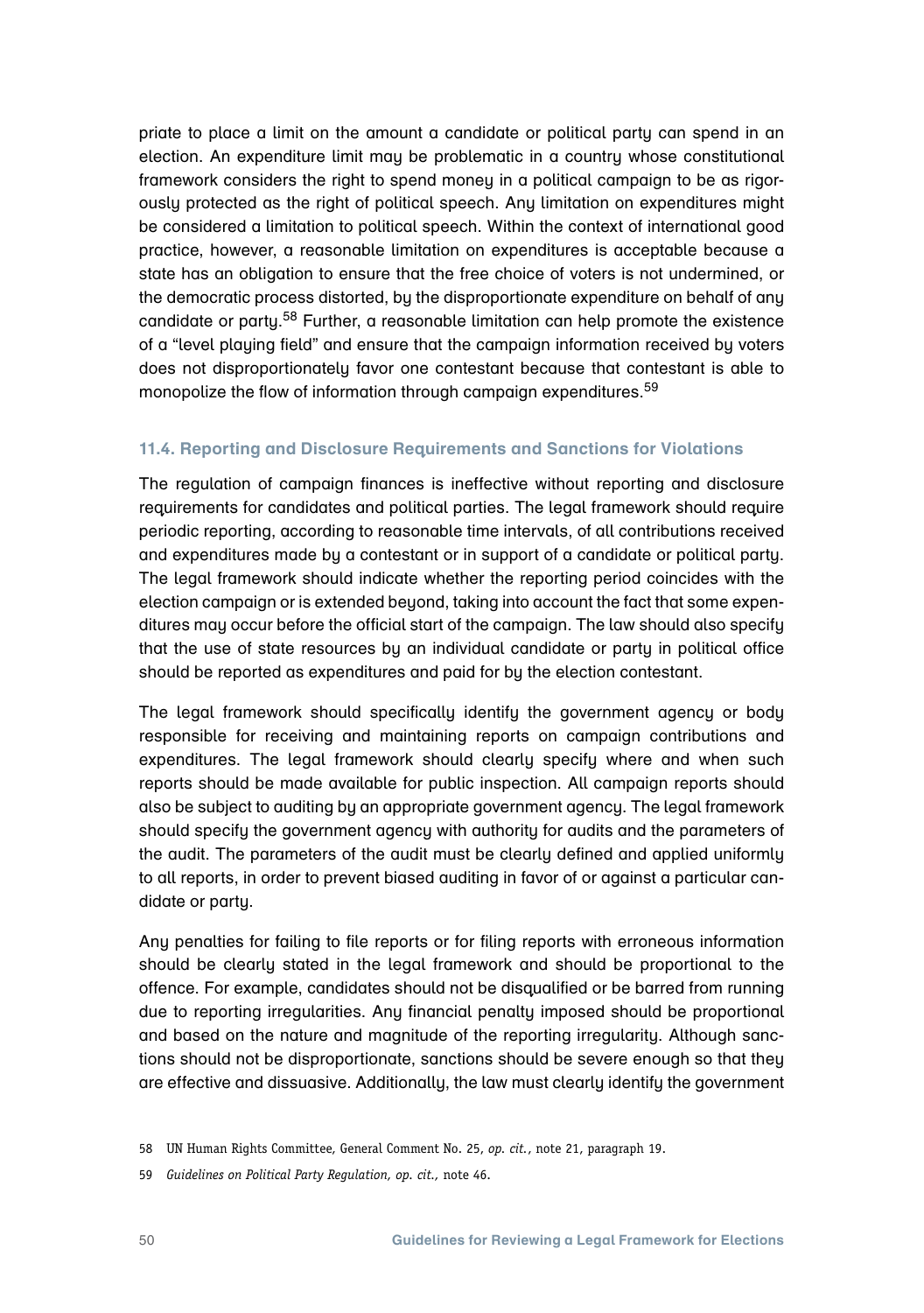priate to place a limit on the amount a candidate or political party can spend in an election. An expenditure limit may be problematic in a country whose constitutional framework considers the right to spend money in a political campaign to be as rigorously protected as the right of political speech. Any limitation on expenditures might be considered a limitation to political speech. Within the context of international good practice, however, a reasonable limitation on expenditures is acceptable because a state has an obligation to ensure that the free choice of voters is not undermined, or the democratic process distorted, by the disproportionate expenditure on behalf of any candidate or party.[58] Further, a reasonable limitation can help promote the existence of a "level playing field" and ensure that the campaign information received by voters does not disproportionately favor one contestant because that contestant is able to monopolize the flow of information through campaign expenditures.[59]

### 11.4. Reporting and Disclosure Requirements and Sanctions for Violations

The regulation of campaign finances is ineffective without reporting and disclosure requirements for candidates and political parties. The legal framework should require periodic reporting, according to reasonable time intervals, of all contributions received and expenditures made by a contestant or in support of a candidate or political party. The legal framework should indicate whether the reporting period coincides with the election campaign or is extended beyond, taking into account the fact that some expenditures may occur before the official start of the campaign. The law should also specify that the use of state resources by an individual candidate or party in political office should be reported as expenditures and paid for by the election contestant.

The legal framework should specifically identify the government agency or body responsible for receiving and maintaining reports on campaign contributions and expenditures. The legal framework should clearly specify where and when such reports should be made available for public inspection. All campaign reports should also be subject to auditing by an appropriate government agency. The legal framework should specify the government agency with authority for audits and the parameters of the audit. The parameters of the audit must be clearly defined and applied uniformly to all reports, in order to prevent biased auditing in favor of or against a particular candidate or party.

Any penalties for failing to file reports or for filing reports with erroneous information should be clearly stated in the legal framework and should be proportional to the offence. For example, candidates should not be disqualified or be barred from running due to reporting irregularities. Any financial penalty imposed should be proportional and based on the nature and magnitude of the reporting irregularity. Although sanctions should not be disproportionate, sanctions should be severe enough so that they are effective and dissuasive. Additionally, the law must clearly identify the government

58 UN Human Rights Committee, General Comment No. 25, *op. cit.*, note 21, paragraph 19.

59 *Guidelines on Political Party Regulation, op. cit.,* note 46.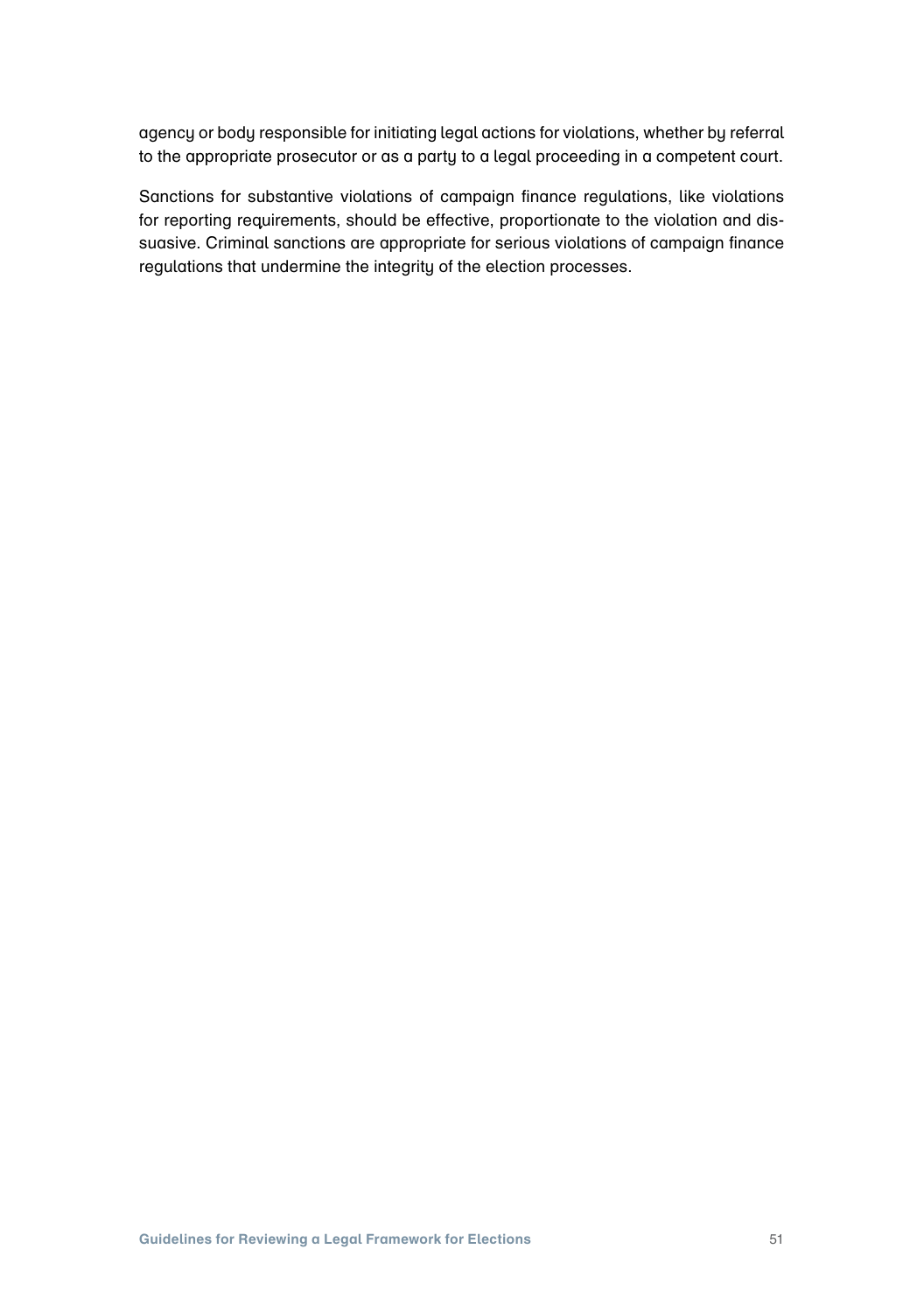agency or body responsible for initiating legal actions for violations, whether by referral to the appropriate prosecutor or as a party to a legal proceeding in a competent court.

Sanctions for substantive violations of campaign finance regulations, like violations for reporting requirements, should be effective, proportionate to the violation and dissuasive. Criminal sanctions are appropriate for serious violations of campaign finance regulations that undermine the integrity of the election processes.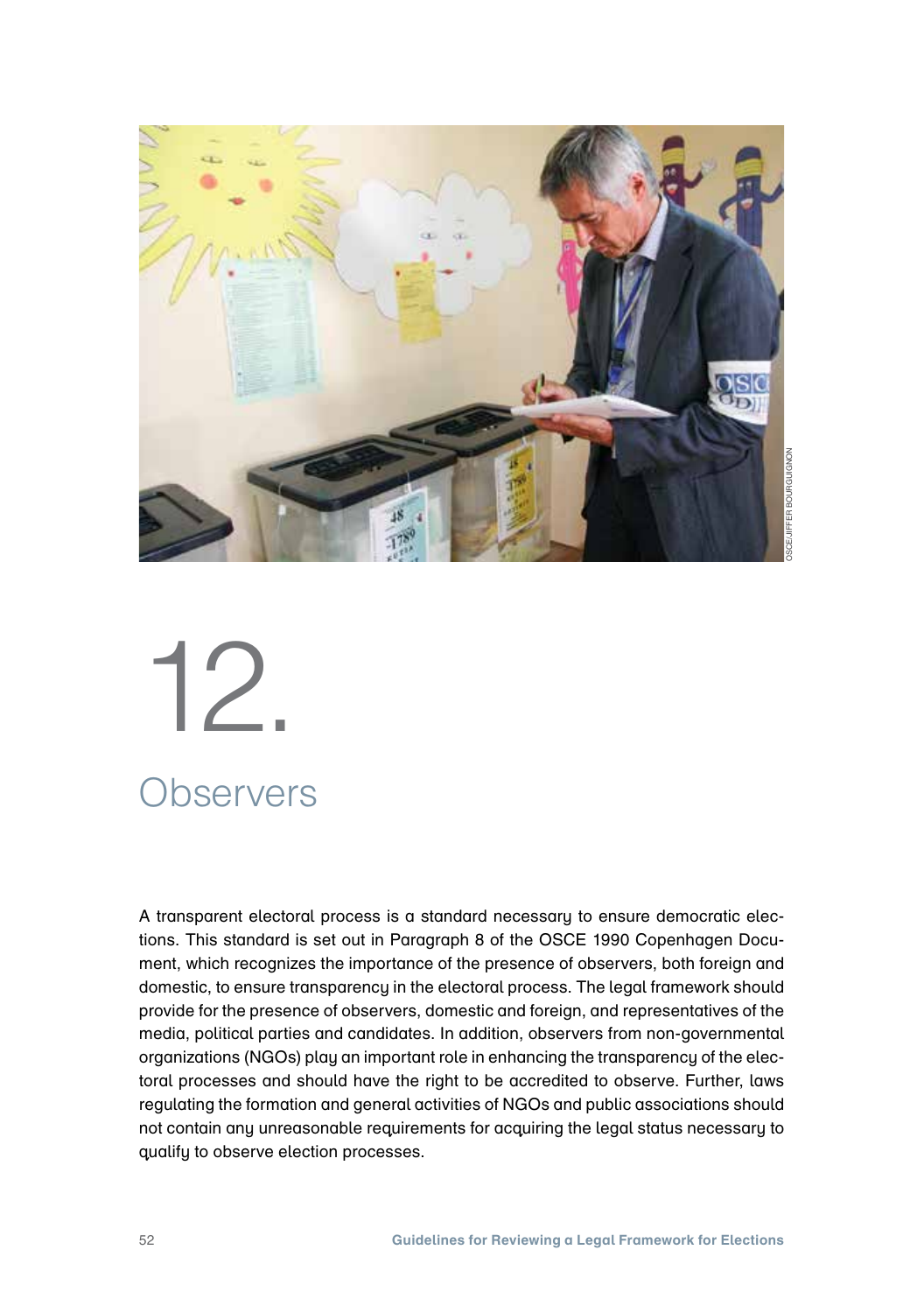# 12. Observers

A transparent electoral process is a standard necessary to ensure democratic elections. This standard is set out in Paragraph 8 of the OSCE 1990 Copenhagen Document, which recognizes the importance of the presence of observers, both foreign and domestic, to ensure transparency in the electoral process. The legal framework should provide for the presence of observers, domestic and foreign, and representatives of the media, political parties and candidates. In addition, observers from non-governmental organizations (NGOs) play an important role in enhancing the transparency of the electoral processes and should have the right to be accredited to observe. Further, laws regulating the formation and general activities of NGOs and public associations should not contain any unreasonable requirements for acquiring the legal status necessary to qualify to observe election processes.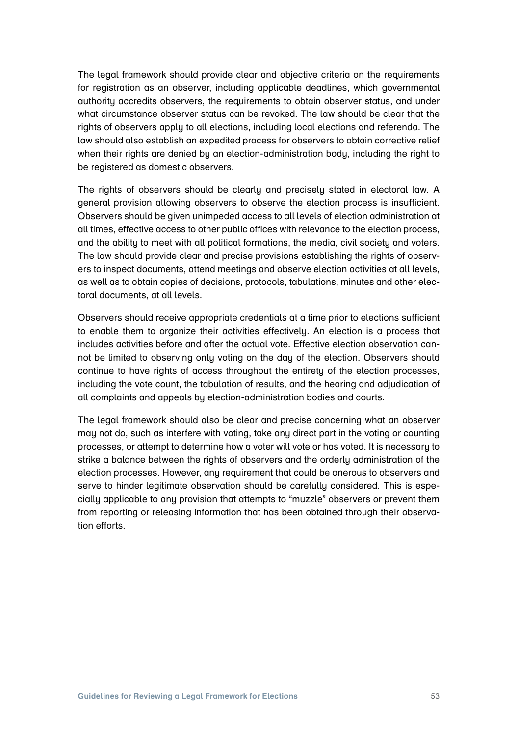The legal framework should provide clear and objective criteria on the requirements for registration as an observer, including applicable deadlines, which governmental authority accredits observers, the requirements to obtain observer status, and under what circumstance observer status can be revoked. The law should be clear that the rights of observers apply to all elections, including local elections and referenda. The law should also establish an expedited process for observers to obtain corrective relief when their rights are denied by an election-administration body, including the right to be registered as domestic observers.

The rights of observers should be clearly and precisely stated in electoral law. A general provision allowing observers to observe the election process is insufficient. Observers should be given unimpeded access to all levels of election administration at all times, effective access to other public offices with relevance to the election process, and the ability to meet with all political formations, the media, civil society and voters. The law should provide clear and precise provisions establishing the rights of observers to inspect documents, attend meetings and observe election activities at all levels, as well as to obtain copies of decisions, protocols, tabulations, minutes and other electoral documents, at all levels.

Observers should receive appropriate credentials at a time prior to elections sufficient to enable them to organize their activities effectively. An election is a process that includes activities before and after the actual vote. Effective election observation cannot be limited to observing only voting on the day of the election. Observers should continue to have rights of access throughout the entirety of the election processes, including the vote count, the tabulation of results, and the hearing and adjudication of all complaints and appeals by election-administration bodies and courts.

The legal framework should also be clear and precise concerning what an observer may not do, such as interfere with voting, take any direct part in the voting or counting processes, or attempt to determine how a voter will vote or has voted. It is necessary to strike a balance between the rights of observers and the orderly administration of the election processes. However, any requirement that could be onerous to observers and serve to hinder legitimate observation should be carefully considered. This is especially applicable to any provision that attempts to "muzzle" observers or prevent them from reporting or releasing information that has been obtained through their observation efforts.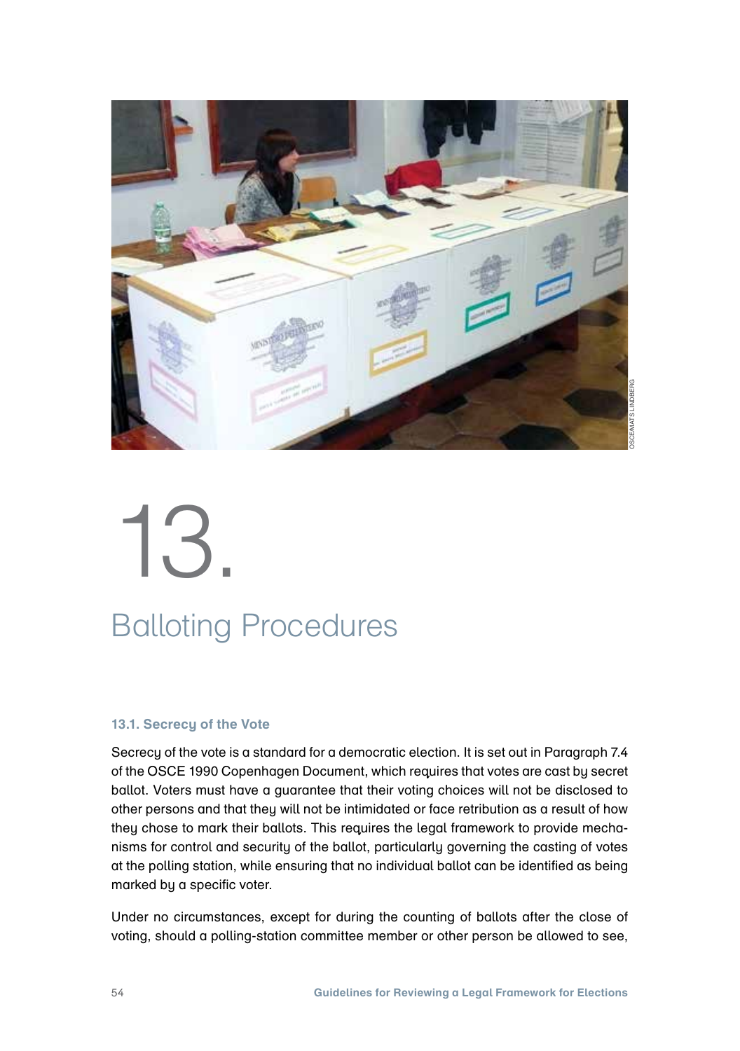# 13. Balloting Procedures

### 13.1. Secrecy of the Vote

Secrecy of the vote is a standard for a democratic election. It is set out in Paragraph 7.4 of the OSCE 1990 Copenhagen Document, which requires that votes are cast by secret ballot. Voters must have a guarantee that their voting choices will not be disclosed to other persons and that they will not be intimidated or face retribution as a result of how they chose to mark their ballots. This requires the legal framework to provide mechanisms for control and security of the ballot, particularly governing the casting of votes at the polling station, while ensuring that no individual ballot can be identified as being marked by a specific voter.

Under no circumstances, except for during the counting of ballots after the close of voting, should a polling-station committee member or other person be allowed to see,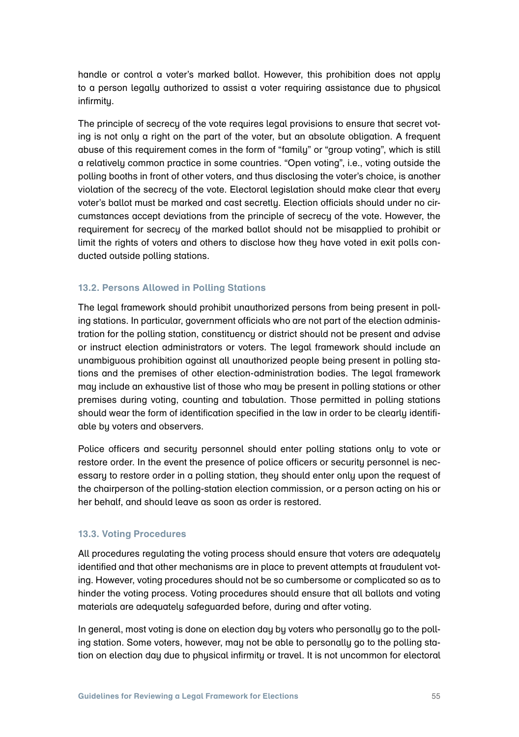handle or control a voter's marked ballot. However, this prohibition does not apply to a person legally authorized to assist a voter requiring assistance due to physical infirmity.

The principle of secrecy of the vote requires legal provisions to ensure that secret voting is not only a right on the part of the voter, but an absolute obligation. A frequent abuse of this requirement comes in the form of "family" or "group voting", which is still a relatively common practice in some countries. "Open voting", i.e., voting outside the polling booths in front of other voters, and thus disclosing the voter's choice, is another violation of the secrecy of the vote. Electoral legislation should make clear that every voter's ballot must be marked and cast secretly. Election officials should under no circumstances accept deviations from the principle of secrecy of the vote. However, the requirement for secrecy of the marked ballot should not be misapplied to prohibit or limit the rights of voters and others to disclose how they have voted in exit polls conducted outside polling stations.

### 13.2. Persons Allowed in Polling Stations

The legal framework should prohibit unauthorized persons from being present in polling stations. In particular, government officials who are not part of the election administration for the polling station, constituency or district should not be present and advise or instruct election administrators or voters. The legal framework should include an unambiguous prohibition against all unauthorized people being present in polling stations and the premises of other election-administration bodies. The legal framework may include an exhaustive list of those who may be present in polling stations or other premises during voting, counting and tabulation. Those permitted in polling stations should wear the form of identification specified in the law in order to be clearly identifiable by voters and observers.

Police officers and security personnel should enter polling stations only to vote or restore order. In the event the presence of police officers or security personnel is necessary to restore order in a polling station, they should enter only upon the request of the chairperson of the polling-station election commission, or a person acting on his or her behalf, and should leave as soon as order is restored.

### 13.3. Voting Procedures

All procedures regulating the voting process should ensure that voters are adequately identified and that other mechanisms are in place to prevent attempts at fraudulent voting. However, voting procedures should not be so cumbersome or complicated so as to hinder the voting process. Voting procedures should ensure that all ballots and voting materials are adequately safeguarded before, during and after voting.

In general, most voting is done on election day by voters who personally go to the polling station. Some voters, however, may not be able to personally go to the polling station on election day due to physical infirmity or travel. It is not uncommon for electoral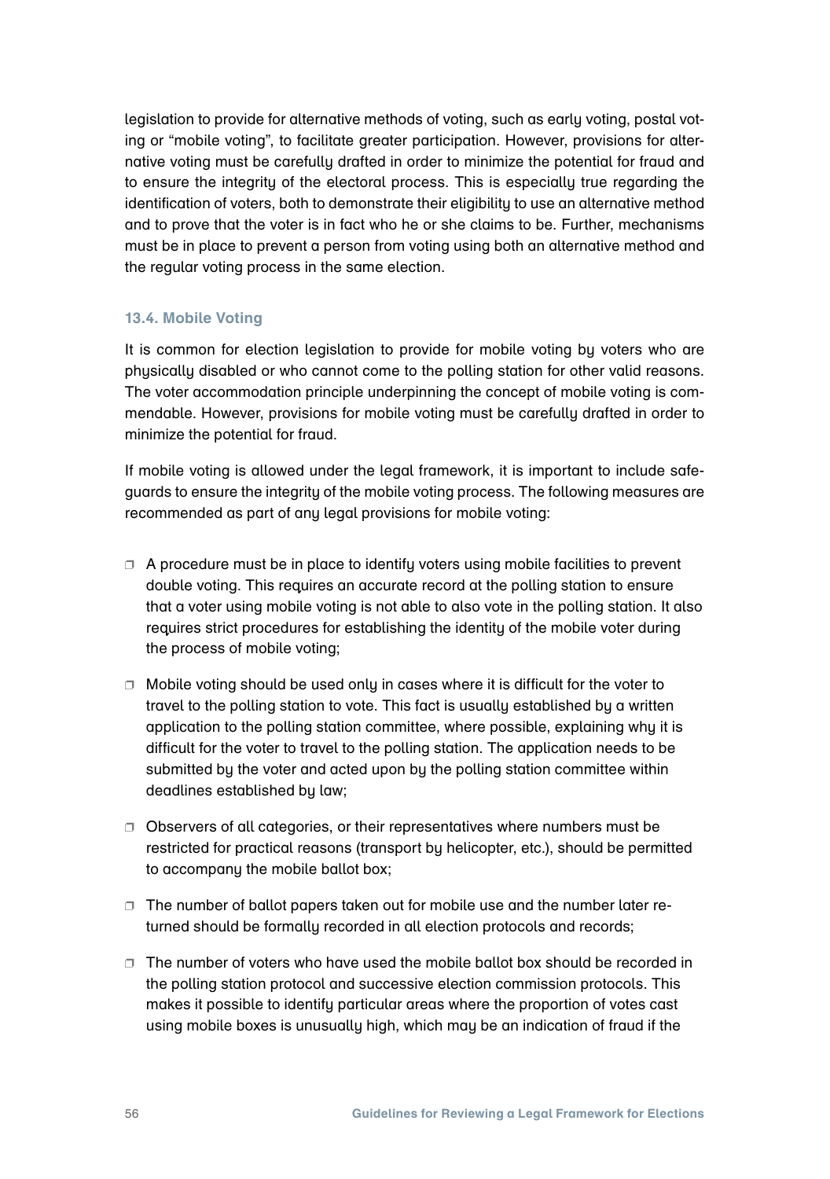legislation to provide for alternative methods of voting, such as early voting, postal voting or "mobile voting", to facilitate greater participation. However, provisions for alternative voting must be carefully drafted in order to minimize the potential for fraud and to ensure the integrity of the electoral process. This is especially true regarding the identification of voters, both to demonstrate their eligibility to use an alternative method and to prove that the voter is in fact who he or she claims to be. Further, mechanisms must be in place to prevent a person from voting using both an alternative method and the regular voting process in the same election.

### 13.4. Mobile Voting

It is common for election legislation to provide for mobile voting by voters who are physically disabled or who cannot come to the polling station for other valid reasons. The voter accommodation principle underpinning the concept of mobile voting is commendable. However, provisions for mobile voting must be carefully drafted in order to minimize the potential for fraud.

If mobile voting is allowed under the legal framework, it is important to include safeguards to ensure the integrity of the mobile voting process. The following measures are recommended as part of any legal provisions for mobile voting:

- A procedure must be in place to identify voters using mobile facilities to prevent double voting. This requires an accurate record at the polling station to ensure that a voter using mobile voting is not able to also vote in the polling station. It also requires strict procedures for establishing the identity of the mobile voter during the process of mobile voting;
- Mobile voting should be used only in cases where it is difficult for the voter to travel to the polling station to vote. This fact is usually established by a written application to the polling station committee, where possible, explaining why it is difficult for the voter to travel to the polling station. The application needs to be submitted by the voter and acted upon by the polling station committee within deadlines established by law;
- Observers of all categories, or their representatives where numbers must be restricted for practical reasons (transport by helicopter, etc.), should be permitted to accompany the mobile ballot box;
- The number of ballot papers taken out for mobile use and the number later returned should be formally recorded in all election protocols and records;
- The number of voters who have used the mobile ballot box should be recorded in the polling station protocol and successive election commission protocols. This makes it possible to identify particular areas where the proportion of votes cast using mobile boxes is unusually high, which may be an indication of fraud if the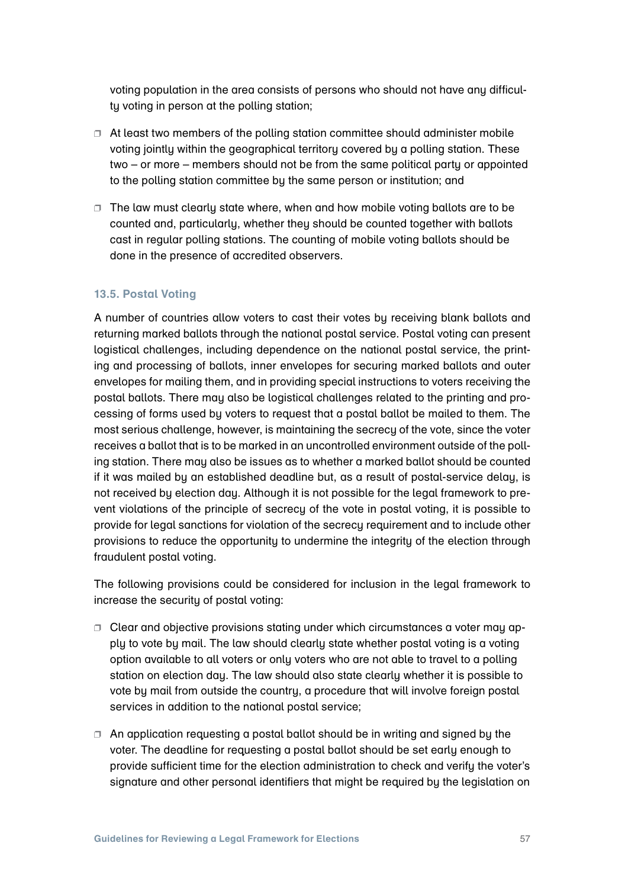voting population in the area consists of persons who should not have any difficulty voting in person at the polling station;

- At least two members of the polling station committee should administer mobile voting jointly within the geographical territory covered by a polling station. These two – or more – members should not be from the same political party or appointed to the polling station committee by the same person or institution; and

- The law must clearly state where, when and how mobile voting ballots are to be counted and, particularly, whether they should be counted together with ballots cast in regular polling stations. The counting of mobile voting ballots should be done in the presence of accredited observers.

### 13.5. Postal Voting

A number of countries allow voters to cast their votes by receiving blank ballots and returning marked ballots through the national postal service. Postal voting can present logistical challenges, including dependence on the national postal service, the printing and processing of ballots, inner envelopes for securing marked ballots and outer envelopes for mailing them, and in providing special instructions to voters receiving the postal ballots. There may also be logistical challenges related to the printing and processing of forms used by voters to request that a postal ballot be mailed to them. The most serious challenge, however, is maintaining the secrecy of the vote, since the voter receives a ballot that is to be marked in an uncontrolled environment outside of the polling station. There may also be issues as to whether a marked ballot should be counted if it was mailed by an established deadline but, as a result of postal-service delay, is not received by election day. Although it is not possible for the legal framework to prevent violations of the principle of secrecy of the vote in postal voting, it is possible to provide for legal sanctions for violation of the secrecy requirement and to include other provisions to reduce the opportunity to undermine the integrity of the election through fraudulent postal voting.

The following provisions could be considered for inclusion in the legal framework to increase the security of postal voting:

- Clear and objective provisions stating under which circumstances a voter may apply to vote by mail. The law should clearly state whether postal voting is a voting option available to all voters or only voters who are not able to travel to a polling station on election day. The law should also state clearly whether it is possible to vote by mail from outside the country, a procedure that will involve foreign postal services in addition to the national postal service;

- An application requesting a postal ballot should be in writing and signed by the voter. The deadline for requesting a postal ballot should be set early enough to provide sufficient time for the election administration to check and verify the voter's signature and other personal identifiers that might be required by the legislation on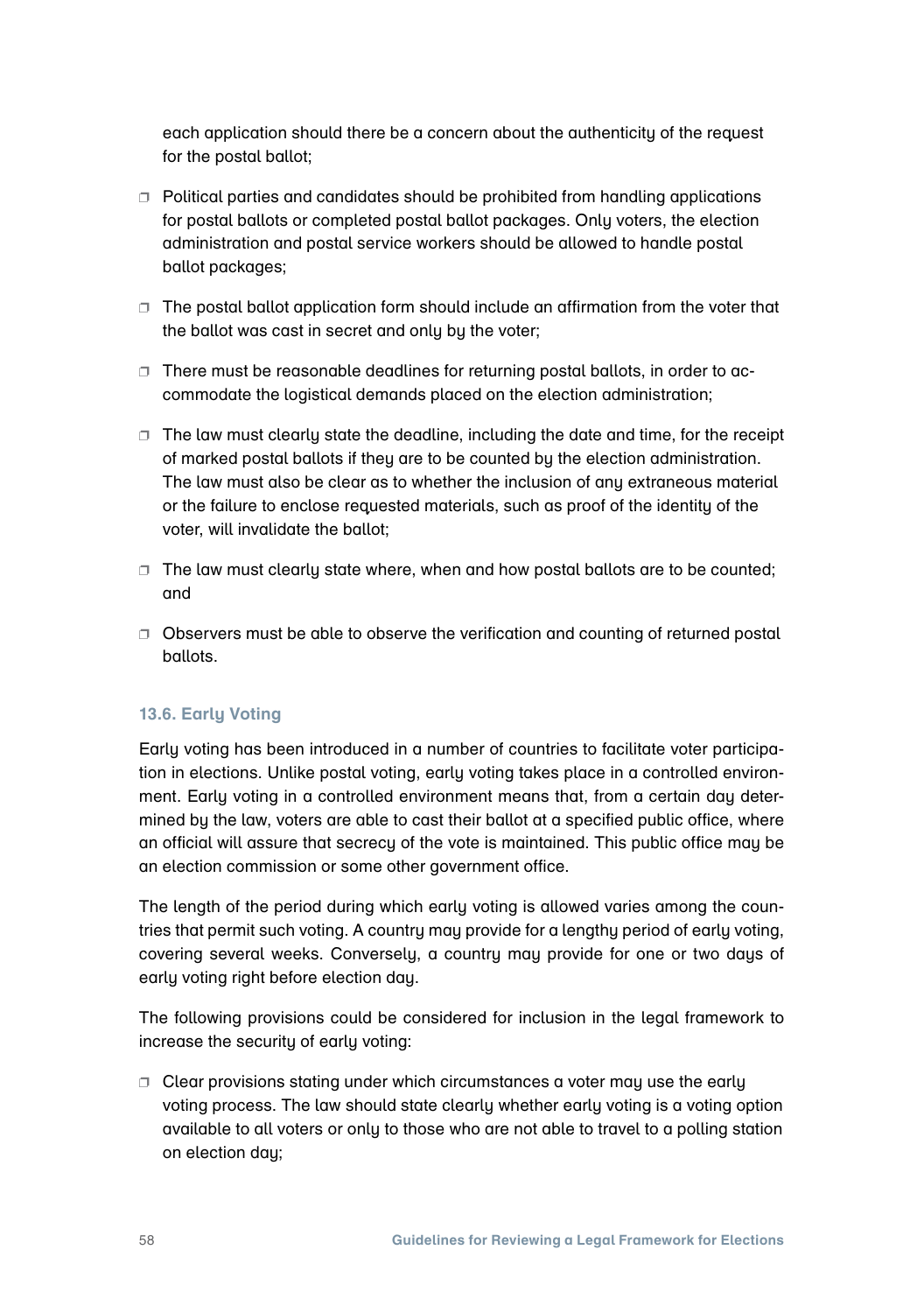each application should there be a concern about the authenticity of the request for the postal ballot;

- Political parties and candidates should be prohibited from handling applications for postal ballots or completed postal ballot packages. Only voters, the election administration and postal service workers should be allowed to handle postal ballot packages;
- The postal ballot application form should include an affirmation from the voter that the ballot was cast in secret and only by the voter;
- There must be reasonable deadlines for returning postal ballots, in order to accommodate the logistical demands placed on the election administration;
- The law must clearly state the deadline, including the date and time, for the receipt of marked postal ballots if they are to be counted by the election administration. The law must also be clear as to whether the inclusion of any extraneous material or the failure to enclose requested materials, such as proof of the identity of the voter, will invalidate the ballot;
- The law must clearly state where, when and how postal ballots are to be counted; and
- Observers must be able to observe the verification and counting of returned postal ballots.

### 13.6. Early Voting

Early voting has been introduced in a number of countries to facilitate voter participation in elections. Unlike postal voting, early voting takes place in a controlled environment. Early voting in a controlled environment means that, from a certain day determined by the law, voters are able to cast their ballot at a specified public office, where an official will assure that secrecy of the vote is maintained. This public office may be an election commission or some other government office.

The length of the period during which early voting is allowed varies among the countries that permit such voting. A country may provide for a lengthy period of early voting, covering several weeks. Conversely, a country may provide for one or two days of early voting right before election day.

The following provisions could be considered for inclusion in the legal framework to increase the security of early voting:

- Clear provisions stating under which circumstances a voter may use the early voting process. The law should state clearly whether early voting is a voting option available to all voters or only to those who are not able to travel to a polling station on election day;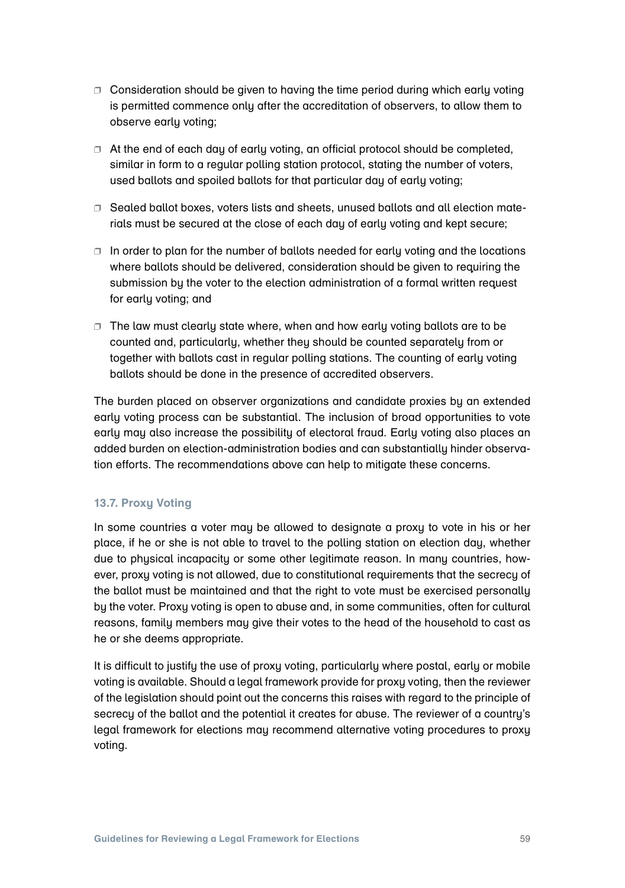- Consideration should be given to having the time period during which early voting is permitted commence only after the accreditation of observers, to allow them to observe early voting;

- At the end of each day of early voting, an official protocol should be completed, similar in form to a regular polling station protocol, stating the number of voters, used ballots and spoiled ballots for that particular day of early voting;

- Sealed ballot boxes, voters lists and sheets, unused ballots and all election materials must be secured at the close of each day of early voting and kept secure;

- In order to plan for the number of ballots needed for early voting and the locations where ballots should be delivered, consideration should be given to requiring the submission by the voter to the election administration of a formal written request for early voting; and

- The law must clearly state where, when and how early voting ballots are to be counted and, particularly, whether they should be counted separately from or together with ballots cast in regular polling stations. The counting of early voting ballots should be done in the presence of accredited observers.

The burden placed on observer organizations and candidate proxies by an extended early voting process can be substantial. The inclusion of broad opportunities to vote early may also increase the possibility of electoral fraud. Early voting also places an added burden on election-administration bodies and can substantially hinder observation efforts. The recommendations above can help to mitigate these concerns.

### 13.7. Proxy Voting

In some countries a voter may be allowed to designate a proxy to vote in his or her place, if he or she is not able to travel to the polling station on election day, whether due to physical incapacity or some other legitimate reason. In many countries, however, proxy voting is not allowed, due to constitutional requirements that the secrecy of the ballot must be maintained and that the right to vote must be exercised personally by the voter. Proxy voting is open to abuse and, in some communities, often for cultural reasons, family members may give their votes to the head of the household to cast as he or she deems appropriate.

It is difficult to justify the use of proxy voting, particularly where postal, early or mobile voting is available. Should a legal framework provide for proxy voting, then the reviewer of the legislation should point out the concerns this raises with regard to the principle of secrecy of the ballot and the potential it creates for abuse. The reviewer of a country's legal framework for elections may recommend alternative voting procedures to proxy voting.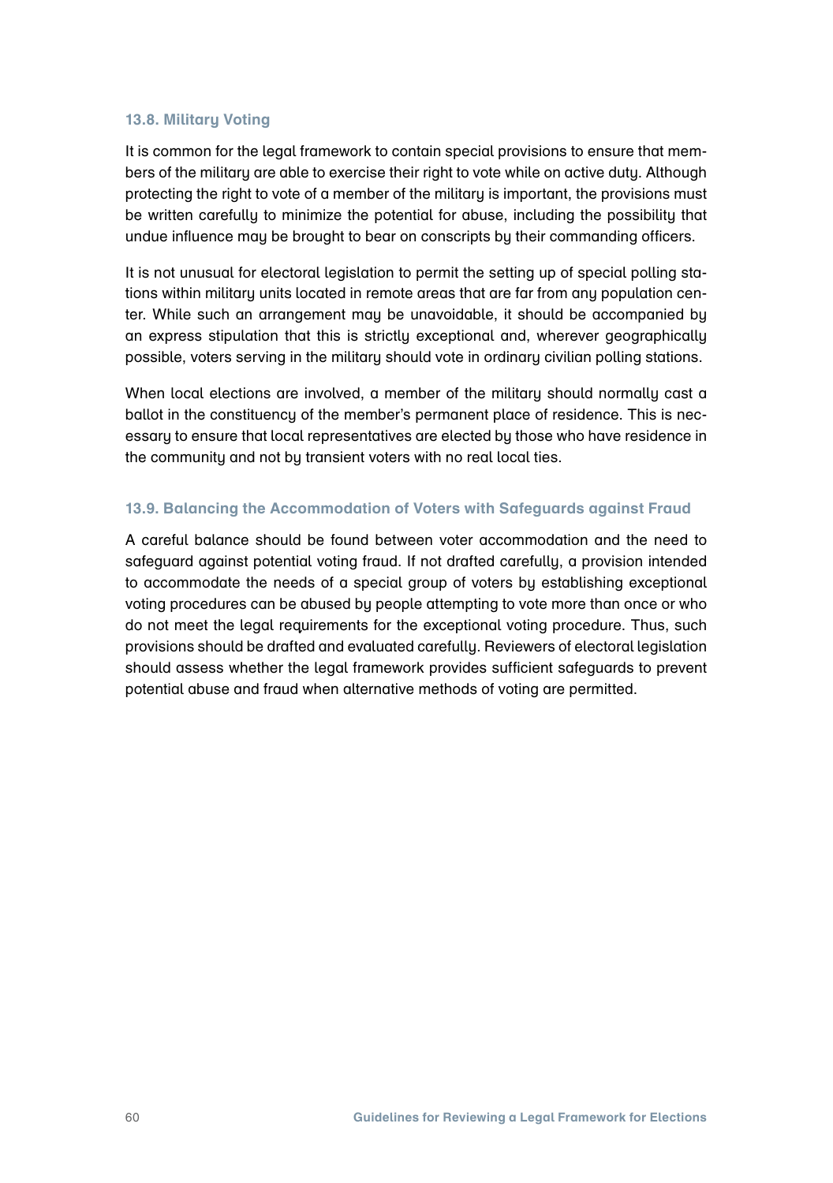### 13.8. Military Voting

It is common for the legal framework to contain special provisions to ensure that members of the military are able to exercise their right to vote while on active duty. Although protecting the right to vote of a member of the military is important, the provisions must be written carefully to minimize the potential for abuse, including the possibility that undue influence may be brought to bear on conscripts by their commanding officers.

It is not unusual for electoral legislation to permit the setting up of special polling stations within military units located in remote areas that are far from any population center. While such an arrangement may be unavoidable, it should be accompanied by an express stipulation that this is strictly exceptional and, wherever geographically possible, voters serving in the military should vote in ordinary civilian polling stations.

When local elections are involved, a member of the military should normally cast a ballot in the constituency of the member's permanent place of residence. This is necessary to ensure that local representatives are elected by those who have residence in the community and not by transient voters with no real local ties.

### 13.9. Balancing the Accommodation of Voters with Safeguards against Fraud

A careful balance should be found between voter accommodation and the need to safeguard against potential voting fraud. If not drafted carefully, a provision intended to accommodate the needs of a special group of voters by establishing exceptional voting procedures can be abused by people attempting to vote more than once or who do not meet the legal requirements for the exceptional voting procedure. Thus, such provisions should be drafted and evaluated carefully. Reviewers of electoral legislation should assess whether the legal framework provides sufficient safeguards to prevent potential abuse and fraud when alternative methods of voting are permitted.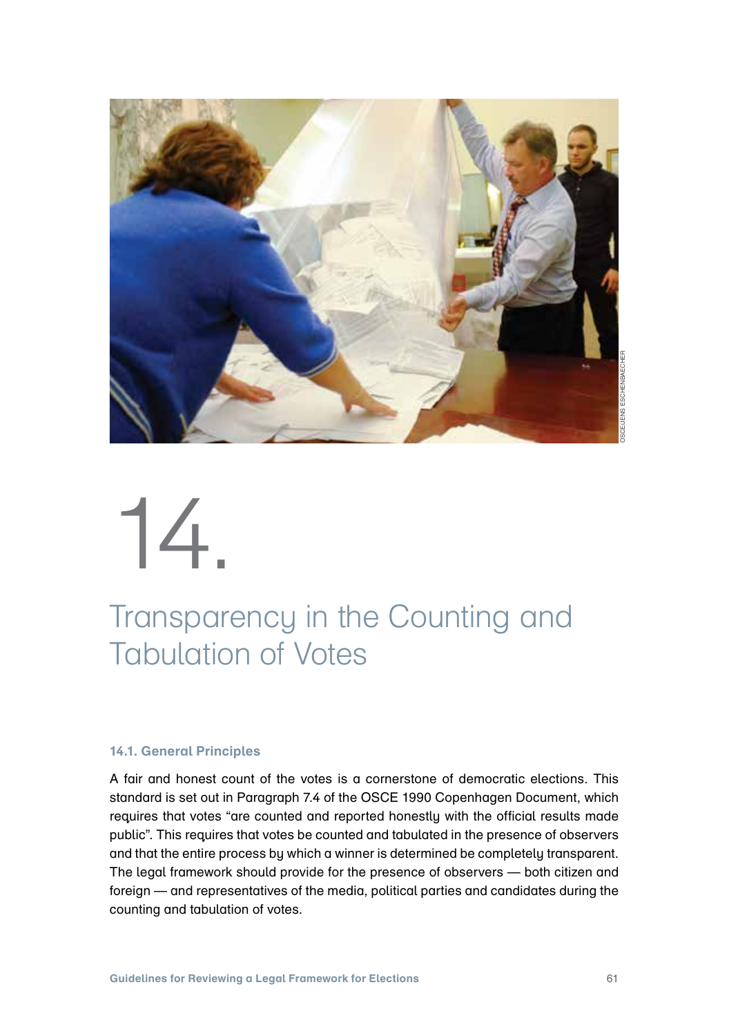# 14. Transparency in the Counting and Tabulation of Votes

### 14.1. General Principles

A fair and honest count of the votes is a cornerstone of democratic elections. This standard is set out in Paragraph 7.4 of the OSCE 1990 Copenhagen Document, which requires that votes "are counted and reported honestly with the official results made public". This requires that votes be counted and tabulated in the presence of observers and that the entire process by which a winner is determined be completely transparent. The legal framework should provide for the presence of observers — both citizen and foreign — and representatives of the media, political parties and candidates during the counting and tabulation of votes.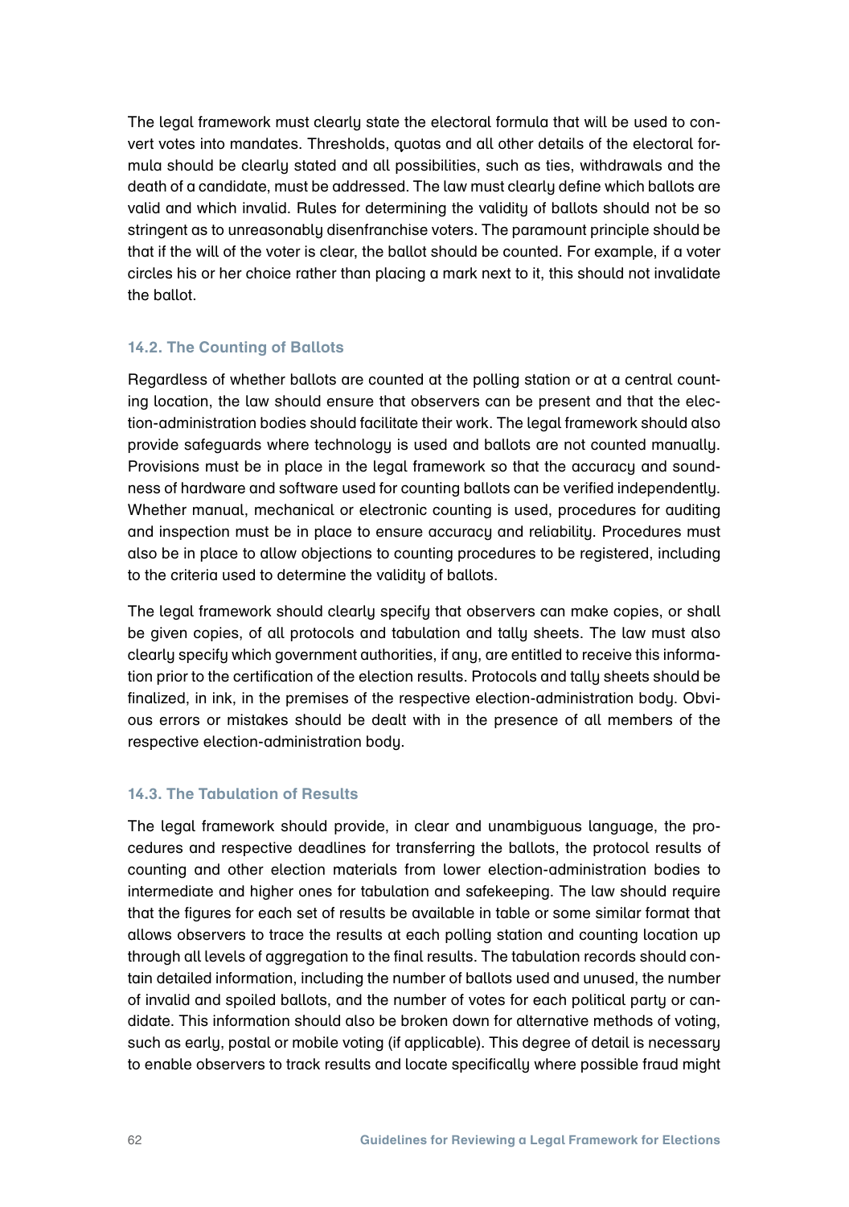The legal framework must clearly state the electoral formula that will be used to convert votes into mandates. Thresholds, quotas and all other details of the electoral formula should be clearly stated and all possibilities, such as ties, withdrawals and the death of a candidate, must be addressed. The law must clearly define which ballots are valid and which invalid. Rules for determining the validity of ballots should not be so stringent as to unreasonably disenfranchise voters. The paramount principle should be that if the will of the voter is clear, the ballot should be counted. For example, if a voter circles his or her choice rather than placing a mark next to it, this should not invalidate the ballot.

### 14.2. The Counting of Ballots

Regardless of whether ballots are counted at the polling station or at a central counting location, the law should ensure that observers can be present and that the election-administration bodies should facilitate their work. The legal framework should also provide safeguards where technology is used and ballots are not counted manually. Provisions must be in place in the legal framework so that the accuracy and soundness of hardware and software used for counting ballots can be verified independently. Whether manual, mechanical or electronic counting is used, procedures for auditing and inspection must be in place to ensure accuracy and reliability. Procedures must also be in place to allow objections to counting procedures to be registered, including to the criteria used to determine the validity of ballots.

The legal framework should clearly specify that observers can make copies, or shall be given copies, of all protocols and tabulation and tally sheets. The law must also clearly specify which government authorities, if any, are entitled to receive this information prior to the certification of the election results. Protocols and tally sheets should be finalized, in ink, in the premises of the respective election-administration body. Obvious errors or mistakes should be dealt with in the presence of all members of the respective election-administration body.

### 14.3. The Tabulation of Results

The legal framework should provide, in clear and unambiguous language, the procedures and respective deadlines for transferring the ballots, the protocol results of counting and other election materials from lower election-administration bodies to intermediate and higher ones for tabulation and safekeeping. The law should require that the figures for each set of results be available in table or some similar format that allows observers to trace the results at each polling station and counting location up through all levels of aggregation to the final results. The tabulation records should contain detailed information, including the number of ballots used and unused, the number of invalid and spoiled ballots, and the number of votes for each political party or candidate. This information should also be broken down for alternative methods of voting, such as early, postal or mobile voting (if applicable). This degree of detail is necessary to enable observers to track results and locate specifically where possible fraud might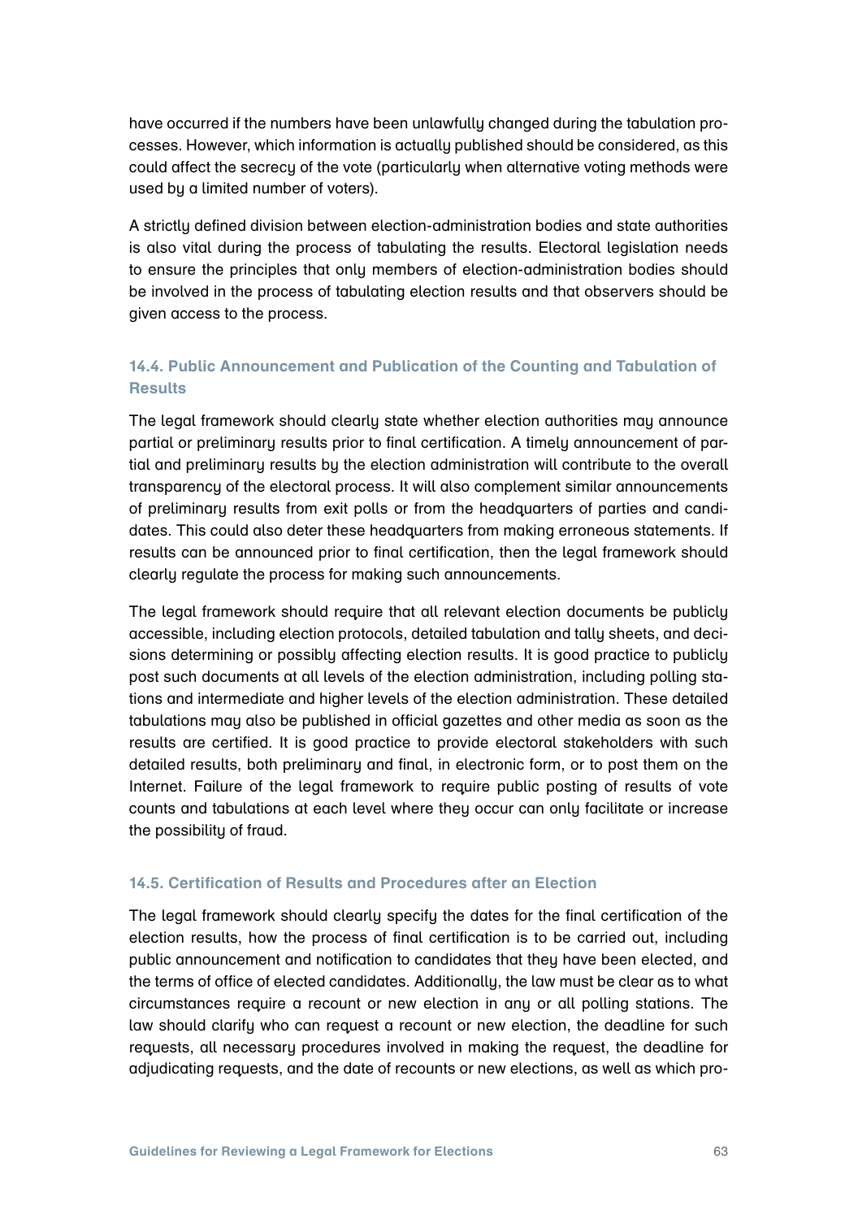have occurred if the numbers have been unlawfully changed during the tabulation processes. However, which information is actually published should be considered, as this could affect the secrecy of the vote (particularly when alternative voting methods were used by a limited number of voters).

A strictly defined division between election-administration bodies and state authorities is also vital during the process of tabulating the results. Electoral legislation needs to ensure the principles that only members of election-administration bodies should be involved in the process of tabulating election results and that observers should be given access to the process.

### 14.4. Public Announcement and Publication of the Counting and Tabulation of Results

The legal framework should clearly state whether election authorities may announce partial or preliminary results prior to final certification. A timely announcement of partial and preliminary results by the election administration will contribute to the overall transparency of the electoral process. It will also complement similar announcements of preliminary results from exit polls or from the headquarters of parties and candidates. This could also deter these headquarters from making erroneous statements. If results can be announced prior to final certification, then the legal framework should clearly regulate the process for making such announcements.

The legal framework should require that all relevant election documents be publicly accessible, including election protocols, detailed tabulation and tally sheets, and decisions determining or possibly affecting election results. It is good practice to publicly post such documents at all levels of the election administration, including polling stations and intermediate and higher levels of the election administration. These detailed tabulations may also be published in official gazettes and other media as soon as the results are certified. It is good practice to provide electoral stakeholders with such detailed results, both preliminary and final, in electronic form, or to post them on the Internet. Failure of the legal framework to require public posting of results of vote counts and tabulations at each level where they occur can only facilitate or increase the possibility of fraud.

### 14.5. Certification of Results and Procedures after an Election

The legal framework should clearly specify the dates for the final certification of the election results, how the process of final certification is to be carried out, including public announcement and notification to candidates that they have been elected, and the terms of office of elected candidates. Additionally, the law must be clear as to what circumstances require a recount or new election in any or all polling stations. The law should clarify who can request a recount or new election, the deadline for such requests, all necessary procedures involved in making the request, the deadline for adjudicating requests, and the date of recounts or new elections, as well as which pro-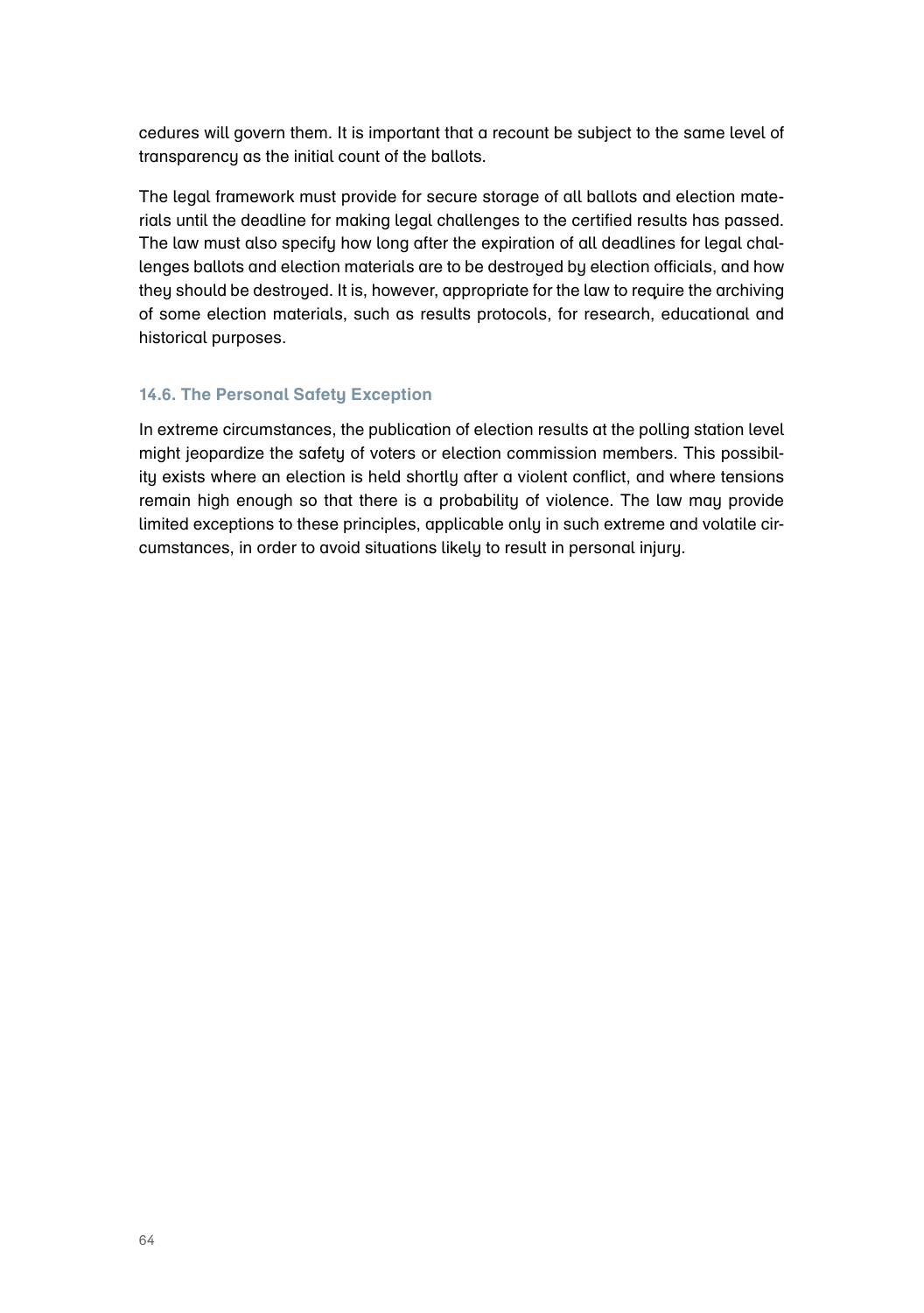cedures will govern them. It is important that a recount be subject to the same level of transparency as the initial count of the ballots.

The legal framework must provide for secure storage of all ballots and election materials until the deadline for making legal challenges to the certified results has passed. The law must also specify how long after the expiration of all deadlines for legal challenges ballots and election materials are to be destroyed by election officials, and how they should be destroyed. It is, however, appropriate for the law to require the archiving of some election materials, such as results protocols, for research, educational and historical purposes.

### 14.6. The Personal Safety Exception

In extreme circumstances, the publication of election results at the polling station level might jeopardize the safety of voters or election commission members. This possibility exists where an election is held shortly after a violent conflict, and where tensions remain high enough so that there is a probability of violence. The law may provide limited exceptions to these principles, applicable only in such extreme and volatile circumstances, in order to avoid situations likely to result in personal injury.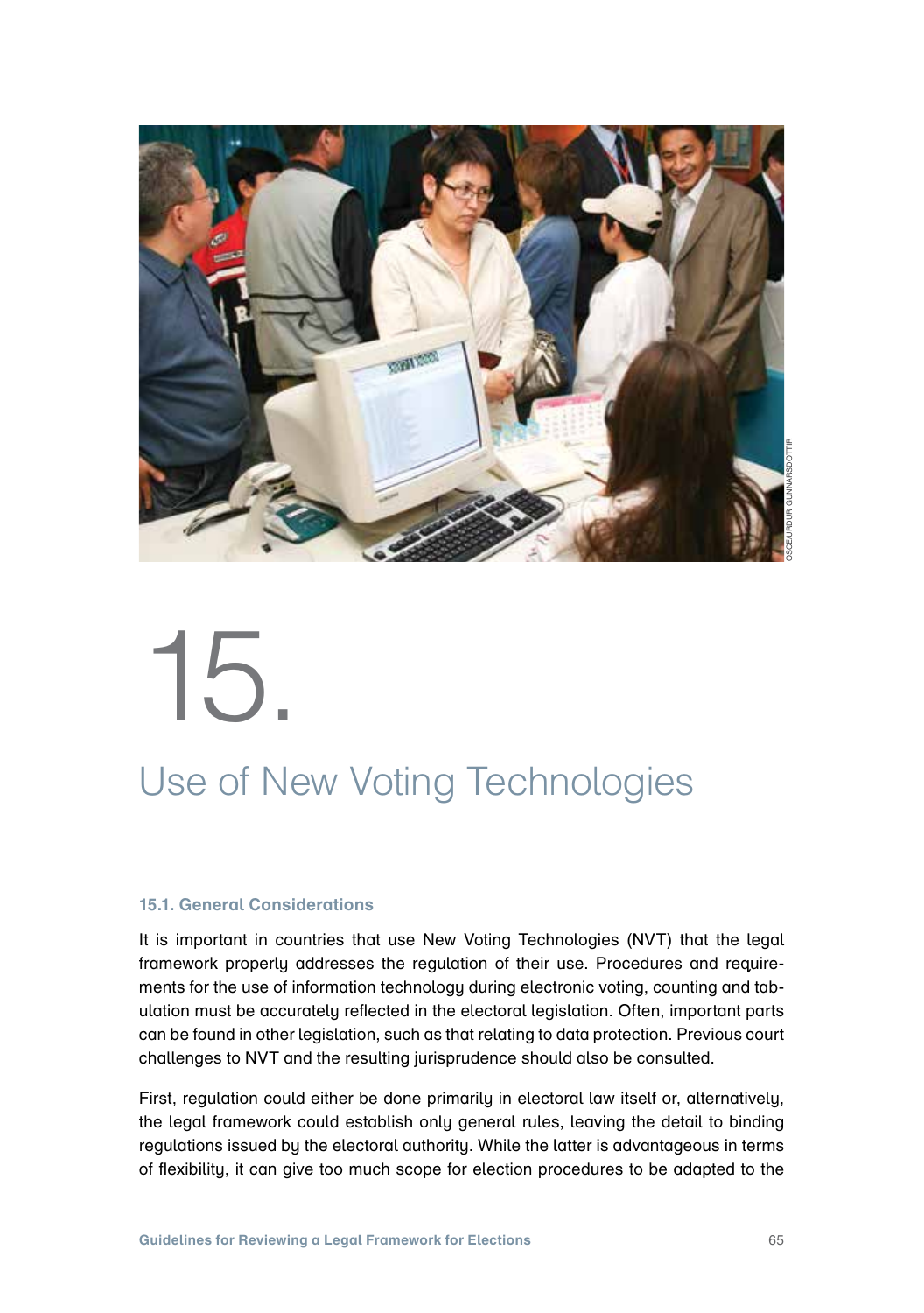# 15. Use of New Voting Technologies

### 15.1. General Considerations

It is important in countries that use New Voting Technologies (NVT) that the legal framework properly addresses the regulation of their use. Procedures and requirements for the use of information technology during electronic voting, counting and tabulation must be accurately reflected in the electoral legislation. Often, important parts can be found in other legislation, such as that relating to data protection. Previous court challenges to NVT and the resulting jurisprudence should also be consulted.

First, regulation could either be done primarily in electoral law itself or, alternatively, the legal framework could establish only general rules, leaving the detail to binding regulations issued by the electoral authority. While the latter is advantageous in terms of flexibility, it can give too much scope for election procedures to be adapted to the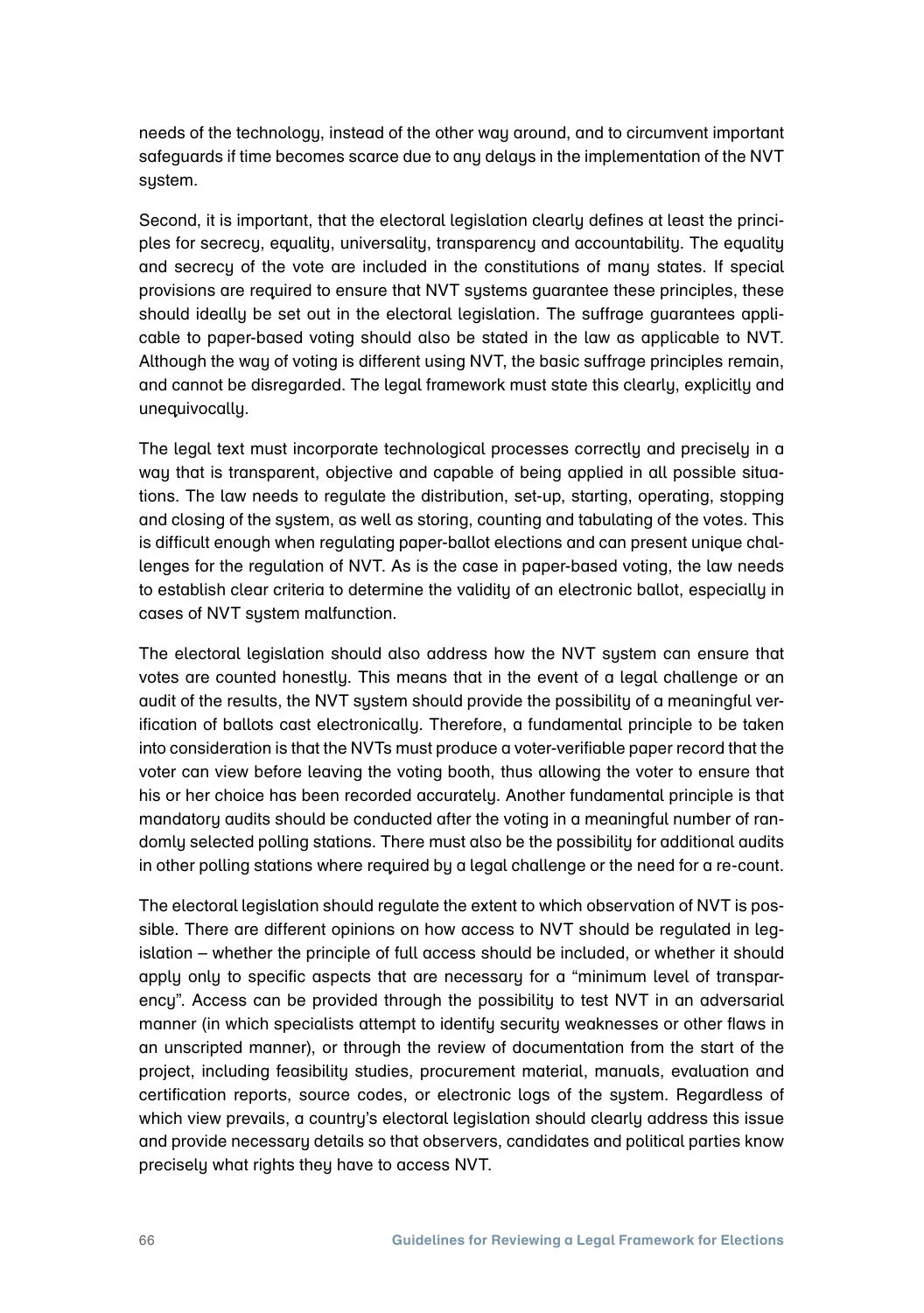needs of the technology, instead of the other way around, and to circumvent important safeguards if time becomes scarce due to any delays in the implementation of the NVT system.

Second, it is important, that the electoral legislation clearly defines at least the principles for secrecy, equality, universality, transparency and accountability. The equality and secrecy of the vote are included in the constitutions of many states. If special provisions are required to ensure that NVT systems guarantee these principles, these should ideally be set out in the electoral legislation. The suffrage guarantees applicable to paper-based voting should also be stated in the law as applicable to NVT. Although the way of voting is different using NVT, the basic suffrage principles remain, and cannot be disregarded. The legal framework must state this clearly, explicitly and unequivocally.

The legal text must incorporate technological processes correctly and precisely in a way that is transparent, objective and capable of being applied in all possible situations. The law needs to regulate the distribution, set-up, starting, operating, stopping and closing of the system, as well as storing, counting and tabulating of the votes. This is difficult enough when regulating paper-ballot elections and can present unique challenges for the regulation of NVT. As is the case in paper-based voting, the law needs to establish clear criteria to determine the validity of an electronic ballot, especially in cases of NVT system malfunction.

The electoral legislation should also address how the NVT system can ensure that votes are counted honestly. This means that in the event of a legal challenge or an audit of the results, the NVT system should provide the possibility of a meaningful verification of ballots cast electronically. Therefore, a fundamental principle to be taken into consideration is that the NVTs must produce a voter-verifiable paper record that the voter can view before leaving the voting booth, thus allowing the voter to ensure that his or her choice has been recorded accurately. Another fundamental principle is that mandatory audits should be conducted after the voting in a meaningful number of randomly selected polling stations. There must also be the possibility for additional audits in other polling stations where required by a legal challenge or the need for a re-count.

The electoral legislation should regulate the extent to which observation of NVT is possible. There are different opinions on how access to NVT should be regulated in legislation – whether the principle of full access should be included, or whether it should apply only to specific aspects that are necessary for a "minimum level of transparency". Access can be provided through the possibility to test NVT in an adversarial manner (in which specialists attempt to identify security weaknesses or other flaws in an unscripted manner), or through the review of documentation from the start of the project, including feasibility studies, procurement material, manuals, evaluation and certification reports, source codes, or electronic logs of the system. Regardless of which view prevails, a country's electoral legislation should clearly address this issue and provide necessary details so that observers, candidates and political parties know precisely what rights they have to access NVT.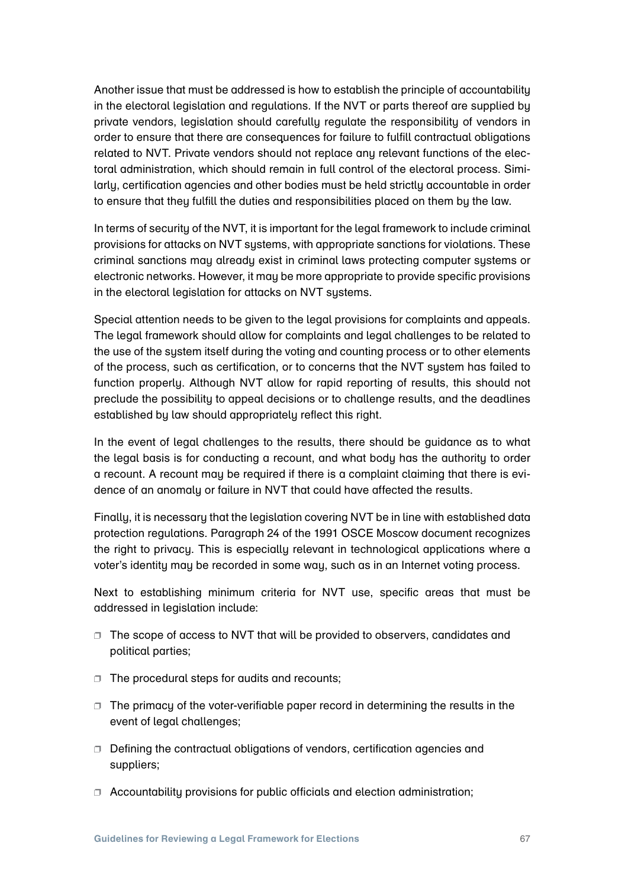Another issue that must be addressed is how to establish the principle of accountability in the electoral legislation and regulations. If the NVT or parts thereof are supplied by private vendors, legislation should carefully regulate the responsibility of vendors in order to ensure that there are consequences for failure to fulfill contractual obligations related to NVT. Private vendors should not replace any relevant functions of the electoral administration, which should remain in full control of the electoral process. Similarly, certification agencies and other bodies must be held strictly accountable in order to ensure that they fulfill the duties and responsibilities placed on them by the law.

In terms of security of the NVT, it is important for the legal framework to include criminal provisions for attacks on NVT systems, with appropriate sanctions for violations. These criminal sanctions may already exist in criminal laws protecting computer systems or electronic networks. However, it may be more appropriate to provide specific provisions in the electoral legislation for attacks on NVT systems.

Special attention needs to be given to the legal provisions for complaints and appeals. The legal framework should allow for complaints and legal challenges to be related to the use of the system itself during the voting and counting process or to other elements of the process, such as certification, or to concerns that the NVT system has failed to function properly. Although NVT allow for rapid reporting of results, this should not preclude the possibility to appeal decisions or to challenge results, and the deadlines established by law should appropriately reflect this right.

In the event of legal challenges to the results, there should be guidance as to what the legal basis is for conducting a recount, and what body has the authority to order a recount. A recount may be required if there is a complaint claiming that there is evidence of an anomaly or failure in NVT that could have affected the results.

Finally, it is necessary that the legislation covering NVT be in line with established data protection regulations. Paragraph 24 of the 1991 OSCE Moscow document recognizes the right to privacy. This is especially relevant in technological applications where a voter's identity may be recorded in some way, such as in an Internet voting process.

Next to establishing minimum criteria for NVT use, specific areas that must be addressed in legislation include:

- The scope of access to NVT that will be provided to observers, candidates and political parties;
- The procedural steps for audits and recounts;
- The primacy of the voter-verifiable paper record in determining the results in the event of legal challenges;
- Defining the contractual obligations of vendors, certification agencies and suppliers;
- Accountability provisions for public officials and election administration;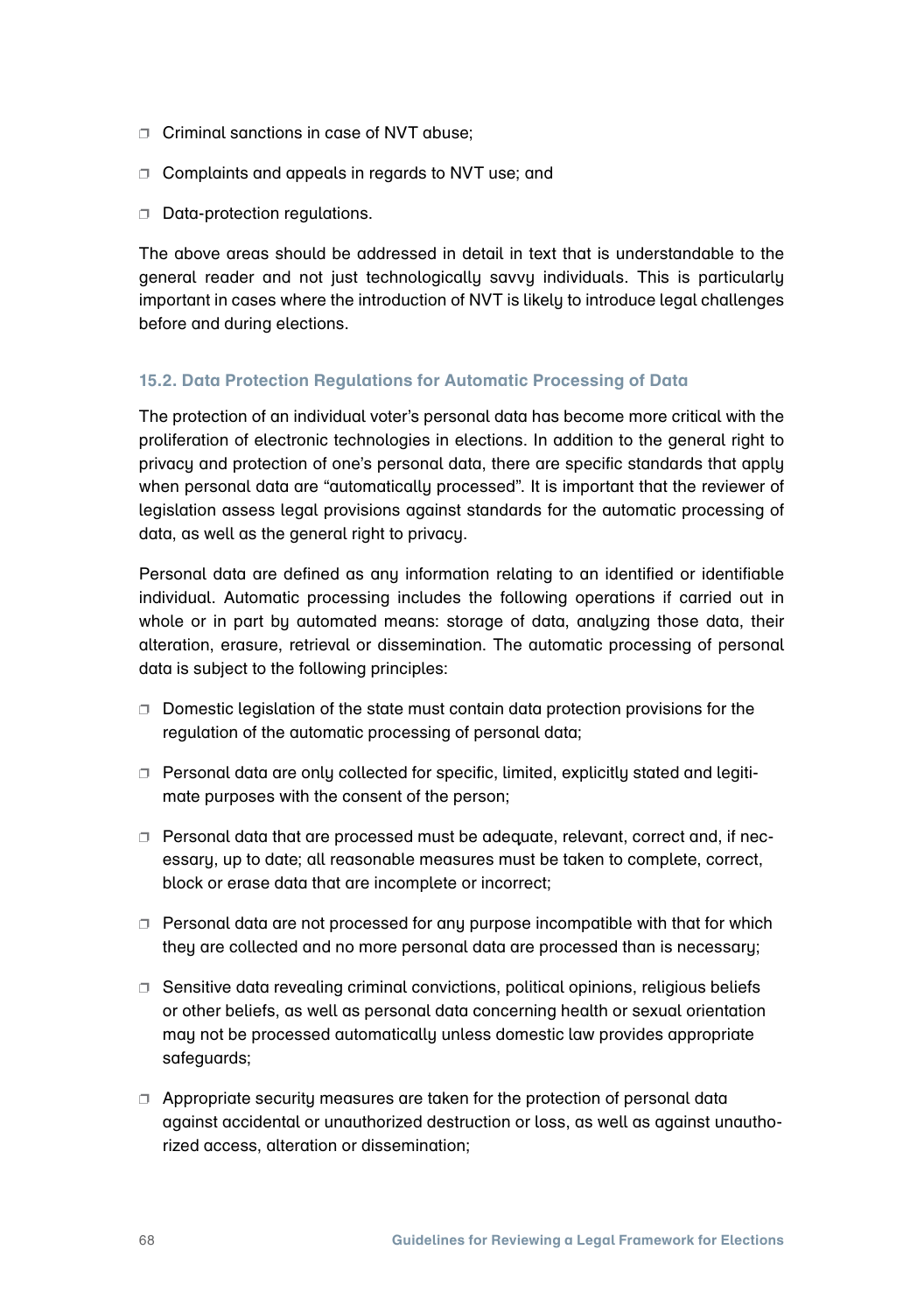- Criminal sanctions in case of NVT abuse;
- Complaints and appeals in regards to NVT use; and
- Data-protection regulations.

The above areas should be addressed in detail in text that is understandable to the general reader and not just technologically savvy individuals. This is particularly important in cases where the introduction of NVT is likely to introduce legal challenges before and during elections.

### 15.2. Data Protection Regulations for Automatic Processing of Data

The protection of an individual voter's personal data has become more critical with the proliferation of electronic technologies in elections. In addition to the general right to privacy and protection of one's personal data, there are specific standards that apply when personal data are "automatically processed". It is important that the reviewer of legislation assess legal provisions against standards for the automatic processing of data, as well as the general right to privacy.

Personal data are defined as any information relating to an identified or identifiable individual. Automatic processing includes the following operations if carried out in whole or in part by automated means: storage of data, analyzing those data, their alteration, erasure, retrieval or dissemination. The automatic processing of personal data is subject to the following principles:

- Domestic legislation of the state must contain data protection provisions for the regulation of the automatic processing of personal data;
- Personal data are only collected for specific, limited, explicitly stated and legitimate purposes with the consent of the person;
- Personal data that are processed must be adequate, relevant, correct and, if necessary, up to date; all reasonable measures must be taken to complete, correct, block or erase data that are incomplete or incorrect;
- Personal data are not processed for any purpose incompatible with that for which they are collected and no more personal data are processed than is necessary;
- Sensitive data revealing criminal convictions, political opinions, religious beliefs or other beliefs, as well as personal data concerning health or sexual orientation may not be processed automatically unless domestic law provides appropriate safeguards;
- Appropriate security measures are taken for the protection of personal data against accidental or unauthorized destruction or loss, as well as against unauthorized access, alteration or dissemination;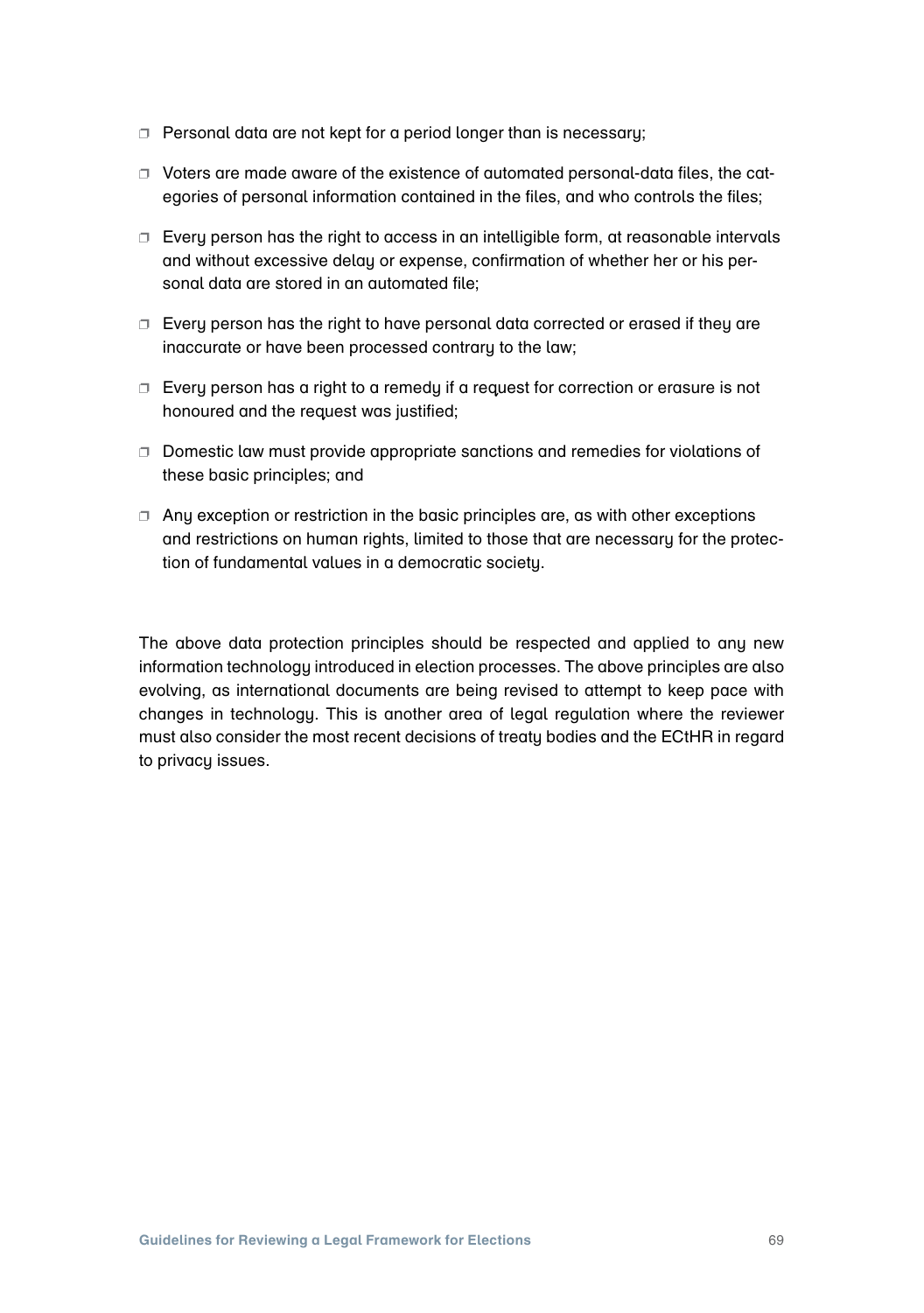- Personal data are not kept for a period longer than is necessary;
- Voters are made aware of the existence of automated personal-data files, the categories of personal information contained in the files, and who controls the files;
- Every person has the right to access in an intelligible form, at reasonable intervals and without excessive delay or expense, confirmation of whether her or his personal data are stored in an automated file;
- Every person has the right to have personal data corrected or erased if they are inaccurate or have been processed contrary to the law;
- Every person has a right to a remedy if a request for correction or erasure is not honoured and the request was justified;
- Domestic law must provide appropriate sanctions and remedies for violations of these basic principles; and
- Any exception or restriction in the basic principles are, as with other exceptions and restrictions on human rights, limited to those that are necessary for the protection of fundamental values in a democratic society.

The above data protection principles should be respected and applied to any new information technology introduced in election processes. The above principles are also evolving, as international documents are being revised to attempt to keep pace with changes in technology. This is another area of legal regulation where the reviewer must also consider the most recent decisions of treaty bodies and the ECtHR in regard to privacy issues.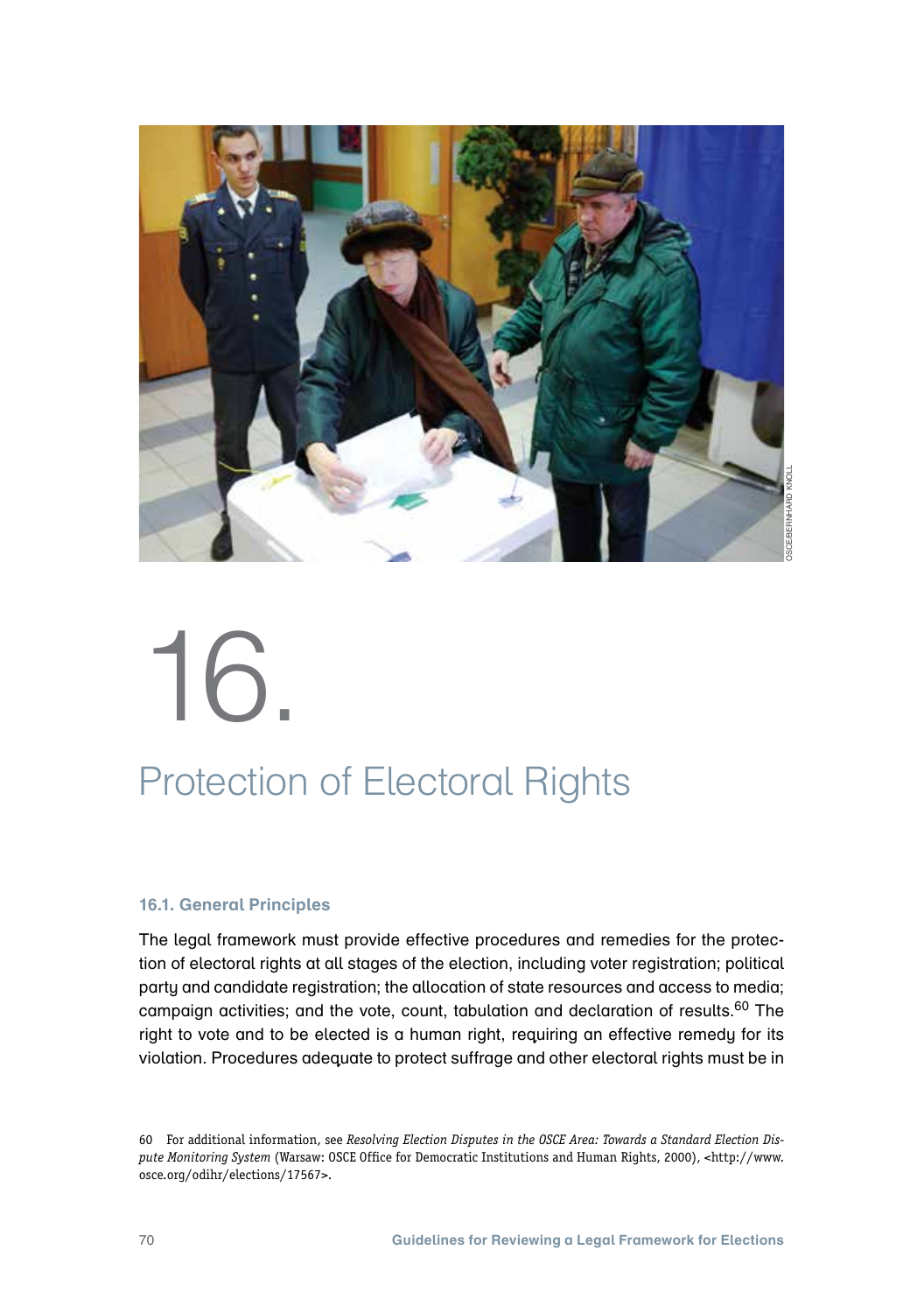# 16. Protection of Electoral Rights

## 16.1. General Principles

The legal framework must provide effective procedures and remedies for the protection of electoral rights at all stages of the election, including voter registration; political party and candidate registration; the allocation of state resources and access to media; campaign activities; and the vote, count, tabulation and declaration of results.[60] The right to vote and to be elected is a human right, requiring an effective remedy for its violation. Procedures adequate to protect suffrage and other electoral rights must be in

60 For additional information, see *Resolving Election Disputes in the OSCE Area: Towards a Standard Election Dispute Monitoring System* (Warsaw: OSCE Office for Democratic Institutions and Human Rights, 2000), <http://www.osce.org/odihr/elections/17567>.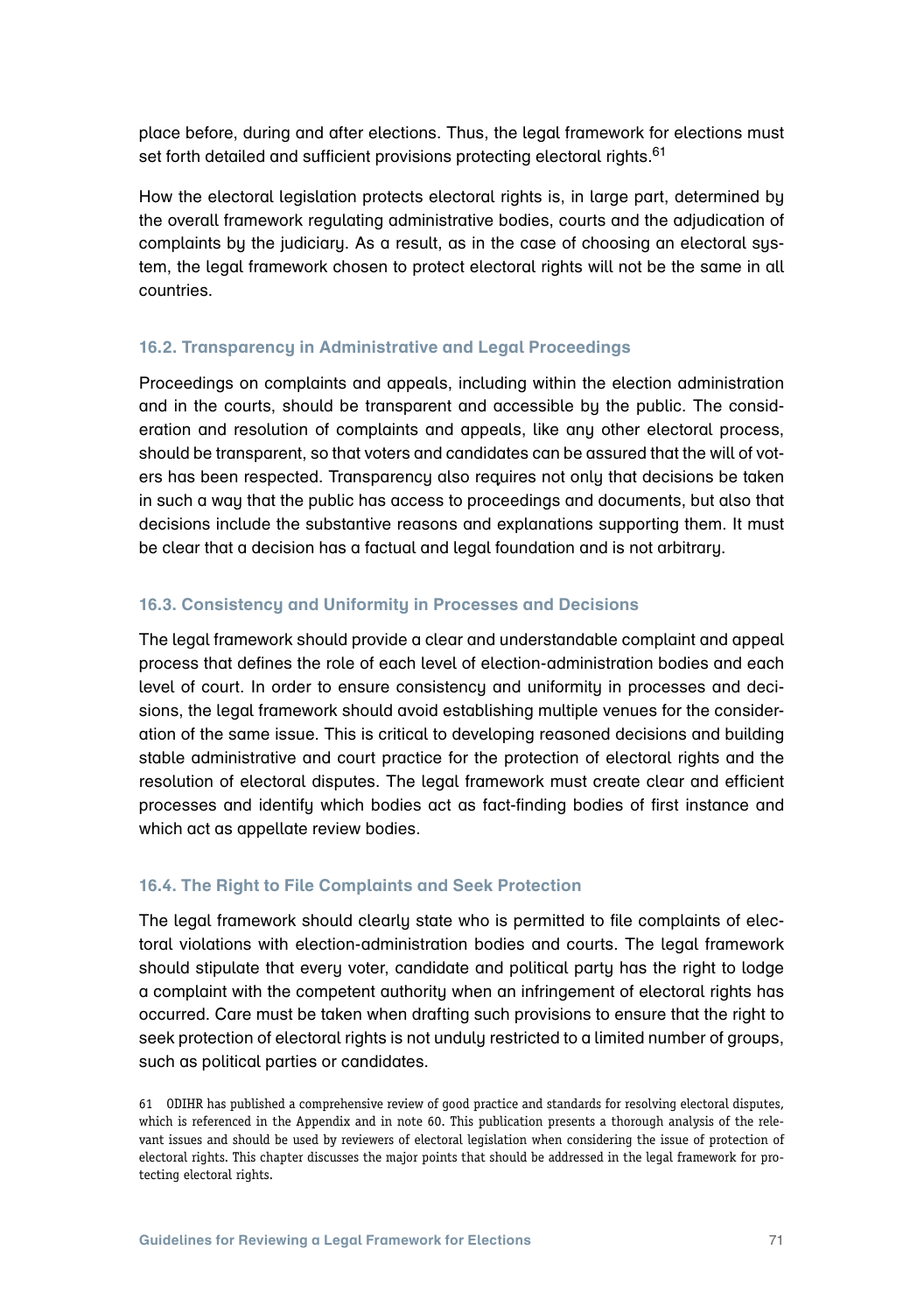place before, during and after elections. Thus, the legal framework for elections must set forth detailed and sufficient provisions protecting electoral rights.[61]

How the electoral legislation protects electoral rights is, in large part, determined by the overall framework regulating administrative bodies, courts and the adjudication of complaints by the judiciary. As a result, as in the case of choosing an electoral system, the legal framework chosen to protect electoral rights will not be the same in all countries.

### 16.2. Transparency in Administrative and Legal Proceedings

Proceedings on complaints and appeals, including within the election administration and in the courts, should be transparent and accessible by the public. The consideration and resolution of complaints and appeals, like any other electoral process, should be transparent, so that voters and candidates can be assured that the will of voters has been respected. Transparency also requires not only that decisions be taken in such a way that the public has access to proceedings and documents, but also that decisions include the substantive reasons and explanations supporting them. It must be clear that a decision has a factual and legal foundation and is not arbitrary.

### 16.3. Consistency and Uniformity in Processes and Decisions

The legal framework should provide a clear and understandable complaint and appeal process that defines the role of each level of election-administration bodies and each level of court. In order to ensure consistency and uniformity in processes and decisions, the legal framework should avoid establishing multiple venues for the consideration of the same issue. This is critical to developing reasoned decisions and building stable administrative and court practice for the protection of electoral rights and the resolution of electoral disputes. The legal framework must create clear and efficient processes and identify which bodies act as fact-finding bodies of first instance and which act as appellate review bodies.

### 16.4. The Right to File Complaints and Seek Protection

The legal framework should clearly state who is permitted to file complaints of electoral violations with election-administration bodies and courts. The legal framework should stipulate that every voter, candidate and political party has the right to lodge a complaint with the competent authority when an infringement of electoral rights has occurred. Care must be taken when drafting such provisions to ensure that the right to seek protection of electoral rights is not unduly restricted to a limited number of groups, such as political parties or candidates.

61 ODIHR has published a comprehensive review of good practice and standards for resolving electoral disputes, which is referenced in the Appendix and in note 60. This publication presents a thorough analysis of the relevant issues and should be used by reviewers of electoral legislation when considering the issue of protection of electoral rights. This chapter discusses the major points that should be addressed in the legal framework for protecting electoral rights.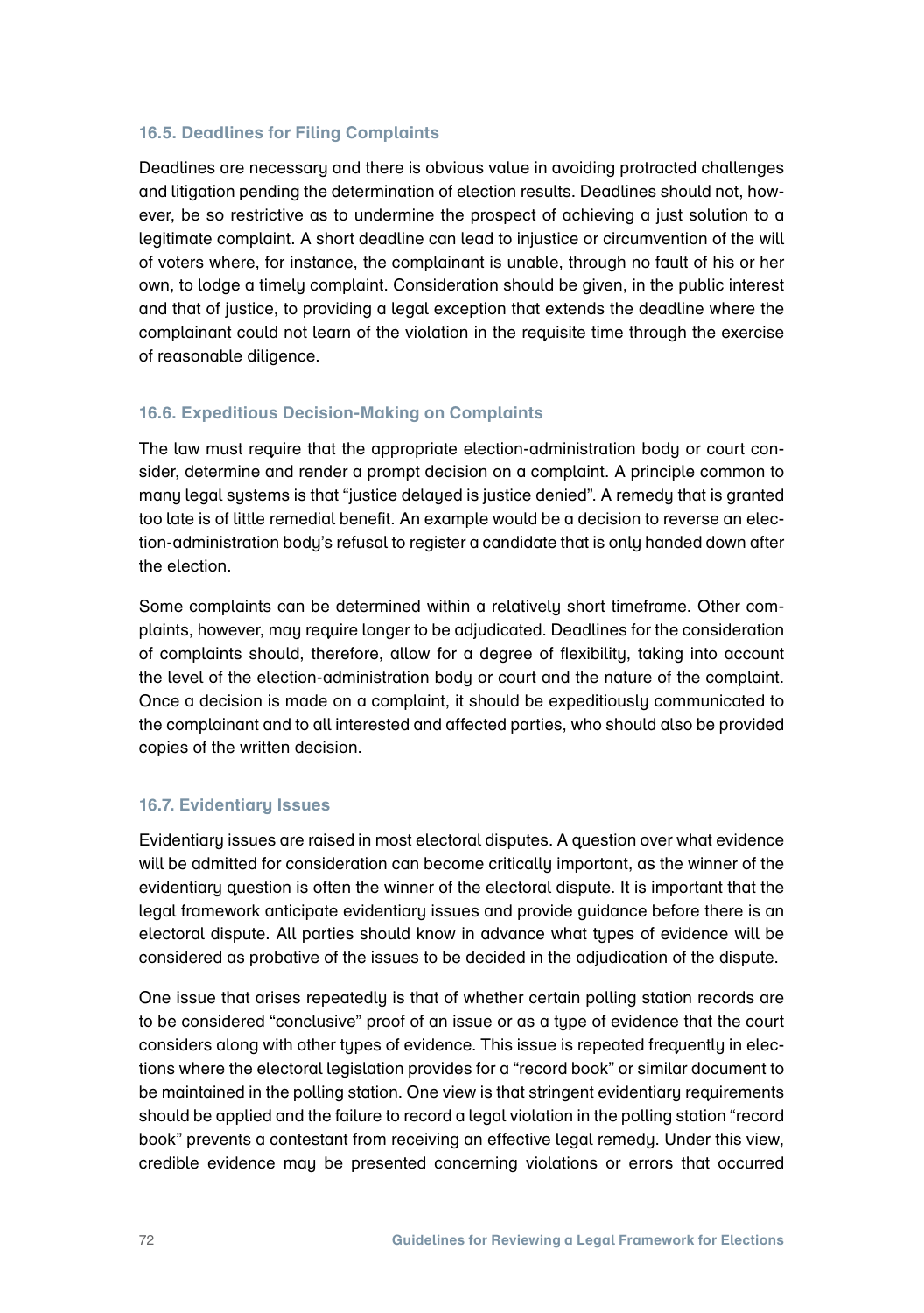### 16.5. Deadlines for Filing Complaints

Deadlines are necessary and there is obvious value in avoiding protracted challenges and litigation pending the determination of election results. Deadlines should not, however, be so restrictive as to undermine the prospect of achieving a just solution to a legitimate complaint. A short deadline can lead to injustice or circumvention of the will of voters where, for instance, the complainant is unable, through no fault of his or her own, to lodge a timely complaint. Consideration should be given, in the public interest and that of justice, to providing a legal exception that extends the deadline where the complainant could not learn of the violation in the requisite time through the exercise of reasonable diligence.

### 16.6. Expeditious Decision-Making on Complaints

The law must require that the appropriate election-administration body or court consider, determine and render a prompt decision on a complaint. A principle common to many legal systems is that "justice delayed is justice denied". A remedy that is granted too late is of little remedial benefit. An example would be a decision to reverse an election-administration body's refusal to register a candidate that is only handed down after the election.

Some complaints can be determined within a relatively short timeframe. Other complaints, however, may require longer to be adjudicated. Deadlines for the consideration of complaints should, therefore, allow for a degree of flexibility, taking into account the level of the election-administration body or court and the nature of the complaint. Once a decision is made on a complaint, it should be expeditiously communicated to the complainant and to all interested and affected parties, who should also be provided copies of the written decision.

### 16.7. Evidentiary Issues

Evidentiary issues are raised in most electoral disputes. A question over what evidence will be admitted for consideration can become critically important, as the winner of the evidentiary question is often the winner of the electoral dispute. It is important that the legal framework anticipate evidentiary issues and provide guidance before there is an electoral dispute. All parties should know in advance what types of evidence will be considered as probative of the issues to be decided in the adjudication of the dispute.

One issue that arises repeatedly is that of whether certain polling station records are to be considered "conclusive" proof of an issue or as a type of evidence that the court considers along with other types of evidence. This issue is repeated frequently in elections where the electoral legislation provides for a "record book" or similar document to be maintained in the polling station. One view is that stringent evidentiary requirements should be applied and the failure to record a legal violation in the polling station "record book" prevents a contestant from receiving an effective legal remedy. Under this view, credible evidence may be presented concerning violations or errors that occurred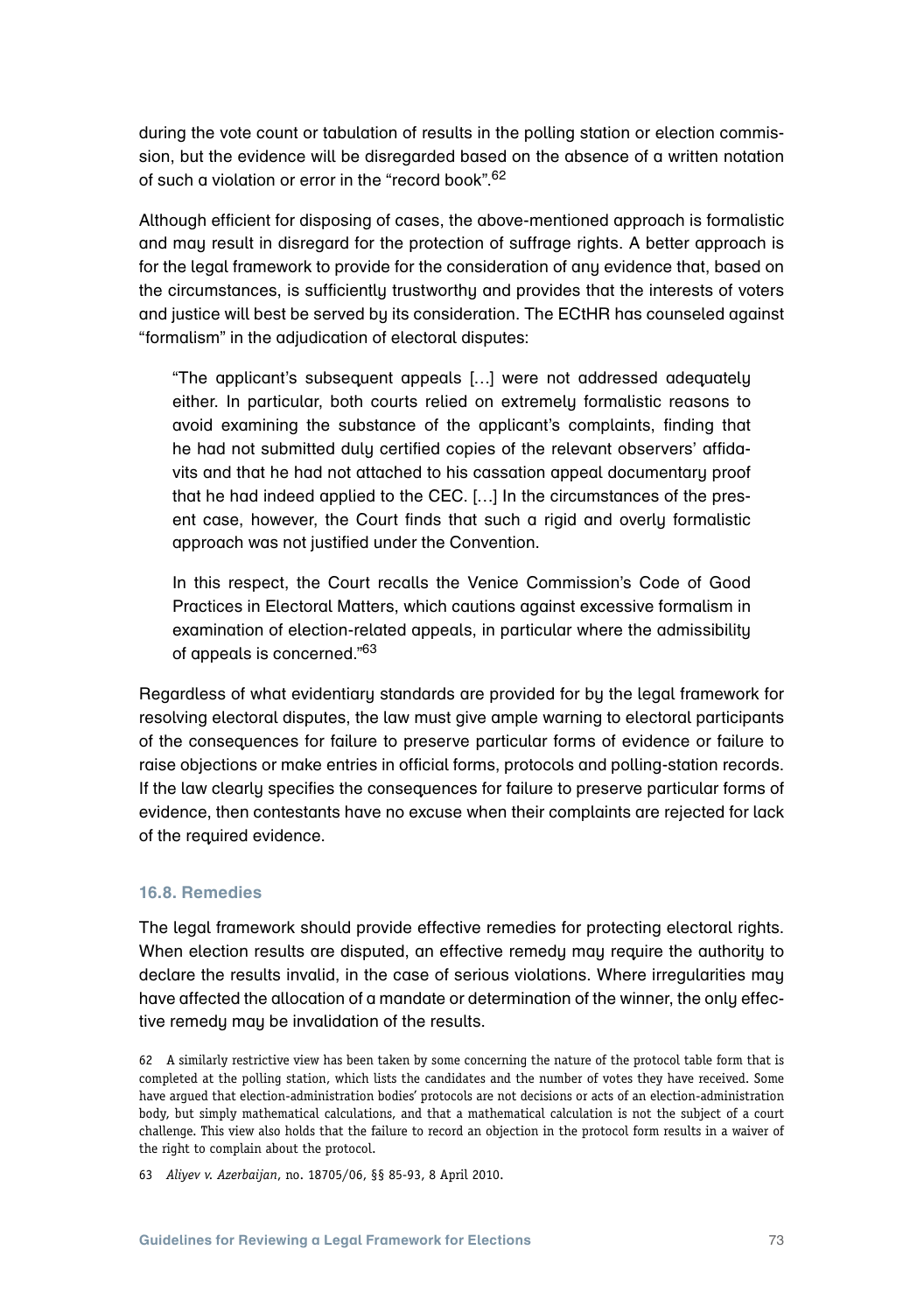during the vote count or tabulation of results in the polling station or election commission, but the evidence will be disregarded based on the absence of a written notation of such a violation or error in the "record book".[62]

Although efficient for disposing of cases, the above-mentioned approach is formalistic and may result in disregard for the protection of suffrage rights. A better approach is for the legal framework to provide for the consideration of any evidence that, based on the circumstances, is sufficiently trustworthy and provides that the interests of voters and justice will best be served by its consideration. The ECtHR has counseled against "formalism" in the adjudication of electoral disputes:

> "The applicant's subsequent appeals […] were not addressed adequately either. In particular, both courts relied on extremely formalistic reasons to avoid examining the substance of the applicant's complaints, finding that he had not submitted duly certified copies of the relevant observers' affidavits and that he had not attached to his cassation appeal documentary proof that he had indeed applied to the CEC. […] In the circumstances of the present case, however, the Court finds that such a rigid and overly formalistic approach was not justified under the Convention.
>
> In this respect, the Court recalls the Venice Commission's Code of Good Practices in Electoral Matters, which cautions against excessive formalism in examination of election-related appeals, in particular where the admissibility of appeals is concerned."[63]

Regardless of what evidentiary standards are provided for by the legal framework for resolving electoral disputes, the law must give ample warning to electoral participants of the consequences for failure to preserve particular forms of evidence or failure to raise objections or make entries in official forms, protocols and polling-station records. If the law clearly specifies the consequences for failure to preserve particular forms of evidence, then contestants have no excuse when their complaints are rejected for lack of the required evidence.

### 16.8. Remedies

The legal framework should provide effective remedies for protecting electoral rights. When election results are disputed, an effective remedy may require the authority to declare the results invalid, in the case of serious violations. Where irregularities may have affected the allocation of a mandate or determination of the winner, the only effective remedy may be invalidation of the results.

62 A similarly restrictive view has been taken by some concerning the nature of the protocol table form that is completed at the polling station, which lists the candidates and the number of votes they have received. Some have argued that election-administration bodies' protocols are not decisions or acts of an election-administration body, but simply mathematical calculations, and that a mathematical calculation is not the subject of a court challenge. This view also holds that the failure to record an objection in the protocol form results in a waiver of the right to complain about the protocol.

63 *Aliyev v. Azerbaijan*, no. 18705/06, §§ 85-93, 8 April 2010.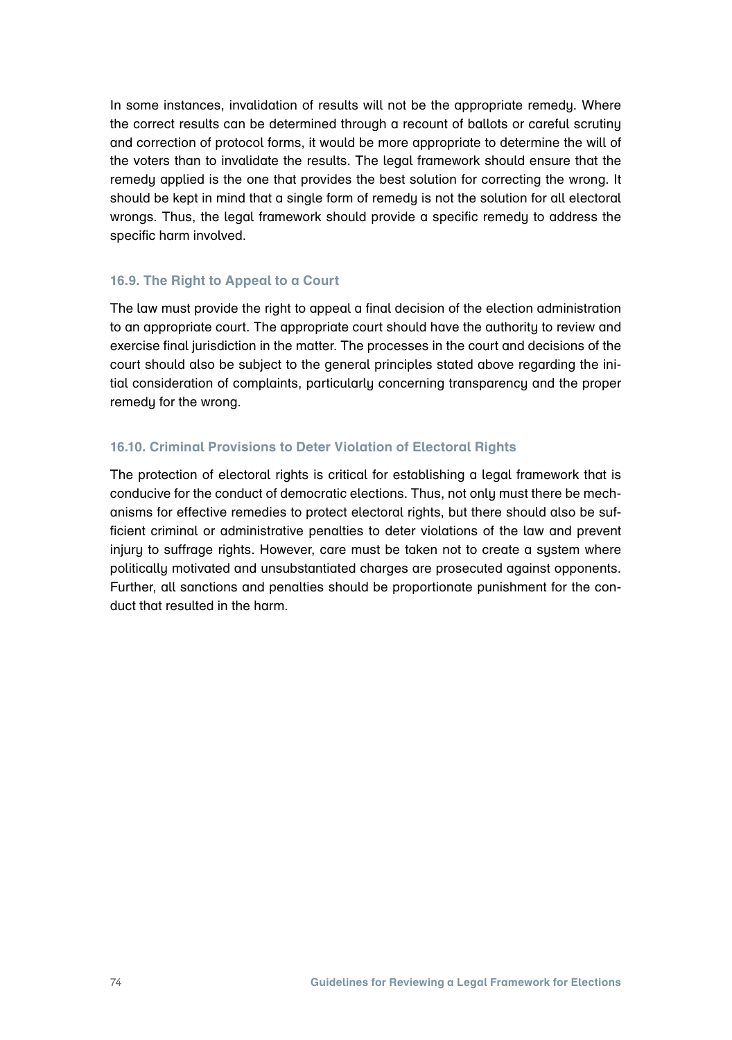In some instances, invalidation of results will not be the appropriate remedy. Where the correct results can be determined through a recount of ballots or careful scrutiny and correction of protocol forms, it would be more appropriate to determine the will of the voters than to invalidate the results. The legal framework should ensure that the remedy applied is the one that provides the best solution for correcting the wrong. It should be kept in mind that a single form of remedy is not the solution for all electoral wrongs. Thus, the legal framework should provide a specific remedy to address the specific harm involved.

### 16.9. The Right to Appeal to a Court

The law must provide the right to appeal a final decision of the election administration to an appropriate court. The appropriate court should have the authority to review and exercise final jurisdiction in the matter. The processes in the court and decisions of the court should also be subject to the general principles stated above regarding the initial consideration of complaints, particularly concerning transparency and the proper remedy for the wrong.

### 16.10. Criminal Provisions to Deter Violation of Electoral Rights

The protection of electoral rights is critical for establishing a legal framework that is conducive for the conduct of democratic elections. Thus, not only must there be mechanisms for effective remedies to protect electoral rights, but there should also be sufficient criminal or administrative penalties to deter violations of the law and prevent injury to suffrage rights. However, care must be taken not to create a system where politically motivated and unsubstantiated charges are prosecuted against opponents. Further, all sanctions and penalties should be proportionate punishment for the conduct that resulted in the harm.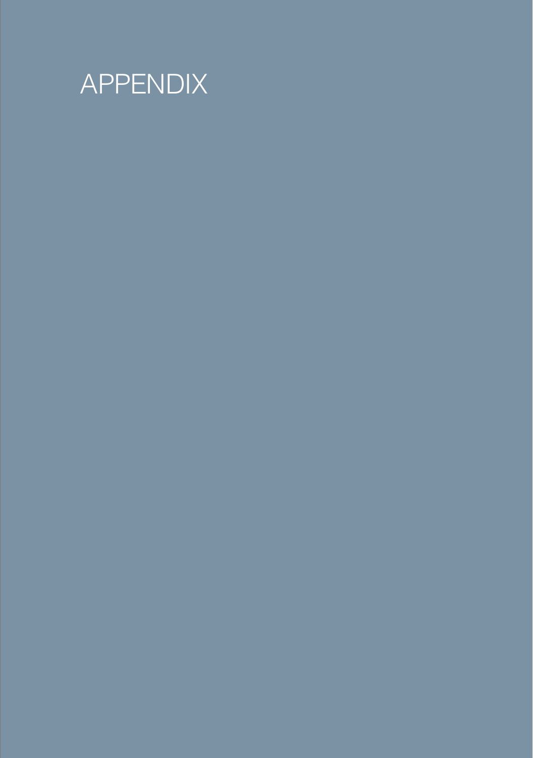# APPENDIX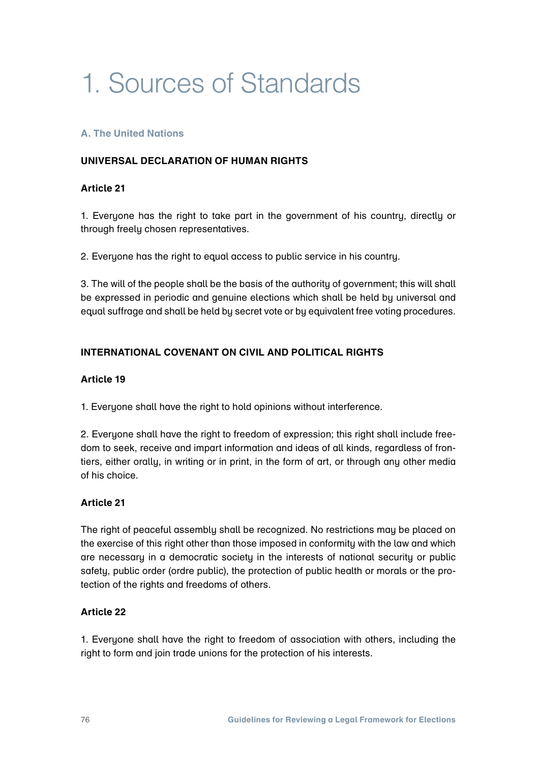# 1. Sources of Standards

### A. The United Nations

#### UNIVERSAL DECLARATION OF HUMAN RIGHTS

**Article 21**

1. Everyone has the right to take part in the government of his country, directly or through freely chosen representatives.

2. Everyone has the right to equal access to public service in his country.

3. The will of the people shall be the basis of the authority of government; this will shall be expressed in periodic and genuine elections which shall be held by universal and equal suffrage and shall be held by secret vote or by equivalent free voting procedures.

#### INTERNATIONAL COVENANT ON CIVIL AND POLITICAL RIGHTS

**Article 19**

1. Everyone shall have the right to hold opinions without interference.

2. Everyone shall have the right to freedom of expression; this right shall include freedom to seek, receive and impart information and ideas of all kinds, regardless of frontiers, either orally, in writing or in print, in the form of art, or through any other media of his choice.

**Article 21**

The right of peaceful assembly shall be recognized. No restrictions may be placed on the exercise of this right other than those imposed in conformity with the law and which are necessary in a democratic society in the interests of national security or public safety, public order (ordre public), the protection of public health or morals or the protection of the rights and freedoms of others.

**Article 22**

1. Everyone shall have the right to freedom of association with others, including the right to form and join trade unions for the protection of his interests.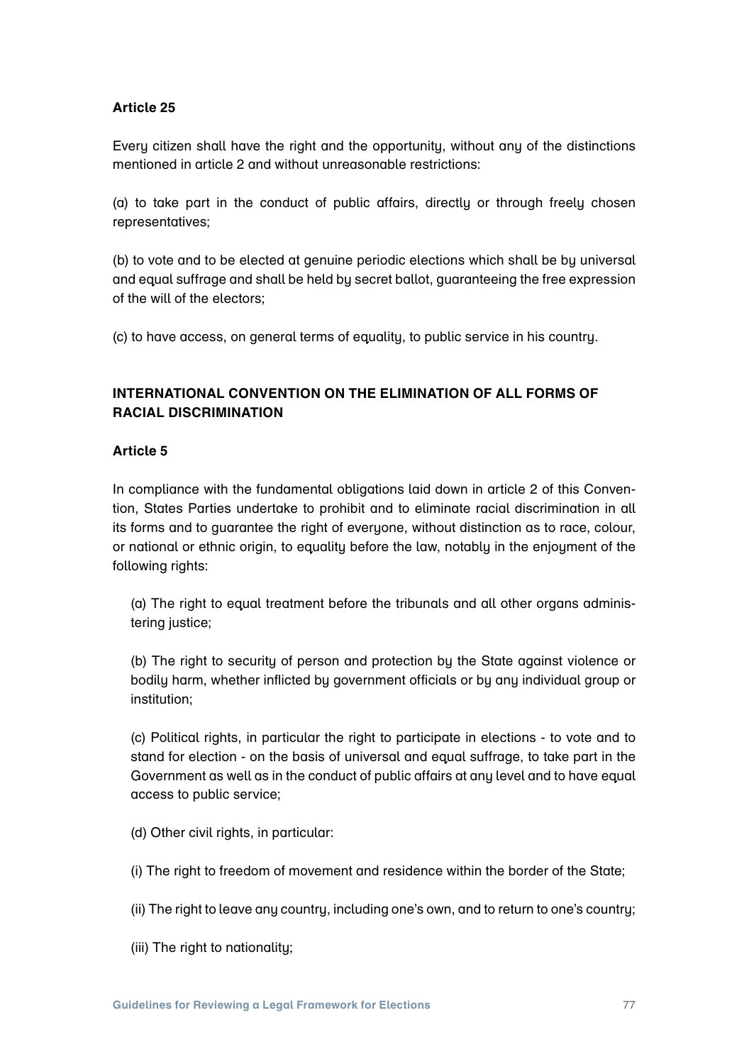**Article 25**

Every citizen shall have the right and the opportunity, without any of the distinctions mentioned in article 2 and without unreasonable restrictions:

(a) to take part in the conduct of public affairs, directly or through freely chosen representatives;

(b) to vote and to be elected at genuine periodic elections which shall be by universal and equal suffrage and shall be held by secret ballot, guaranteeing the free expression of the will of the electors;

(c) to have access, on general terms of equality, to public service in his country.

## INTERNATIONAL CONVENTION ON THE ELIMINATION OF ALL FORMS OF RACIAL DISCRIMINATION

**Article 5**

In compliance with the fundamental obligations laid down in article 2 of this Convention, States Parties undertake to prohibit and to eliminate racial discrimination in all its forms and to guarantee the right of everyone, without distinction as to race, colour, or national or ethnic origin, to equality before the law, notably in the enjoyment of the following rights:

(a) The right to equal treatment before the tribunals and all other organs administering justice;

(b) The right to security of person and protection by the State against violence or bodily harm, whether inflicted by government officials or by any individual group or institution;

(c) Political rights, in particular the right to participate in elections - to vote and to stand for election - on the basis of universal and equal suffrage, to take part in the Government as well as in the conduct of public affairs at any level and to have equal access to public service;

(d) Other civil rights, in particular:

(i) The right to freedom of movement and residence within the border of the State;

(ii) The right to leave any country, including one's own, and to return to one's country;

(iii) The right to nationality;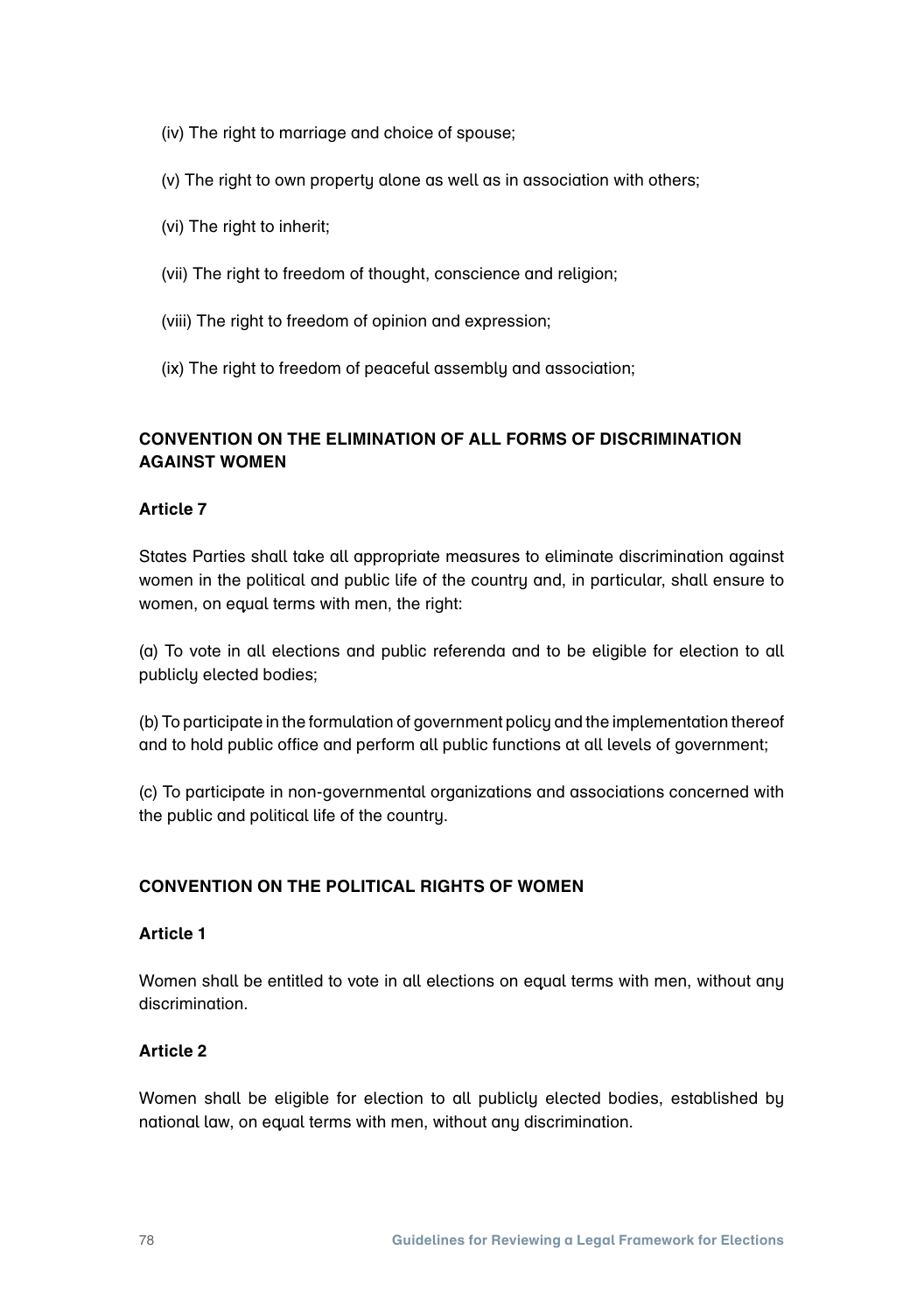(iv) The right to marriage and choice of spouse;

(v) The right to own property alone as well as in association with others;

(vi) The right to inherit;

(vii) The right to freedom of thought, conscience and religion;

(viii) The right to freedom of opinion and expression;

(ix) The right to freedom of peaceful assembly and association;

## CONVENTION ON THE ELIMINATION OF ALL FORMS OF DISCRIMINATION AGAINST WOMEN

### Article 7

States Parties shall take all appropriate measures to eliminate discrimination against women in the political and public life of the country and, in particular, shall ensure to women, on equal terms with men, the right:

(a) To vote in all elections and public referenda and to be eligible for election to all publicly elected bodies;

(b) To participate in the formulation of government policy and the implementation thereof and to hold public office and perform all public functions at all levels of government;

(c) To participate in non-governmental organizations and associations concerned with the public and political life of the country.

## CONVENTION ON THE POLITICAL RIGHTS OF WOMEN

### Article 1

Women shall be entitled to vote in all elections on equal terms with men, without any discrimination.

### Article 2

Women shall be eligible for election to all publicly elected bodies, established by national law, on equal terms with men, without any discrimination.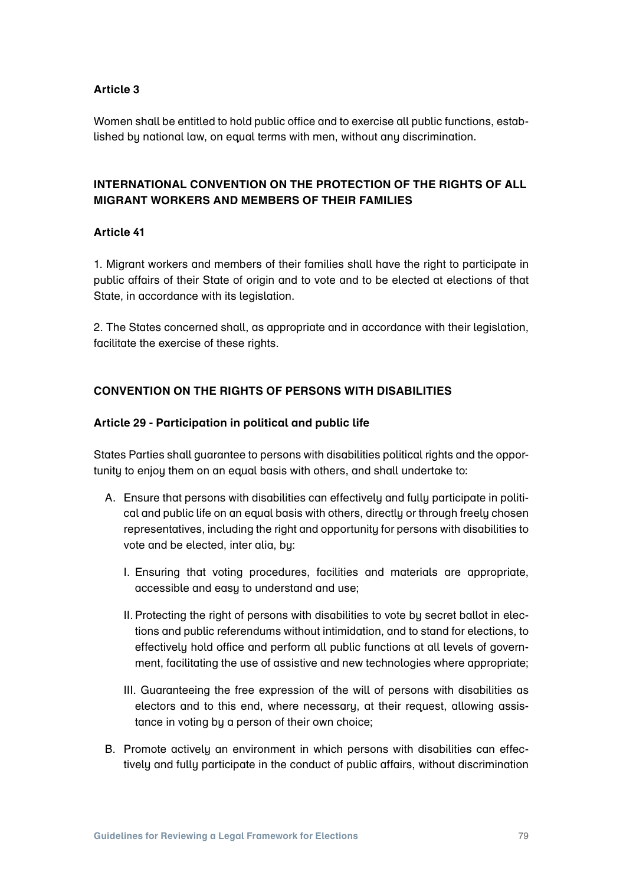**Article 3**

Women shall be entitled to hold public office and to exercise all public functions, established by national law, on equal terms with men, without any discrimination.

## INTERNATIONAL CONVENTION ON THE PROTECTION OF THE RIGHTS OF ALL MIGRANT WORKERS AND MEMBERS OF THEIR FAMILIES

**Article 41**

1. Migrant workers and members of their families shall have the right to participate in public affairs of their State of origin and to vote and to be elected at elections of that State, in accordance with its legislation.

2. The States concerned shall, as appropriate and in accordance with their legislation, facilitate the exercise of these rights.

## CONVENTION ON THE RIGHTS OF PERSONS WITH DISABILITIES

**Article 29 - Participation in political and public life**

States Parties shall guarantee to persons with disabilities political rights and the opportunity to enjoy them on an equal basis with others, and shall undertake to:

A. Ensure that persons with disabilities can effectively and fully participate in political and public life on an equal basis with others, directly or through freely chosen representatives, including the right and opportunity for persons with disabilities to vote and be elected, inter alia, by:

   I. Ensuring that voting procedures, facilities and materials are appropriate, accessible and easy to understand and use;

   II. Protecting the right of persons with disabilities to vote by secret ballot in elections and public referendums without intimidation, and to stand for elections, to effectively hold office and perform all public functions at all levels of government, facilitating the use of assistive and new technologies where appropriate;

   III. Guaranteeing the free expression of the will of persons with disabilities as electors and to this end, where necessary, at their request, allowing assistance in voting by a person of their own choice;

B. Promote actively an environment in which persons with disabilities can effectively and fully participate in the conduct of public affairs, without discrimination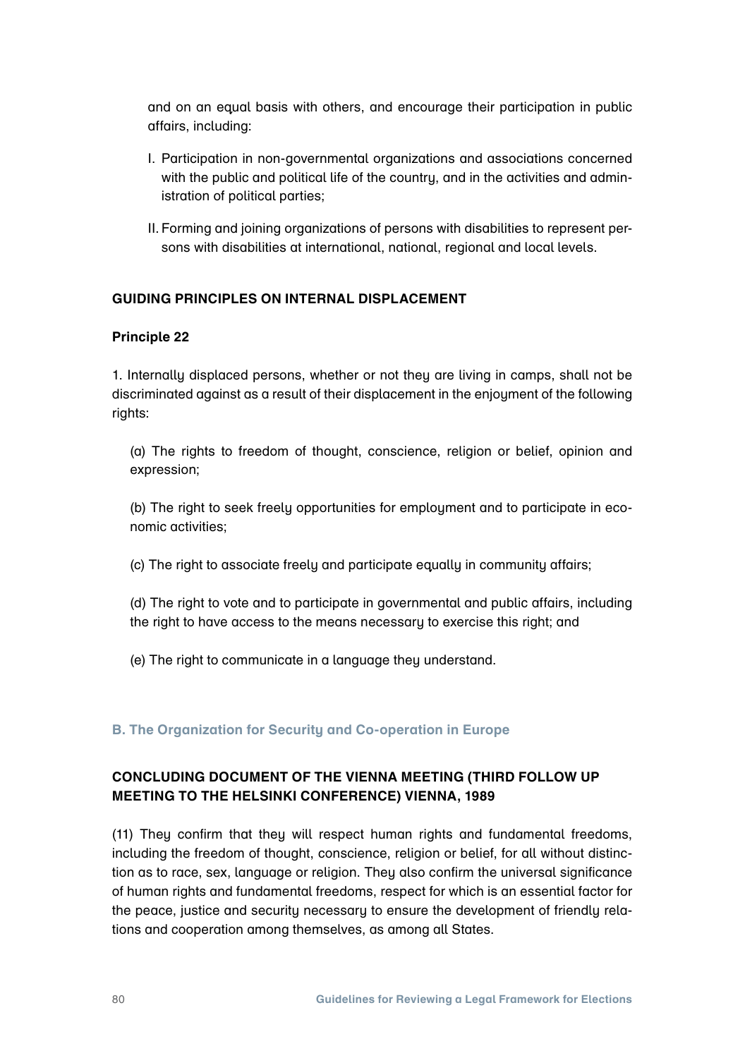and on an equal basis with others, and encourage their participation in public affairs, including:

I. Participation in non-governmental organizations and associations concerned with the public and political life of the country, and in the activities and administration of political parties;

II. Forming and joining organizations of persons with disabilities to represent persons with disabilities at international, national, regional and local levels.

### GUIDING PRINCIPLES ON INTERNAL DISPLACEMENT

**Principle 22**

1. Internally displaced persons, whether or not they are living in camps, shall not be discriminated against as a result of their displacement in the enjoyment of the following rights:

(a) The rights to freedom of thought, conscience, religion or belief, opinion and expression;

(b) The right to seek freely opportunities for employment and to participate in economic activities;

(c) The right to associate freely and participate equally in community affairs;

(d) The right to vote and to participate in governmental and public affairs, including the right to have access to the means necessary to exercise this right; and

(e) The right to communicate in a language they understand.

## B. The Organization for Security and Co-operation in Europe

### CONCLUDING DOCUMENT OF THE VIENNA MEETING (THIRD FOLLOW UP MEETING TO THE HELSINKI CONFERENCE) VIENNA, 1989

(11) They confirm that they will respect human rights and fundamental freedoms, including the freedom of thought, conscience, religion or belief, for all without distinction as to race, sex, language or religion. They also confirm the universal significance of human rights and fundamental freedoms, respect for which is an essential factor for the peace, justice and security necessary to ensure the development of friendly relations and cooperation among themselves, as among all States.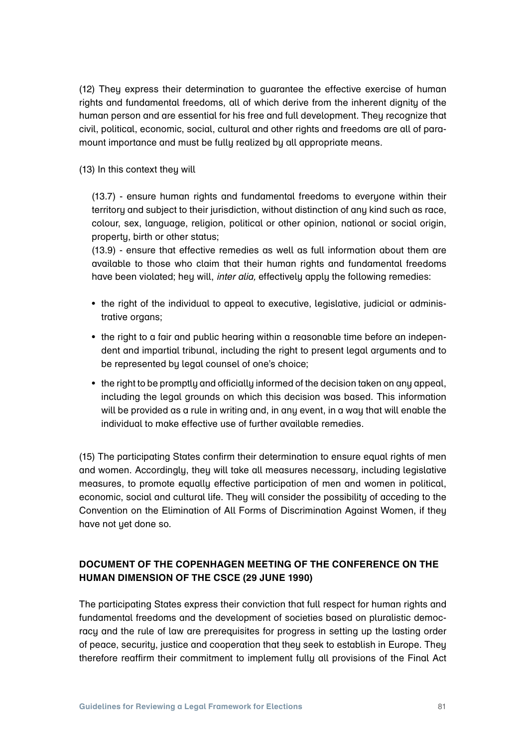(12) They express their determination to guarantee the effective exercise of human rights and fundamental freedoms, all of which derive from the inherent dignity of the human person and are essential for his free and full development. They recognize that civil, political, economic, social, cultural and other rights and freedoms are all of paramount importance and must be fully realized by all appropriate means.

(13) In this context they will

> (13.7) - ensure human rights and fundamental freedoms to everyone within their territory and subject to their jurisdiction, without distinction of any kind such as race, colour, sex, language, religion, political or other opinion, national or social origin, property, birth or other status;
>
> (13.9) - ensure that effective remedies as well as full information about them are available to those who claim that their human rights and fundamental freedoms have been violated; hey will, *inter alia,* effectively apply the following remedies:
>
> - the right of the individual to appeal to executive, legislative, judicial or administrative organs;
> - the right to a fair and public hearing within a reasonable time before an independent and impartial tribunal, including the right to present legal arguments and to be represented by legal counsel of one's choice;
> - the right to be promptly and officially informed of the decision taken on any appeal, including the legal grounds on which this decision was based. This information will be provided as a rule in writing and, in any event, in a way that will enable the individual to make effective use of further available remedies.

(15) The participating States confirm their determination to ensure equal rights of men and women. Accordingly, they will take all measures necessary, including legislative measures, to promote equally effective participation of men and women in political, economic, social and cultural life. They will consider the possibility of acceding to the Convention on the Elimination of All Forms of Discrimination Against Women, if they have not yet done so.

## DOCUMENT OF THE COPENHAGEN MEETING OF THE CONFERENCE ON THE HUMAN DIMENSION OF THE CSCE (29 JUNE 1990)

The participating States express their conviction that full respect for human rights and fundamental freedoms and the development of societies based on pluralistic democracy and the rule of law are prerequisites for progress in setting up the lasting order of peace, security, justice and cooperation that they seek to establish in Europe. They therefore reaffirm their commitment to implement fully all provisions of the Final Act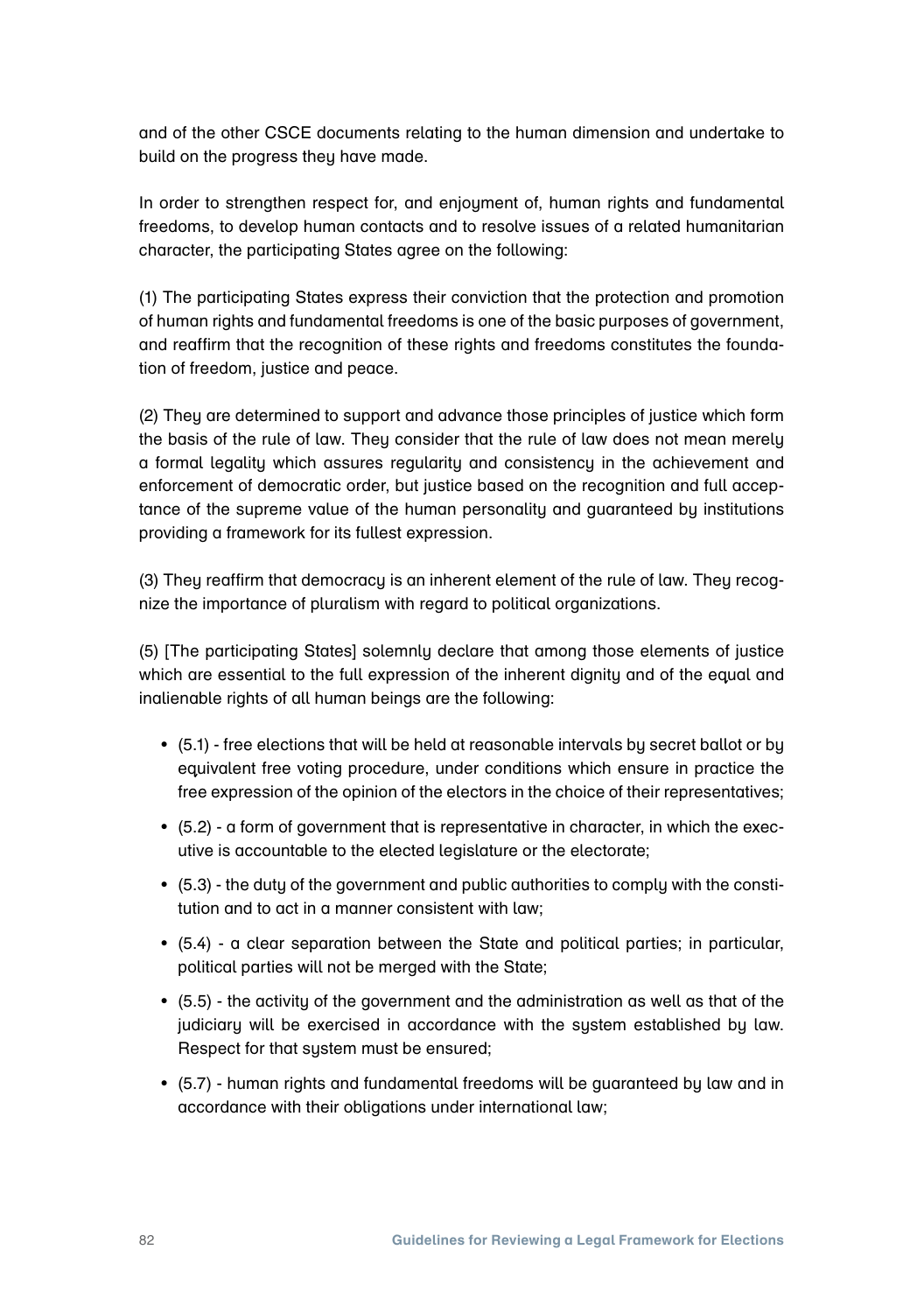and of the other CSCE documents relating to the human dimension and undertake to build on the progress they have made.

In order to strengthen respect for, and enjoyment of, human rights and fundamental freedoms, to develop human contacts and to resolve issues of a related humanitarian character, the participating States agree on the following:

(1) The participating States express their conviction that the protection and promotion of human rights and fundamental freedoms is one of the basic purposes of government, and reaffirm that the recognition of these rights and freedoms constitutes the foundation of freedom, justice and peace.

(2) They are determined to support and advance those principles of justice which form the basis of the rule of law. They consider that the rule of law does not mean merely a formal legality which assures regularity and consistency in the achievement and enforcement of democratic order, but justice based on the recognition and full acceptance of the supreme value of the human personality and guaranteed by institutions providing a framework for its fullest expression.

(3) They reaffirm that democracy is an inherent element of the rule of law. They recognize the importance of pluralism with regard to political organizations.

(5) [The participating States] solemnly declare that among those elements of justice which are essential to the full expression of the inherent dignity and of the equal and inalienable rights of all human beings are the following:

- (5.1) - free elections that will be held at reasonable intervals by secret ballot or by equivalent free voting procedure, under conditions which ensure in practice the free expression of the opinion of the electors in the choice of their representatives;
- (5.2) - a form of government that is representative in character, in which the executive is accountable to the elected legislature or the electorate;
- (5.3) - the duty of the government and public authorities to comply with the constitution and to act in a manner consistent with law;
- (5.4) - a clear separation between the State and political parties; in particular, political parties will not be merged with the State;
- (5.5) - the activity of the government and the administration as well as that of the judiciary will be exercised in accordance with the system established by law. Respect for that system must be ensured;
- (5.7) - human rights and fundamental freedoms will be guaranteed by law and in accordance with their obligations under international law;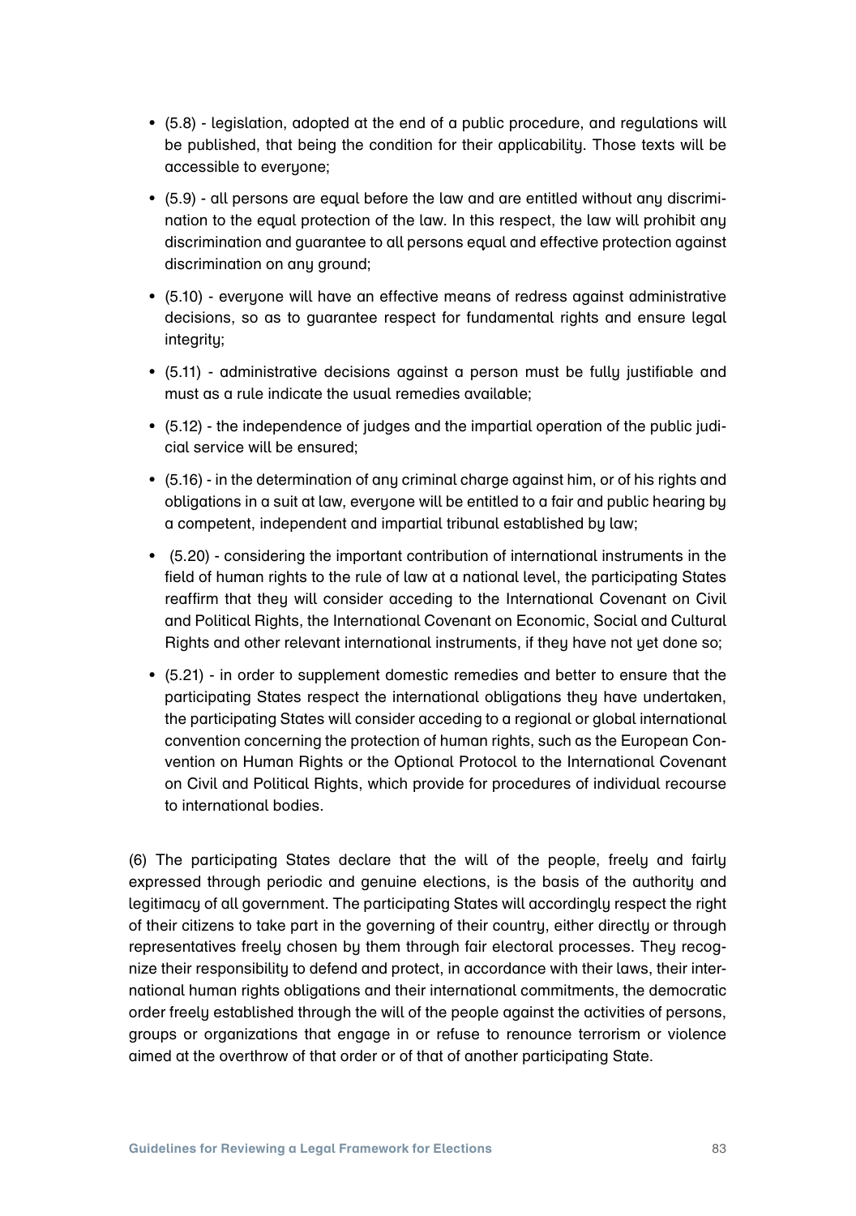- (5.8) - legislation, adopted at the end of a public procedure, and regulations will be published, that being the condition for their applicability. Those texts will be accessible to everyone;
- (5.9) - all persons are equal before the law and are entitled without any discrimination to the equal protection of the law. In this respect, the law will prohibit any discrimination and guarantee to all persons equal and effective protection against discrimination on any ground;
- (5.10) - everyone will have an effective means of redress against administrative decisions, so as to guarantee respect for fundamental rights and ensure legal integrity;
- (5.11) - administrative decisions against a person must be fully justifiable and must as a rule indicate the usual remedies available;
- (5.12) - the independence of judges and the impartial operation of the public judicial service will be ensured;
- (5.16) - in the determination of any criminal charge against him, or of his rights and obligations in a suit at law, everyone will be entitled to a fair and public hearing by a competent, independent and impartial tribunal established by law;
- (5.20) - considering the important contribution of international instruments in the field of human rights to the rule of law at a national level, the participating States reaffirm that they will consider acceding to the International Covenant on Civil and Political Rights, the International Covenant on Economic, Social and Cultural Rights and other relevant international instruments, if they have not yet done so;
- (5.21) - in order to supplement domestic remedies and better to ensure that the participating States respect the international obligations they have undertaken, the participating States will consider acceding to a regional or global international convention concerning the protection of human rights, such as the European Convention on Human Rights or the Optional Protocol to the International Covenant on Civil and Political Rights, which provide for procedures of individual recourse to international bodies.

(6) The participating States declare that the will of the people, freely and fairly expressed through periodic and genuine elections, is the basis of the authority and legitimacy of all government. The participating States will accordingly respect the right of their citizens to take part in the governing of their country, either directly or through representatives freely chosen by them through fair electoral processes. They recognize their responsibility to defend and protect, in accordance with their laws, their international human rights obligations and their international commitments, the democratic order freely established through the will of the people against the activities of persons, groups or organizations that engage in or refuse to renounce terrorism or violence aimed at the overthrow of that order or of that of another participating State.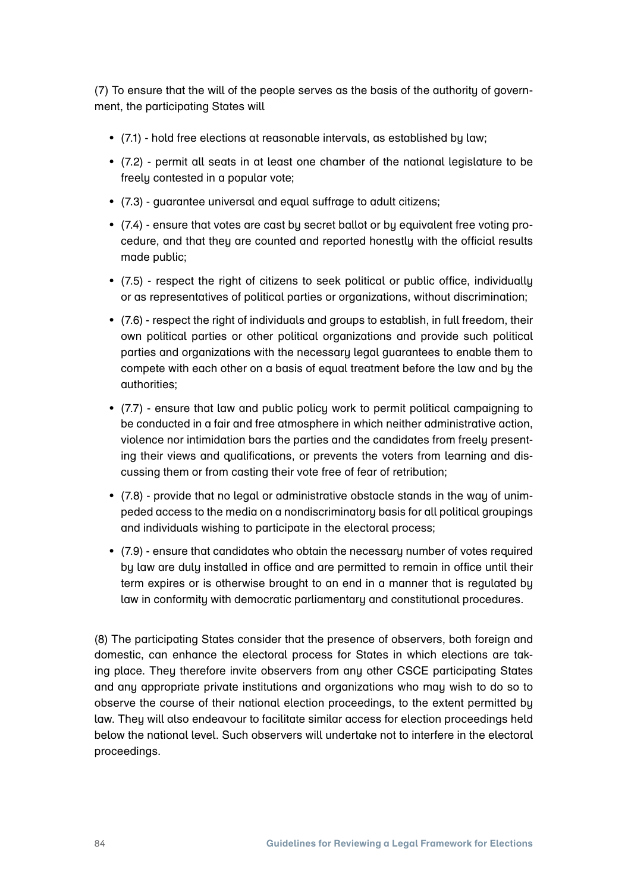(7) To ensure that the will of the people serves as the basis of the authority of government, the participating States will

- (7.1) - hold free elections at reasonable intervals, as established by law;
- (7.2) - permit all seats in at least one chamber of the national legislature to be freely contested in a popular vote;
- (7.3) - guarantee universal and equal suffrage to adult citizens;
- (7.4) - ensure that votes are cast by secret ballot or by equivalent free voting procedure, and that they are counted and reported honestly with the official results made public;
- (7.5) - respect the right of citizens to seek political or public office, individually or as representatives of political parties or organizations, without discrimination;
- (7.6) - respect the right of individuals and groups to establish, in full freedom, their own political parties or other political organizations and provide such political parties and organizations with the necessary legal guarantees to enable them to compete with each other on a basis of equal treatment before the law and by the authorities;
- (7.7) - ensure that law and public policy work to permit political campaigning to be conducted in a fair and free atmosphere in which neither administrative action, violence nor intimidation bars the parties and the candidates from freely presenting their views and qualifications, or prevents the voters from learning and discussing them or from casting their vote free of fear of retribution;
- (7.8) - provide that no legal or administrative obstacle stands in the way of unimpeded access to the media on a nondiscriminatory basis for all political groupings and individuals wishing to participate in the electoral process;
- (7.9) - ensure that candidates who obtain the necessary number of votes required by law are duly installed in office and are permitted to remain in office until their term expires or is otherwise brought to an end in a manner that is regulated by law in conformity with democratic parliamentary and constitutional procedures.

(8) The participating States consider that the presence of observers, both foreign and domestic, can enhance the electoral process for States in which elections are taking place. They therefore invite observers from any other CSCE participating States and any appropriate private institutions and organizations who may wish to do so to observe the course of their national election proceedings, to the extent permitted by law. They will also endeavour to facilitate similar access for election proceedings held below the national level. Such observers will undertake not to interfere in the electoral proceedings.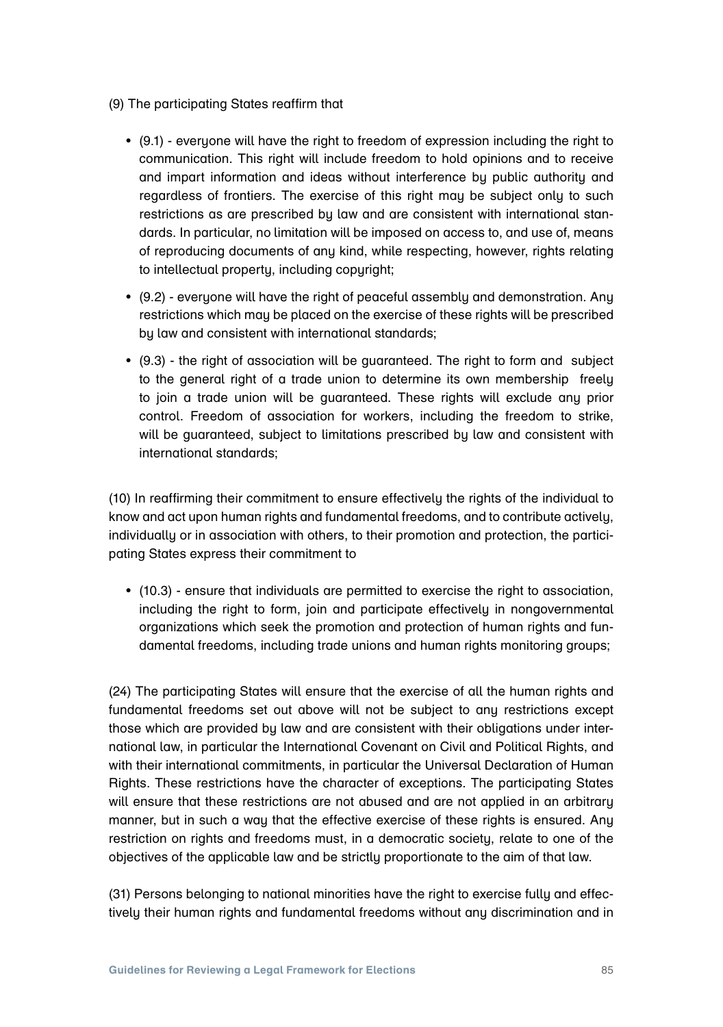(9) The participating States reaffirm that

- (9.1) - everyone will have the right to freedom of expression including the right to communication. This right will include freedom to hold opinions and to receive and impart information and ideas without interference by public authority and regardless of frontiers. The exercise of this right may be subject only to such restrictions as are prescribed by law and are consistent with international standards. In particular, no limitation will be imposed on access to, and use of, means of reproducing documents of any kind, while respecting, however, rights relating to intellectual property, including copyright;
- (9.2) - everyone will have the right of peaceful assembly and demonstration. Any restrictions which may be placed on the exercise of these rights will be prescribed by law and consistent with international standards;
- (9.3) - the right of association will be guaranteed. The right to form and subject to the general right of a trade union to determine its own membership freely to join a trade union will be guaranteed. These rights will exclude any prior control. Freedom of association for workers, including the freedom to strike, will be guaranteed, subject to limitations prescribed by law and consistent with international standards;

(10) In reaffirming their commitment to ensure effectively the rights of the individual to know and act upon human rights and fundamental freedoms, and to contribute actively, individually or in association with others, to their promotion and protection, the participating States express their commitment to

- (10.3) - ensure that individuals are permitted to exercise the right to association, including the right to form, join and participate effectively in nongovernmental organizations which seek the promotion and protection of human rights and fundamental freedoms, including trade unions and human rights monitoring groups;

(24) The participating States will ensure that the exercise of all the human rights and fundamental freedoms set out above will not be subject to any restrictions except those which are provided by law and are consistent with their obligations under international law, in particular the International Covenant on Civil and Political Rights, and with their international commitments, in particular the Universal Declaration of Human Rights. These restrictions have the character of exceptions. The participating States will ensure that these restrictions are not abused and are not applied in an arbitrary manner, but in such a way that the effective exercise of these rights is ensured. Any restriction on rights and freedoms must, in a democratic society, relate to one of the objectives of the applicable law and be strictly proportionate to the aim of that law.

(31) Persons belonging to national minorities have the right to exercise fully and effectively their human rights and fundamental freedoms without any discrimination and in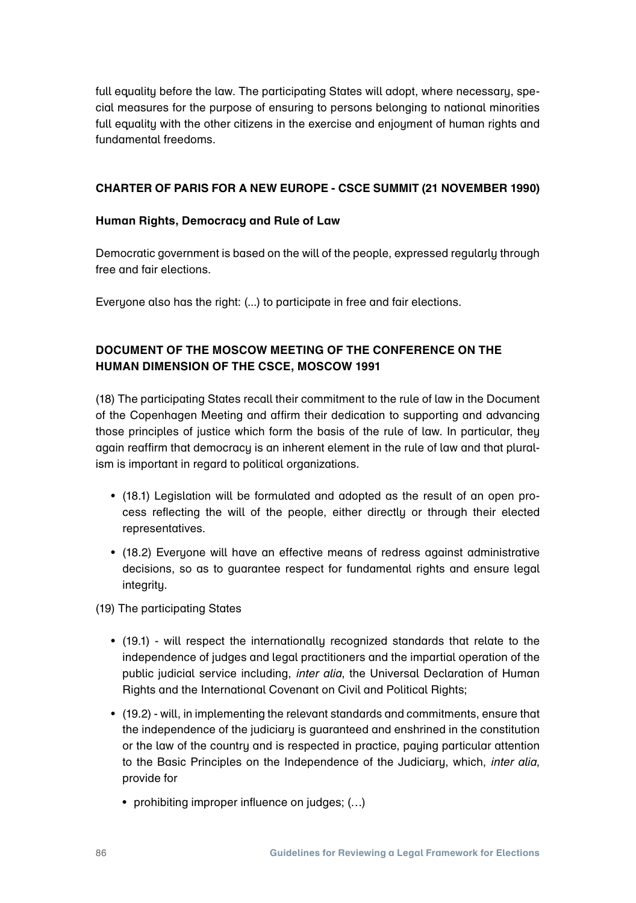full equality before the law. The participating States will adopt, where necessary, special measures for the purpose of ensuring to persons belonging to national minorities full equality with the other citizens in the exercise and enjoyment of human rights and fundamental freedoms.

**CHARTER OF PARIS FOR A NEW EUROPE - CSCE SUMMIT (21 NOVEMBER 1990)**

**Human Rights, Democracy and Rule of Law**

Democratic government is based on the will of the people, expressed regularly through free and fair elections.

Everyone also has the right: (...) to participate in free and fair elections.

**DOCUMENT OF THE MOSCOW MEETING OF THE CONFERENCE ON THE HUMAN DIMENSION OF THE CSCE, MOSCOW 1991**

(18) The participating States recall their commitment to the rule of law in the Document of the Copenhagen Meeting and affirm their dedication to supporting and advancing those principles of justice which form the basis of the rule of law. In particular, they again reaffirm that democracy is an inherent element in the rule of law and that pluralism is important in regard to political organizations.

- (18.1) Legislation will be formulated and adopted as the result of an open process reflecting the will of the people, either directly or through their elected representatives.
- (18.2) Everyone will have an effective means of redress against administrative decisions, so as to guarantee respect for fundamental rights and ensure legal integrity.

(19) The participating States

- (19.1) - will respect the internationally recognized standards that relate to the independence of judges and legal practitioners and the impartial operation of the public judicial service including, *inter alia*, the Universal Declaration of Human Rights and the International Covenant on Civil and Political Rights;
- (19.2) - will, in implementing the relevant standards and commitments, ensure that the independence of the judiciary is guaranteed and enshrined in the constitution or the law of the country and is respected in practice, paying particular attention to the Basic Principles on the Independence of the Judiciary, which, *inter alia*, provide for
  - prohibiting improper influence on judges; (…)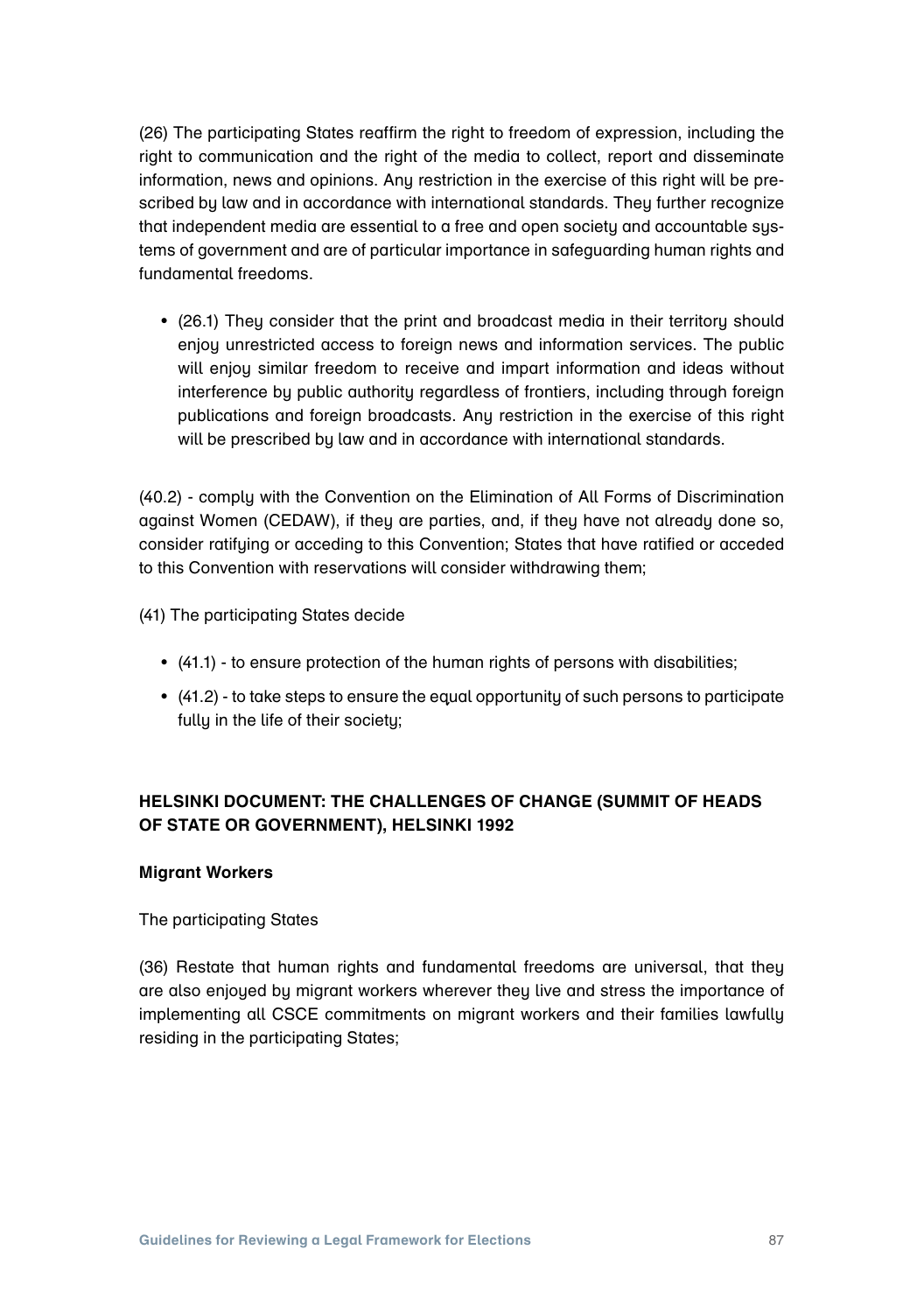(26) The participating States reaffirm the right to freedom of expression, including the right to communication and the right of the media to collect, report and disseminate information, news and opinions. Any restriction in the exercise of this right will be prescribed by law and in accordance with international standards. They further recognize that independent media are essential to a free and open society and accountable systems of government and are of particular importance in safeguarding human rights and fundamental freedoms.

- (26.1) They consider that the print and broadcast media in their territory should enjoy unrestricted access to foreign news and information services. The public will enjoy similar freedom to receive and impart information and ideas without interference by public authority regardless of frontiers, including through foreign publications and foreign broadcasts. Any restriction in the exercise of this right will be prescribed by law and in accordance with international standards.

(40.2) - comply with the Convention on the Elimination of All Forms of Discrimination against Women (CEDAW), if they are parties, and, if they have not already done so, consider ratifying or acceding to this Convention; States that have ratified or acceded to this Convention with reservations will consider withdrawing them;

(41) The participating States decide

- (41.1) - to ensure protection of the human rights of persons with disabilities;
- (41.2) - to take steps to ensure the equal opportunity of such persons to participate fully in the life of their society;

## HELSINKI DOCUMENT: THE CHALLENGES OF CHANGE (SUMMIT OF HEADS OF STATE OR GOVERNMENT), HELSINKI 1992

**Migrant Workers**

The participating States

(36) Restate that human rights and fundamental freedoms are universal, that they are also enjoyed by migrant workers wherever they live and stress the importance of implementing all CSCE commitments on migrant workers and their families lawfully residing in the participating States;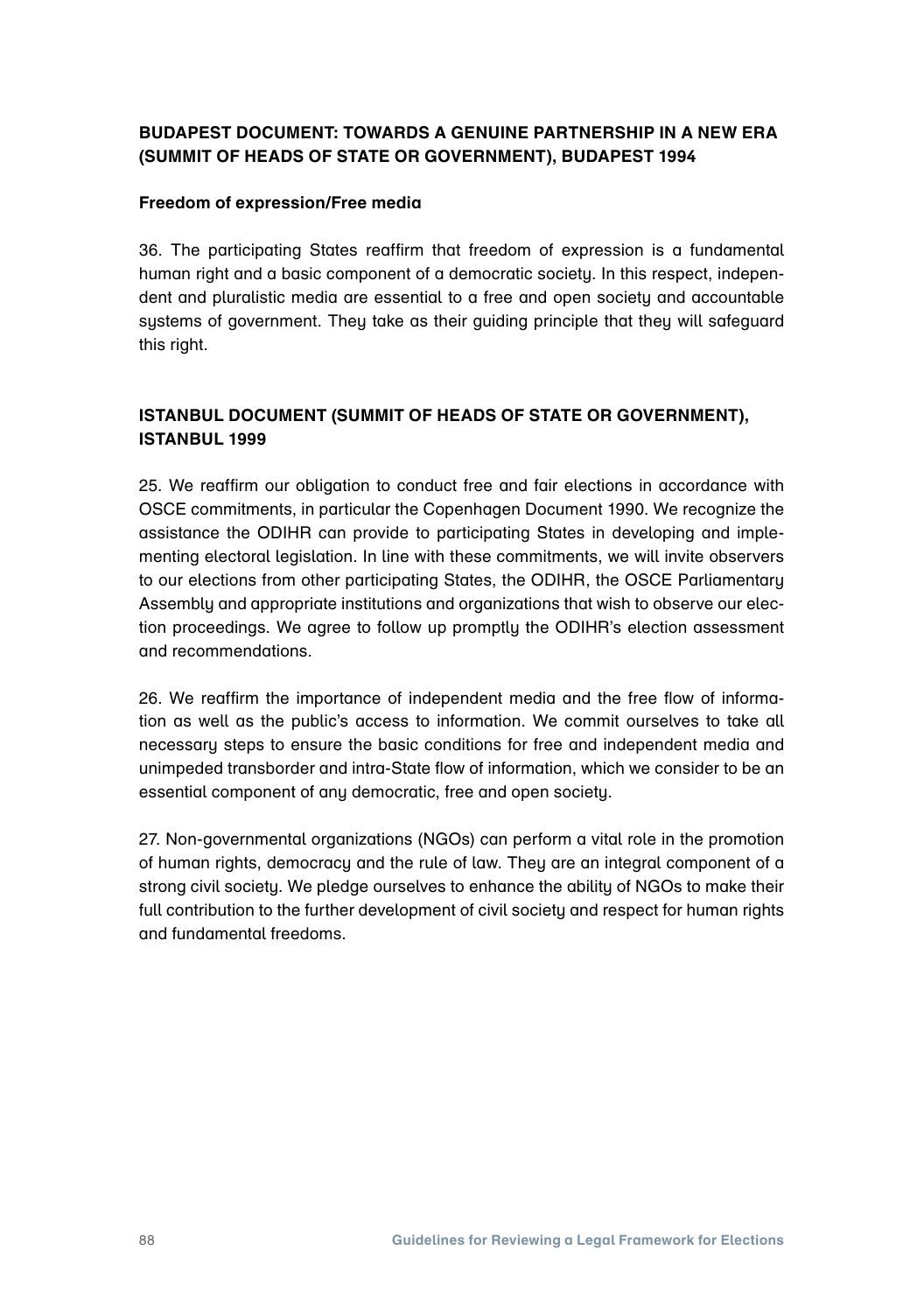## BUDAPEST DOCUMENT: TOWARDS A GENUINE PARTNERSHIP IN A NEW ERA (SUMMIT OF HEADS OF STATE OR GOVERNMENT), BUDAPEST 1994

**Freedom of expression/Free media**

36. The participating States reaffirm that freedom of expression is a fundamental human right and a basic component of a democratic society. In this respect, independent and pluralistic media are essential to a free and open society and accountable systems of government. They take as their guiding principle that they will safeguard this right.

## ISTANBUL DOCUMENT (SUMMIT OF HEADS OF STATE OR GOVERNMENT), ISTANBUL 1999

25. We reaffirm our obligation to conduct free and fair elections in accordance with OSCE commitments, in particular the Copenhagen Document 1990. We recognize the assistance the ODIHR can provide to participating States in developing and implementing electoral legislation. In line with these commitments, we will invite observers to our elections from other participating States, the ODIHR, the OSCE Parliamentary Assembly and appropriate institutions and organizations that wish to observe our election proceedings. We agree to follow up promptly the ODIHR's election assessment and recommendations.

26. We reaffirm the importance of independent media and the free flow of information as well as the public's access to information. We commit ourselves to take all necessary steps to ensure the basic conditions for free and independent media and unimpeded transborder and intra-State flow of information, which we consider to be an essential component of any democratic, free and open society.

27. Non-governmental organizations (NGOs) can perform a vital role in the promotion of human rights, democracy and the rule of law. They are an integral component of a strong civil society. We pledge ourselves to enhance the ability of NGOs to make their full contribution to the further development of civil society and respect for human rights and fundamental freedoms.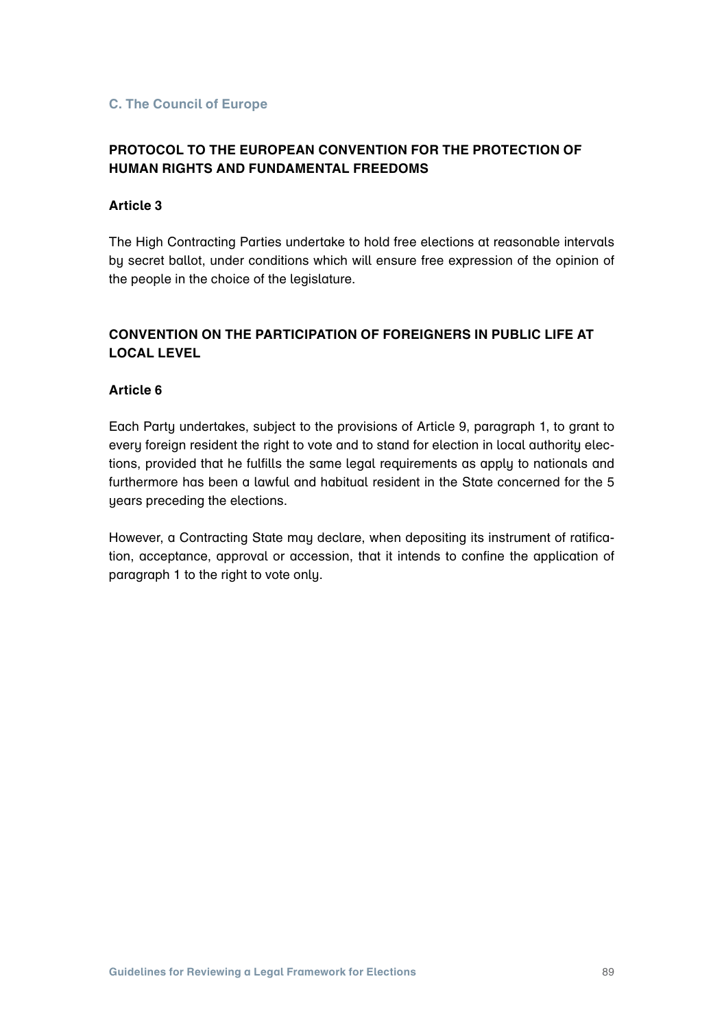### C. The Council of Europe

## PROTOCOL TO THE EUROPEAN CONVENTION FOR THE PROTECTION OF HUMAN RIGHTS AND FUNDAMENTAL FREEDOMS

**Article 3**

The High Contracting Parties undertake to hold free elections at reasonable intervals by secret ballot, under conditions which will ensure free expression of the opinion of the people in the choice of the legislature.

## CONVENTION ON THE PARTICIPATION OF FOREIGNERS IN PUBLIC LIFE AT LOCAL LEVEL

**Article 6**

Each Party undertakes, subject to the provisions of Article 9, paragraph 1, to grant to every foreign resident the right to vote and to stand for election in local authority elections, provided that he fulfills the same legal requirements as apply to nationals and furthermore has been a lawful and habitual resident in the State concerned for the 5 years preceding the elections.

However, a Contracting State may declare, when depositing its instrument of ratification, acceptance, approval or accession, that it intends to confine the application of paragraph 1 to the right to vote only.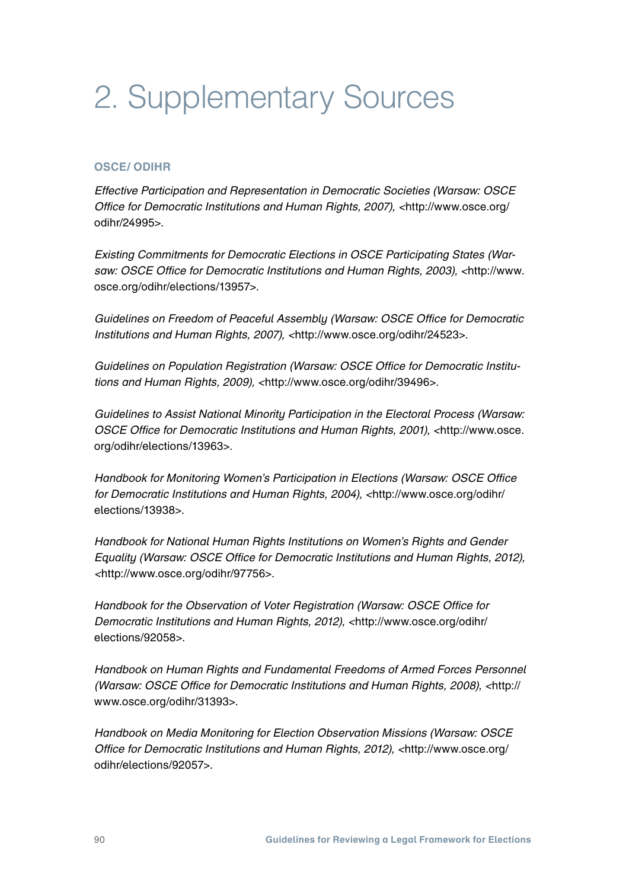# 2. Supplementary Sources

### OSCE/ ODIHR

*Effective Participation and Representation in Democratic Societies (Warsaw: OSCE Office for Democratic Institutions and Human Rights, 2007),* <http://www.osce.org/odihr/24995>.

*Existing Commitments for Democratic Elections in OSCE Participating States (Warsaw: OSCE Office for Democratic Institutions and Human Rights, 2003),* <http://www.osce.org/odihr/elections/13957>.

*Guidelines on Freedom of Peaceful Assembly (Warsaw: OSCE Office for Democratic Institutions and Human Rights, 2007),* <http://www.osce.org/odihr/24523>.

*Guidelines on Population Registration (Warsaw: OSCE Office for Democratic Institutions and Human Rights, 2009),* <http://www.osce.org/odihr/39496>.

*Guidelines to Assist National Minority Participation in the Electoral Process (Warsaw: OSCE Office for Democratic Institutions and Human Rights, 2001),* <http://www.osce.org/odihr/elections/13963>.

*Handbook for Monitoring Women's Participation in Elections (Warsaw: OSCE Office for Democratic Institutions and Human Rights, 2004),* <http://www.osce.org/odihr/elections/13938>.

*Handbook for National Human Rights Institutions on Women's Rights and Gender Equality (Warsaw: OSCE Office for Democratic Institutions and Human Rights, 2012),* <http://www.osce.org/odihr/97756>.

*Handbook for the Observation of Voter Registration (Warsaw: OSCE Office for Democratic Institutions and Human Rights, 2012),* <http://www.osce.org/odihr/elections/92058>.

*Handbook on Human Rights and Fundamental Freedoms of Armed Forces Personnel (Warsaw: OSCE Office for Democratic Institutions and Human Rights, 2008),* <http://www.osce.org/odihr/31393>.

*Handbook on Media Monitoring for Election Observation Missions (Warsaw: OSCE Office for Democratic Institutions and Human Rights, 2012),* <http://www.osce.org/odihr/elections/92057>.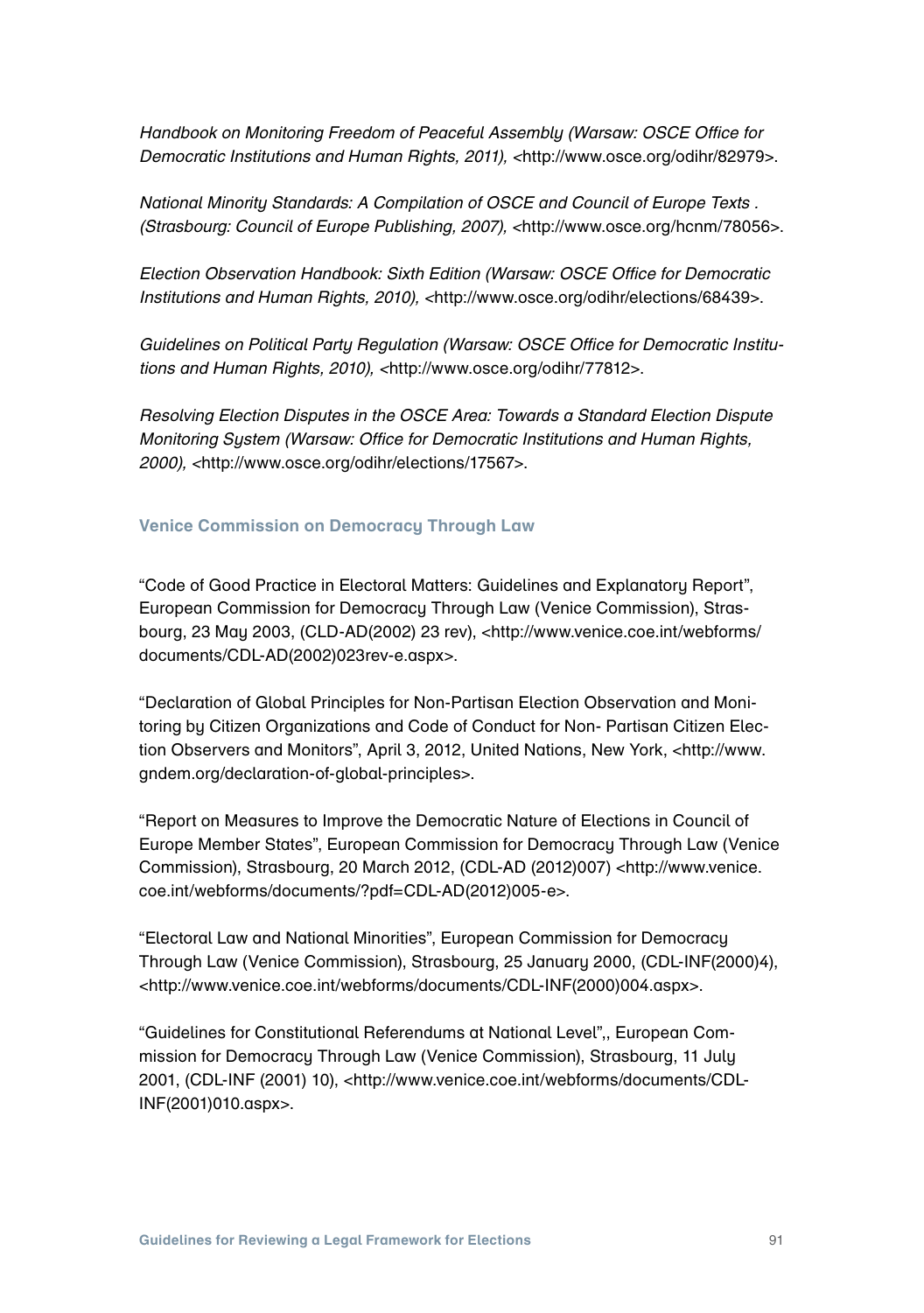*Handbook on Monitoring Freedom of Peaceful Assembly (Warsaw: OSCE Office for Democratic Institutions and Human Rights, 2011),* <http://www.osce.org/odihr/82979>.

*National Minority Standards: A Compilation of OSCE and Council of Europe Texts . (Strasbourg: Council of Europe Publishing, 2007),* <http://www.osce.org/hcnm/78056>.

*Election Observation Handbook: Sixth Edition (Warsaw: OSCE Office for Democratic Institutions and Human Rights, 2010),* <http://www.osce.org/odihr/elections/68439>.

*Guidelines on Political Party Regulation (Warsaw: OSCE Office for Democratic Institutions and Human Rights, 2010),* <http://www.osce.org/odihr/77812>.

*Resolving Election Disputes in the OSCE Area: Towards a Standard Election Dispute Monitoring System (Warsaw: Office for Democratic Institutions and Human Rights, 2000),* <http://www.osce.org/odihr/elections/17567>.

### Venice Commission on Democracy Through Law

"Code of Good Practice in Electoral Matters: Guidelines and Explanatory Report", European Commission for Democracy Through Law (Venice Commission), Strasbourg, 23 May 2003, (CLD-AD(2002) 23 rev), <http://www.venice.coe.int/webforms/documents/CDL-AD(2002)023rev-e.aspx>.

"Declaration of Global Principles for Non-Partisan Election Observation and Monitoring by Citizen Organizations and Code of Conduct for Non- Partisan Citizen Election Observers and Monitors", April 3, 2012, United Nations, New York, <http://www.gndem.org/declaration-of-global-principles>.

"Report on Measures to Improve the Democratic Nature of Elections in Council of Europe Member States", European Commission for Democracy Through Law (Venice Commission), Strasbourg, 20 March 2012, (CDL-AD (2012)007) <http://www.venice.coe.int/webforms/documents/?pdf=CDL-AD(2012)005-e>.

"Electoral Law and National Minorities", European Commission for Democracy Through Law (Venice Commission), Strasbourg, 25 January 2000, (CDL-INF(2000)4), <http://www.venice.coe.int/webforms/documents/CDL-INF(2000)004.aspx>.

"Guidelines for Constitutional Referendums at National Level",, European Commission for Democracy Through Law (Venice Commission), Strasbourg, 11 July 2001, (CDL-INF (2001) 10), <http://www.venice.coe.int/webforms/documents/CDL-INF(2001)010.aspx>.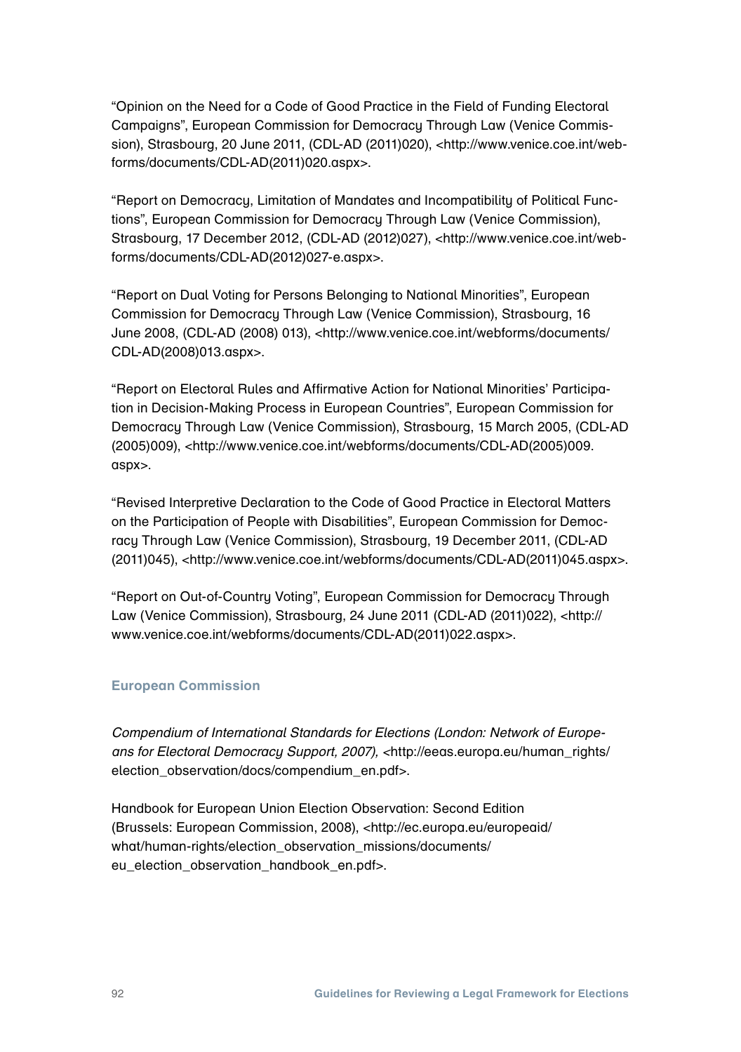"Opinion on the Need for a Code of Good Practice in the Field of Funding Electoral Campaigns", European Commission for Democracy Through Law (Venice Commission), Strasbourg, 20 June 2011, (CDL-AD (2011)020), <http://www.venice.coe.int/webforms/documents/CDL-AD(2011)020.aspx>.

"Report on Democracy, Limitation of Mandates and Incompatibility of Political Functions", European Commission for Democracy Through Law (Venice Commission), Strasbourg, 17 December 2012, (CDL-AD (2012)027), <http://www.venice.coe.int/webforms/documents/CDL-AD(2012)027-e.aspx>.

"Report on Dual Voting for Persons Belonging to National Minorities", European Commission for Democracy Through Law (Venice Commission), Strasbourg, 16 June 2008, (CDL-AD (2008) 013), <http://www.venice.coe.int/webforms/documents/CDL-AD(2008)013.aspx>.

"Report on Electoral Rules and Affirmative Action for National Minorities' Participation in Decision-Making Process in European Countries", European Commission for Democracy Through Law (Venice Commission), Strasbourg, 15 March 2005, (CDL-AD (2005)009), <http://www.venice.coe.int/webforms/documents/CDL-AD(2005)009.aspx>.

"Revised Interpretive Declaration to the Code of Good Practice in Electoral Matters on the Participation of People with Disabilities", European Commission for Democracy Through Law (Venice Commission), Strasbourg, 19 December 2011, (CDL-AD (2011)045), <http://www.venice.coe.int/webforms/documents/CDL-AD(2011)045.aspx>.

"Report on Out-of-Country Voting", European Commission for Democracy Through Law (Venice Commission), Strasbourg, 24 June 2011 (CDL-AD (2011)022), <http://www.venice.coe.int/webforms/documents/CDL-AD(2011)022.aspx>.

#### European Commission

*Compendium of International Standards for Elections (London: Network of Europeans for Electoral Democracy Support, 2007),* <http://eeas.europa.eu/human_rights/election_observation/docs/compendium_en.pdf>.

Handbook for European Union Election Observation: Second Edition (Brussels: European Commission, 2008), <http://ec.europa.eu/europeaid/what/human-rights/election_observation_missions/documents/eu_election_observation_handbook_en.pdf>.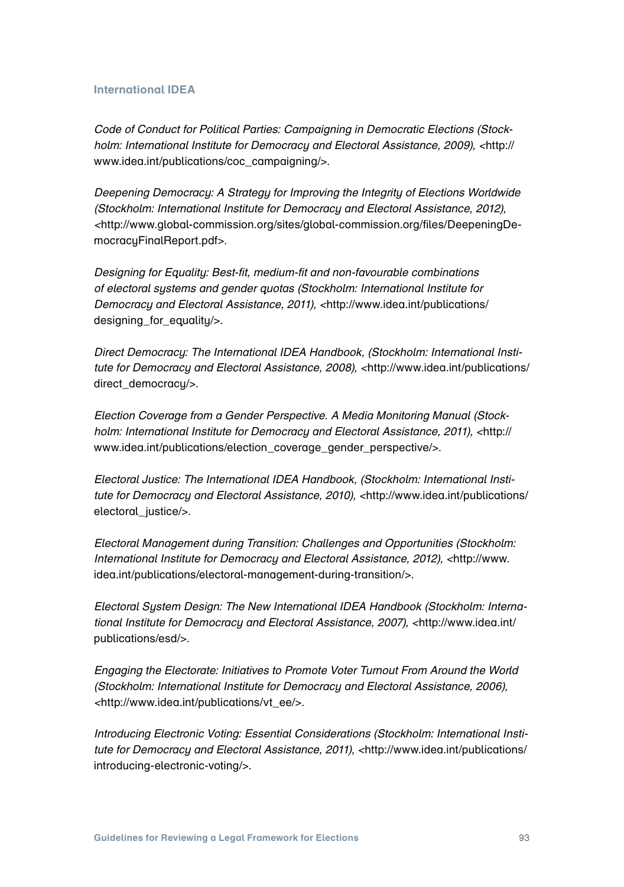### International IDEA

*Code of Conduct for Political Parties: Campaigning in Democratic Elections (Stockholm: International Institute for Democracy and Electoral Assistance, 2009),* <http://www.idea.int/publications/coc_campaigning/>.

*Deepening Democracy: A Strategy for Improving the Integrity of Elections Worldwide (Stockholm: International Institute for Democracy and Electoral Assistance, 2012),* <http://www.global-commission.org/sites/global-commission.org/files/DeepeningDemocracyFinalReport.pdf>.

*Designing for Equality: Best-fit, medium-fit and non-favourable combinations of electoral systems and gender quotas (Stockholm: International Institute for Democracy and Electoral Assistance, 2011),* <http://www.idea.int/publications/designing_for_equality/>.

*Direct Democracy: The International IDEA Handbook, (Stockholm: International Institute for Democracy and Electoral Assistance, 2008),* <http://www.idea.int/publications/direct_democracy/>.

*Election Coverage from a Gender Perspective. A Media Monitoring Manual (Stockholm: International Institute for Democracy and Electoral Assistance, 2011),* <http://www.idea.int/publications/election_coverage_gender_perspective/>.

*Electoral Justice: The International IDEA Handbook, (Stockholm: International Institute for Democracy and Electoral Assistance, 2010),* <http://www.idea.int/publications/electoral_justice/>.

*Electoral Management during Transition: Challenges and Opportunities (Stockholm: International Institute for Democracy and Electoral Assistance, 2012),* <http://www.idea.int/publications/electoral-management-during-transition/>.

*Electoral System Design: The New International IDEA Handbook (Stockholm: International Institute for Democracy and Electoral Assistance, 2007),* <http://www.idea.int/publications/esd/>.

*Engaging the Electorate: Initiatives to Promote Voter Turnout From Around the World (Stockholm: International Institute for Democracy and Electoral Assistance, 2006),* <http://www.idea.int/publications/vt_ee/>.

*Introducing Electronic Voting: Essential Considerations (Stockholm: International Institute for Democracy and Electoral Assistance, 2011),* <http://www.idea.int/publications/introducing-electronic-voting/>.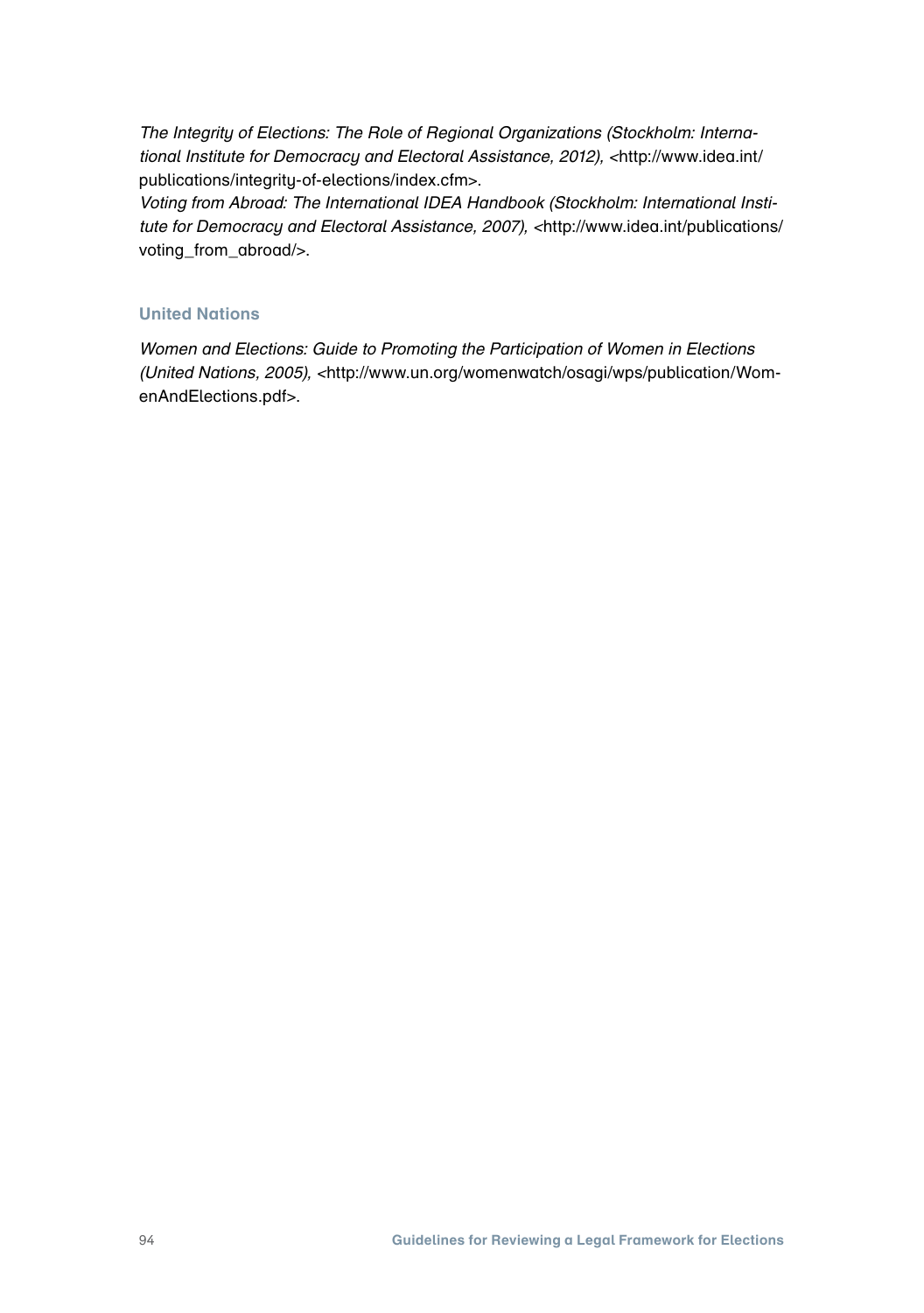*The Integrity of Elections: The Role of Regional Organizations (Stockholm: International Institute for Democracy and Electoral Assistance, 2012),* <http://www.idea.int/publications/integrity-of-elections/index.cfm>.

*Voting from Abroad: The International IDEA Handbook (Stockholm: International Institute for Democracy and Electoral Assistance, 2007),* <http://www.idea.int/publications/voting_from_abroad/>.

### United Nations

*Women and Elections: Guide to Promoting the Participation of Women in Elections (United Nations, 2005),* <http://www.un.org/womenwatch/osagi/wps/publication/WomenAndElections.pdf>.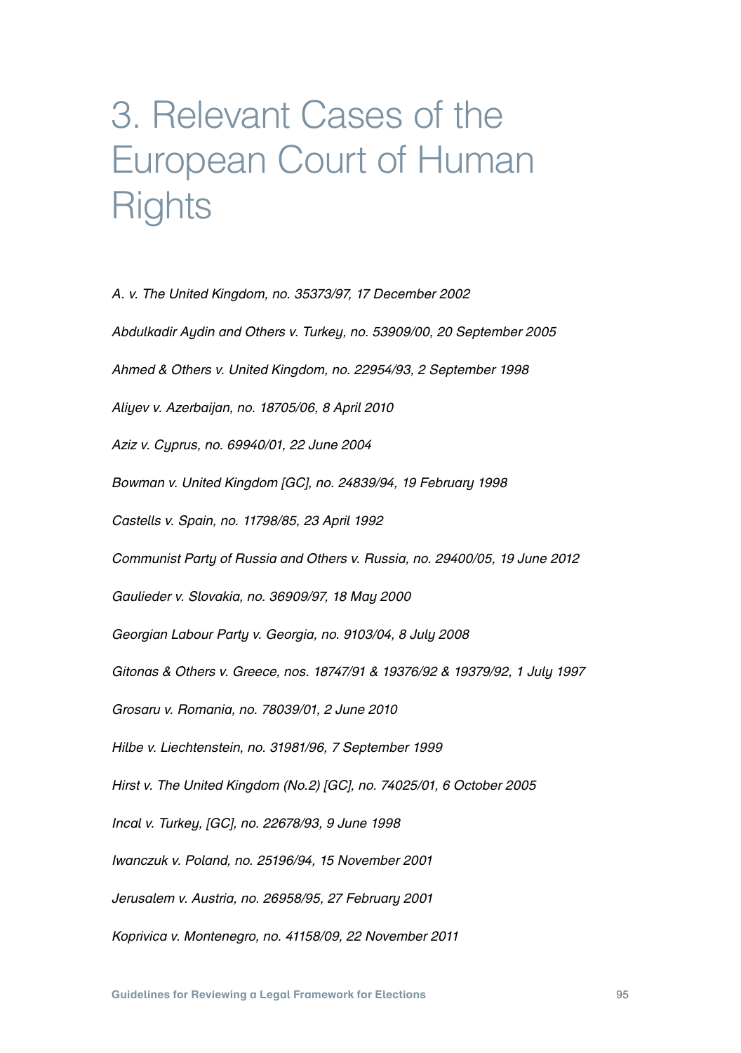# 3. Relevant Cases of the European Court of Human Rights

*A. v. The United Kingdom, no. 35373/97, 17 December 2002*

*Abdulkadir Aydin and Others v. Turkey, no. 53909/00, 20 September 2005*

*Ahmed & Others v. United Kingdom, no. 22954/93, 2 September 1998*

*Aliyev v. Azerbaijan, no. 18705/06, 8 April 2010*

*Aziz v. Cyprus, no. 69940/01, 22 June 2004*

*Bowman v. United Kingdom [GC], no. 24839/94, 19 February 1998*

*Castells v. Spain, no. 11798/85, 23 April 1992*

*Communist Party of Russia and Others v. Russia, no. 29400/05, 19 June 2012*

*Gaulieder v. Slovakia, no. 36909/97, 18 May 2000*

*Georgian Labour Party v. Georgia, no. 9103/04, 8 July 2008*

*Gitonas & Others v. Greece, nos. 18747/91 & 19376/92 & 19379/92, 1 July 1997*

*Grosaru v. Romania, no. 78039/01, 2 June 2010*

*Hilbe v. Liechtenstein, no. 31981/96, 7 September 1999*

*Hirst v. The United Kingdom (No.2) [GC], no. 74025/01, 6 October 2005*

*Incal v. Turkey, [GC], no. 22678/93, 9 June 1998*

*Iwanczuk v. Poland, no. 25196/94, 15 November 2001*

*Jerusalem v. Austria, no. 26958/95, 27 February 2001*

*Koprivica v. Montenegro, no. 41158/09, 22 November 2011*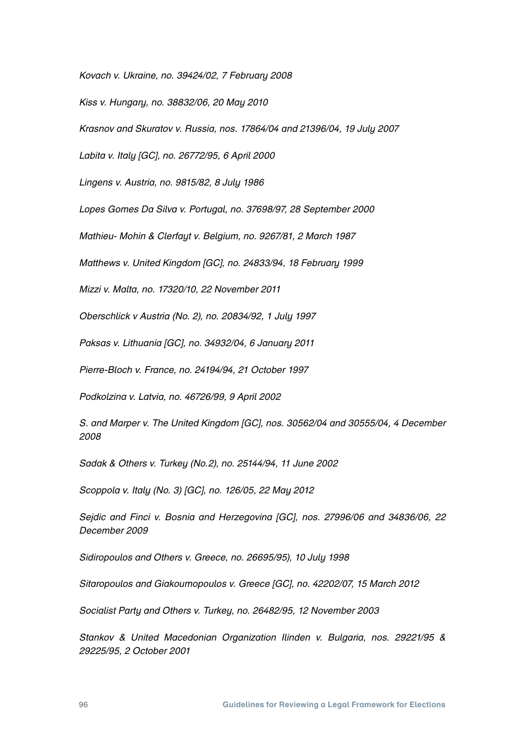*Kovach v. Ukraine, no. 39424/02, 7 February 2008*

*Kiss v. Hungary, no. 38832/06, 20 May 2010*

*Krasnov and Skuratov v. Russia, nos. 17864/04 and 21396/04, 19 July 2007*

*Labita v. Italy [GC], no. 26772/95, 6 April 2000*

*Lingens v. Austria, no. 9815/82, 8 July 1986*

*Lopes Gomes Da Silva v. Portugal, no. 37698/97, 28 September 2000*

*Mathieu- Mohin & Clerfayt v. Belgium, no. 9267/81, 2 March 1987*

*Matthews v. United Kingdom [GC], no. 24833/94, 18 February 1999*

*Mizzi v. Malta, no. 17320/10, 22 November 2011*

*Oberschlick v Austria (No. 2), no. 20834/92, 1 July 1997*

*Paksas v. Lithuania [GC], no. 34932/04, 6 January 2011*

*Pierre-Bloch v. France, no. 24194/94, 21 October 1997*

*Podkolzina v. Latvia, no. 46726/99, 9 April 2002*

*S. and Marper v. The United Kingdom [GC], nos. 30562/04 and 30555/04, 4 December 2008*

*Sadak & Others v. Turkey (No.2), no. 25144/94, 11 June 2002*

*Scoppola v. Italy (No. 3) [GC], no. 126/05, 22 May 2012*

*Sejdic and Finci v. Bosnia and Herzegovina [GC], nos. 27996/06 and 34836/06, 22 December 2009*

*Sidiropoulos and Others v. Greece, no. 26695/95), 10 July 1998*

*Sitaropoulos and Giakoumopoulos v. Greece [GC], no. 42202/07, 15 March 2012*

*Socialist Party and Others v. Turkey, no. 26482/95, 12 November 2003*

*Stankov & United Macedonian Organization Ilinden v. Bulgaria, nos. 29221/95 & 29225/95, 2 October 2001*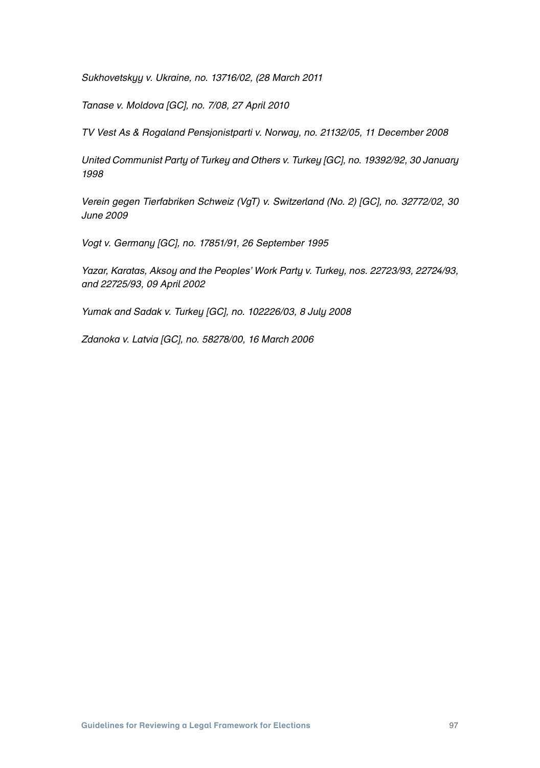*Sukhovetskyy v. Ukraine, no. 13716/02, (28 March 2011*

*Tanase v. Moldova [GC], no. 7/08, 27 April 2010*

*TV Vest As & Rogaland Pensjonistparti v. Norway, no. 21132/05, 11 December 2008*

*United Communist Party of Turkey and Others v. Turkey [GC], no. 19392/92, 30 January 1998*

*Verein gegen Tierfabriken Schweiz (VgT) v. Switzerland (No. 2) [GC], no. 32772/02, 30 June 2009*

*Vogt v. Germany [GC], no. 17851/91, 26 September 1995*

*Yazar, Karatas, Aksoy and the Peoples' Work Party v. Turkey, nos. 22723/93, 22724/93, and 22725/93, 09 April 2002*

*Yumak and Sadak v. Turkey [GC], no. 102226/03, 8 July 2008*

*Zdanoka v. Latvia [GC], no. 58278/00, 16 March 2006*